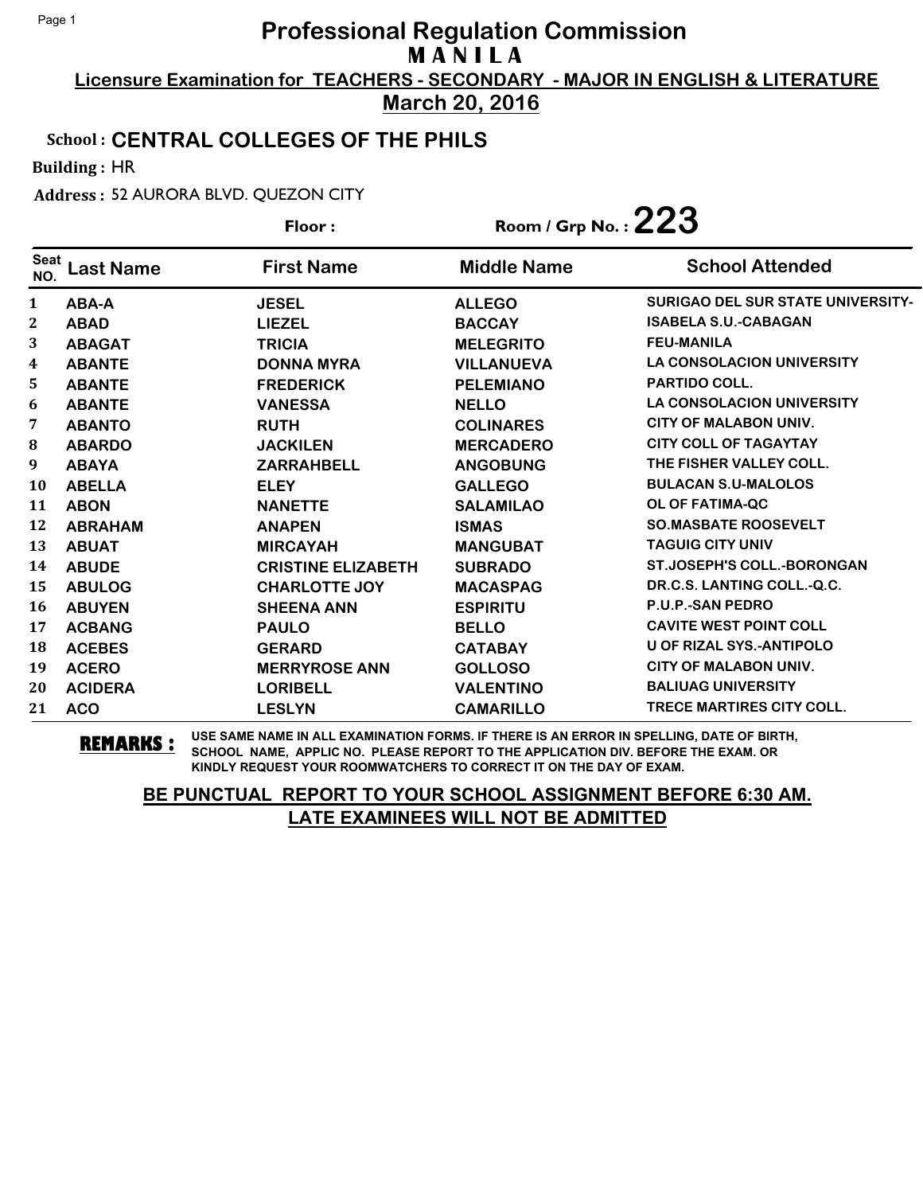# Professional Regulation Commission

## M A N I L A

**Licensure Examination for TEACHERS - SECONDARY - MAJOR IN ENGLISH & LITERATURE**

**March 20, 2016**

**School : CENTRAL COLLEGES OF THE PHILS**

**Building :** HR

**Address :** 52 AURORA BLVD. QUEZON CITY

**Floor :** 

**Room / Grp No. : 223**

| Seat NO. | Last Name | First Name | Middle Name | School Attended |
|---|---|---|---|---|
| 1 | ABA-A | JESEL | ALLEGO | SURIGAO DEL SUR STATE UNIVERSITY- |
| 2 | ABAD | LIEZEL | BACCAY | ISABELA S.U.-CABAGAN |
| 3 | ABAGAT | TRICIA | MELEGRITO | FEU-MANILA |
| 4 | ABANTE | DONNA MYRA | VILLANUEVA | LA CONSOLACION UNIVERSITY |
| 5 | ABANTE | FREDERICK | PELEMIANO | PARTIDO COLL. |
| 6 | ABANTE | VANESSA | NELLO | LA CONSOLACION UNIVERSITY |
| 7 | ABANTO | RUTH | COLINARES | CITY OF MALABON UNIV. |
| 8 | ABARDO | JACKILEN | MERCADERO | CITY COLL OF TAGAYTAY |
| 9 | ABAYA | ZARRAHBELL | ANGOBUNG | THE FISHER VALLEY COLL. |
| 10 | ABELLA | ELEY | GALLEGO | BULACAN S.U-MALOLOS |
| 11 | ABON | NANETTE | SALAMILAO | OL OF FATIMA-QC |
| 12 | ABRAHAM | ANAPEN | ISMAS | SO.MASBATE ROOSEVELT |
| 13 | ABUAT | MIRCAYAH | MANGUBAT | TAGUIG CITY UNIV |
| 14 | ABUDE | CRISTINE ELIZABETH | SUBRADO | ST.JOSEPH'S COLL.-BORONGAN |
| 15 | ABULOG | CHARLOTTE JOY | MACASPAG | DR.C.S. LANTING COLL.-Q.C. |
| 16 | ABUYEN | SHEENA ANN | ESPIRITU | P.U.P.-SAN PEDRO |
| 17 | ACBANG | PAULO | BELLO | CAVITE WEST POINT COLL |
| 18 | ACEBES | GERARD | CATABAY | U OF RIZAL SYS.-ANTIPOLO |
| 19 | ACERO | MERRYROSE ANN | GOLLOSO | CITY OF MALABON UNIV. |
| 20 | ACIDERA | LORIBELL | VALENTINO | BALIUAG UNIVERSITY |
| 21 | ACO | LESLYN | CAMARILLO | TRECE MARTIRES CITY COLL. |

**REMARKS :** USE SAME NAME IN ALL EXAMINATION FORMS. IF THERE IS AN ERROR IN SPELLING, DATE OF BIRTH, SCHOOL NAME, APPLIC NO. PLEASE REPORT TO THE APPLICATION DIV. BEFORE THE EXAM. OR KINDLY REQUEST YOUR ROOMWATCHERS TO CORRECT IT ON THE DAY OF EXAM.

**BE PUNCTUAL REPORT TO YOUR SCHOOL ASSIGNMENT BEFORE 6:30 AM.**
**LATE EXAMINEES WILL NOT BE ADMITTED**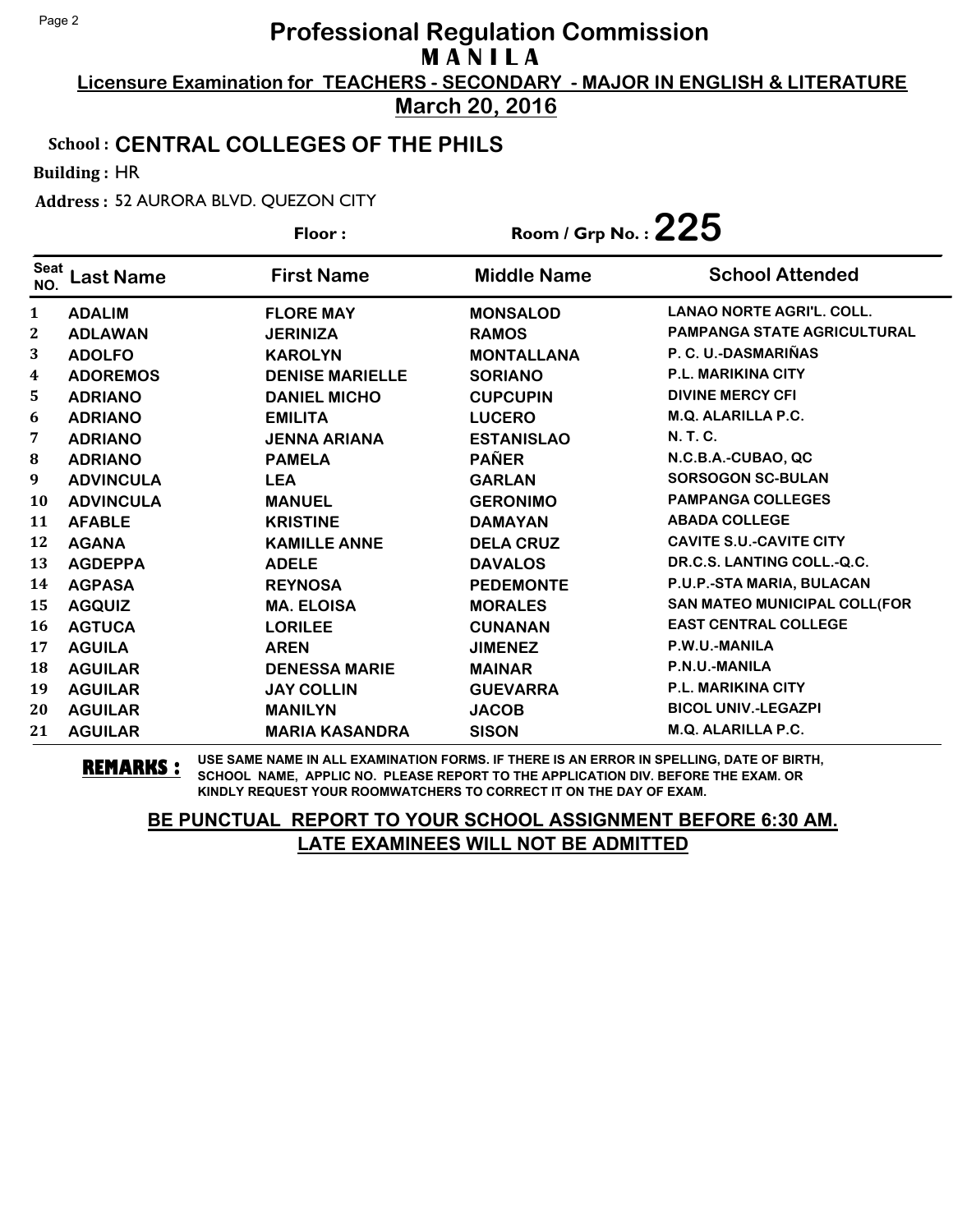# Professional Regulation Commission
## M A N I L A

**Licensure Examination for TEACHERS - SECONDARY - MAJOR IN ENGLISH & LITERATURE**

**March 20, 2016**

**School : CENTRAL COLLEGES OF THE PHILS**

**Building :** HR

**Address :** 52 AURORA BLVD. QUEZON CITY

**Floor :** **Room / Grp No. : 225**

| Seat NO. | Last Name | First Name | Middle Name | School Attended |
|---|---|---|---|---|
| 1 | ADALIM | FLORE MAY | MONSALOD | LANAO NORTE AGRI'L. COLL. |
| 2 | ADLAWAN | JERINIZA | RAMOS | PAMPANGA STATE AGRICULTURAL |
| 3 | ADOLFO | KAROLYN | MONTALLANA | P. C. U.-DASMARIÑAS |
| 4 | ADOREMOS | DENISE MARIELLE | SORIANO | P.L. MARIKINA CITY |
| 5 | ADRIANO | DANIEL MICHO | CUPCUPIN | DIVINE MERCY CFI |
| 6 | ADRIANO | EMILITA | LUCERO | M.Q. ALARILLA P.C. |
| 7 | ADRIANO | JENNA ARIANA | ESTANISLAO | N. T. C. |
| 8 | ADRIANO | PAMELA | PAÑER | N.C.B.A.-CUBAO, QC |
| 9 | ADVINCULA | LEA | GARLAN | SORSOGON SC-BULAN |
| 10 | ADVINCULA | MANUEL | GERONIMO | PAMPANGA COLLEGES |
| 11 | AFABLE | KRISTINE | DAMAYAN | ABADA COLLEGE |
| 12 | AGANA | KAMILLE ANNE | DELA CRUZ | CAVITE S.U.-CAVITE CITY |
| 13 | AGDEPPA | ADELE | DAVALOS | DR.C.S. LANTING COLL.-Q.C. |
| 14 | AGPASA | REYNOSA | PEDEMONTE | P.U.P.-STA MARIA, BULACAN |
| 15 | AGQUIZ | MA. ELOISA | MORALES | SAN MATEO MUNICIPAL COLL(FOR |
| 16 | AGTUCA | LORILEE | CUNANAN | EAST CENTRAL COLLEGE |
| 17 | AGUILA | AREN | JIMENEZ | P.W.U.-MANILA |
| 18 | AGUILAR | DENESSA MARIE | MAINAR | P.N.U.-MANILA |
| 19 | AGUILAR | JAY COLLIN | GUEVARRA | P.L. MARIKINA CITY |
| 20 | AGUILAR | MANILYN | JACOB | BICOL UNIV.-LEGAZPI |
| 21 | AGUILAR | MARIA KASANDRA | SISON | M.Q. ALARILLA P.C. |

**REMARKS :** USE SAME NAME IN ALL EXAMINATION FORMS. IF THERE IS AN ERROR IN SPELLING, DATE OF BIRTH, SCHOOL NAME, APPLIC NO. PLEASE REPORT TO THE APPLICATION DIV. BEFORE THE EXAM. OR KINDLY REQUEST YOUR ROOMWATCHERS TO CORRECT IT ON THE DAY OF EXAM.

**BE PUNCTUAL REPORT TO YOUR SCHOOL ASSIGNMENT BEFORE 6:30 AM. LATE EXAMINEES WILL NOT BE ADMITTED**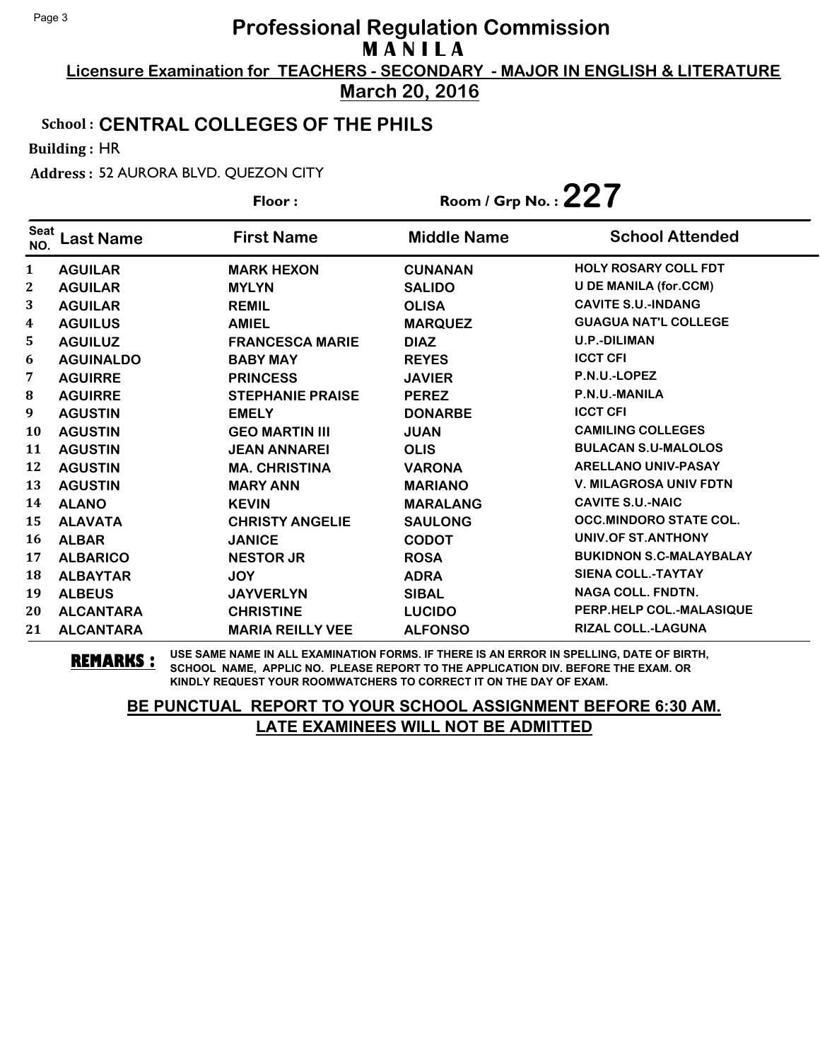# Professional Regulation Commission

**M A N I L A**

**Licensure Examination for TEACHERS - SECONDARY - MAJOR IN ENGLISH & LITERATURE**

**March 20, 2016**

**School : CENTRAL COLLEGES OF THE PHILS**

**Building :** HR

**Address :** 52 AURORA BLVD. QUEZON CITY

**Floor :** 

**Room / Grp No. : 227**

| Seat NO. | Last Name | First Name | Middle Name | School Attended |
|---|---|---|---|---|
| 1 | AGUILAR | MARK HEXON | CUNANAN | HOLY ROSARY COLL FDT |
| 2 | AGUILAR | MYLYN | SALIDO | U DE MANILA (for.CCM) |
| 3 | AGUILAR | REMIL | OLISA | CAVITE S.U.-INDANG |
| 4 | AGUILUS | AMIEL | MARQUEZ | GUAGUA NAT'L COLLEGE |
| 5 | AGUILUZ | FRANCESCA MARIE | DIAZ | U.P.-DILIMAN |
| 6 | AGUINALDO | BABY MAY | REYES | ICCT CFI |
| 7 | AGUIRRE | PRINCESS | JAVIER | P.N.U.-LOPEZ |
| 8 | AGUIRRE | STEPHANIE PRAISE | PEREZ | P.N.U.-MANILA |
| 9 | AGUSTIN | EMELY | DONARBE | ICCT CFI |
| 10 | AGUSTIN | GEO MARTIN III | JUAN | CAMILING COLLEGES |
| 11 | AGUSTIN | JEAN ANNAREI | OLIS | BULACAN S.U-MALOLOS |
| 12 | AGUSTIN | MA. CHRISTINA | VARONA | ARELLANO UNIV-PASAY |
| 13 | AGUSTIN | MARY ANN | MARIANO | V. MILAGROSA UNIV FDTN |
| 14 | ALANO | KEVIN | MARALANG | CAVITE S.U.-NAIC |
| 15 | ALAVATA | CHRISTY ANGELIE | SAULONG | OCC.MINDORO STATE COL. |
| 16 | ALBAR | JANICE | CODOT | UNIV.OF ST.ANTHONY |
| 17 | ALBARICO | NESTOR JR | ROSA | BUKIDNON S.C-MALAYBALAY |
| 18 | ALBAYTAR | JOY | ADRA | SIENA COLL.-TAYTAY |
| 19 | ALBEUS | JAYVERLYN | SIBAL | NAGA COLL. FNDTN. |
| 20 | ALCANTARA | CHRISTINE | LUCIDO | PERP.HELP COL.-MALASIQUE |
| 21 | ALCANTARA | MARIA REILLY VEE | ALFONSO | RIZAL COLL.-LAGUNA |

**REMARKS :** USE SAME NAME IN ALL EXAMINATION FORMS. IF THERE IS AN ERROR IN SPELLING, DATE OF BIRTH, SCHOOL NAME, APPLIC NO. PLEASE REPORT TO THE APPLICATION DIV. BEFORE THE EXAM. OR KINDLY REQUEST YOUR ROOMWATCHERS TO CORRECT IT ON THE DAY OF EXAM.

**BE PUNCTUAL REPORT TO YOUR SCHOOL ASSIGNMENT BEFORE 6:30 AM. LATE EXAMINEES WILL NOT BE ADMITTED**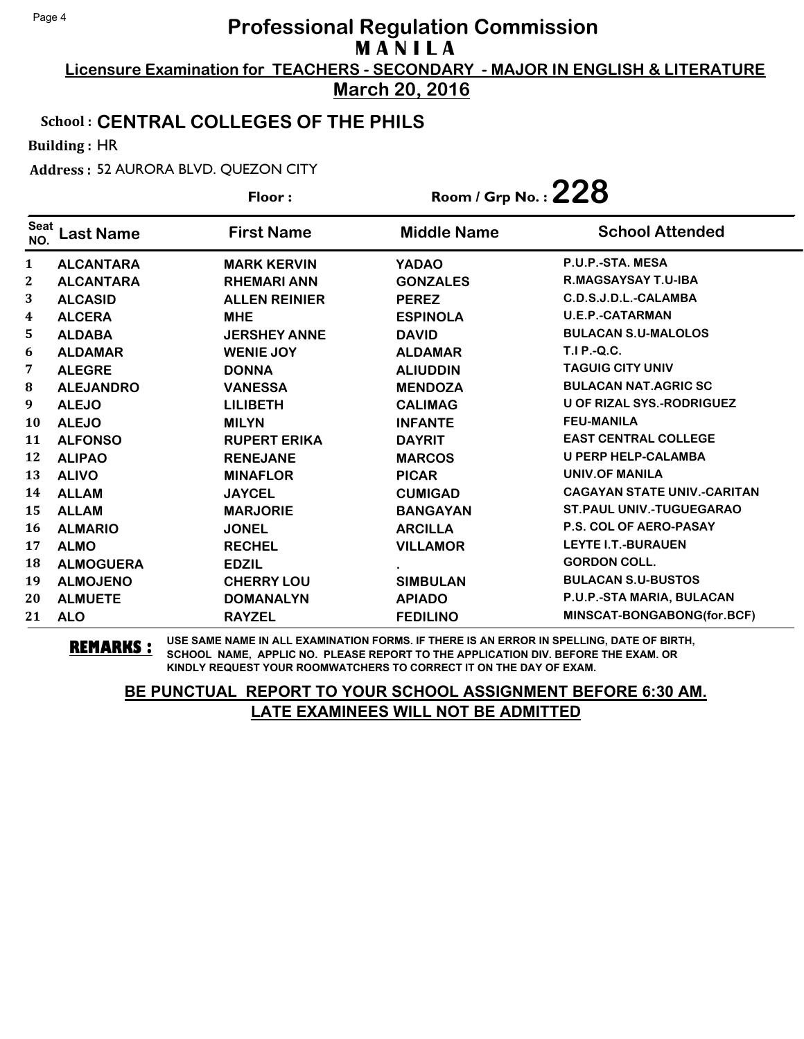# Professional Regulation Commission
## M A N I L A

**Licensure Examination for TEACHERS - SECONDARY - MAJOR IN ENGLISH & LITERATURE**

**March 20, 2016**

**School : CENTRAL COLLEGES OF THE PHILS**

**Building :** HR

**Address :** 52 AURORA BLVD. QUEZON CITY

**Floor :** 

**Room / Grp No. : 228**

| Seat NO. | Last Name | First Name | Middle Name | School Attended |
|---|---|---|---|---|
| 1 | ALCANTARA | MARK KERVIN | YADAO | P.U.P.-STA. MESA |
| 2 | ALCANTARA | RHEMARI ANN | GONZALES | R.MAGSAYSAY T.U-IBA |
| 3 | ALCASID | ALLEN REINIER | PEREZ | C.D.S.J.D.L.-CALAMBA |
| 4 | ALCERA | MHE | ESPINOLA | U.E.P.-CATARMAN |
| 5 | ALDABA | JERSHEY ANNE | DAVID | BULACAN S.U-MALOLOS |
| 6 | ALDAMAR | WENIE JOY | ALDAMAR | T.I P.-Q.C. |
| 7 | ALEGRE | DONNA | ALIUDDIN | TAGUIG CITY UNIV |
| 8 | ALEJANDRO | VANESSA | MENDOZA | BULACAN NAT.AGRIC SC |
| 9 | ALEJO | LILIBETH | CALIMAG | U OF RIZAL SYS.-RODRIGUEZ |
| 10 | ALEJO | MILYN | INFANTE | FEU-MANILA |
| 11 | ALFONSO | RUPERT ERIKA | DAYRIT | EAST CENTRAL COLLEGE |
| 12 | ALIPAO | RENEJANE | MARCOS | U PERP HELP-CALAMBA |
| 13 | ALIVO | MINAFLOR | PICAR | UNIV.OF MANILA |
| 14 | ALLAM | JAYCEL | CUMIGAD | CAGAYAN STATE UNIV.-CARITAN |
| 15 | ALLAM | MARJORIE | BANGAYAN | ST.PAUL UNIV.-TUGUEGARAO |
| 16 | ALMARIO | JONEL | ARCILLA | P.S. COL OF AERO-PASAY |
| 17 | ALMO | RECHEL | VILLAMOR | LEYTE I.T.-BURAUEN |
| 18 | ALMOGUERA | EDZIL | . | GORDON COLL. |
| 19 | ALMOJENO | CHERRY LOU | SIMBULAN | BULACAN S.U-BUSTOS |
| 20 | ALMUETE | DOMANALYN | APIADO | P.U.P.-STA MARIA, BULACAN |
| 21 | ALO | RAYZEL | FEDILINO | MINSCAT-BONGABONG(for.BCF) |

**REMARKS :** USE SAME NAME IN ALL EXAMINATION FORMS. IF THERE IS AN ERROR IN SPELLING, DATE OF BIRTH, SCHOOL NAME, APPLIC NO. PLEASE REPORT TO THE APPLICATION DIV. BEFORE THE EXAM. OR KINDLY REQUEST YOUR ROOMWATCHERS TO CORRECT IT ON THE DAY OF EXAM.

**BE PUNCTUAL REPORT TO YOUR SCHOOL ASSIGNMENT BEFORE 6:30 AM.**
**LATE EXAMINEES WILL NOT BE ADMITTED**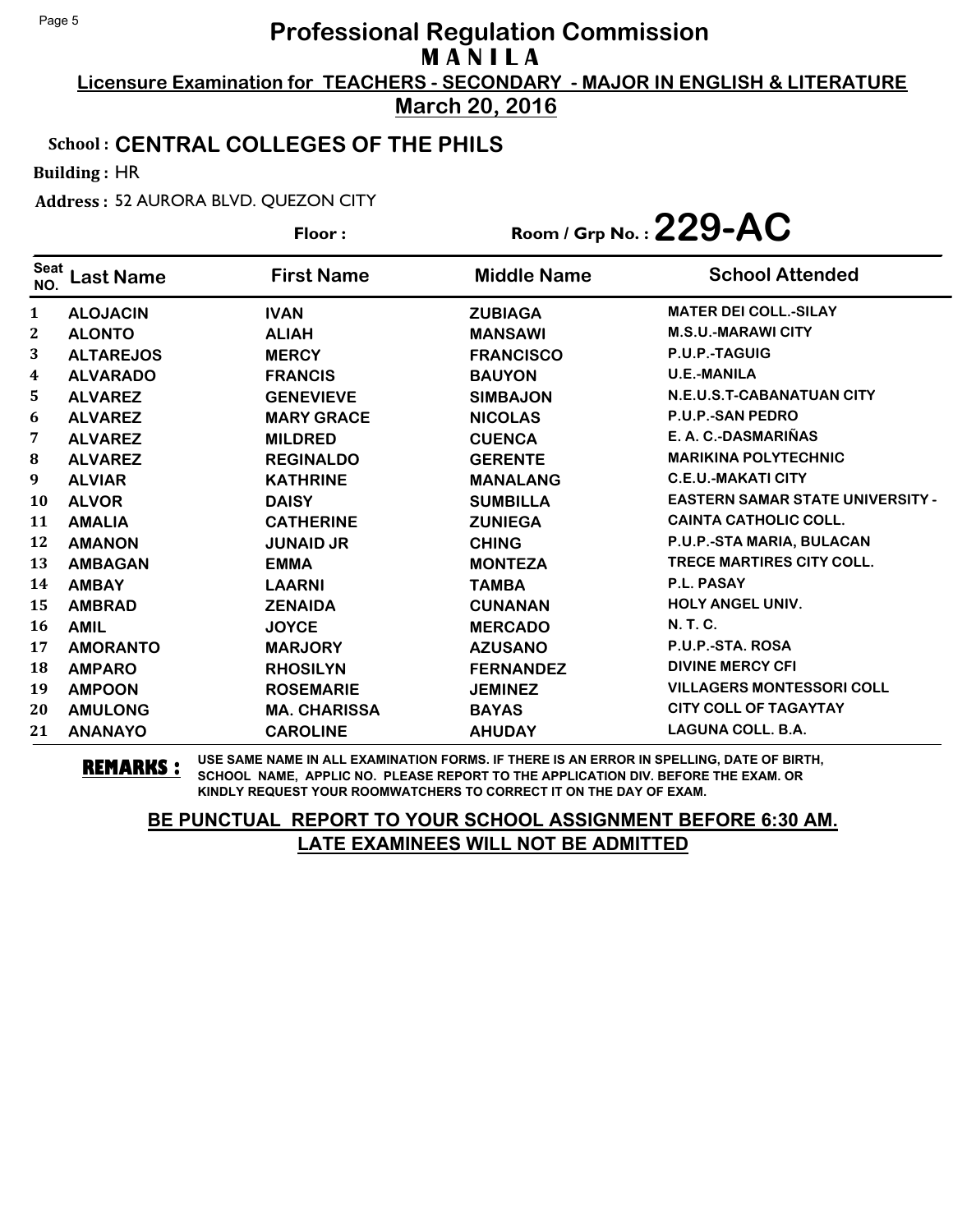# Professional Regulation Commission

## M A N I L A

**Licensure Examination for TEACHERS - SECONDARY - MAJOR IN ENGLISH & LITERATURE**

**March 20, 2016**

School : **CENTRAL COLLEGES OF THE PHILS**

Building : HR

Address : 52 AURORA BLVD. QUEZON CITY

Floor :

Room / Grp No. : **229-AC**

| Seat NO. | Last Name | First Name | Middle Name | School Attended |
|---|---|---|---|---|
| 1 | ALOJACIN | IVAN | ZUBIAGA | MATER DEI COLL.-SILAY |
| 2 | ALONTO | ALIAH | MANSAWI | M.S.U.-MARAWI CITY |
| 3 | ALTAREJOS | MERCY | FRANCISCO | P.U.P.-TAGUIG |
| 4 | ALVARADO | FRANCIS | BAUYON | U.E.-MANILA |
| 5 | ALVAREZ | GENEVIEVE | SIMBAJON | N.E.U.S.T-CABANATUAN CITY |
| 6 | ALVAREZ | MARY GRACE | NICOLAS | P.U.P.-SAN PEDRO |
| 7 | ALVAREZ | MILDRED | CUENCA | E. A. C.-DASMARIÑAS |
| 8 | ALVAREZ | REGINALDO | GERENTE | MARIKINA POLYTECHNIC |
| 9 | ALVIAR | KATHRINE | MANALANG | C.E.U.-MAKATI CITY |
| 10 | ALVOR | DAISY | SUMBILLA | EASTERN SAMAR STATE UNIVERSITY - |
| 11 | AMALIA | CATHERINE | ZUNIEGA | CAINTA CATHOLIC COLL. |
| 12 | AMANON | JUNAID JR | CHING | P.U.P.-STA MARIA, BULACAN |
| 13 | AMBAGAN | EMMA | MONTEZA | TRECE MARTIRES CITY COLL. |
| 14 | AMBAY | LAARNI | TAMBA | P.L. PASAY |
| 15 | AMBRAD | ZENAIDA | CUNANAN | HOLY ANGEL UNIV. |
| 16 | AMIL | JOYCE | MERCADO | N. T. C. |
| 17 | AMORANTO | MARJORY | AZUSANO | P.U.P.-STA. ROSA |
| 18 | AMPARO | RHOSILYN | FERNANDEZ | DIVINE MERCY CFI |
| 19 | AMPOON | ROSEMARIE | JEMINEZ | VILLAGERS MONTESSORI COLL |
| 20 | AMULONG | MA. CHARISSA | BAYAS | CITY COLL OF TAGAYTAY |
| 21 | ANANAYO | CAROLINE | AHUDAY | LAGUNA COLL. B.A. |

**REMARKS :** USE SAME NAME IN ALL EXAMINATION FORMS. IF THERE IS AN ERROR IN SPELLING, DATE OF BIRTH, SCHOOL NAME, APPLIC NO. PLEASE REPORT TO THE APPLICATION DIV. BEFORE THE EXAM. OR KINDLY REQUEST YOUR ROOMWATCHERS TO CORRECT IT ON THE DAY OF EXAM.

**BE PUNCTUAL REPORT TO YOUR SCHOOL ASSIGNMENT BEFORE 6:30 AM. LATE EXAMINEES WILL NOT BE ADMITTED**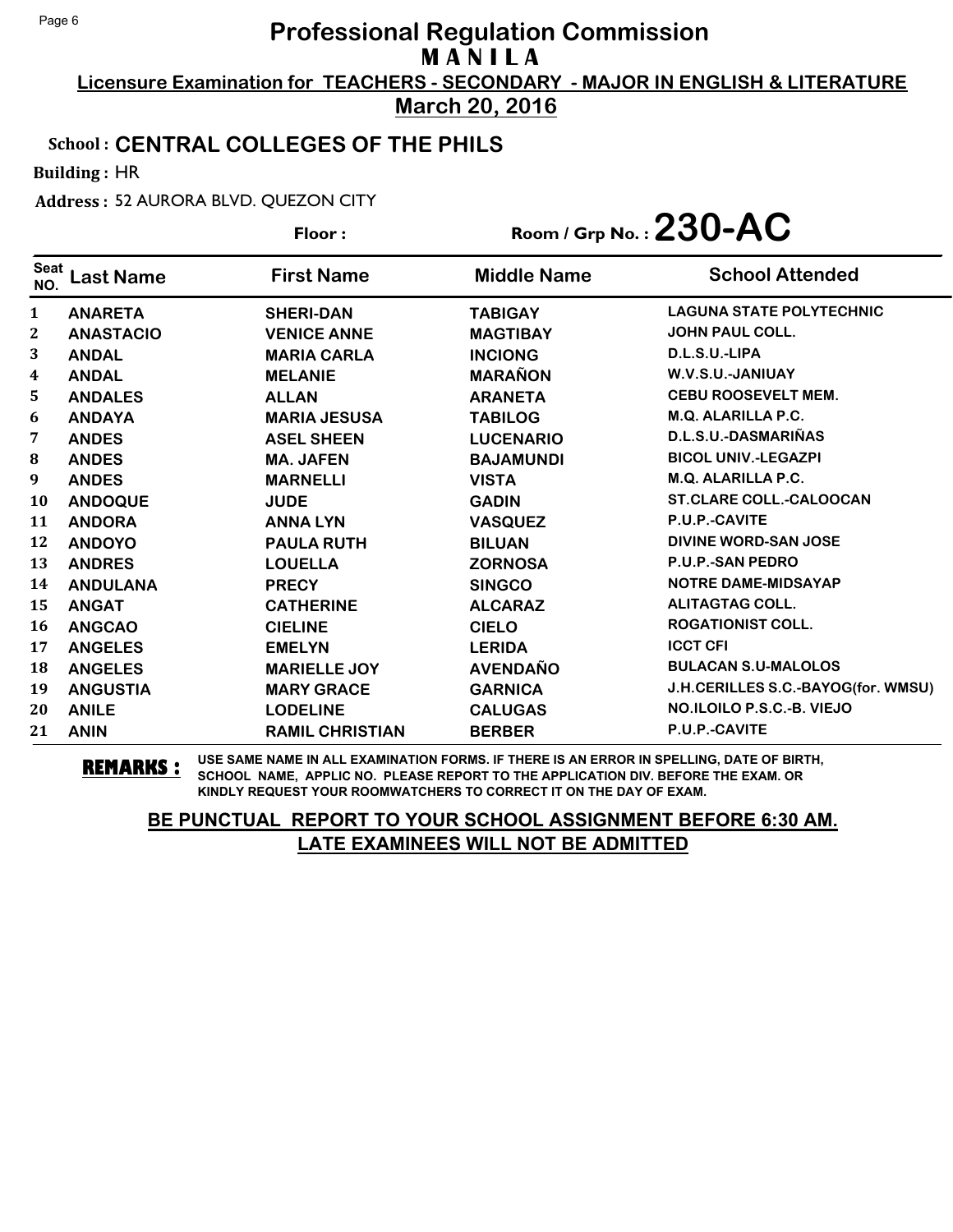# Professional Regulation Commission

**M A N I L A**

**Licensure Examination for TEACHERS - SECONDARY - MAJOR IN ENGLISH & LITERATURE**

**March 20, 2016**

**School : CENTRAL COLLEGES OF THE PHILS**

**Building :** HR

**Address :** 52 AURORA BLVD. QUEZON CITY

**Floor :**

**Room / Grp No. : 230-AC**

| Seat NO. | Last Name | First Name | Middle Name | School Attended |
|---|---|---|---|---|
| 1 | ANARETA | SHERI-DAN | TABIGAY | LAGUNA STATE POLYTECHNIC |
| 2 | ANASTACIO | VENICE ANNE | MAGTIBAY | JOHN PAUL COLL. |
| 3 | ANDAL | MARIA CARLA | INCIONG | D.L.S.U.-LIPA |
| 4 | ANDAL | MELANIE | MARAÑON | W.V.S.U.-JANIUAY |
| 5 | ANDALES | ALLAN | ARANETA | CEBU ROOSEVELT MEM. |
| 6 | ANDAYA | MARIA JESUSA | TABILOG | M.Q. ALARILLA P.C. |
| 7 | ANDES | ASEL SHEEN | LUCENARIO | D.L.S.U.-DASMARIÑAS |
| 8 | ANDES | MA. JAFEN | BAJAMUNDI | BICOL UNIV.-LEGAZPI |
| 9 | ANDES | MARNELLI | VISTA | M.Q. ALARILLA P.C. |
| 10 | ANDOQUE | JUDE | GADIN | ST.CLARE COLL.-CALOOCAN |
| 11 | ANDORA | ANNA LYN | VASQUEZ | P.U.P.-CAVITE |
| 12 | ANDOYO | PAULA RUTH | BILUAN | DIVINE WORD-SAN JOSE |
| 13 | ANDRES | LOUELLA | ZORNOSA | P.U.P.-SAN PEDRO |
| 14 | ANDULANA | PRECY | SINGCO | NOTRE DAME-MIDSAYAP |
| 15 | ANGAT | CATHERINE | ALCARAZ | ALITAGTAG COLL. |
| 16 | ANGCAO | CIELINE | CIELO | ROGATIONIST COLL. |
| 17 | ANGELES | EMELYN | LERIDA | ICCT CFI |
| 18 | ANGELES | MARIELLE JOY | AVENDAÑO | BULACAN S.U-MALOLOS |
| 19 | ANGUSTIA | MARY GRACE | GARNICA | J.H.CERILLES S.C.-BAYOG(for. WMSU) |
| 20 | ANILE | LODELINE | CALUGAS | NO.ILOILO P.S.C.-B. VIEJO |
| 21 | ANIN | RAMIL CHRISTIAN | BERBER | P.U.P.-CAVITE |

**REMARKS :** USE SAME NAME IN ALL EXAMINATION FORMS. IF THERE IS AN ERROR IN SPELLING, DATE OF BIRTH, SCHOOL NAME, APPLIC NO. PLEASE REPORT TO THE APPLICATION DIV. BEFORE THE EXAM. OR KINDLY REQUEST YOUR ROOMWATCHERS TO CORRECT IT ON THE DAY OF EXAM.

**BE PUNCTUAL REPORT TO YOUR SCHOOL ASSIGNMENT BEFORE 6:30 AM.**
**LATE EXAMINEES WILL NOT BE ADMITTED**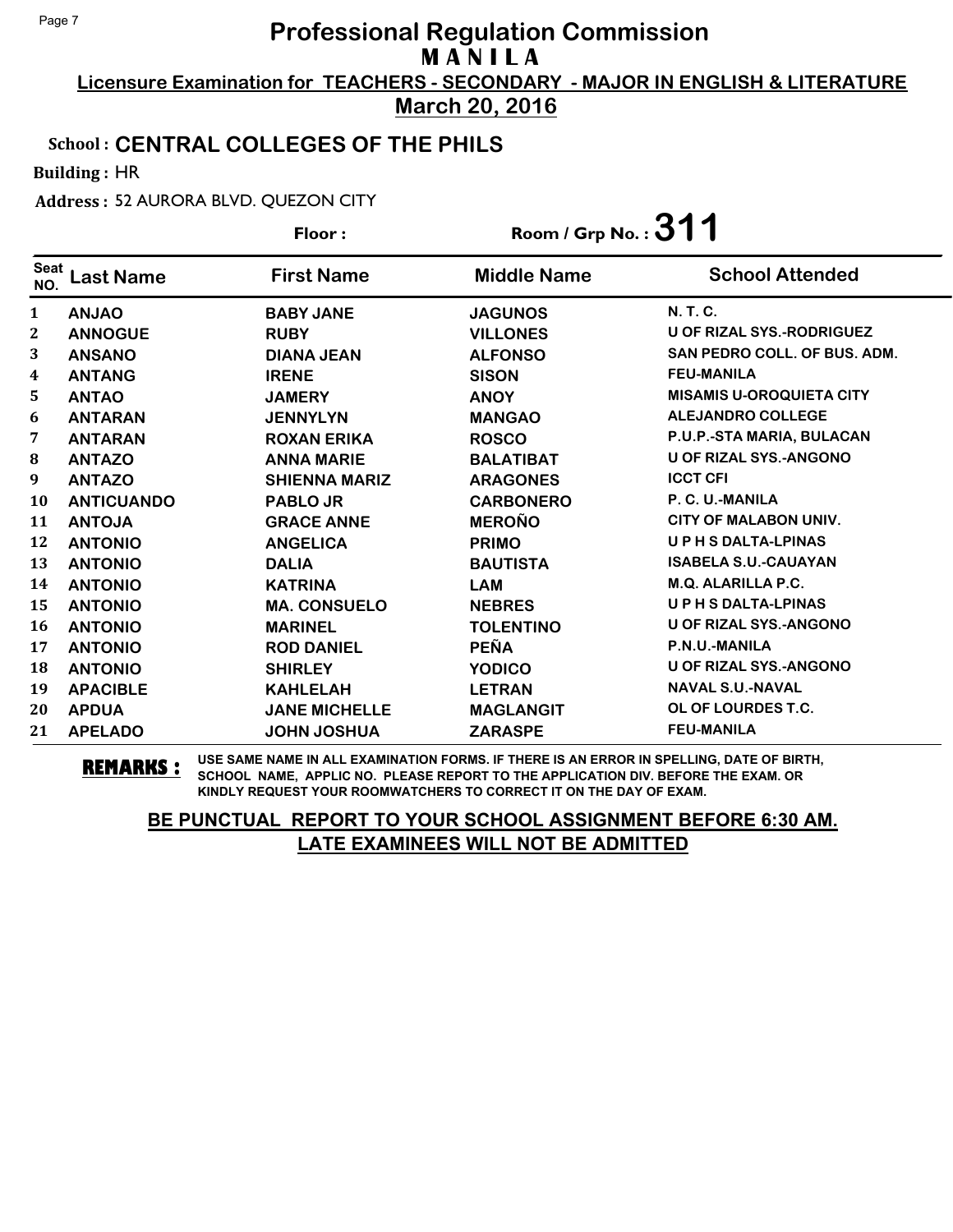# Professional Regulation Commission

## M A N I L A

**Licensure Examination for TEACHERS - SECONDARY - MAJOR IN ENGLISH & LITERATURE**

**March 20, 2016**

**School : CENTRAL COLLEGES OF THE PHILS**

**Building :** HR

**Address :** 52 AURORA BLVD. QUEZON CITY

**Floor :** 

**Room / Grp No. : 311**

| Seat NO. | Last Name | First Name | Middle Name | School Attended |
|---|---|---|---|---|
| 1 | ANJAO | BABY JANE | JAGUNOS | N. T. C. |
| 2 | ANNOGUE | RUBY | VILLONES | U OF RIZAL SYS.-RODRIGUEZ |
| 3 | ANSANO | DIANA JEAN | ALFONSO | SAN PEDRO COLL. OF BUS. ADM. |
| 4 | ANTANG | IRENE | SISON | FEU-MANILA |
| 5 | ANTAO | JAMERY | ANOY | MISAMIS U-OROQUIETA CITY |
| 6 | ANTARAN | JENNYLYN | MANGAO | ALEJANDRO COLLEGE |
| 7 | ANTARAN | ROXAN ERIKA | ROSCO | P.U.P.-STA MARIA, BULACAN |
| 8 | ANTAZO | ANNA MARIE | BALATIBAT | U OF RIZAL SYS.-ANGONO |
| 9 | ANTAZO | SHIENNA MARIZ | ARAGONES | ICCT CFI |
| 10 | ANTICUANDO | PABLO JR | CARBONERO | P. C. U.-MANILA |
| 11 | ANTOJA | GRACE ANNE | MEROÑO | CITY OF MALABON UNIV. |
| 12 | ANTONIO | ANGELICA | PRIMO | U P H S DALTA-LPINAS |
| 13 | ANTONIO | DALIA | BAUTISTA | ISABELA S.U.-CAUAYAN |
| 14 | ANTONIO | KATRINA | LAM | M.Q. ALARILLA P.C. |
| 15 | ANTONIO | MA. CONSUELO | NEBRES | U P H S DALTA-LPINAS |
| 16 | ANTONIO | MARINEL | TOLENTINO | U OF RIZAL SYS.-ANGONO |
| 17 | ANTONIO | ROD DANIEL | PEÑA | P.N.U.-MANILA |
| 18 | ANTONIO | SHIRLEY | YODICO | U OF RIZAL SYS.-ANGONO |
| 19 | APACIBLE | KAHLELAH | LETRAN | NAVAL S.U.-NAVAL |
| 20 | APDUA | JANE MICHELLE | MAGLANGIT | OL OF LOURDES T.C. |
| 21 | APELADO | JOHN JOSHUA | ZARASPE | FEU-MANILA |

**REMARKS :** USE SAME NAME IN ALL EXAMINATION FORMS. IF THERE IS AN ERROR IN SPELLING, DATE OF BIRTH, SCHOOL NAME, APPLIC NO. PLEASE REPORT TO THE APPLICATION DIV. BEFORE THE EXAM. OR KINDLY REQUEST YOUR ROOMWATCHERS TO CORRECT IT ON THE DAY OF EXAM.

**BE PUNCTUAL REPORT TO YOUR SCHOOL ASSIGNMENT BEFORE 6:30 AM.**
**LATE EXAMINEES WILL NOT BE ADMITTED**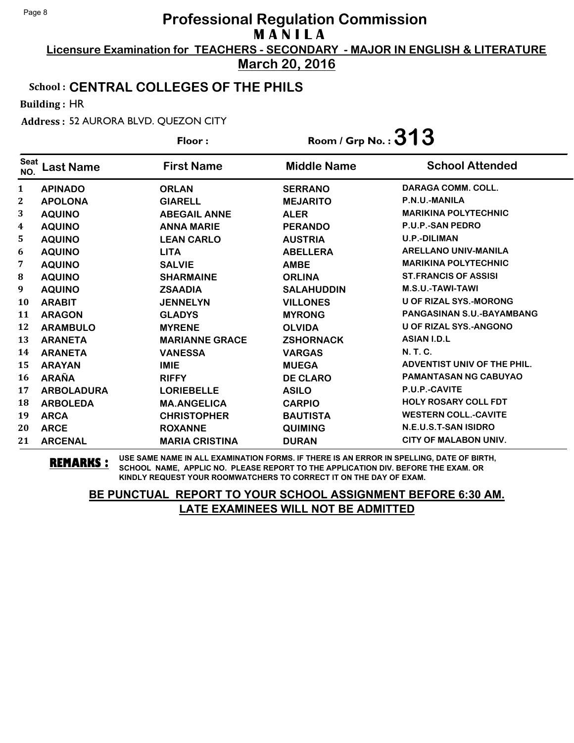# Professional Regulation Commission

## M A N I L A

**Licensure Examination for TEACHERS - SECONDARY - MAJOR IN ENGLISH & LITERATURE**

**March 20, 2016**

**School : CENTRAL COLLEGES OF THE PHILS**

**Building :** HR

**Address :** 52 AURORA BLVD. QUEZON CITY

**Floor :** 

**Room / Grp No. : 313**

| Seat NO. | Last Name | First Name | Middle Name | School Attended |
|---|---|---|---|---|
| 1 | APINADO | ORLAN | SERRANO | DARAGA COMM. COLL. |
| 2 | APOLONA | GIARELL | MEJARITO | P.N.U.-MANILA |
| 3 | AQUINO | ABEGAIL ANNE | ALER | MARIKINA POLYTECHNIC |
| 4 | AQUINO | ANNA MARIE | PERANDO | P.U.P.-SAN PEDRO |
| 5 | AQUINO | LEAN CARLO | AUSTRIA | U.P.-DILIMAN |
| 6 | AQUINO | LITA | ABELLERA | ARELLANO UNIV-MANILA |
| 7 | AQUINO | SALVIE | AMBE | MARIKINA POLYTECHNIC |
| 8 | AQUINO | SHARMAINE | ORLINA | ST.FRANCIS OF ASSISI |
| 9 | AQUINO | ZSAADIA | SALAHUDDIN | M.S.U.-TAWI-TAWI |
| 10 | ARABIT | JENNELYN | VILLONES | U OF RIZAL SYS.-MORONG |
| 11 | ARAGON | GLADYS | MYRONG | PANGASINAN S.U.-BAYAMBANG |
| 12 | ARAMBULO | MYRENE | OLVIDA | U OF RIZAL SYS.-ANGONO |
| 13 | ARANETA | MARIANNE GRACE | ZSHORNACK | ASIAN I.D.L |
| 14 | ARANETA | VANESSA | VARGAS | N. T. C. |
| 15 | ARAYAN | IMIE | MUEGA | ADVENTIST UNIV OF THE PHIL. |
| 16 | ARAÑA | RIFFY | DE CLARO | PAMANTASAN NG CABUYAO |
| 17 | ARBOLADURA | LORIEBELLE | ASILO | P.U.P.-CAVITE |
| 18 | ARBOLEDA | MA.ANGELICA | CARPIO | HOLY ROSARY COLL FDT |
| 19 | ARCA | CHRISTOPHER | BAUTISTA | WESTERN COLL.-CAVITE |
| 20 | ARCE | ROXANNE | QUIMING | N.E.U.S.T-SAN ISIDRO |
| 21 | ARCENAL | MARIA CRISTINA | DURAN | CITY OF MALABON UNIV. |

**REMARKS :** USE SAME NAME IN ALL EXAMINATION FORMS. IF THERE IS AN ERROR IN SPELLING, DATE OF BIRTH, SCHOOL NAME, APPLIC NO. PLEASE REPORT TO THE APPLICATION DIV. BEFORE THE EXAM. OR KINDLY REQUEST YOUR ROOMWATCHERS TO CORRECT IT ON THE DAY OF EXAM.

**BE PUNCTUAL REPORT TO YOUR SCHOOL ASSIGNMENT BEFORE 6:30 AM.**
**LATE EXAMINEES WILL NOT BE ADMITTED**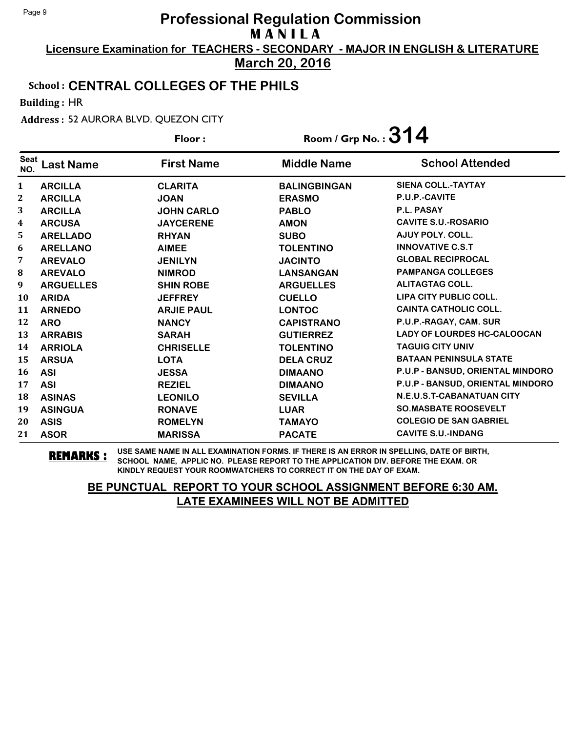# Professional Regulation Commission

## M A N I L A

**Licensure Examination for TEACHERS - SECONDARY - MAJOR IN ENGLISH & LITERATURE**

**March 20, 2016**

**School : CENTRAL COLLEGES OF THE PHILS**

**Building :** HR

**Address :** 52 AURORA BLVD. QUEZON CITY

**Floor :**

**Room / Grp No. : 314**

| Seat NO. | Last Name | First Name | Middle Name | School Attended |
|---|---|---|---|---|
| 1 | ARCILLA | CLARITA | BALINGBINGAN | SIENA COLL.-TAYTAY |
| 2 | ARCILLA | JOAN | ERASMO | P.U.P.-CAVITE |
| 3 | ARCILLA | JOHN CARLO | PABLO | P.L. PASAY |
| 4 | ARCUSA | JAYCERENE | AMON | CAVITE S.U.-ROSARIO |
| 5 | ARELLADO | RHYAN | SUBO | AJUY POLY. COLL. |
| 6 | ARELLANO | AIMEE | TOLENTINO | INNOVATIVE C.S.T |
| 7 | AREVALO | JENILYN | JACINTO | GLOBAL RECIPROCAL |
| 8 | AREVALO | NIMROD | LANSANGAN | PAMPANGA COLLEGES |
| 9 | ARGUELLES | SHIN ROBE | ARGUELLES | ALITAGTAG COLL. |
| 10 | ARIDA | JEFFREY | CUELLO | LIPA CITY PUBLIC COLL. |
| 11 | ARNEDO | ARJIE PAUL | LONTOC | CAINTA CATHOLIC COLL. |
| 12 | ARO | NANCY | CAPISTRANO | P.U.P.-RAGAY, CAM. SUR |
| 13 | ARRABIS | SARAH | GUTIERREZ | LADY OF LOURDES HC-CALOOCAN |
| 14 | ARRIOLA | CHRISELLE | TOLENTINO | TAGUIG CITY UNIV |
| 15 | ARSUA | LOTA | DELA CRUZ | BATAAN PENINSULA STATE |
| 16 | ASI | JESSA | DIMAANO | P.U.P - BANSUD, ORIENTAL MINDORO |
| 17 | ASI | REZIEL | DIMAANO | P.U.P - BANSUD, ORIENTAL MINDORO |
| 18 | ASINAS | LEONILO | SEVILLA | N.E.U.S.T-CABANATUAN CITY |
| 19 | ASINGUA | RONAVE | LUAR | SO.MASBATE ROOSEVELT |
| 20 | ASIS | ROMELYN | TAMAYO | COLEGIO DE SAN GABRIEL |
| 21 | ASOR | MARISSA | PACATE | CAVITE S.U.-INDANG |

**REMARKS :** USE SAME NAME IN ALL EXAMINATION FORMS. IF THERE IS AN ERROR IN SPELLING, DATE OF BIRTH, SCHOOL NAME, APPLIC NO. PLEASE REPORT TO THE APPLICATION DIV. BEFORE THE EXAM. OR KINDLY REQUEST YOUR ROOMWATCHERS TO CORRECT IT ON THE DAY OF EXAM.

**BE PUNCTUAL REPORT TO YOUR SCHOOL ASSIGNMENT BEFORE 6:30 AM.**
**LATE EXAMINEES WILL NOT BE ADMITTED**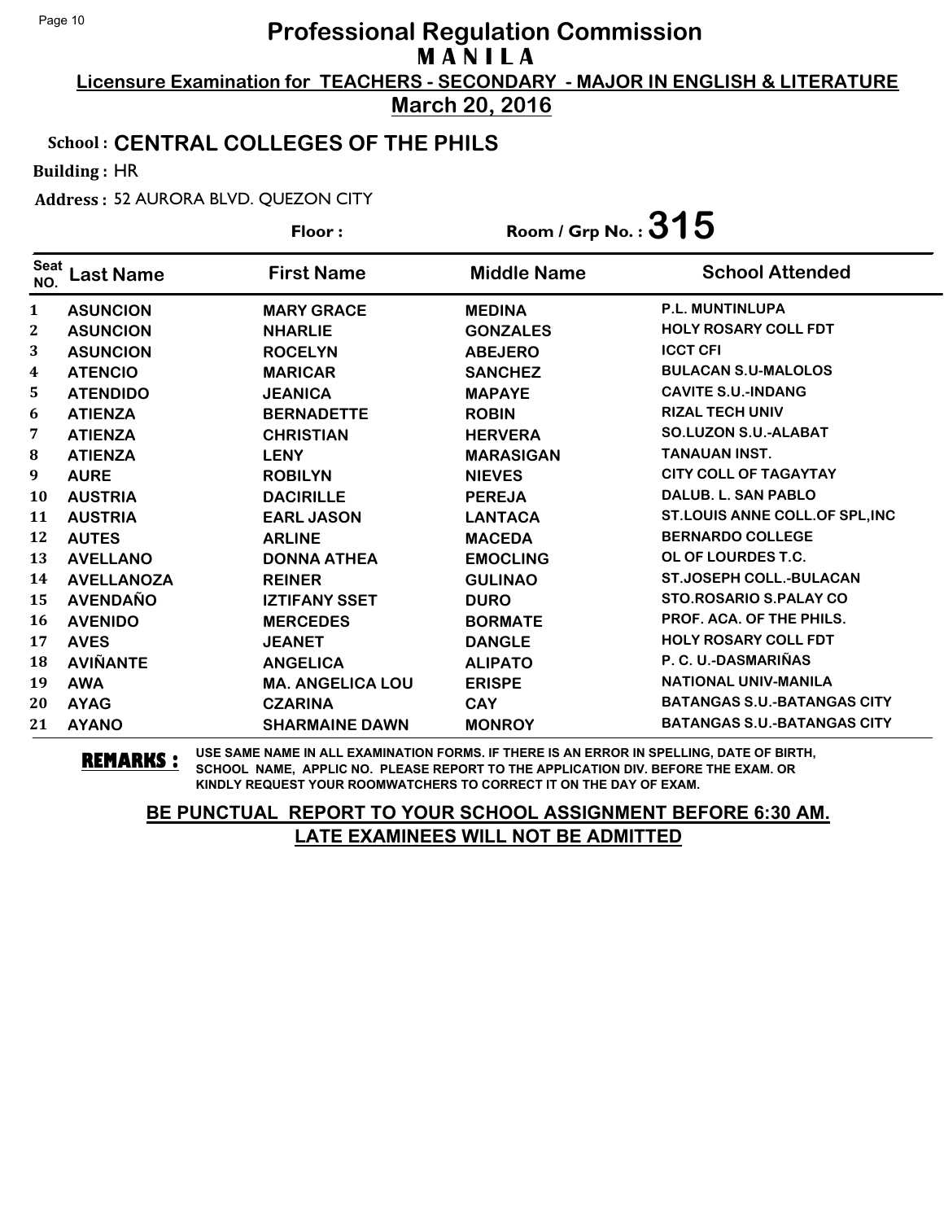# Professional Regulation Commission

**M A N I L A**

**Licensure Examination for TEACHERS - SECONDARY - MAJOR IN ENGLISH & LITERATURE**

**March 20, 2016**

**School : CENTRAL COLLEGES OF THE PHILS**

**Building :** HR

**Address :** 52 AURORA BLVD. QUEZON CITY

**Floor :**

**Room / Grp No. : 315**

| Seat NO. | Last Name | First Name | Middle Name | School Attended |
|---|---|---|---|---|
| 1 | ASUNCION | MARY GRACE | MEDINA | P.L. MUNTINLUPA |
| 2 | ASUNCION | NHARLIE | GONZALES | HOLY ROSARY COLL FDT |
| 3 | ASUNCION | ROCELYN | ABEJERO | ICCT CFI |
| 4 | ATENCIO | MARICAR | SANCHEZ | BULACAN S.U-MALOLOS |
| 5 | ATENDIDO | JEANICA | MAPAYE | CAVITE S.U.-INDANG |
| 6 | ATIENZA | BERNADETTE | ROBIN | RIZAL TECH UNIV |
| 7 | ATIENZA | CHRISTIAN | HERVERA | SO.LUZON S.U.-ALABAT |
| 8 | ATIENZA | LENY | MARASIGAN | TANAUAN INST. |
| 9 | AURE | ROBILYN | NIEVES | CITY COLL OF TAGAYTAY |
| 10 | AUSTRIA | DACIRILLE | PEREJA | DALUB. L. SAN PABLO |
| 11 | AUSTRIA | EARL JASON | LANTACA | ST.LOUIS ANNE COLL.OF SPL,INC |
| 12 | AUTES | ARLINE | MACEDA | BERNARDO COLLEGE |
| 13 | AVELLANO | DONNA ATHEA | EMOCLING | OL OF LOURDES T.C. |
| 14 | AVELLANOZA | REINER | GULINAO | ST.JOSEPH COLL.-BULACAN |
| 15 | AVENDAÑO | IZTIFANY SSET | DURO | STO.ROSARIO S.PALAY CO |
| 16 | AVENIDO | MERCEDES | BORMATE | PROF. ACA. OF THE PHILS. |
| 17 | AVES | JEANET | DANGLE | HOLY ROSARY COLL FDT |
| 18 | AVIÑANTE | ANGELICA | ALIPATO | P. C. U.-DASMARIÑAS |
| 19 | AWA | MA. ANGELICA LOU | ERISPE | NATIONAL UNIV-MANILA |
| 20 | AYAG | CZARINA | CAY | BATANGAS S.U.-BATANGAS CITY |
| 21 | AYANO | SHARMAINE DAWN | MONROY | BATANGAS S.U.-BATANGAS CITY |

**REMARKS :** USE SAME NAME IN ALL EXAMINATION FORMS. IF THERE IS AN ERROR IN SPELLING, DATE OF BIRTH, SCHOOL NAME, APPLIC NO. PLEASE REPORT TO THE APPLICATION DIV. BEFORE THE EXAM. OR KINDLY REQUEST YOUR ROOMWATCHERS TO CORRECT IT ON THE DAY OF EXAM.

**BE PUNCTUAL REPORT TO YOUR SCHOOL ASSIGNMENT BEFORE 6:30 AM. LATE EXAMINEES WILL NOT BE ADMITTED**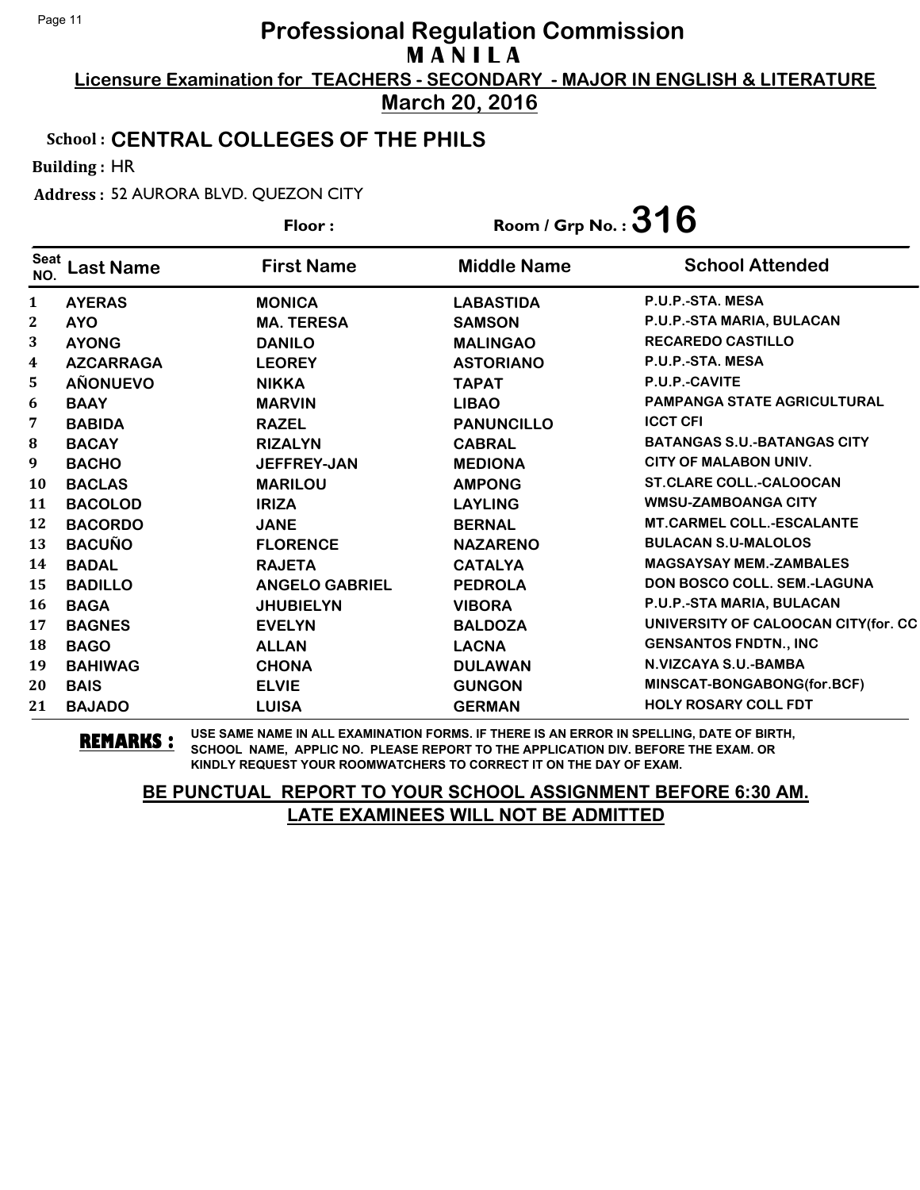# Professional Regulation Commission

## M A N I L A

**Licensure Examination for TEACHERS - SECONDARY - MAJOR IN ENGLISH & LITERATURE**

**March 20, 2016**

**School : CENTRAL COLLEGES OF THE PHILS**

**Building :** HR

**Address :** 52 AURORA BLVD. QUEZON CITY

**Floor :**

**Room / Grp No. : 316**

| Seat NO. | Last Name | First Name | Middle Name | School Attended |
|---|---|---|---|---|
| 1 | AYERAS | MONICA | LABASTIDA | P.U.P.-STA. MESA |
| 2 | AYO | MA. TERESA | SAMSON | P.U.P.-STA MARIA, BULACAN |
| 3 | AYONG | DANILO | MALINGAO | RECAREDO CASTILLO |
| 4 | AZCARRAGA | LEOREY | ASTORIANO | P.U.P.-STA. MESA |
| 5 | AÑONUEVO | NIKKA | TAPAT | P.U.P.-CAVITE |
| 6 | BAAY | MARVIN | LIBAO | PAMPANGA STATE AGRICULTURAL |
| 7 | BABIDA | RAZEL | PANUNCILLO | ICCT CFI |
| 8 | BACAY | RIZALYN | CABRAL | BATANGAS S.U.-BATANGAS CITY |
| 9 | BACHO | JEFFREY-JAN | MEDIONA | CITY OF MALABON UNIV. |
| 10 | BACLAS | MARILOU | AMPONG | ST.CLARE COLL.-CALOOCAN |
| 11 | BACOLOD | IRIZA | LAYLING | WMSU-ZAMBOANGA CITY |
| 12 | BACORDO | JANE | BERNAL | MT.CARMEL COLL.-ESCALANTE |
| 13 | BACUÑO | FLORENCE | NAZARENO | BULACAN S.U-MALOLOS |
| 14 | BADAL | RAJETA | CATALYA | MAGSAYSAY MEM.-ZAMBALES |
| 15 | BADILLO | ANGELO GABRIEL | PEDROLA | DON BOSCO COLL. SEM.-LAGUNA |
| 16 | BAGA | JHUBIELYN | VIBORA | P.U.P.-STA MARIA, BULACAN |
| 17 | BAGNES | EVELYN | BALDOZA | UNIVERSITY OF CALOOCAN CITY(for. CC |
| 18 | BAGO | ALLAN | LACNA | GENSANTOS FNDTN., INC |
| 19 | BAHIWAG | CHONA | DULAWAN | N.VIZCAYA S.U.-BAMBA |
| 20 | BAIS | ELVIE | GUNGON | MINSCAT-BONGABONG(for.BCF) |
| 21 | BAJADO | LUISA | GERMAN | HOLY ROSARY COLL FDT |

**REMARKS :** USE SAME NAME IN ALL EXAMINATION FORMS. IF THERE IS AN ERROR IN SPELLING, DATE OF BIRTH, SCHOOL NAME, APPLIC NO. PLEASE REPORT TO THE APPLICATION DIV. BEFORE THE EXAM. OR KINDLY REQUEST YOUR ROOMWATCHERS TO CORRECT IT ON THE DAY OF EXAM.

**BE PUNCTUAL REPORT TO YOUR SCHOOL ASSIGNMENT BEFORE 6:30 AM. LATE EXAMINEES WILL NOT BE ADMITTED**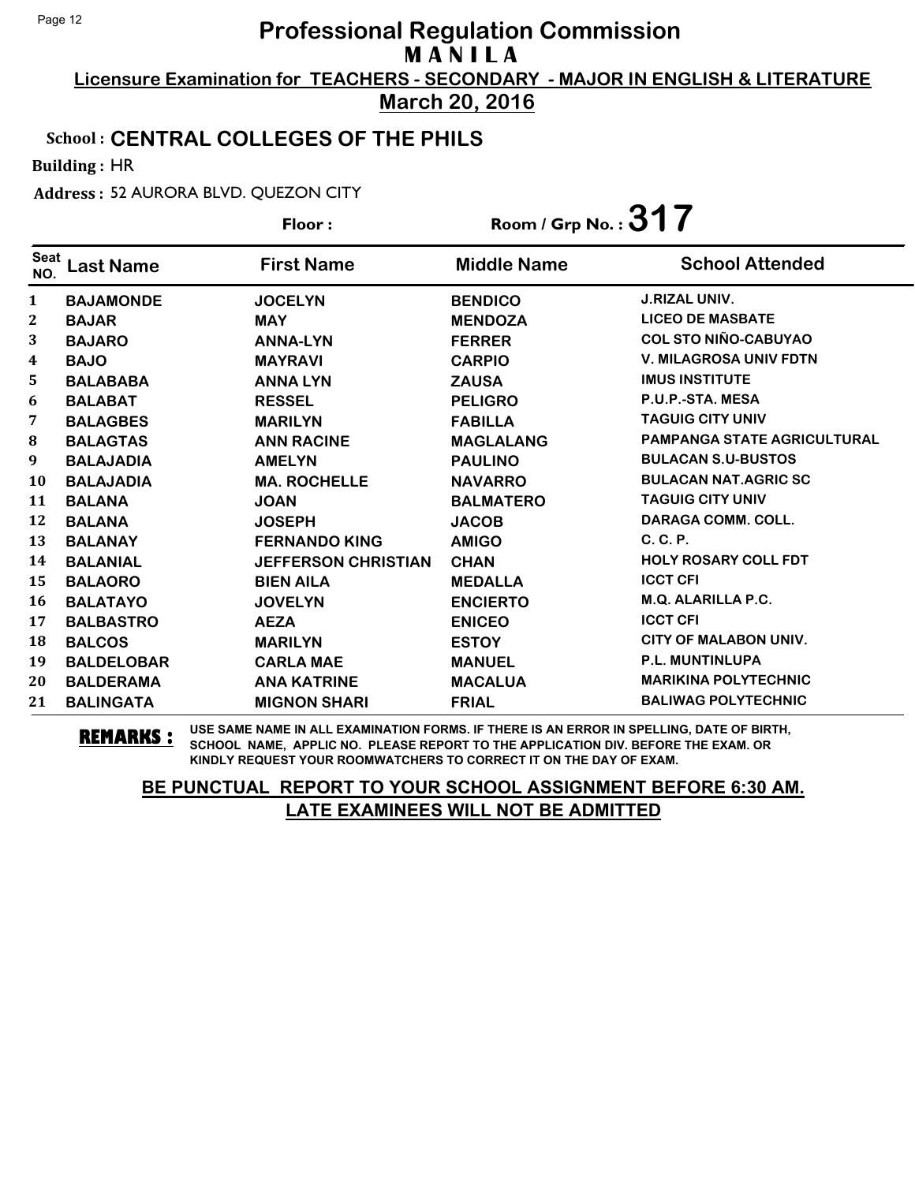# Professional Regulation Commission

## M A N I L A

**Licensure Examination for TEACHERS - SECONDARY - MAJOR IN ENGLISH & LITERATURE**

**March 20, 2016**

**School : CENTRAL COLLEGES OF THE PHILS**

**Building :** HR

**Address :** 52 AURORA BLVD. QUEZON CITY

**Floor :** **Room / Grp No. : 317**

| Seat NO. | Last Name | First Name | Middle Name | School Attended |
|---|---|---|---|---|
| 1 | BAJAMONDE | JOCELYN | BENDICO | J.RIZAL UNIV. |
| 2 | BAJAR | MAY | MENDOZA | LICEO DE MASBATE |
| 3 | BAJARO | ANNA-LYN | FERRER | COL STO NIÑO-CABUYAO |
| 4 | BAJO | MAYRAVI | CARPIO | V. MILAGROSA UNIV FDTN |
| 5 | BALABABA | ANNA LYN | ZAUSA | IMUS INSTITUTE |
| 6 | BALABAT | RESSEL | PELIGRO | P.U.P.-STA. MESA |
| 7 | BALAGBES | MARILYN | FABILLA | TAGUIG CITY UNIV |
| 8 | BALAGTAS | ANN RACINE | MAGLALANG | PAMPANGA STATE AGRICULTURAL |
| 9 | BALAJADIA | AMELYN | PAULINO | BULACAN S.U-BUSTOS |
| 10 | BALAJADIA | MA. ROCHELLE | NAVARRO | BULACAN NAT.AGRIC SC |
| 11 | BALANA | JOAN | BALMATERO | TAGUIG CITY UNIV |
| 12 | BALANA | JOSEPH | JACOB | DARAGA COMM. COLL. |
| 13 | BALANAY | FERNANDO KING | AMIGO | C. C. P. |
| 14 | BALANIAL | JEFFERSON CHRISTIAN | CHAN | HOLY ROSARY COLL FDT |
| 15 | BALAORO | BIEN AILA | MEDALLA | ICCT CFI |
| 16 | BALATAYO | JOVELYN | ENCIERTO | M.Q. ALARILLA P.C. |
| 17 | BALBASTRO | AEZA | ENICEO | ICCT CFI |
| 18 | BALCOS | MARILYN | ESTOY | CITY OF MALABON UNIV. |
| 19 | BALDELOBAR | CARLA MAE | MANUEL | P.L. MUNTINLUPA |
| 20 | BALDERAMA | ANA KATRINE | MACALUA | MARIKINA POLYTECHNIC |
| 21 | BALINGATA | MIGNON SHARI | FRIAL | BALIWAG POLYTECHNIC |

**REMARKS :** USE SAME NAME IN ALL EXAMINATION FORMS. IF THERE IS AN ERROR IN SPELLING, DATE OF BIRTH, SCHOOL NAME, APPLIC NO. PLEASE REPORT TO THE APPLICATION DIV. BEFORE THE EXAM. OR KINDLY REQUEST YOUR ROOMWATCHERS TO CORRECT IT ON THE DAY OF EXAM.

**BE PUNCTUAL REPORT TO YOUR SCHOOL ASSIGNMENT BEFORE 6:30 AM. LATE EXAMINEES WILL NOT BE ADMITTED**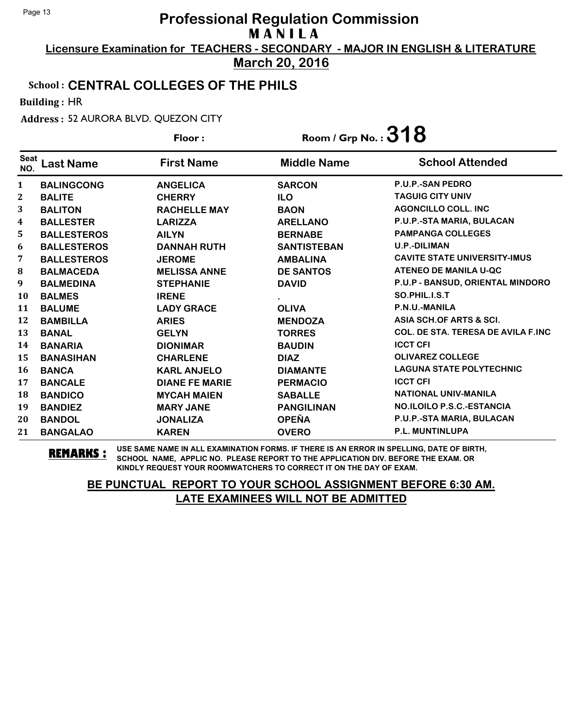# Professional Regulation Commission
## M A N I L A

**Licensure Examination for TEACHERS - SECONDARY - MAJOR IN ENGLISH & LITERATURE**

**March 20, 2016**

**School : CENTRAL COLLEGES OF THE PHILS**

**Building :** HR

**Address :** 52 AURORA BLVD. QUEZON CITY

**Floor :**

**Room / Grp No. : 318**

| Seat NO. | Last Name | First Name | Middle Name | School Attended |
|---|---|---|---|---|
| 1 | BALINGCONG | ANGELICA | SARCON | P.U.P.-SAN PEDRO |
| 2 | BALITE | CHERRY | ILO | TAGUIG CITY UNIV |
| 3 | BALITON | RACHELLE MAY | BAON | AGONCILLO COLL. INC |
| 4 | BALLESTER | LARIZZA | ARELLANO | P.U.P.-STA MARIA, BULACAN |
| 5 | BALLESTEROS | AILYN | BERNABE | PAMPANGA COLLEGES |
| 6 | BALLESTEROS | DANNAH RUTH | SANTISTEBAN | U.P.-DILIMAN |
| 7 | BALLESTEROS | JEROME | AMBALINA | CAVITE STATE UNIVERSITY-IMUS |
| 8 | BALMACEDA | MELISSA ANNE | DE SANTOS | ATENEO DE MANILA U-QC |
| 9 | BALMEDINA | STEPHANIE | DAVID | P.U.P - BANSUD, ORIENTAL MINDORO |
| 10 | BALMES | IRENE | . | SO.PHIL.I.S.T |
| 11 | BALUME | LADY GRACE | OLIVA | P.N.U.-MANILA |
| 12 | BAMBILLA | ARIES | MENDOZA | ASIA SCH.OF ARTS & SCI. |
| 13 | BANAL | GELYN | TORRES | COL. DE STA. TERESA DE AVILA F.INC |
| 14 | BANARIA | DIONIMAR | BAUDIN | ICCT CFI |
| 15 | BANASIHAN | CHARLENE | DIAZ | OLIVAREZ COLLEGE |
| 16 | BANCA | KARL ANJELO | DIAMANTE | LAGUNA STATE POLYTECHNIC |
| 17 | BANCALE | DIANE FE MARIE | PERMACIO | ICCT CFI |
| 18 | BANDICO | MYCAH MAIEN | SABALLE | NATIONAL UNIV-MANILA |
| 19 | BANDIEZ | MARY JANE | PANGILINAN | NO.ILOILO P.S.C.-ESTANCIA |
| 20 | BANDOL | JONALIZA | OPEÑA | P.U.P.-STA MARIA, BULACAN |
| 21 | BANGALAO | KAREN | OVERO | P.L. MUNTINLUPA |

**REMARKS :** USE SAME NAME IN ALL EXAMINATION FORMS. IF THERE IS AN ERROR IN SPELLING, DATE OF BIRTH, SCHOOL NAME, APPLIC NO. PLEASE REPORT TO THE APPLICATION DIV. BEFORE THE EXAM. OR KINDLY REQUEST YOUR ROOMWATCHERS TO CORRECT IT ON THE DAY OF EXAM.

**BE PUNCTUAL REPORT TO YOUR SCHOOL ASSIGNMENT BEFORE 6:30 AM. LATE EXAMINEES WILL NOT BE ADMITTED**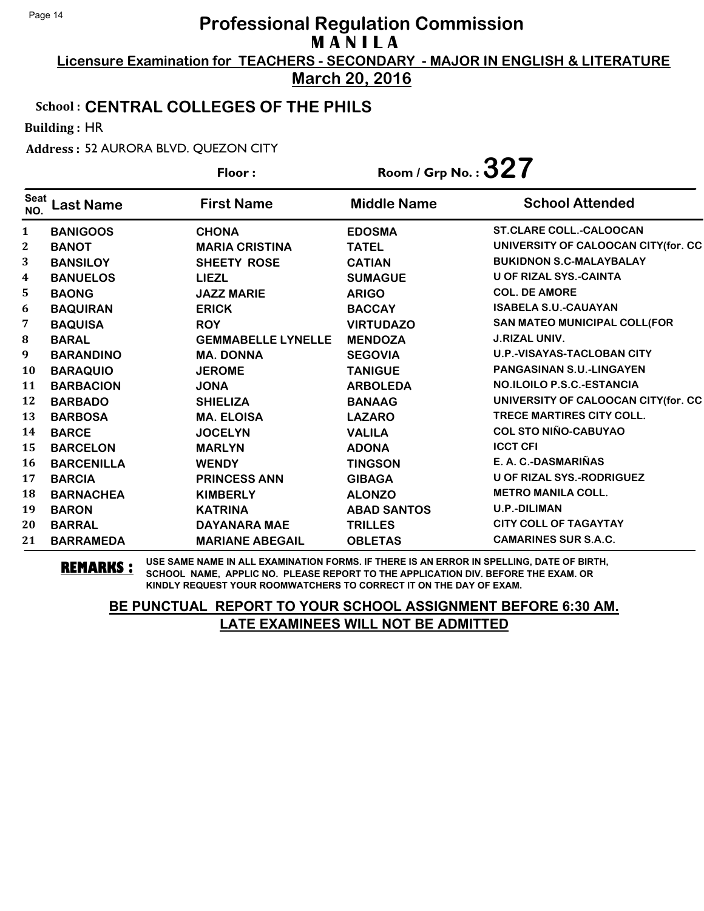# Professional Regulation Commission
## M A N I L A

**Licensure Examination for TEACHERS - SECONDARY - MAJOR IN ENGLISH & LITERATURE**

**March 20, 2016**

**School : CENTRAL COLLEGES OF THE PHILS**

**Building :** HR

**Address :** 52 AURORA BLVD. QUEZON CITY

**Floor :** 

**Room / Grp No. : 327**

| Seat NO. | Last Name | First Name | Middle Name | School Attended |
|---|---|---|---|---|
| 1 | BANIGOOS | CHONA | EDOSMA | ST.CLARE COLL.-CALOOCAN |
| 2 | BANOT | MARIA CRISTINA | TATEL | UNIVERSITY OF CALOOCAN CITY(for. CC |
| 3 | BANSILOY | SHEETY ROSE | CATIAN | BUKIDNON S.C-MALAYBALAY |
| 4 | BANUELOS | LIEZL | SUMAGUE | U OF RIZAL SYS.-CAINTA |
| 5 | BAONG | JAZZ MARIE | ARIGO | COL. DE AMORE |
| 6 | BAQUIRAN | ERICK | BACCAY | ISABELA S.U.-CAUAYAN |
| 7 | BAQUISA | ROY | VIRTUDAZO | SAN MATEO MUNICIPAL COLL(FOR |
| 8 | BARAL | GEMMABELLE LYNELLE | MENDOZA | J.RIZAL UNIV. |
| 9 | BARANDINO | MA. DONNA | SEGOVIA | U.P.-VISAYAS-TACLOBAN CITY |
| 10 | BARAQUIO | JEROME | TANIGUE | PANGASINAN S.U.-LINGAYEN |
| 11 | BARBACION | JONA | ARBOLEDA | NO.ILOILO P.S.C.-ESTANCIA |
| 12 | BARBADO | SHIELIZA | BANAAG | UNIVERSITY OF CALOOCAN CITY(for. CC |
| 13 | BARBOSA | MA. ELOISA | LAZARO | TRECE MARTIRES CITY COLL. |
| 14 | BARCE | JOCELYN | VALILA | COL STO NIÑO-CABUYAO |
| 15 | BARCELON | MARLYN | ADONA | ICCT CFI |
| 16 | BARCENILLA | WENDY | TINGSON | E. A. C.-DASMARIÑAS |
| 17 | BARCIA | PRINCESS ANN | GIBAGA | U OF RIZAL SYS.-RODRIGUEZ |
| 18 | BARNACHEA | KIMBERLY | ALONZO | METRO MANILA COLL. |
| 19 | BARON | KATRINA | ABAD SANTOS | U.P.-DILIMAN |
| 20 | BARRAL | DAYANARA MAE | TRILLES | CITY COLL OF TAGAYTAY |
| 21 | BARRAMEDA | MARIANE ABEGAIL | OBLETAS | CAMARINES SUR S.A.C. |

**REMARKS :** USE SAME NAME IN ALL EXAMINATION FORMS. IF THERE IS AN ERROR IN SPELLING, DATE OF BIRTH, SCHOOL NAME, APPLIC NO. PLEASE REPORT TO THE APPLICATION DIV. BEFORE THE EXAM. OR KINDLY REQUEST YOUR ROOMWATCHERS TO CORRECT IT ON THE DAY OF EXAM.

**BE PUNCTUAL REPORT TO YOUR SCHOOL ASSIGNMENT BEFORE 6:30 AM.**
**LATE EXAMINEES WILL NOT BE ADMITTED**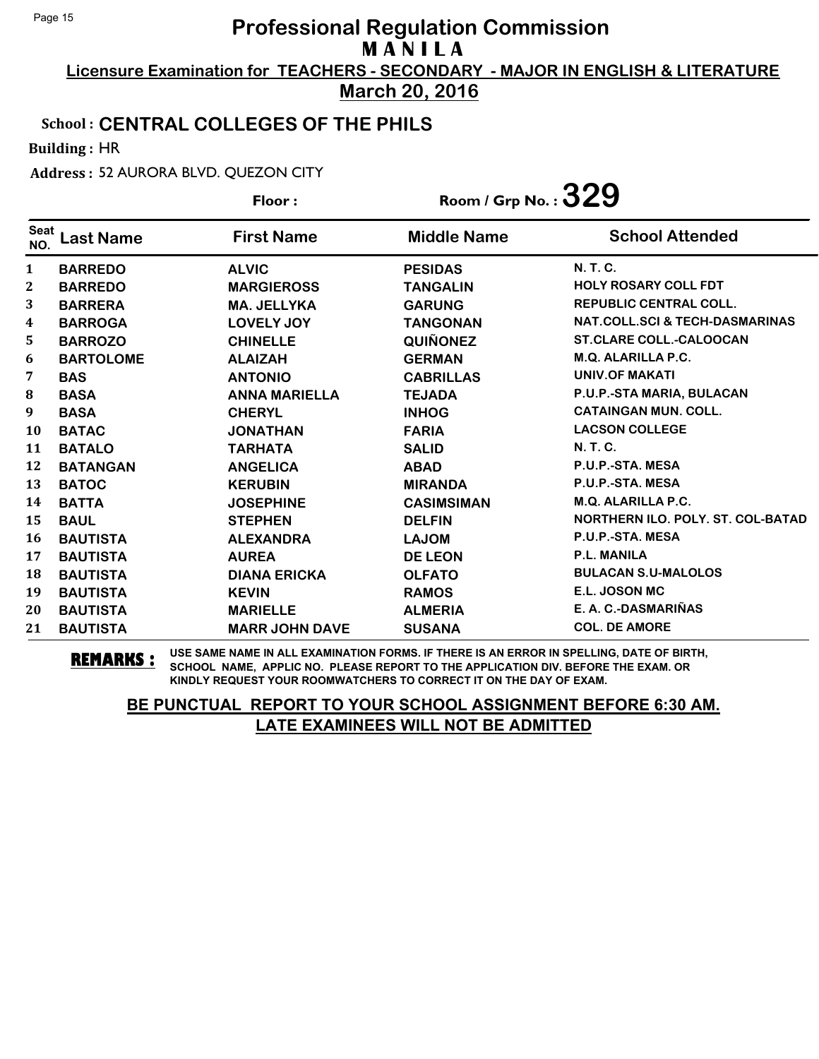# Professional Regulation Commission

## M A N I L A

**Licensure Examination for TEACHERS - SECONDARY - MAJOR IN ENGLISH & LITERATURE**

**March 20, 2016**

School : **CENTRAL COLLEGES OF THE PHILS**

Building : HR

Address : 52 AURORA BLVD. QUEZON CITY

Floor :

Room / Grp No. : **329**

| Seat NO. | Last Name | First Name | Middle Name | School Attended |
|---|---|---|---|---|
| 1 | BARREDO | ALVIC | PESIDAS | N. T. C. |
| 2 | BARREDO | MARGIEROSS | TANGALIN | HOLY ROSARY COLL FDT |
| 3 | BARRERA | MA. JELLYKA | GARUNG | REPUBLIC CENTRAL COLL. |
| 4 | BARROGA | LOVELY JOY | TANGONAN | NAT.COLL.SCI & TECH-DASMARINAS |
| 5 | BARROZO | CHINELLE | QUIÑONEZ | ST.CLARE COLL.-CALOOCAN |
| 6 | BARTOLOME | ALAIZAH | GERMAN | M.Q. ALARILLA P.C. |
| 7 | BAS | ANTONIO | CABRILLAS | UNIV.OF MAKATI |
| 8 | BASA | ANNA MARIELLA | TEJADA | P.U.P.-STA MARIA, BULACAN |
| 9 | BASA | CHERYL | INHOG | CATAINGAN MUN. COLL. |
| 10 | BATAC | JONATHAN | FARIA | LACSON COLLEGE |
| 11 | BATALO | TARHATA | SALID | N. T. C. |
| 12 | BATANGAN | ANGELICA | ABAD | P.U.P.-STA. MESA |
| 13 | BATOC | KERUBIN | MIRANDA | P.U.P.-STA. MESA |
| 14 | BATTA | JOSEPHINE | CASIMSIMAN | M.Q. ALARILLA P.C. |
| 15 | BAUL | STEPHEN | DELFIN | NORTHERN ILO. POLY. ST. COL-BATAD |
| 16 | BAUTISTA | ALEXANDRA | LAJOM | P.U.P.-STA. MESA |
| 17 | BAUTISTA | AUREA | DE LEON | P.L. MANILA |
| 18 | BAUTISTA | DIANA ERICKA | OLFATO | BULACAN S.U-MALOLOS |
| 19 | BAUTISTA | KEVIN | RAMOS | E.L. JOSON MC |
| 20 | BAUTISTA | MARIELLE | ALMERIA | E. A. C.-DASMARIÑAS |
| 21 | BAUTISTA | MARR JOHN DAVE | SUSANA | COL. DE AMORE |

**REMARKS :** USE SAME NAME IN ALL EXAMINATION FORMS. IF THERE IS AN ERROR IN SPELLING, DATE OF BIRTH, SCHOOL NAME, APPLIC NO. PLEASE REPORT TO THE APPLICATION DIV. BEFORE THE EXAM. OR KINDLY REQUEST YOUR ROOMWATCHERS TO CORRECT IT ON THE DAY OF EXAM.

**BE PUNCTUAL REPORT TO YOUR SCHOOL ASSIGNMENT BEFORE 6:30 AM. LATE EXAMINEES WILL NOT BE ADMITTED**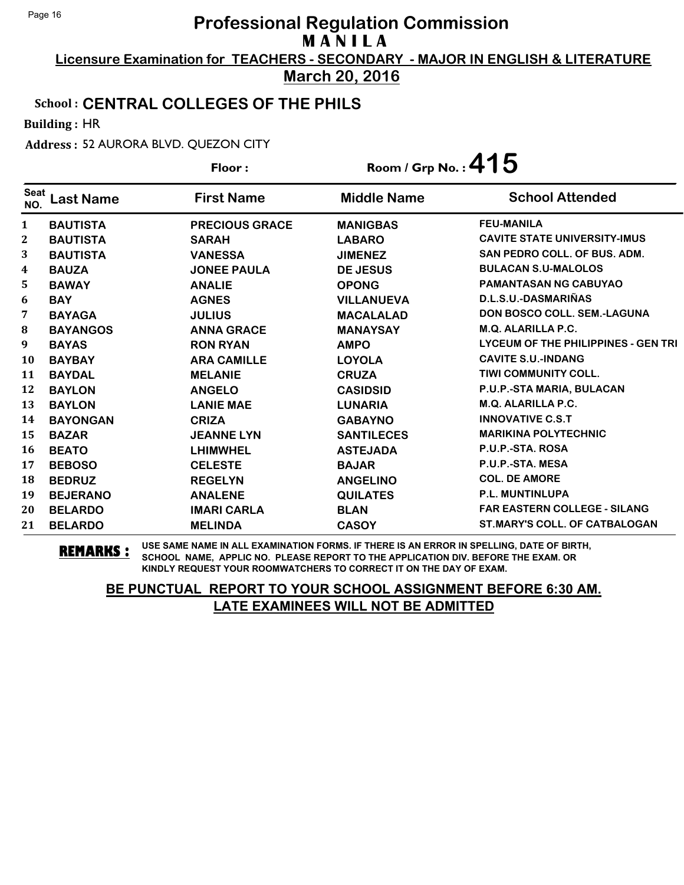# Professional Regulation Commission
## MANILA

**Licensure Examination for TEACHERS - SECONDARY - MAJOR IN ENGLISH & LITERATURE**

**March 20, 2016**

**School : CENTRAL COLLEGES OF THE PHILS**

**Building :** HR

**Address :** 52 AURORA BLVD. QUEZON CITY

**Floor :**

**Room / Grp No. : 415**

| Seat NO. | Last Name | First Name | Middle Name | School Attended |
|---|---|---|---|---|
| 1 | BAUTISTA | PRECIOUS GRACE | MANIGBAS | FEU-MANILA |
| 2 | BAUTISTA | SARAH | LABARO | CAVITE STATE UNIVERSITY-IMUS |
| 3 | BAUTISTA | VANESSA | JIMENEZ | SAN PEDRO COLL. OF BUS. ADM. |
| 4 | BAUZA | JONEE PAULA | DE JESUS | BULACAN S.U-MALOLOS |
| 5 | BAWAY | ANALIE | OPONG | PAMANTASAN NG CABUYAO |
| 6 | BAY | AGNES | VILLANUEVA | D.L.S.U.-DASMARIÑAS |
| 7 | BAYAGA | JULIUS | MACALALAD | DON BOSCO COLL. SEM.-LAGUNA |
| 8 | BAYANGOS | ANNA GRACE | MANAYSAY | M.Q. ALARILLA P.C. |
| 9 | BAYAS | RON RYAN | AMPO | LYCEUM OF THE PHILIPPINES - GEN TRI |
| 10 | BAYBAY | ARA CAMILLE | LOYOLA | CAVITE S.U.-INDANG |
| 11 | BAYDAL | MELANIE | CRUZA | TIWI COMMUNITY COLL. |
| 12 | BAYLON | ANGELO | CASIDSID | P.U.P.-STA MARIA, BULACAN |
| 13 | BAYLON | LANIE MAE | LUNARIA | M.Q. ALARILLA P.C. |
| 14 | BAYONGAN | CRIZA | GABAYNO | INNOVATIVE C.S.T |
| 15 | BAZAR | JEANNE LYN | SANTILECES | MARIKINA POLYTECHNIC |
| 16 | BEATO | LHIMWHEL | ASTEJADA | P.U.P.-STA. ROSA |
| 17 | BEBOSO | CELESTE | BAJAR | P.U.P.-STA. MESA |
| 18 | BEDRUZ | REGELYN | ANGELINO | COL. DE AMORE |
| 19 | BEJERANO | ANALENE | QUILATES | P.L. MUNTINLUPA |
| 20 | BELARDO | IMARI CARLA | BLAN | FAR EASTERN COLLEGE - SILANG |
| 21 | BELARDO | MELINDA | CASOY | ST.MARY'S COLL. OF CATBALOGAN |

**REMARKS :** USE SAME NAME IN ALL EXAMINATION FORMS. IF THERE IS AN ERROR IN SPELLING, DATE OF BIRTH, SCHOOL NAME, APPLIC NO. PLEASE REPORT TO THE APPLICATION DIV. BEFORE THE EXAM. OR KINDLY REQUEST YOUR ROOMWATCHERS TO CORRECT IT ON THE DAY OF EXAM.

**BE PUNCTUAL REPORT TO YOUR SCHOOL ASSIGNMENT BEFORE 6:30 AM.**
**LATE EXAMINEES WILL NOT BE ADMITTED**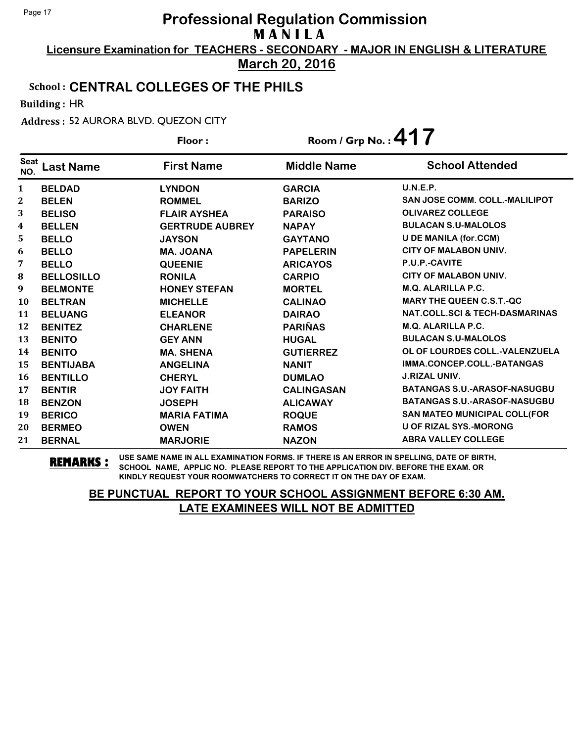# Professional Regulation Commission
## M A N I L A

**Licensure Examination for TEACHERS - SECONDARY - MAJOR IN ENGLISH & LITERATURE**

**March 20, 2016**

**School : CENTRAL COLLEGES OF THE PHILS**

**Building :** HR

**Address :** 52 AURORA BLVD. QUEZON CITY

**Floor :** 

**Room / Grp No. : 417**

| Seat NO. | Last Name | First Name | Middle Name | School Attended |
|---|---|---|---|---|
| 1 | BELDAD | LYNDON | GARCIA | U.N.E.P. |
| 2 | BELEN | ROMMEL | BARIZO | SAN JOSE COMM. COLL.-MALILIPOT |
| 3 | BELISO | FLAIR AYSHEA | PARAISO | OLIVAREZ COLLEGE |
| 4 | BELLEN | GERTRUDE AUBREY | NAPAY | BULACAN S.U-MALOLOS |
| 5 | BELLO | JAYSON | GAYTANO | U DE MANILA (for.CCM) |
| 6 | BELLO | MA. JOANA | PAPELERIN | CITY OF MALABON UNIV. |
| 7 | BELLO | QUEENIE | ARICAYOS | P.U.P.-CAVITE |
| 8 | BELLOSILLO | RONILA | CARPIO | CITY OF MALABON UNIV. |
| 9 | BELMONTE | HONEY STEFAN | MORTEL | M.Q. ALARILLA P.C. |
| 10 | BELTRAN | MICHELLE | CALINAO | MARY THE QUEEN C.S.T.-QC |
| 11 | BELUANG | ELEANOR | DAIRAO | NAT.COLL.SCI & TECH-DASMARINAS |
| 12 | BENITEZ | CHARLENE | PARIÑAS | M.Q. ALARILLA P.C. |
| 13 | BENITO | GEY ANN | HUGAL | BULACAN S.U-MALOLOS |
| 14 | BENITO | MA. SHENA | GUTIERREZ | OL OF LOURDES COLL.-VALENZUELA |
| 15 | BENTIJABA | ANGELINA | NANIT | IMMA.CONCEP.COLL.-BATANGAS |
| 16 | BENTILLO | CHERYL | DUMLAO | J.RIZAL UNIV. |
| 17 | BENTIR | JOY FAITH | CALINGASAN | BATANGAS S.U.-ARASOF-NASUGBU |
| 18 | BENZON | JOSEPH | ALICAWAY | BATANGAS S.U.-ARASOF-NASUGBU |
| 19 | BERICO | MARIA FATIMA | ROQUE | SAN MATEO MUNICIPAL COLL(FOR |
| 20 | BERMEO | OWEN | RAMOS | U OF RIZAL SYS.-MORONG |
| 21 | BERNAL | MARJORIE | NAZON | ABRA VALLEY COLLEGE |

**REMARKS :** USE SAME NAME IN ALL EXAMINATION FORMS. IF THERE IS AN ERROR IN SPELLING, DATE OF BIRTH, SCHOOL NAME, APPLIC NO. PLEASE REPORT TO THE APPLICATION DIV. BEFORE THE EXAM. OR KINDLY REQUEST YOUR ROOMWATCHERS TO CORRECT IT ON THE DAY OF EXAM.

**BE PUNCTUAL REPORT TO YOUR SCHOOL ASSIGNMENT BEFORE 6:30 AM. LATE EXAMINEES WILL NOT BE ADMITTED**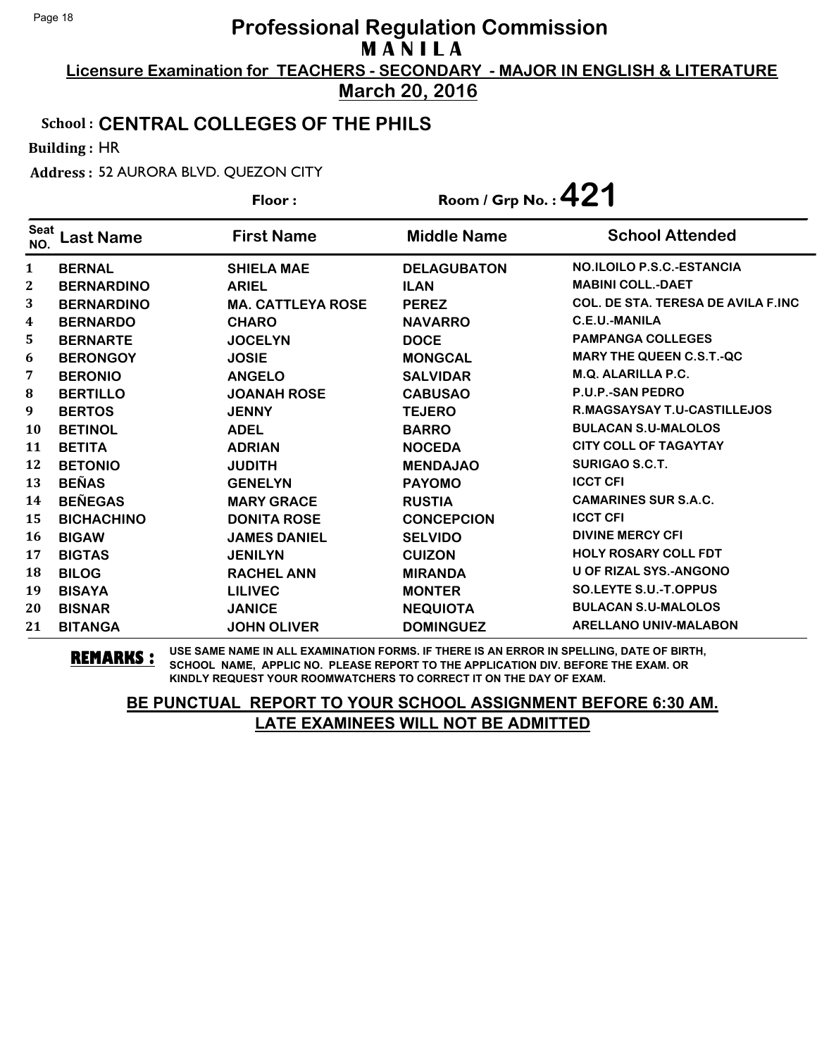# Professional Regulation Commission

## MANILA

**Licensure Examination for TEACHERS - SECONDARY - MAJOR IN ENGLISH & LITERATURE**

**March 20, 2016**

**School : CENTRAL COLLEGES OF THE PHILS**

**Building :** HR

**Address :** 52 AURORA BLVD. QUEZON CITY

**Floor :**

**Room / Grp No. : 421**

| Seat NO. | Last Name | First Name | Middle Name | School Attended |
|---|---|---|---|---|
| 1 | BERNAL | SHIELA MAE | DELAGUBATON | NO.ILOILO P.S.C.-ESTANCIA |
| 2 | BERNARDINO | ARIEL | ILAN | MABINI COLL.-DAET |
| 3 | BERNARDINO | MA. CATTLEYA ROSE | PEREZ | COL. DE STA. TERESA DE AVILA F.INC |
| 4 | BERNARDO | CHARO | NAVARRO | C.E.U.-MANILA |
| 5 | BERNARTE | JOCELYN | DOCE | PAMPANGA COLLEGES |
| 6 | BERONGOY | JOSIE | MONGCAL | MARY THE QUEEN C.S.T.-QC |
| 7 | BERONIO | ANGELO | SALVIDAR | M.Q. ALARILLA P.C. |
| 8 | BERTILLO | JOANAH ROSE | CABUSAO | P.U.P.-SAN PEDRO |
| 9 | BERTOS | JENNY | TEJERO | R.MAGSAYSAY T.U-CASTILLEJOS |
| 10 | BETINOL | ADEL | BARRO | BULACAN S.U-MALOLOS |
| 11 | BETITA | ADRIAN | NOCEDA | CITY COLL OF TAGAYTAY |
| 12 | BETONIO | JUDITH | MENDAJAO | SURIGAO S.C.T. |
| 13 | BEÑAS | GENELYN | PAYOMO | ICCT CFI |
| 14 | BEÑEGAS | MARY GRACE | RUSTIA | CAMARINES SUR S.A.C. |
| 15 | BICHACHINO | DONITA ROSE | CONCEPCION | ICCT CFI |
| 16 | BIGAW | JAMES DANIEL | SELVIDO | DIVINE MERCY CFI |
| 17 | BIGTAS | JENILYN | CUIZON | HOLY ROSARY COLL FDT |
| 18 | BILOG | RACHEL ANN | MIRANDA | U OF RIZAL SYS.-ANGONO |
| 19 | BISAYA | LILIVEC | MONTER | SO.LEYTE S.U.-T.OPPUS |
| 20 | BISNAR | JANICE | NEQUIOTA | BULACAN S.U-MALOLOS |
| 21 | BITANGA | JOHN OLIVER | DOMINGUEZ | ARELLANO UNIV-MALABON |

**REMARKS :** USE SAME NAME IN ALL EXAMINATION FORMS. IF THERE IS AN ERROR IN SPELLING, DATE OF BIRTH, SCHOOL NAME, APPLIC NO. PLEASE REPORT TO THE APPLICATION DIV. BEFORE THE EXAM. OR KINDLY REQUEST YOUR ROOMWATCHERS TO CORRECT IT ON THE DAY OF EXAM.

**BE PUNCTUAL REPORT TO YOUR SCHOOL ASSIGNMENT BEFORE 6:30 AM. LATE EXAMINEES WILL NOT BE ADMITTED**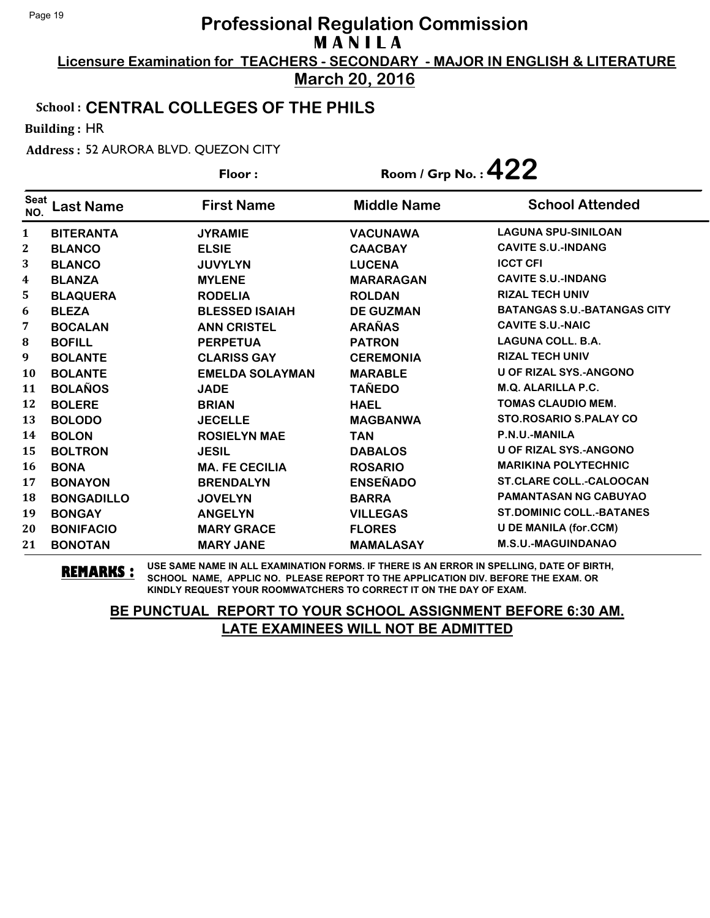# Professional Regulation Commission
## M A N I L A

**Licensure Examination for TEACHERS - SECONDARY - MAJOR IN ENGLISH & LITERATURE**

**March 20, 2016**

**School : CENTRAL COLLEGES OF THE PHILS**

**Building :** HR

**Address :** 52 AURORA BLVD. QUEZON CITY

**Floor :** 

**Room / Grp No. : 422**

| Seat NO. | Last Name | First Name | Middle Name | School Attended |
|---|---|---|---|---|
| 1 | BITERANTA | JYRAMIE | VACUNAWA | LAGUNA SPU-SINILOAN |
| 2 | BLANCO | ELSIE | CAACBAY | CAVITE S.U.-INDANG |
| 3 | BLANCO | JUVYLYN | LUCENA | ICCT CFI |
| 4 | BLANZA | MYLENE | MARARAGAN | CAVITE S.U.-INDANG |
| 5 | BLAQUERA | RODELIA | ROLDAN | RIZAL TECH UNIV |
| 6 | BLEZA | BLESSED ISAIAH | DE GUZMAN | BATANGAS S.U.-BATANGAS CITY |
| 7 | BOCALAN | ANN CRISTEL | ARAÑAS | CAVITE S.U.-NAIC |
| 8 | BOFILL | PERPETUA | PATRON | LAGUNA COLL. B.A. |
| 9 | BOLANTE | CLARISS GAY | CEREMONIA | RIZAL TECH UNIV |
| 10 | BOLANTE | EMELDA SOLAYMAN | MARABLE | U OF RIZAL SYS.-ANGONO |
| 11 | BOLAÑOS | JADE | TAÑEDO | M.Q. ALARILLA P.C. |
| 12 | BOLERE | BRIAN | HAEL | TOMAS CLAUDIO MEM. |
| 13 | BOLODO | JECELLE | MAGBANWA | STO.ROSARIO S.PALAY CO |
| 14 | BOLON | ROSIELYN MAE | TAN | P.N.U.-MANILA |
| 15 | BOLTRON | JESIL | DABALOS | U OF RIZAL SYS.-ANGONO |
| 16 | BONA | MA. FE CECILIA | ROSARIO | MARIKINA POLYTECHNIC |
| 17 | BONAYON | BRENDALYN | ENSEÑADO | ST.CLARE COLL.-CALOOCAN |
| 18 | BONGADILLO | JOVELYN | BARRA | PAMANTASAN NG CABUYAO |
| 19 | BONGAY | ANGELYN | VILLEGAS | ST.DOMINIC COLL.-BATANES |
| 20 | BONIFACIO | MARY GRACE | FLORES | U DE MANILA (for.CCM) |
| 21 | BONOTAN | MARY JANE | MAMALASAY | M.S.U.-MAGUINDANAO |

**REMARKS :** USE SAME NAME IN ALL EXAMINATION FORMS. IF THERE IS AN ERROR IN SPELLING, DATE OF BIRTH, SCHOOL NAME, APPLIC NO. PLEASE REPORT TO THE APPLICATION DIV. BEFORE THE EXAM. OR KINDLY REQUEST YOUR ROOMWATCHERS TO CORRECT IT ON THE DAY OF EXAM.

**BE PUNCTUAL REPORT TO YOUR SCHOOL ASSIGNMENT BEFORE 6:30 AM. LATE EXAMINEES WILL NOT BE ADMITTED**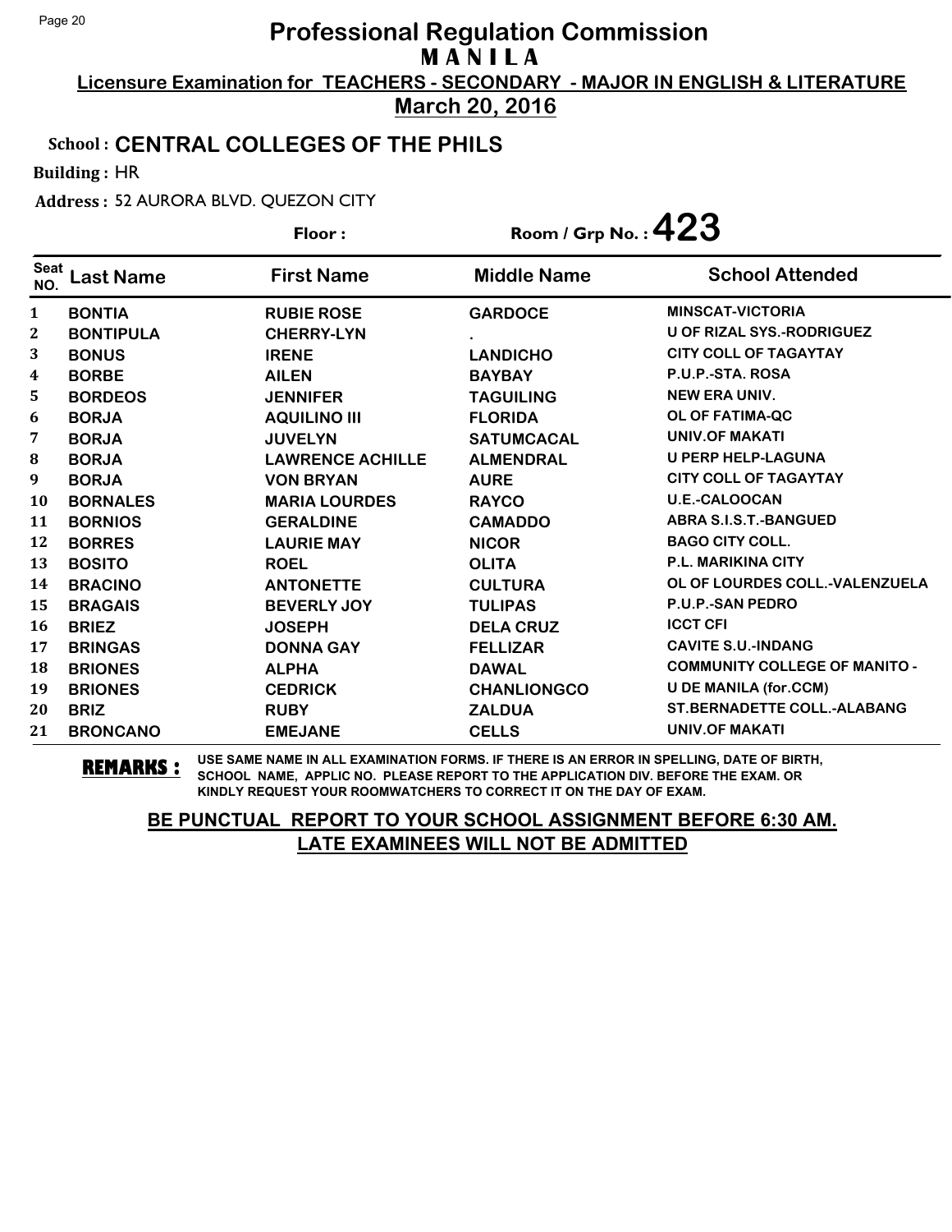# Professional Regulation Commission

**MANILA**

**Licensure Examination for TEACHERS - SECONDARY - MAJOR IN ENGLISH & LITERATURE**

**March 20, 2016**

**School : CENTRAL COLLEGES OF THE PHILS**

**Building :** HR

**Address :** 52 AURORA BLVD. QUEZON CITY

**Floor :**

**Room / Grp No. : 423**

| Seat NO. | Last Name | First Name | Middle Name | School Attended |
|---|---|---|---|---|
| 1 | BONTIA | RUBIE ROSE | GARDOCE | MINSCAT-VICTORIA |
| 2 | BONTIPULA | CHERRY-LYN | . | U OF RIZAL SYS.-RODRIGUEZ |
| 3 | BONUS | IRENE | LANDICHO | CITY COLL OF TAGAYTAY |
| 4 | BORBE | AILEN | BAYBAY | P.U.P.-STA. ROSA |
| 5 | BORDEOS | JENNIFER | TAGUILING | NEW ERA UNIV. |
| 6 | BORJA | AQUILINO III | FLORIDA | OL OF FATIMA-QC |
| 7 | BORJA | JUVELYN | SATUMCACAL | UNIV.OF MAKATI |
| 8 | BORJA | LAWRENCE ACHILLE | ALMENDRAL | U PERP HELP-LAGUNA |
| 9 | BORJA | VON BRYAN | AURE | CITY COLL OF TAGAYTAY |
| 10 | BORNALES | MARIA LOURDES | RAYCO | U.E.-CALOOCAN |
| 11 | BORNIOS | GERALDINE | CAMADDO | ABRA S.I.S.T.-BANGUED |
| 12 | BORRES | LAURIE MAY | NICOR | BAGO CITY COLL. |
| 13 | BOSITO | ROEL | OLITA | P.L. MARIKINA CITY |
| 14 | BRACINO | ANTONETTE | CULTURA | OL OF LOURDES COLL.-VALENZUELA |
| 15 | BRAGAIS | BEVERLY JOY | TULIPAS | P.U.P.-SAN PEDRO |
| 16 | BRIEZ | JOSEPH | DELA CRUZ | ICCT CFI |
| 17 | BRINGAS | DONNA GAY | FELLIZAR | CAVITE S.U.-INDANG |
| 18 | BRIONES | ALPHA | DAWAL | COMMUNITY COLLEGE OF MANITO - |
| 19 | BRIONES | CEDRICK | CHANLIONGCO | U DE MANILA (for.CCM) |
| 20 | BRIZ | RUBY | ZALDUA | ST.BERNADETTE COLL.-ALABANG |
| 21 | BRONCANO | EMEJANE | CELLS | UNIV.OF MAKATI |

**REMARKS :** USE SAME NAME IN ALL EXAMINATION FORMS. IF THERE IS AN ERROR IN SPELLING, DATE OF BIRTH, SCHOOL NAME, APPLIC NO. PLEASE REPORT TO THE APPLICATION DIV. BEFORE THE EXAM. OR KINDLY REQUEST YOUR ROOMWATCHERS TO CORRECT IT ON THE DAY OF EXAM.

**BE PUNCTUAL REPORT TO YOUR SCHOOL ASSIGNMENT BEFORE 6:30 AM. LATE EXAMINEES WILL NOT BE ADMITTED**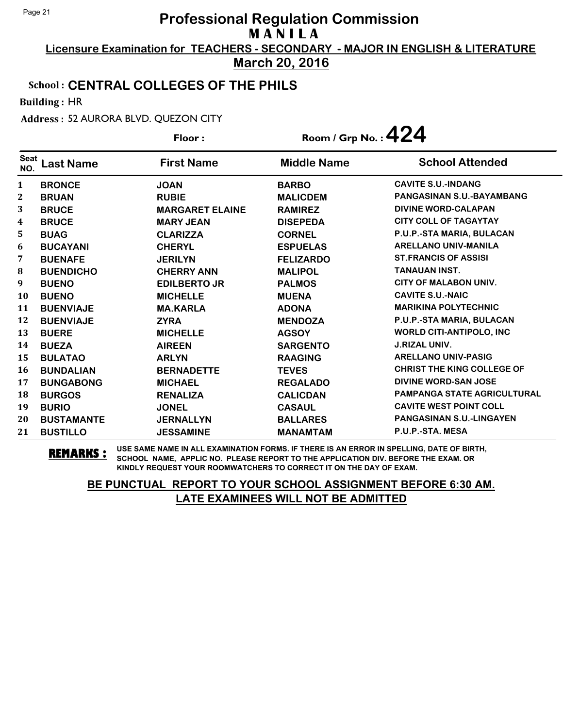# Professional Regulation Commission

## M A N I L A

**Licensure Examination for TEACHERS - SECONDARY - MAJOR IN ENGLISH & LITERATURE**

**March 20, 2016**

**School : CENTRAL COLLEGES OF THE PHILS**

**Building :** HR

**Address :** 52 AURORA BLVD. QUEZON CITY

**Floor :** 　　　　**Room / Grp No. : 424**

| Seat NO. | Last Name | First Name | Middle Name | School Attended |
|---|---|---|---|---|
| 1 | BRONCE | JOAN | BARBO | CAVITE S.U.-INDANG |
| 2 | BRUAN | RUBIE | MALICDEM | PANGASINAN S.U.-BAYAMBANG |
| 3 | BRUCE | MARGARET ELAINE | RAMIREZ | DIVINE WORD-CALAPAN |
| 4 | BRUCE | MARY JEAN | DISEPEDA | CITY COLL OF TAGAYTAY |
| 5 | BUAG | CLARIZZA | CORNEL | P.U.P.-STA MARIA, BULACAN |
| 6 | BUCAYANI | CHERYL | ESPUELAS | ARELLANO UNIV-MANILA |
| 7 | BUENAFE | JERILYN | FELIZARDO | ST.FRANCIS OF ASSISI |
| 8 | BUENDICHO | CHERRY ANN | MALIPOL | TANAUAN INST. |
| 9 | BUENO | EDILBERTO JR | PALMOS | CITY OF MALABON UNIV. |
| 10 | BUENO | MICHELLE | MUENA | CAVITE S.U.-NAIC |
| 11 | BUENVIAJE | MA.KARLA | ADONA | MARIKINA POLYTECHNIC |
| 12 | BUENVIAJE | ZYRA | MENDOZA | P.U.P.-STA MARIA, BULACAN |
| 13 | BUERE | MICHELLE | AGSOY | WORLD CITI-ANTIPOLO, INC |
| 14 | BUEZA | AIREEN | SARGENTO | J.RIZAL UNIV. |
| 15 | BULATAO | ARLYN | RAAGING | ARELLANO UNIV-PASIG |
| 16 | BUNDALIAN | BERNADETTE | TEVES | CHRIST THE KING COLLEGE OF |
| 17 | BUNGABONG | MICHAEL | REGALADO | DIVINE WORD-SAN JOSE |
| 18 | BURGOS | RENALIZA | CALICDAN | PAMPANGA STATE AGRICULTURAL |
| 19 | BURIO | JONEL | CASAUL | CAVITE WEST POINT COLL |
| 20 | BUSTAMANTE | JERNALLYN | BALLARES | PANGASINAN S.U.-LINGAYEN |
| 21 | BUSTILLO | JESSAMINE | MANAMTAM | P.U.P.-STA. MESA |

**REMARKS :** USE SAME NAME IN ALL EXAMINATION FORMS. IF THERE IS AN ERROR IN SPELLING, DATE OF BIRTH, SCHOOL NAME, APPLIC NO. PLEASE REPORT TO THE APPLICATION DIV. BEFORE THE EXAM. OR KINDLY REQUEST YOUR ROOMWATCHERS TO CORRECT IT ON THE DAY OF EXAM.

**BE PUNCTUAL REPORT TO YOUR SCHOOL ASSIGNMENT BEFORE 6:30 AM.**
**LATE EXAMINEES WILL NOT BE ADMITTED**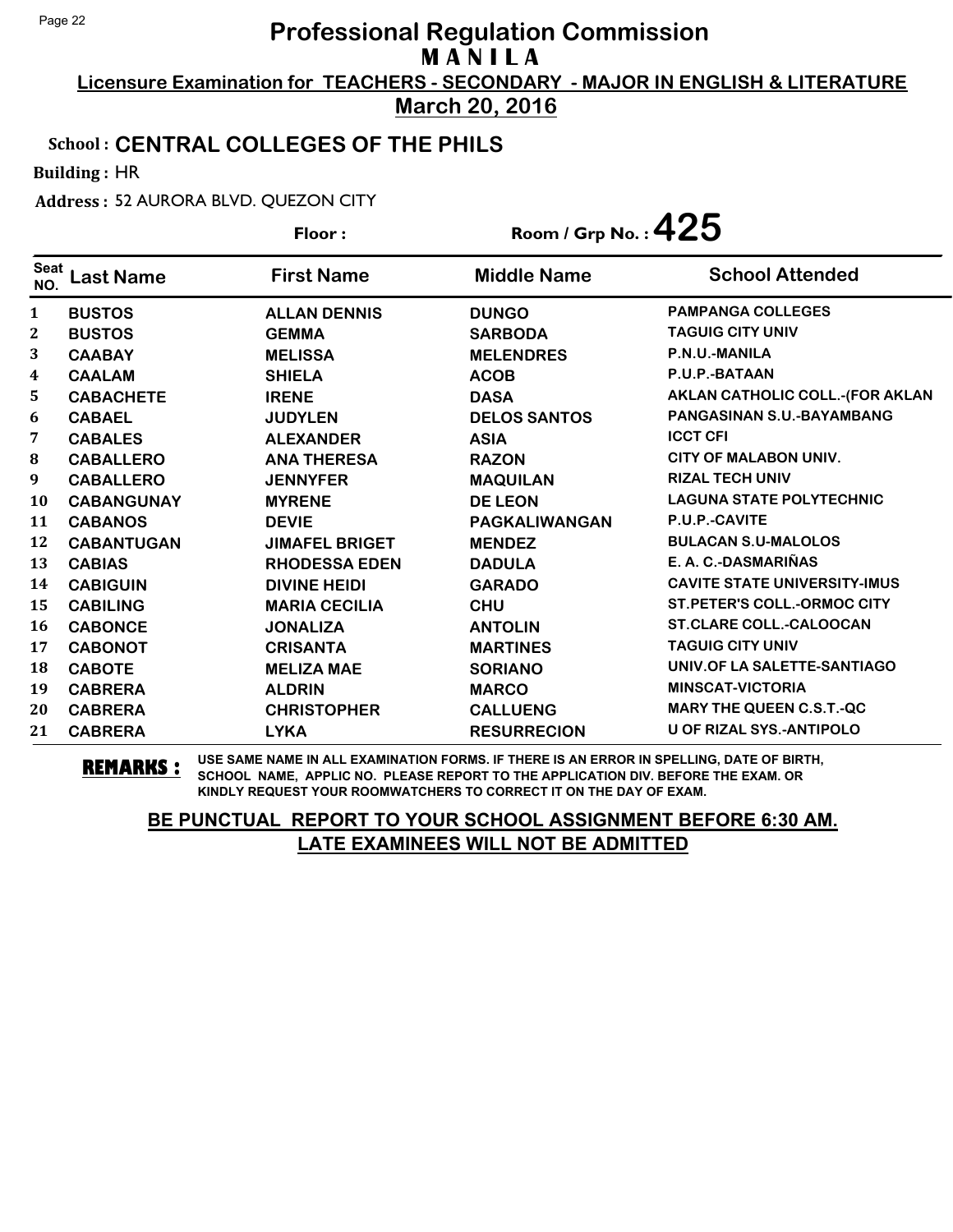# Professional Regulation Commission

**M A N I L A**

**Licensure Examination for TEACHERS - SECONDARY - MAJOR IN ENGLISH & LITERATURE**

**March 20, 2016**

**School : CENTRAL COLLEGES OF THE PHILS**

**Building :** HR

**Address :** 52 AURORA BLVD. QUEZON CITY

**Floor :** 

**Room / Grp No. : 425**

| Seat NO. | Last Name | First Name | Middle Name | School Attended |
|---|---|---|---|---|
| 1 | BUSTOS | ALLAN DENNIS | DUNGO | PAMPANGA COLLEGES |
| 2 | BUSTOS | GEMMA | SARBODA | TAGUIG CITY UNIV |
| 3 | CAABAY | MELISSA | MELENDRES | P.N.U.-MANILA |
| 4 | CAALAM | SHIELA | ACOB | P.U.P.-BATAAN |
| 5 | CABACHETE | IRENE | DASA | AKLAN CATHOLIC COLL.-(FOR AKLAN |
| 6 | CABAEL | JUDYLEN | DELOS SANTOS | PANGASINAN S.U.-BAYAMBANG |
| 7 | CABALES | ALEXANDER | ASIA | ICCT CFI |
| 8 | CABALLERO | ANA THERESA | RAZON | CITY OF MALABON UNIV. |
| 9 | CABALLERO | JENNYFER | MAQUILAN | RIZAL TECH UNIV |
| 10 | CABANGUNAY | MYRENE | DE LEON | LAGUNA STATE POLYTECHNIC |
| 11 | CABANOS | DEVIE | PAGKALIWANGAN | P.U.P.-CAVITE |
| 12 | CABANTUGAN | JIMAFEL BRIGET | MENDEZ | BULACAN S.U-MALOLOS |
| 13 | CABIAS | RHODESSA EDEN | DADULA | E. A. C.-DASMARIÑAS |
| 14 | CABIGUIN | DIVINE HEIDI | GARADO | CAVITE STATE UNIVERSITY-IMUS |
| 15 | CABILING | MARIA CECILIA | CHU | ST.PETER'S COLL.-ORMOC CITY |
| 16 | CABONCE | JONALIZA | ANTOLIN | ST.CLARE COLL.-CALOOCAN |
| 17 | CABONOT | CRISANTA | MARTINES | TAGUIG CITY UNIV |
| 18 | CABOTE | MELIZA MAE | SORIANO | UNIV.OF LA SALETTE-SANTIAGO |
| 19 | CABRERA | ALDRIN | MARCO | MINSCAT-VICTORIA |
| 20 | CABRERA | CHRISTOPHER | CALLUENG | MARY THE QUEEN C.S.T.-QC |
| 21 | CABRERA | LYKA | RESURRECION | U OF RIZAL SYS.-ANTIPOLO |

**REMARKS :** USE SAME NAME IN ALL EXAMINATION FORMS. IF THERE IS AN ERROR IN SPELLING, DATE OF BIRTH, SCHOOL NAME, APPLIC NO. PLEASE REPORT TO THE APPLICATION DIV. BEFORE THE EXAM. OR KINDLY REQUEST YOUR ROOMWATCHERS TO CORRECT IT ON THE DAY OF EXAM.

**BE PUNCTUAL REPORT TO YOUR SCHOOL ASSIGNMENT BEFORE 6:30 AM.**

**LATE EXAMINEES WILL NOT BE ADMITTED**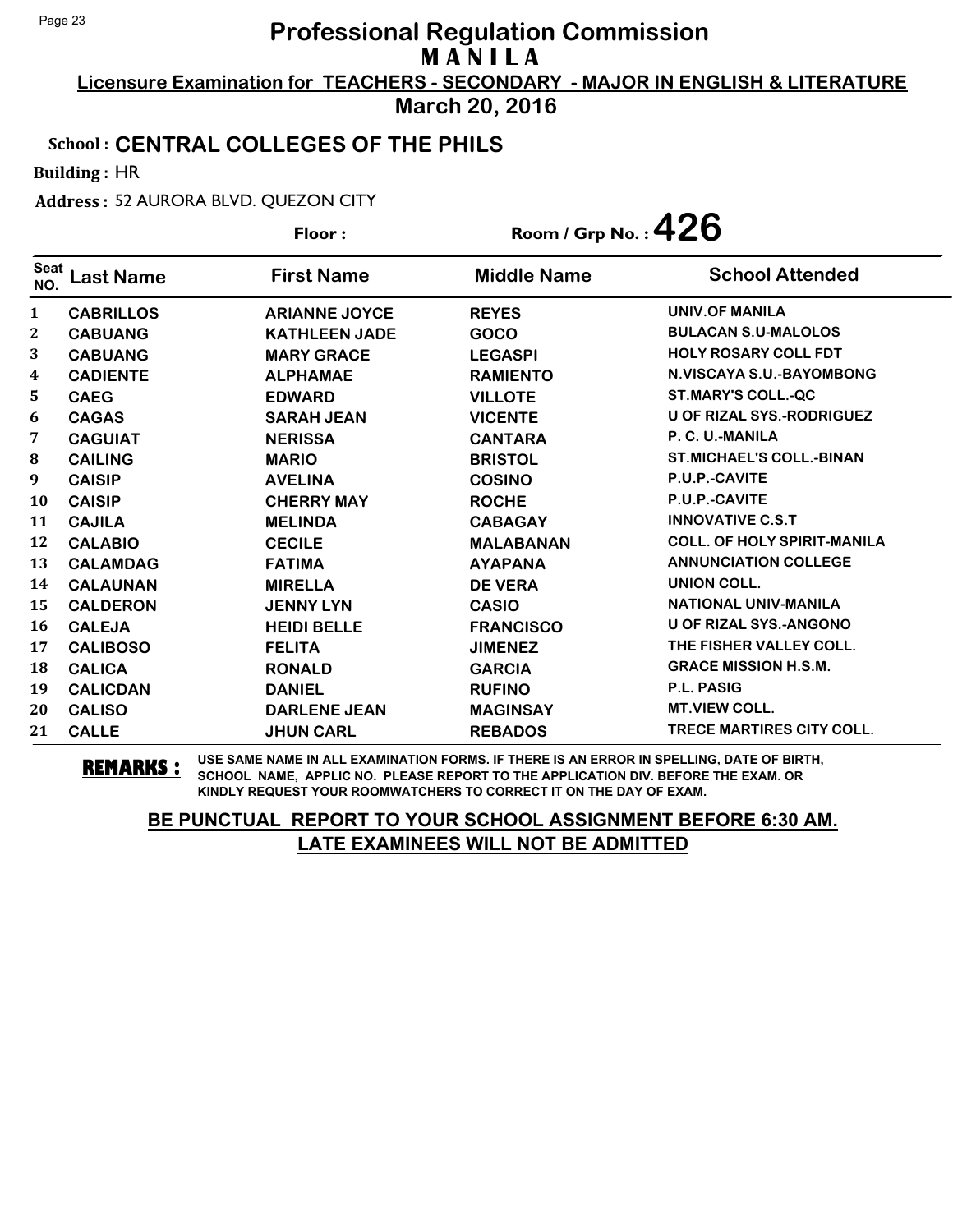# Professional Regulation Commission

## M A N I L A

**Licensure Examination for TEACHERS - SECONDARY - MAJOR IN ENGLISH & LITERATURE**

**March 20, 2016**

**School : CENTRAL COLLEGES OF THE PHILS**

**Building :** HR

**Address :** 52 AURORA BLVD. QUEZON CITY

**Floor :**

**Room / Grp No. : 426**

| Seat NO. | Last Name | First Name | Middle Name | School Attended |
|---|---|---|---|---|
| 1 | CABRILLOS | ARIANNE JOYCE | REYES | UNIV.OF MANILA |
| 2 | CABUANG | KATHLEEN JADE | GOCO | BULACAN S.U-MALOLOS |
| 3 | CABUANG | MARY GRACE | LEGASPI | HOLY ROSARY COLL FDT |
| 4 | CADIENTE | ALPHAMAE | RAMIENTO | N.VISCAYA S.U.-BAYOMBONG |
| 5 | CAEG | EDWARD | VILLOTE | ST.MARY'S COLL.-QC |
| 6 | CAGAS | SARAH JEAN | VICENTE | U OF RIZAL SYS.-RODRIGUEZ |
| 7 | CAGUIAT | NERISSA | CANTARA | P. C. U.-MANILA |
| 8 | CAILING | MARIO | BRISTOL | ST.MICHAEL'S COLL.-BINAN |
| 9 | CAISIP | AVELINA | COSINO | P.U.P.-CAVITE |
| 10 | CAISIP | CHERRY MAY | ROCHE | P.U.P.-CAVITE |
| 11 | CAJILA | MELINDA | CABAGAY | INNOVATIVE C.S.T |
| 12 | CALABIO | CECILE | MALABANAN | COLL. OF HOLY SPIRIT-MANILA |
| 13 | CALAMDAG | FATIMA | AYAPANA | ANNUNCIATION COLLEGE |
| 14 | CALAUNAN | MIRELLA | DE VERA | UNION COLL. |
| 15 | CALDERON | JENNY LYN | CASIO | NATIONAL UNIV-MANILA |
| 16 | CALEJA | HEIDI BELLE | FRANCISCO | U OF RIZAL SYS.-ANGONO |
| 17 | CALIBOSO | FELITA | JIMENEZ | THE FISHER VALLEY COLL. |
| 18 | CALICA | RONALD | GARCIA | GRACE MISSION H.S.M. |
| 19 | CALICDAN | DANIEL | RUFINO | P.L. PASIG |
| 20 | CALISO | DARLENE JEAN | MAGINSAY | MT.VIEW COLL. |
| 21 | CALLE | JHUN CARL | REBADOS | TRECE MARTIRES CITY COLL. |

**REMARKS :** USE SAME NAME IN ALL EXAMINATION FORMS. IF THERE IS AN ERROR IN SPELLING, DATE OF BIRTH, SCHOOL NAME, APPLIC NO. PLEASE REPORT TO THE APPLICATION DIV. BEFORE THE EXAM. OR KINDLY REQUEST YOUR ROOMWATCHERS TO CORRECT IT ON THE DAY OF EXAM.

**BE PUNCTUAL REPORT TO YOUR SCHOOL ASSIGNMENT BEFORE 6:30 AM. LATE EXAMINEES WILL NOT BE ADMITTED**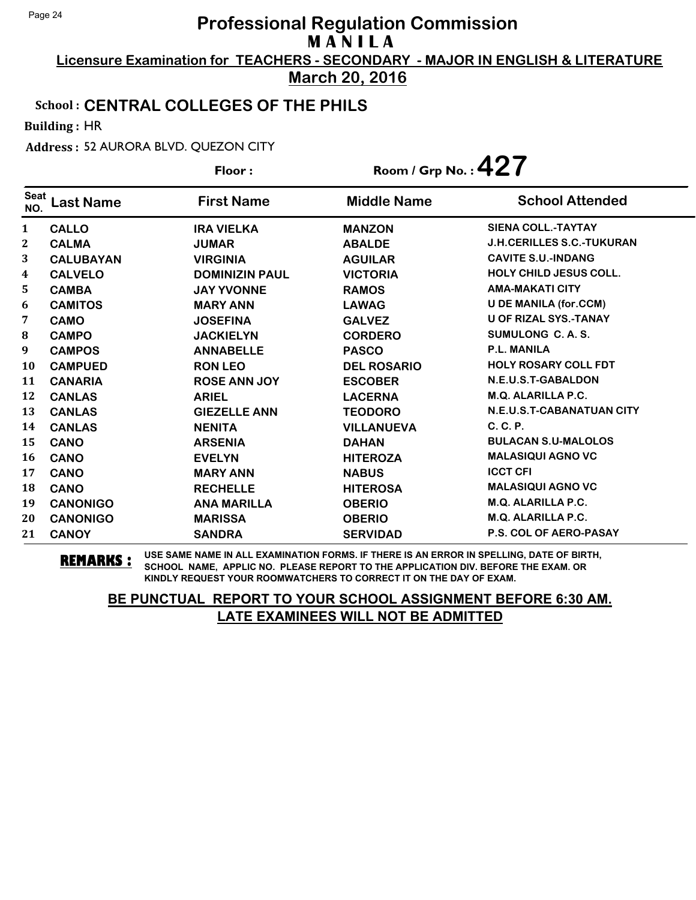# Professional Regulation Commission
## M A N I L A

**Licensure Examination for TEACHERS - SECONDARY - MAJOR IN ENGLISH & LITERATURE**

**March 20, 2016**

**School : CENTRAL COLLEGES OF THE PHILS**

**Building :** HR

**Address :** 52 AURORA BLVD. QUEZON CITY

**Floor :**

**Room / Grp No. : 427**

| Seat NO. | Last Name | First Name | Middle Name | School Attended |
|---|---|---|---|---|
| 1 | CALLO | IRA VIELKA | MANZON | SIENA COLL.-TAYTAY |
| 2 | CALMA | JUMAR | ABALDE | J.H.CERILLES S.C.-TUKURAN |
| 3 | CALUBAYAN | VIRGINIA | AGUILAR | CAVITE S.U.-INDANG |
| 4 | CALVELO | DOMINIZIN PAUL | VICTORIA | HOLY CHILD JESUS COLL. |
| 5 | CAMBA | JAY YVONNE | RAMOS | AMA-MAKATI CITY |
| 6 | CAMITOS | MARY ANN | LAWAG | U DE MANILA (for.CCM) |
| 7 | CAMO | JOSEFINA | GALVEZ | U OF RIZAL SYS.-TANAY |
| 8 | CAMPO | JACKIELYN | CORDERO | SUMULONG C. A. S. |
| 9 | CAMPOS | ANNABELLE | PASCO | P.L. MANILA |
| 10 | CAMPUED | RON LEO | DEL ROSARIO | HOLY ROSARY COLL FDT |
| 11 | CANARIA | ROSE ANN JOY | ESCOBER | N.E.U.S.T-GABALDON |
| 12 | CANLAS | ARIEL | LACERNA | M.Q. ALARILLA P.C. |
| 13 | CANLAS | GIEZELLE ANN | TEODORO | N.E.U.S.T-CABANATUAN CITY |
| 14 | CANLAS | NENITA | VILLANUEVA | C. C. P. |
| 15 | CANO | ARSENIA | DAHAN | BULACAN S.U-MALOLOS |
| 16 | CANO | EVELYN | HITEROZA | MALASIQUI AGNO VC |
| 17 | CANO | MARY ANN | NABUS | ICCT CFI |
| 18 | CANO | RECHELLE | HITEROSA | MALASIQUI AGNO VC |
| 19 | CANONIGO | ANA MARILLA | OBERIO | M.Q. ALARILLA P.C. |
| 20 | CANONIGO | MARISSA | OBERIO | M.Q. ALARILLA P.C. |
| 21 | CANOY | SANDRA | SERVIDAD | P.S. COL OF AERO-PASAY |

**REMARKS :** USE SAME NAME IN ALL EXAMINATION FORMS. IF THERE IS AN ERROR IN SPELLING, DATE OF BIRTH, SCHOOL NAME, APPLIC NO. PLEASE REPORT TO THE APPLICATION DIV. BEFORE THE EXAM. OR KINDLY REQUEST YOUR ROOMWATCHERS TO CORRECT IT ON THE DAY OF EXAM.

**BE PUNCTUAL REPORT TO YOUR SCHOOL ASSIGNMENT BEFORE 6:30 AM. LATE EXAMINEES WILL NOT BE ADMITTED**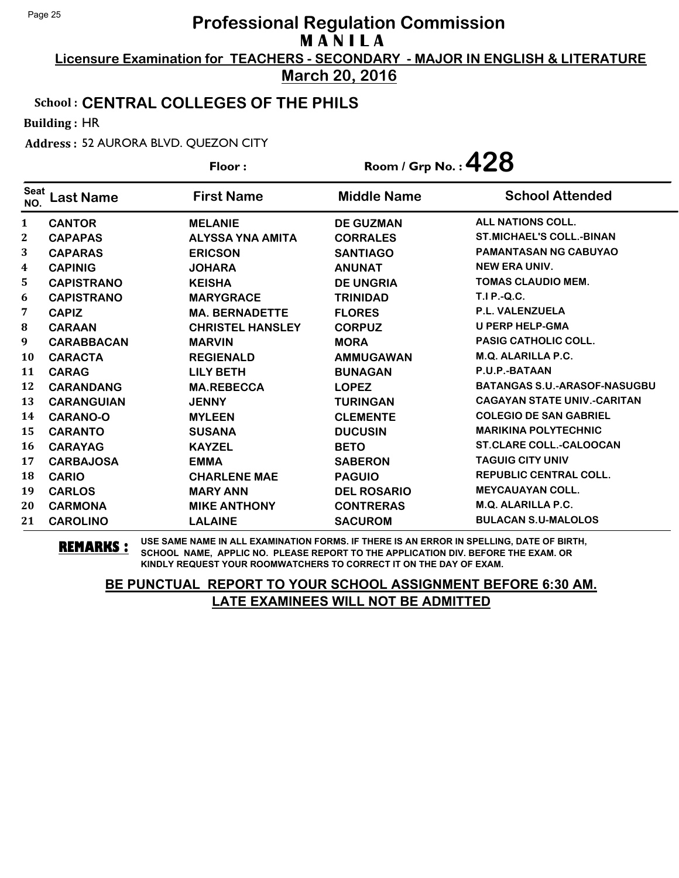# Professional Regulation Commission
## M A N I L A

**Licensure Examination for TEACHERS - SECONDARY - MAJOR IN ENGLISH & LITERATURE**

**March 20, 2016**

**School : CENTRAL COLLEGES OF THE PHILS**

**Building :** HR

**Address :** 52 AURORA BLVD. QUEZON CITY

**Floor :** 

**Room / Grp No. : 428**

| Seat NO. | Last Name | First Name | Middle Name | School Attended |
|---|---|---|---|---|
| 1 | CANTOR | MELANIE | DE GUZMAN | ALL NATIONS COLL. |
| 2 | CAPAPAS | ALYSSA YNA AMITA | CORRALES | ST.MICHAEL'S COLL.-BINAN |
| 3 | CAPARAS | ERICSON | SANTIAGO | PAMANTASAN NG CABUYAO |
| 4 | CAPINIG | JOHARA | ANUNAT | NEW ERA UNIV. |
| 5 | CAPISTRANO | KEISHA | DE UNGRIA | TOMAS CLAUDIO MEM. |
| 6 | CAPISTRANO | MARYGRACE | TRINIDAD | T.I P.-Q.C. |
| 7 | CAPIZ | MA. BERNADETTE | FLORES | P.L. VALENZUELA |
| 8 | CARAAN | CHRISTEL HANSLEY | CORPUZ | U PERP HELP-GMA |
| 9 | CARABBACAN | MARVIN | MORA | PASIG CATHOLIC COLL. |
| 10 | CARACTA | REGIENALD | AMMUGAWAN | M.Q. ALARILLA P.C. |
| 11 | CARAG | LILY BETH | BUNAGAN | P.U.P.-BATAAN |
| 12 | CARANDANG | MA.REBECCA | LOPEZ | BATANGAS S.U.-ARASOF-NASUGBU |
| 13 | CARANGUIAN | JENNY | TURINGAN | CAGAYAN STATE UNIV.-CARITAN |
| 14 | CARANO-O | MYLEEN | CLEMENTE | COLEGIO DE SAN GABRIEL |
| 15 | CARANTO | SUSANA | DUCUSIN | MARIKINA POLYTECHNIC |
| 16 | CARAYAG | KAYZEL | BETO | ST.CLARE COLL.-CALOOCAN |
| 17 | CARBAJOSA | EMMA | SABERON | TAGUIG CITY UNIV |
| 18 | CARIO | CHARLENE MAE | PAGUIO | REPUBLIC CENTRAL COLL. |
| 19 | CARLOS | MARY ANN | DEL ROSARIO | MEYCAUAYAN COLL. |
| 20 | CARMONA | MIKE ANTHONY | CONTRERAS | M.Q. ALARILLA P.C. |
| 21 | CAROLINO | LALAINE | SACUROM | BULACAN S.U-MALOLOS |

**REMARKS :** USE SAME NAME IN ALL EXAMINATION FORMS. IF THERE IS AN ERROR IN SPELLING, DATE OF BIRTH, SCHOOL NAME, APPLIC NO. PLEASE REPORT TO THE APPLICATION DIV. BEFORE THE EXAM. OR KINDLY REQUEST YOUR ROOMWATCHERS TO CORRECT IT ON THE DAY OF EXAM.

**BE PUNCTUAL REPORT TO YOUR SCHOOL ASSIGNMENT BEFORE 6:30 AM. LATE EXAMINEES WILL NOT BE ADMITTED**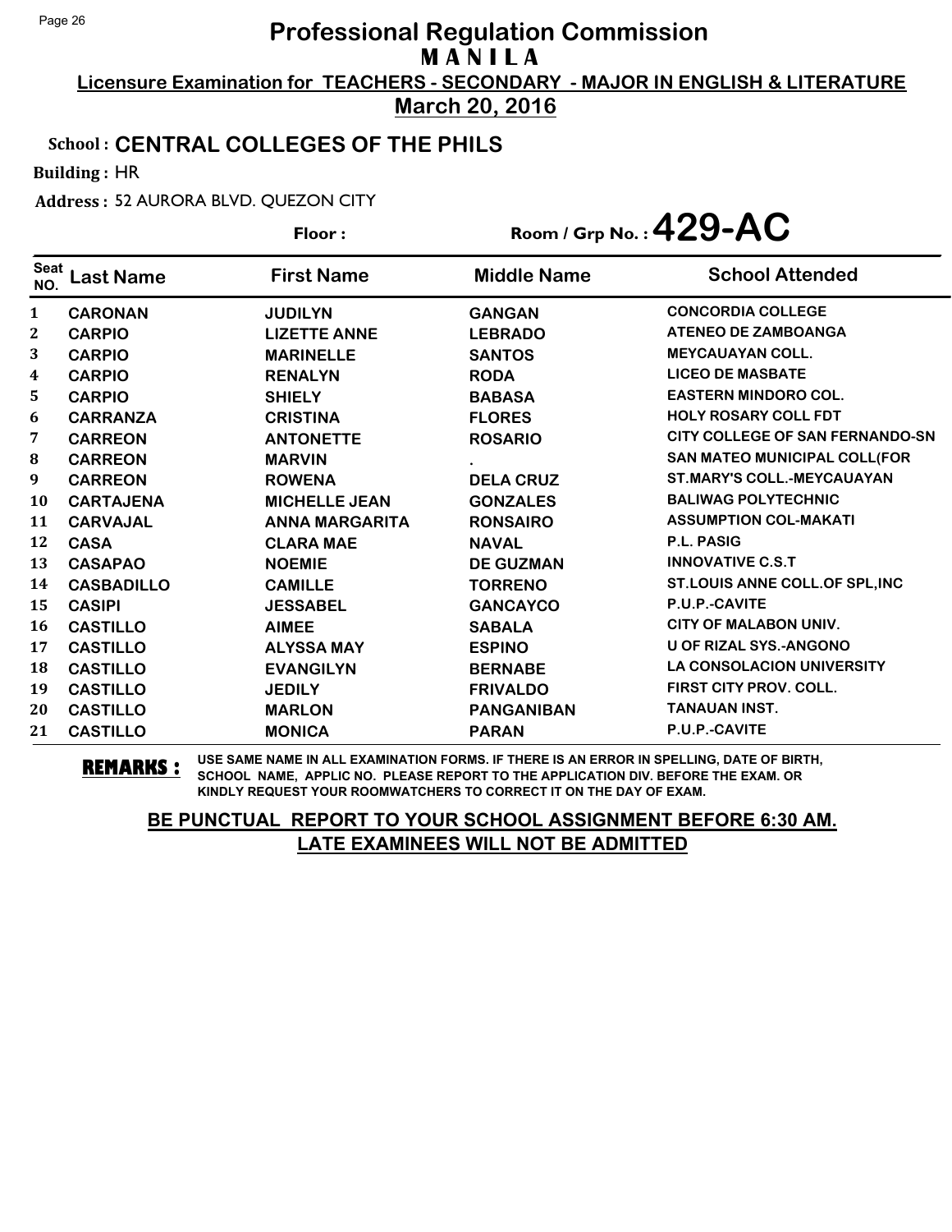# Professional Regulation Commission
## M A N I L A

**Licensure Examination for TEACHERS - SECONDARY - MAJOR IN ENGLISH & LITERATURE**

**March 20, 2016**

**School : CENTRAL COLLEGES OF THE PHILS**

**Building :** HR

**Address :** 52 AURORA BLVD. QUEZON CITY

**Floor :** 

**Room / Grp No. : 429-AC**

| Seat NO. | Last Name | First Name | Middle Name | School Attended |
|---|---|---|---|---|
| 1 | CARONAN | JUDILYN | GANGAN | CONCORDIA COLLEGE |
| 2 | CARPIO | LIZETTE ANNE | LEBRADO | ATENEO DE ZAMBOANGA |
| 3 | CARPIO | MARINELLE | SANTOS | MEYCAUAYAN COLL. |
| 4 | CARPIO | RENALYN | RODA | LICEO DE MASBATE |
| 5 | CARPIO | SHIELY | BABASA | EASTERN MINDORO COL. |
| 6 | CARRANZA | CRISTINA | FLORES | HOLY ROSARY COLL FDT |
| 7 | CARREON | ANTONETTE | ROSARIO | CITY COLLEGE OF SAN FERNANDO-SN |
| 8 | CARREON | MARVIN | . | SAN MATEO MUNICIPAL COLL(FOR |
| 9 | CARREON | ROWENA | DELA CRUZ | ST.MARY'S COLL.-MEYCAUAYAN |
| 10 | CARTAJENA | MICHELLE JEAN | GONZALES | BALIWAG POLYTECHNIC |
| 11 | CARVAJAL | ANNA MARGARITA | RONSAIRO | ASSUMPTION COL-MAKATI |
| 12 | CASA | CLARA MAE | NAVAL | P.L. PASIG |
| 13 | CASAPAO | NOEMIE | DE GUZMAN | INNOVATIVE C.S.T |
| 14 | CASBADILLO | CAMILLE | TORRENO | ST.LOUIS ANNE COLL.OF SPL,INC |
| 15 | CASIPI | JESSABEL | GANCAYCO | P.U.P.-CAVITE |
| 16 | CASTILLO | AIMEE | SABALA | CITY OF MALABON UNIV. |
| 17 | CASTILLO | ALYSSA MAY | ESPINO | U OF RIZAL SYS.-ANGONO |
| 18 | CASTILLO | EVANGILYN | BERNABE | LA CONSOLACION UNIVERSITY |
| 19 | CASTILLO | JEDILY | FRIVALDO | FIRST CITY PROV. COLL. |
| 20 | CASTILLO | MARLON | PANGANIBAN | TANAUAN INST. |
| 21 | CASTILLO | MONICA | PARAN | P.U.P.-CAVITE |

**REMARKS :** USE SAME NAME IN ALL EXAMINATION FORMS. IF THERE IS AN ERROR IN SPELLING, DATE OF BIRTH, SCHOOL NAME, APPLIC NO. PLEASE REPORT TO THE APPLICATION DIV. BEFORE THE EXAM. OR KINDLY REQUEST YOUR ROOMWATCHERS TO CORRECT IT ON THE DAY OF EXAM.

**BE PUNCTUAL REPORT TO YOUR SCHOOL ASSIGNMENT BEFORE 6:30 AM.**
**LATE EXAMINEES WILL NOT BE ADMITTED**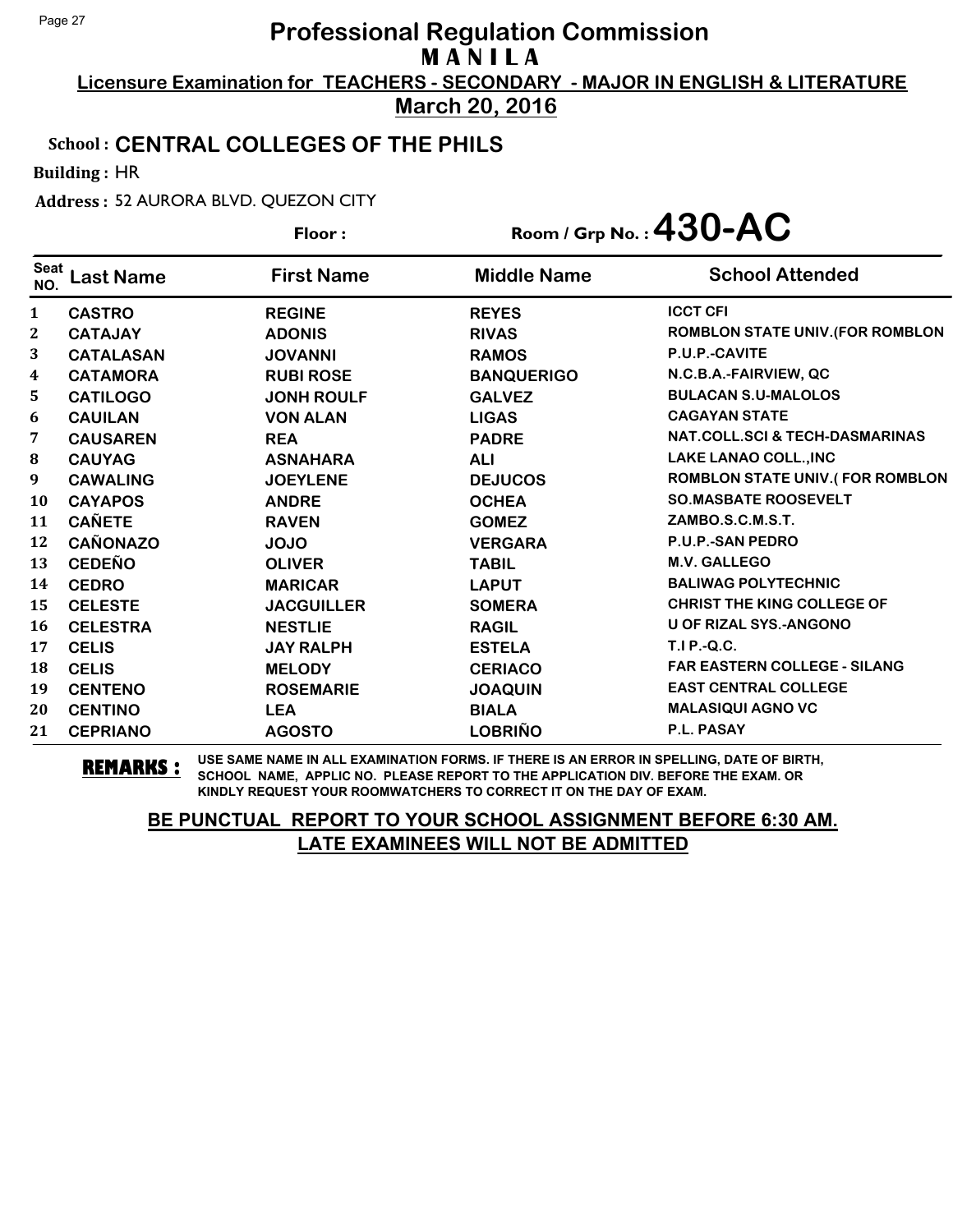# Professional Regulation Commission

**MANILA**

**Licensure Examination for TEACHERS - SECONDARY - MAJOR IN ENGLISH & LITERATURE**

**March 20, 2016**

**School : CENTRAL COLLEGES OF THE PHILS**

**Building :** HR

**Address :** 52 AURORA BLVD. QUEZON CITY

**Floor :** 

**Room / Grp No. : 430-AC**

| Seat NO. | Last Name | First Name | Middle Name | School Attended |
|---|---|---|---|---|
| 1 | CASTRO | REGINE | REYES | ICCT CFI |
| 2 | CATAJAY | ADONIS | RIVAS | ROMBLON STATE UNIV.(FOR ROMBLON |
| 3 | CATALASAN | JOVANNI | RAMOS | P.U.P.-CAVITE |
| 4 | CATAMORA | RUBI ROSE | BANQUERIGO | N.C.B.A.-FAIRVIEW, QC |
| 5 | CATILOGO | JONH ROULF | GALVEZ | BULACAN S.U-MALOLOS |
| 6 | CAUILAN | VON ALAN | LIGAS | CAGAYAN STATE |
| 7 | CAUSAREN | REA | PADRE | NAT.COLL.SCI & TECH-DASMARINAS |
| 8 | CAUYAG | ASNAHARA | ALI | LAKE LANAO COLL.,INC |
| 9 | CAWALING | JOEYLENE | DEJUCOS | ROMBLON STATE UNIV.( FOR ROMBLON |
| 10 | CAYAPOS | ANDRE | OCHEA | SO.MASBATE ROOSEVELT |
| 11 | CAÑETE | RAVEN | GOMEZ | ZAMBO.S.C.M.S.T. |
| 12 | CAÑONAZO | JOJO | VERGARA | P.U.P.-SAN PEDRO |
| 13 | CEDEÑO | OLIVER | TABIL | M.V. GALLEGO |
| 14 | CEDRO | MARICAR | LAPUT | BALIWAG POLYTECHNIC |
| 15 | CELESTE | JACGUILLER | SOMERA | CHRIST THE KING COLLEGE OF |
| 16 | CELESTRA | NESTLIE | RAGIL | U OF RIZAL SYS.-ANGONO |
| 17 | CELIS | JAY RALPH | ESTELA | T.I P.-Q.C. |
| 18 | CELIS | MELODY | CERIACO | FAR EASTERN COLLEGE - SILANG |
| 19 | CENTENO | ROSEMARIE | JOAQUIN | EAST CENTRAL COLLEGE |
| 20 | CENTINO | LEA | BIALA | MALASIQUI AGNO VC |
| 21 | CEPRIANO | AGOSTO | LOBRIÑO | P.L. PASAY |

**REMARKS :** USE SAME NAME IN ALL EXAMINATION FORMS. IF THERE IS AN ERROR IN SPELLING, DATE OF BIRTH, SCHOOL NAME, APPLIC NO. PLEASE REPORT TO THE APPLICATION DIV. BEFORE THE EXAM. OR KINDLY REQUEST YOUR ROOMWATCHERS TO CORRECT IT ON THE DAY OF EXAM.

**BE PUNCTUAL REPORT TO YOUR SCHOOL ASSIGNMENT BEFORE 6:30 AM.**
**LATE EXAMINEES WILL NOT BE ADMITTED**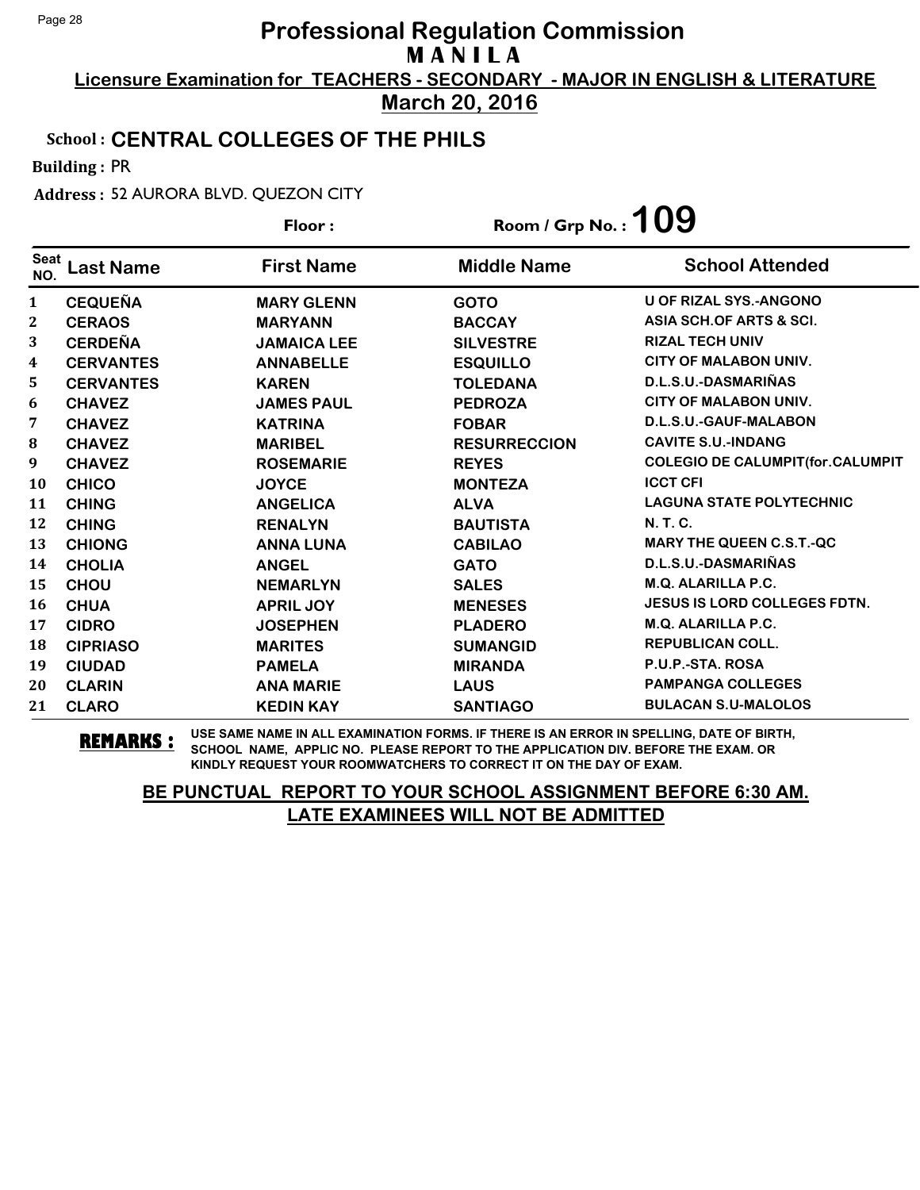# Professional Regulation Commission
## M A N I L A

**Licensure Examination for TEACHERS - SECONDARY - MAJOR IN ENGLISH & LITERATURE**

**March 20, 2016**

**School : CENTRAL COLLEGES OF THE PHILS**

**Building :** PR

**Address :** 52 AURORA BLVD. QUEZON CITY

**Floor :**

**Room / Grp No. : 109**

| Seat NO. | Last Name | First Name | Middle Name | School Attended |
|---|---|---|---|---|
| 1 | CEQUEÑA | MARY GLENN | GOTO | U OF RIZAL SYS.-ANGONO |
| 2 | CERAOS | MARYANN | BACCAY | ASIA SCH.OF ARTS & SCI. |
| 3 | CERDEÑA | JAMAICA LEE | SILVESTRE | RIZAL TECH UNIV |
| 4 | CERVANTES | ANNABELLE | ESQUILLO | CITY OF MALABON UNIV. |
| 5 | CERVANTES | KAREN | TOLEDANA | D.L.S.U.-DASMARIÑAS |
| 6 | CHAVEZ | JAMES PAUL | PEDROZA | CITY OF MALABON UNIV. |
| 7 | CHAVEZ | KATRINA | FOBAR | D.L.S.U.-GAUF-MALABON |
| 8 | CHAVEZ | MARIBEL | RESURRECCION | CAVITE S.U.-INDANG |
| 9 | CHAVEZ | ROSEMARIE | REYES | COLEGIO DE CALUMPIT(for.CALUMPIT |
| 10 | CHICO | JOYCE | MONTEZA | ICCT CFI |
| 11 | CHING | ANGELICA | ALVA | LAGUNA STATE POLYTECHNIC |
| 12 | CHING | RENALYN | BAUTISTA | N. T. C. |
| 13 | CHIONG | ANNA LUNA | CABILAO | MARY THE QUEEN C.S.T.-QC |
| 14 | CHOLIA | ANGEL | GATO | D.L.S.U.-DASMARIÑAS |
| 15 | CHOU | NEMARLYN | SALES | M.Q. ALARILLA P.C. |
| 16 | CHUA | APRIL JOY | MENESES | JESUS IS LORD COLLEGES FDTN. |
| 17 | CIDRO | JOSEPHEN | PLADERO | M.Q. ALARILLA P.C. |
| 18 | CIPRIASO | MARITES | SUMANGID | REPUBLICAN COLL. |
| 19 | CIUDAD | PAMELA | MIRANDA | P.U.P.-STA. ROSA |
| 20 | CLARIN | ANA MARIE | LAUS | PAMPANGA COLLEGES |
| 21 | CLARO | KEDIN KAY | SANTIAGO | BULACAN S.U-MALOLOS |

**REMARKS :** USE SAME NAME IN ALL EXAMINATION FORMS. IF THERE IS AN ERROR IN SPELLING, DATE OF BIRTH, SCHOOL NAME, APPLIC NO. PLEASE REPORT TO THE APPLICATION DIV. BEFORE THE EXAM. OR KINDLY REQUEST YOUR ROOMWATCHERS TO CORRECT IT ON THE DAY OF EXAM.

**BE PUNCTUAL REPORT TO YOUR SCHOOL ASSIGNMENT BEFORE 6:30 AM.**
**LATE EXAMINEES WILL NOT BE ADMITTED**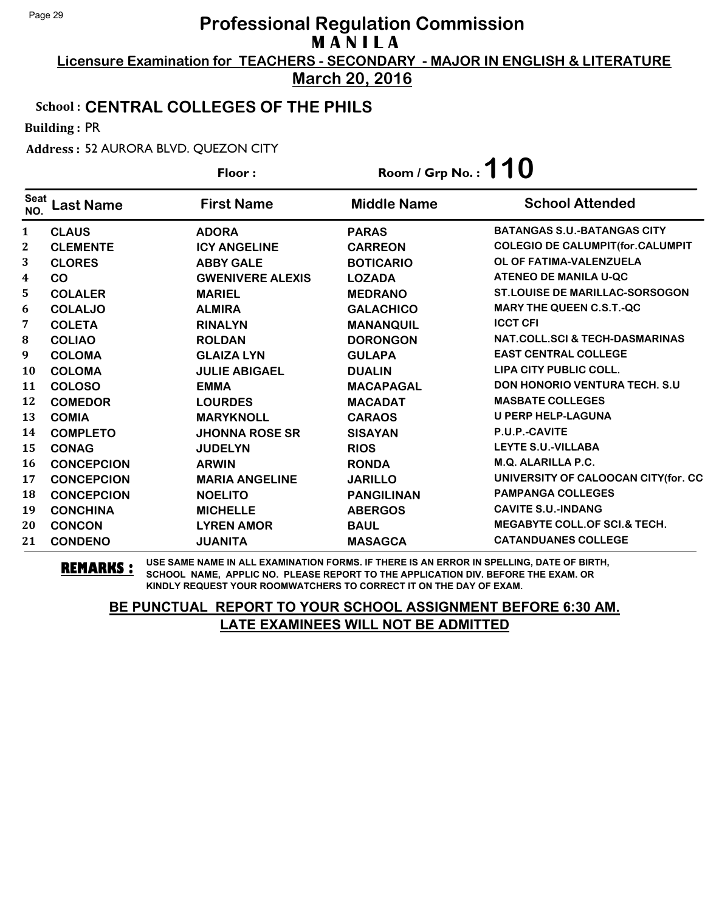# Professional Regulation Commission
## MANILA

**Licensure Examination for TEACHERS - SECONDARY - MAJOR IN ENGLISH & LITERATURE**

**March 20, 2016**

**School : CENTRAL COLLEGES OF THE PHILS**

**Building :** PR

**Address :** 52 AURORA BLVD. QUEZON CITY

**Floor :** 

**Room / Grp No. : 110**

| Seat NO. | Last Name | First Name | Middle Name | School Attended |
|---|---|---|---|---|
| 1 | CLAUS | ADORA | PARAS | BATANGAS S.U.-BATANGAS CITY |
| 2 | CLEMENTE | ICY ANGELINE | CARREON | COLEGIO DE CALUMPIT(for.CALUMPIT |
| 3 | CLORES | ABBY GALE | BOTICARIO | OL OF FATIMA-VALENZUELA |
| 4 | CO | GWENIVERE ALEXIS | LOZADA | ATENEO DE MANILA U-QC |
| 5 | COLALER | MARIEL | MEDRANO | ST.LOUISE DE MARILLAC-SORSOGON |
| 6 | COLALJO | ALMIRA | GALACHICO | MARY THE QUEEN C.S.T.-QC |
| 7 | COLETA | RINALYN | MANANQUIL | ICCT CFI |
| 8 | COLIAO | ROLDAN | DORONGON | NAT.COLL.SCI & TECH-DASMARINAS |
| 9 | COLOMA | GLAIZA LYN | GULAPA | EAST CENTRAL COLLEGE |
| 10 | COLOMA | JULIE ABIGAEL | DUALIN | LIPA CITY PUBLIC COLL. |
| 11 | COLOSO | EMMA | MACAPAGAL | DON HONORIO VENTURA TECH. S.U |
| 12 | COMEDOR | LOURDES | MACADAT | MASBATE COLLEGES |
| 13 | COMIA | MARYKNOLL | CARAOS | U PERP HELP-LAGUNA |
| 14 | COMPLETO | JHONNA ROSE SR | SISAYAN | P.U.P.-CAVITE |
| 15 | CONAG | JUDELYN | RIOS | LEYTE S.U.-VILLABA |
| 16 | CONCEPCION | ARWIN | RONDA | M.Q. ALARILLA P.C. |
| 17 | CONCEPCION | MARIA ANGELINE | JARILLO | UNIVERSITY OF CALOOCAN CITY(for. CC |
| 18 | CONCEPCION | NOELITO | PANGILINAN | PAMPANGA COLLEGES |
| 19 | CONCHINA | MICHELLE | ABERGOS | CAVITE S.U.-INDANG |
| 20 | CONCON | LYREN AMOR | BAUL | MEGABYTE COLL.OF SCI.& TECH. |
| 21 | CONDENO | JUANITA | MASAGCA | CATANDUANES COLLEGE |

**REMARKS :** USE SAME NAME IN ALL EXAMINATION FORMS. IF THERE IS AN ERROR IN SPELLING, DATE OF BIRTH, SCHOOL NAME, APPLIC NO. PLEASE REPORT TO THE APPLICATION DIV. BEFORE THE EXAM. OR KINDLY REQUEST YOUR ROOMWATCHERS TO CORRECT IT ON THE DAY OF EXAM.

**BE PUNCTUAL REPORT TO YOUR SCHOOL ASSIGNMENT BEFORE 6:30 AM. LATE EXAMINEES WILL NOT BE ADMITTED**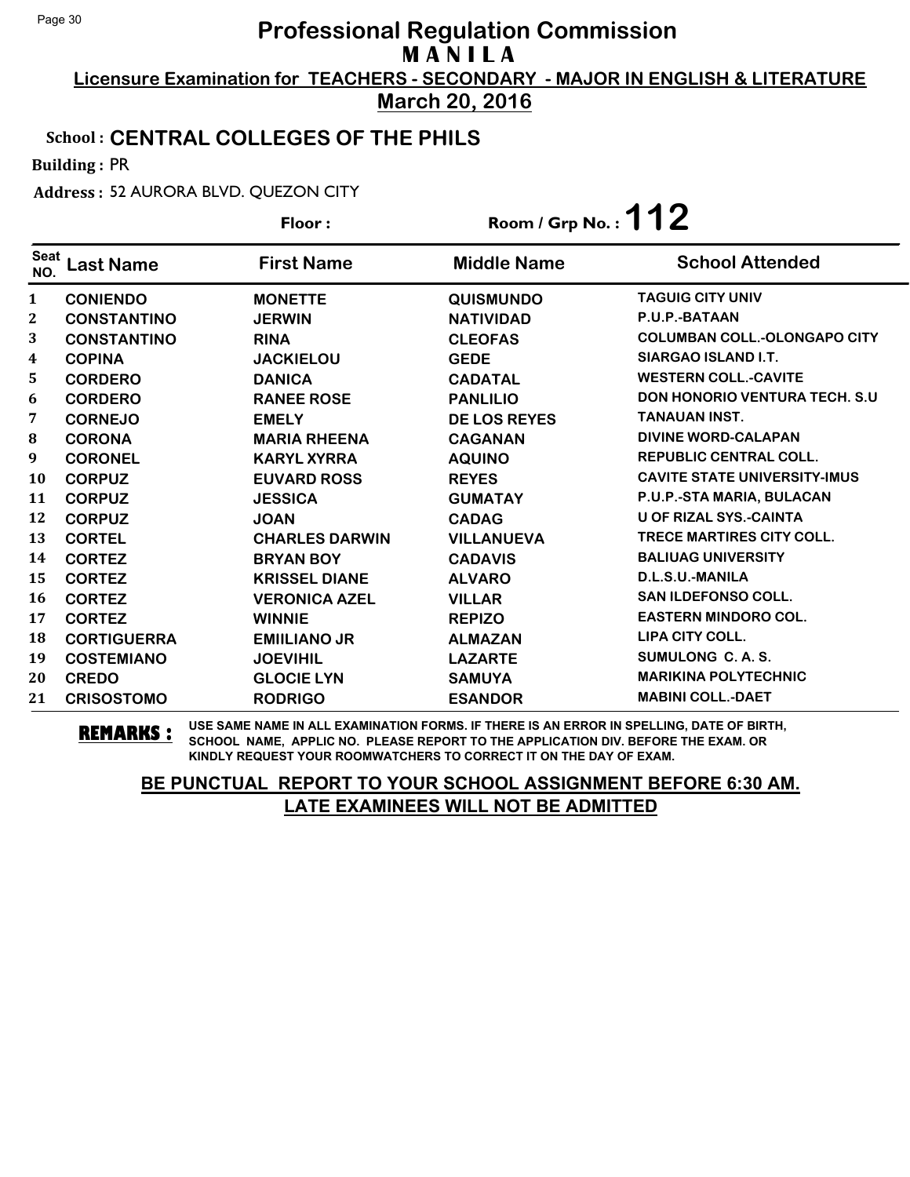# Professional Regulation Commission

## M A N I L A

**Licensure Examination for TEACHERS - SECONDARY - MAJOR IN ENGLISH & LITERATURE**

**March 20, 2016**

**School : CENTRAL COLLEGES OF THE PHILS**

**Building :** PR

**Address :** 52 AURORA BLVD. QUEZON CITY

**Floor :** 

**Room / Grp No. : 112**

| Seat NO. | Last Name | First Name | Middle Name | School Attended |
|---|---|---|---|---|
| 1 | CONIENDO | MONETTE | QUISMUNDO | TAGUIG CITY UNIV |
| 2 | CONSTANTINO | JERWIN | NATIVIDAD | P.U.P.-BATAAN |
| 3 | CONSTANTINO | RINA | CLEOFAS | COLUMBAN COLL.-OLONGAPO CITY |
| 4 | COPINA | JACKIELOU | GEDE | SIARGAO ISLAND I.T. |
| 5 | CORDERO | DANICA | CADATAL | WESTERN COLL.-CAVITE |
| 6 | CORDERO | RANEE ROSE | PANLILIO | DON HONORIO VENTURA TECH. S.U |
| 7 | CORNEJO | EMELY | DE LOS REYES | TANAUAN INST. |
| 8 | CORONA | MARIA RHEENA | CAGANAN | DIVINE WORD-CALAPAN |
| 9 | CORONEL | KARYL XYRRA | AQUINO | REPUBLIC CENTRAL COLL. |
| 10 | CORPUZ | EUVARD ROSS | REYES | CAVITE STATE UNIVERSITY-IMUS |
| 11 | CORPUZ | JESSICA | GUMATAY | P.U.P.-STA MARIA, BULACAN |
| 12 | CORPUZ | JOAN | CADAG | U OF RIZAL SYS.-CAINTA |
| 13 | CORTEL | CHARLES DARWIN | VILLANUEVA | TRECE MARTIRES CITY COLL. |
| 14 | CORTEZ | BRYAN BOY | CADAVIS | BALIUAG UNIVERSITY |
| 15 | CORTEZ | KRISSEL DIANE | ALVARO | D.L.S.U.-MANILA |
| 16 | CORTEZ | VERONICA AZEL | VILLAR | SAN ILDEFONSO COLL. |
| 17 | CORTEZ | WINNIE | REPIZO | EASTERN MINDORO COL. |
| 18 | CORTIGUERRA | EMIILIANO JR | ALMAZAN | LIPA CITY COLL. |
| 19 | COSTEMIANO | JOEVIHIL | LAZARTE | SUMULONG C. A. S. |
| 20 | CREDO | GLOCIE LYN | SAMUYA | MARIKINA POLYTECHNIC |
| 21 | CRISOSTOMO | RODRIGO | ESANDOR | MABINI COLL.-DAET |

**REMARKS :** USE SAME NAME IN ALL EXAMINATION FORMS. IF THERE IS AN ERROR IN SPELLING, DATE OF BIRTH, SCHOOL NAME, APPLIC NO. PLEASE REPORT TO THE APPLICATION DIV. BEFORE THE EXAM. OR KINDLY REQUEST YOUR ROOMWATCHERS TO CORRECT IT ON THE DAY OF EXAM.

**BE PUNCTUAL REPORT TO YOUR SCHOOL ASSIGNMENT BEFORE 6:30 AM. LATE EXAMINEES WILL NOT BE ADMITTED**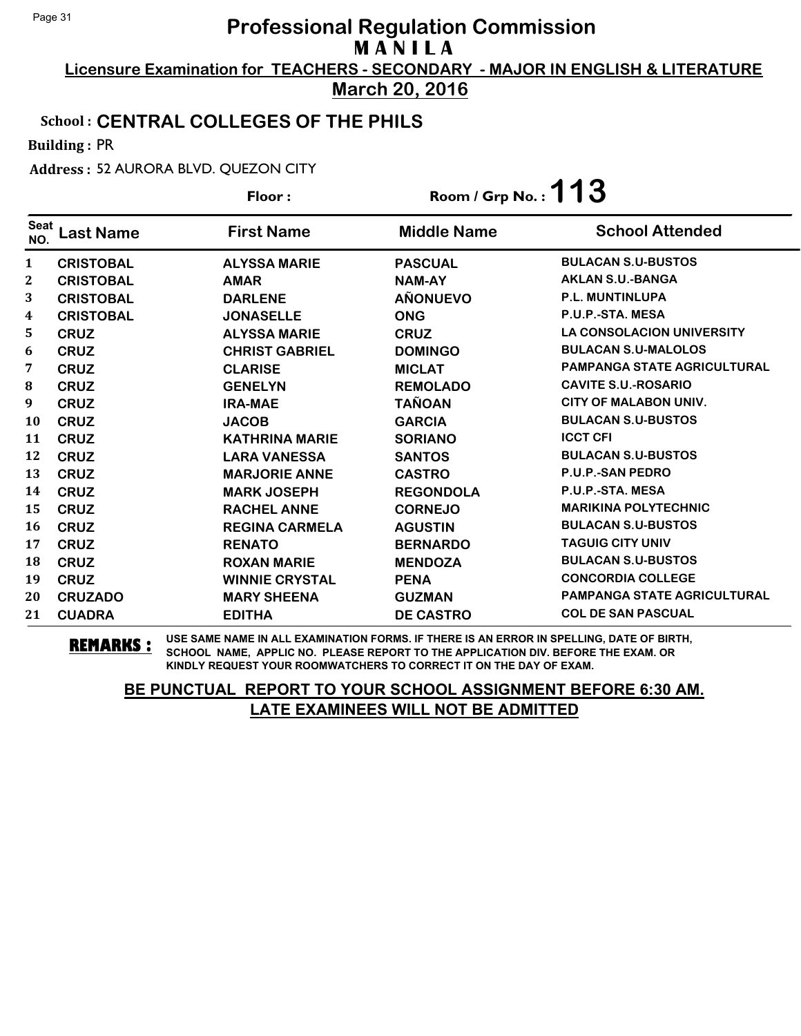# Professional Regulation Commission

## M A N I L A

**Licensure Examination for TEACHERS - SECONDARY - MAJOR IN ENGLISH & LITERATURE**

**March 20, 2016**

**School : CENTRAL COLLEGES OF THE PHILS**

**Building :** PR

**Address :** 52 AURORA BLVD. QUEZON CITY

**Floor :** 

**Room / Grp No. : 113**

| Seat NO. | Last Name | First Name | Middle Name | School Attended |
|---|---|---|---|---|
| 1 | CRISTOBAL | ALYSSA MARIE | PASCUAL | BULACAN S.U-BUSTOS |
| 2 | CRISTOBAL | AMAR | NAM-AY | AKLAN S.U.-BANGA |
| 3 | CRISTOBAL | DARLENE | AÑONUEVO | P.L. MUNTINLUPA |
| 4 | CRISTOBAL | JONASELLE | ONG | P.U.P.-STA. MESA |
| 5 | CRUZ | ALYSSA MARIE | CRUZ | LA CONSOLACION UNIVERSITY |
| 6 | CRUZ | CHRIST GABRIEL | DOMINGO | BULACAN S.U-MALOLOS |
| 7 | CRUZ | CLARISE | MICLAT | PAMPANGA STATE AGRICULTURAL |
| 8 | CRUZ | GENELYN | REMOLADO | CAVITE S.U.-ROSARIO |
| 9 | CRUZ | IRA-MAE | TAÑOAN | CITY OF MALABON UNIV. |
| 10 | CRUZ | JACOB | GARCIA | BULACAN S.U-BUSTOS |
| 11 | CRUZ | KATHRINA MARIE | SORIANO | ICCT CFI |
| 12 | CRUZ | LARA VANESSA | SANTOS | BULACAN S.U-BUSTOS |
| 13 | CRUZ | MARJORIE ANNE | CASTRO | P.U.P.-SAN PEDRO |
| 14 | CRUZ | MARK JOSEPH | REGONDOLA | P.U.P.-STA. MESA |
| 15 | CRUZ | RACHEL ANNE | CORNEJO | MARIKINA POLYTECHNIC |
| 16 | CRUZ | REGINA CARMELA | AGUSTIN | BULACAN S.U-BUSTOS |
| 17 | CRUZ | RENATO | BERNARDO | TAGUIG CITY UNIV |
| 18 | CRUZ | ROXAN MARIE | MENDOZA | BULACAN S.U-BUSTOS |
| 19 | CRUZ | WINNIE CRYSTAL | PENA | CONCORDIA COLLEGE |
| 20 | CRUZADO | MARY SHEENA | GUZMAN | PAMPANGA STATE AGRICULTURAL |
| 21 | CUADRA | EDITHA | DE CASTRO | COL DE SAN PASCUAL |

**REMARKS :** USE SAME NAME IN ALL EXAMINATION FORMS. IF THERE IS AN ERROR IN SPELLING, DATE OF BIRTH, SCHOOL NAME, APPLIC NO. PLEASE REPORT TO THE APPLICATION DIV. BEFORE THE EXAM. OR KINDLY REQUEST YOUR ROOMWATCHERS TO CORRECT IT ON THE DAY OF EXAM.

**BE PUNCTUAL REPORT TO YOUR SCHOOL ASSIGNMENT BEFORE 6:30 AM.**
**LATE EXAMINEES WILL NOT BE ADMITTED**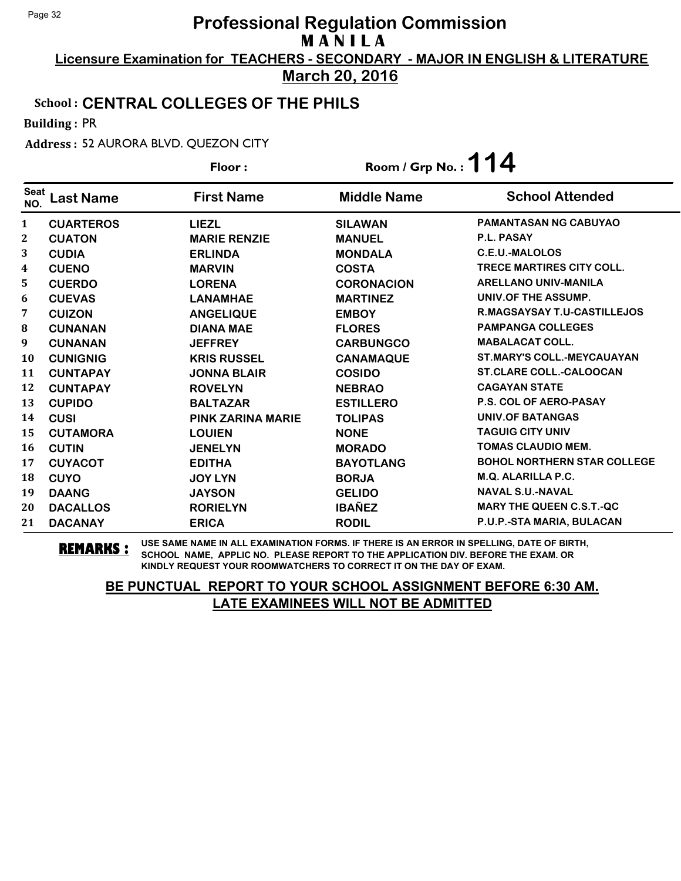# Professional Regulation Commission
## MANILA

**Licensure Examination for TEACHERS - SECONDARY - MAJOR IN ENGLISH & LITERATURE**

**March 20, 2016**

**School : CENTRAL COLLEGES OF THE PHILS**

**Building :** PR

**Address :** 52 AURORA BLVD. QUEZON CITY

**Floor :**

**Room / Grp No. : 114**

| Seat NO. | Last Name | First Name | Middle Name | School Attended |
|---|---|---|---|---|
| 1 | CUARTEROS | LIEZL | SILAWAN | PAMANTASAN NG CABUYAO |
| 2 | CUATON | MARIE RENZIE | MANUEL | P.L. PASAY |
| 3 | CUDIA | ERLINDA | MONDALA | C.E.U.-MALOLOS |
| 4 | CUENO | MARVIN | COSTA | TRECE MARTIRES CITY COLL. |
| 5 | CUERDO | LORENA | CORONACION | ARELLANO UNIV-MANILA |
| 6 | CUEVAS | LANAMHAE | MARTINEZ | UNIV.OF THE ASSUMP. |
| 7 | CUIZON | ANGELIQUE | EMBOY | R.MAGSAYSAY T.U-CASTILLEJOS |
| 8 | CUNANAN | DIANA MAE | FLORES | PAMPANGA COLLEGES |
| 9 | CUNANAN | JEFFREY | CARBUNGCO | MABALACAT COLL. |
| 10 | CUNIGNIG | KRIS RUSSEL | CANAMAQUE | ST.MARY'S COLL.-MEYCAUAYAN |
| 11 | CUNTAPAY | JONNA BLAIR | COSIDO | ST.CLARE COLL.-CALOOCAN |
| 12 | CUNTAPAY | ROVELYN | NEBRAO | CAGAYAN STATE |
| 13 | CUPIDO | BALTAZAR | ESTILLERO | P.S. COL OF AERO-PASAY |
| 14 | CUSI | PINK ZARINA MARIE | TOLIPAS | UNIV.OF BATANGAS |
| 15 | CUTAMORA | LOUIEN | NONE | TAGUIG CITY UNIV |
| 16 | CUTIN | JENELYN | MORADO | TOMAS CLAUDIO MEM. |
| 17 | CUYACOT | EDITHA | BAYOTLANG | BOHOL NORTHERN STAR COLLEGE |
| 18 | CUYO | JOY LYN | BORJA | M.Q. ALARILLA P.C. |
| 19 | DAANG | JAYSON | GELIDO | NAVAL S.U.-NAVAL |
| 20 | DACALLOS | RORIELYN | IBAÑEZ | MARY THE QUEEN C.S.T.-QC |
| 21 | DACANAY | ERICA | RODIL | P.U.P.-STA MARIA, BULACAN |

**REMARKS :** USE SAME NAME IN ALL EXAMINATION FORMS. IF THERE IS AN ERROR IN SPELLING, DATE OF BIRTH, SCHOOL NAME, APPLIC NO. PLEASE REPORT TO THE APPLICATION DIV. BEFORE THE EXAM. OR KINDLY REQUEST YOUR ROOMWATCHERS TO CORRECT IT ON THE DAY OF EXAM.

**BE PUNCTUAL REPORT TO YOUR SCHOOL ASSIGNMENT BEFORE 6:30 AM.**
**LATE EXAMINEES WILL NOT BE ADMITTED**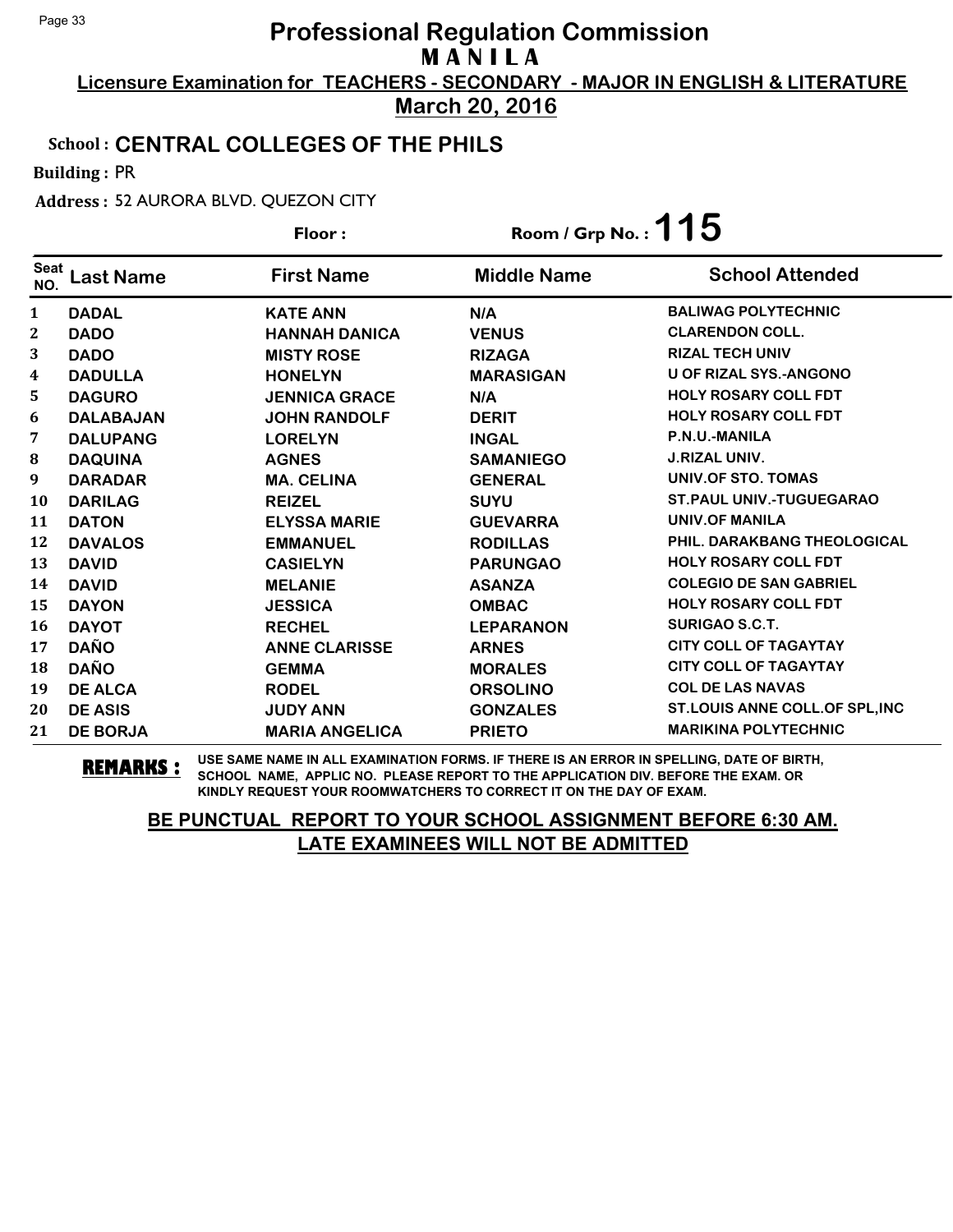# Professional Regulation Commission
## M A N I L A

**Licensure Examination for TEACHERS - SECONDARY - MAJOR IN ENGLISH & LITERATURE**

**March 20, 2016**

**School : CENTRAL COLLEGES OF THE PHILS**

**Building :** PR

**Address :** 52 AURORA BLVD. QUEZON CITY

**Floor :** 　　　　**Room / Grp No. : 115**

| Seat NO. | Last Name | First Name | Middle Name | School Attended |
|---|---|---|---|---|
| 1 | DADAL | KATE ANN | N/A | BALIWAG POLYTECHNIC |
| 2 | DADO | HANNAH DANICA | VENUS | CLARENDON COLL. |
| 3 | DADO | MISTY ROSE | RIZAGA | RIZAL TECH UNIV |
| 4 | DADULLA | HONELYN | MARASIGAN | U OF RIZAL SYS.-ANGONO |
| 5 | DAGURO | JENNICA GRACE | N/A | HOLY ROSARY COLL FDT |
| 6 | DALABAJAN | JOHN RANDOLF | DERIT | HOLY ROSARY COLL FDT |
| 7 | DALUPANG | LORELYN | INGAL | P.N.U.-MANILA |
| 8 | DAQUINA | AGNES | SAMANIEGO | J.RIZAL UNIV. |
| 9 | DARADAR | MA. CELINA | GENERAL | UNIV.OF STO. TOMAS |
| 10 | DARILAG | REIZEL | SUYU | ST.PAUL UNIV.-TUGUEGARAO |
| 11 | DATON | ELYSSA MARIE | GUEVARRA | UNIV.OF MANILA |
| 12 | DAVALOS | EMMANUEL | RODILLAS | PHIL. DARAKBANG THEOLOGICAL |
| 13 | DAVID | CASIELYN | PARUNGAO | HOLY ROSARY COLL FDT |
| 14 | DAVID | MELANIE | ASANZA | COLEGIO DE SAN GABRIEL |
| 15 | DAYON | JESSICA | OMBAC | HOLY ROSARY COLL FDT |
| 16 | DAYOT | RECHEL | LEPARANON | SURIGAO S.C.T. |
| 17 | DAÑO | ANNE CLARISSE | ARNES | CITY COLL OF TAGAYTAY |
| 18 | DAÑO | GEMMA | MORALES | CITY COLL OF TAGAYTAY |
| 19 | DE ALCA | RODEL | ORSOLINO | COL DE LAS NAVAS |
| 20 | DE ASIS | JUDY ANN | GONZALES | ST.LOUIS ANNE COLL.OF SPL,INC |
| 21 | DE BORJA | MARIA ANGELICA | PRIETO | MARIKINA POLYTECHNIC |

**REMARKS :** USE SAME NAME IN ALL EXAMINATION FORMS. IF THERE IS AN ERROR IN SPELLING, DATE OF BIRTH, SCHOOL NAME, APPLIC NO. PLEASE REPORT TO THE APPLICATION DIV. BEFORE THE EXAM. OR KINDLY REQUEST YOUR ROOMWATCHERS TO CORRECT IT ON THE DAY OF EXAM.

**BE PUNCTUAL REPORT TO YOUR SCHOOL ASSIGNMENT BEFORE 6:30 AM.**
**LATE EXAMINEES WILL NOT BE ADMITTED**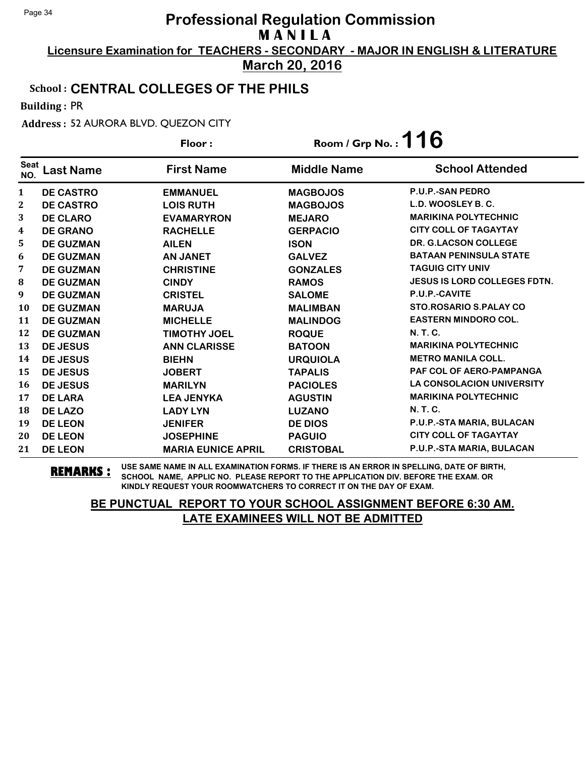# Professional Regulation Commission
## MANILA

**Licensure Examination for TEACHERS - SECONDARY - MAJOR IN ENGLISH & LITERATURE**

**March 20, 2016**

**School : CENTRAL COLLEGES OF THE PHILS**

**Building :** PR

**Address :** 52 AURORA BLVD. QUEZON CITY

**Floor :** 

**Room / Grp No. : 116**

| Seat NO. | Last Name | First Name | Middle Name | School Attended |
|---|---|---|---|---|
| 1 | DE CASTRO | EMMANUEL | MAGBOJOS | P.U.P.-SAN PEDRO |
| 2 | DE CASTRO | LOIS RUTH | MAGBOJOS | L.D. WOOSLEY B. C. |
| 3 | DE CLARO | EVAMARYRON | MEJARO | MARIKINA POLYTECHNIC |
| 4 | DE GRANO | RACHELLE | GERPACIO | CITY COLL OF TAGAYTAY |
| 5 | DE GUZMAN | AILEN | ISON | DR. G.LACSON COLLEGE |
| 6 | DE GUZMAN | AN JANET | GALVEZ | BATAAN PENINSULA STATE |
| 7 | DE GUZMAN | CHRISTINE | GONZALES | TAGUIG CITY UNIV |
| 8 | DE GUZMAN | CINDY | RAMOS | JESUS IS LORD COLLEGES FDTN. |
| 9 | DE GUZMAN | CRISTEL | SALOME | P.U.P.-CAVITE |
| 10 | DE GUZMAN | MARUJA | MALIMBAN | STO.ROSARIO S.PALAY CO |
| 11 | DE GUZMAN | MICHELLE | MALINDOG | EASTERN MINDORO COL. |
| 12 | DE GUZMAN | TIMOTHY JOEL | ROQUE | N. T. C. |
| 13 | DE JESUS | ANN CLARISSE | BATOON | MARIKINA POLYTECHNIC |
| 14 | DE JESUS | BIEHN | URQUIOLA | METRO MANILA COLL. |
| 15 | DE JESUS | JOBERT | TAPALIS | PAF COL OF AERO-PAMPANGA |
| 16 | DE JESUS | MARILYN | PACIOLES | LA CONSOLACION UNIVERSITY |
| 17 | DE LARA | LEA JENYKA | AGUSTIN | MARIKINA POLYTECHNIC |
| 18 | DE LAZO | LADY LYN | LUZANO | N. T. C. |
| 19 | DE LEON | JENIFER | DE DIOS | P.U.P.-STA MARIA, BULACAN |
| 20 | DE LEON | JOSEPHINE | PAGUIO | CITY COLL OF TAGAYTAY |
| 21 | DE LEON | MARIA EUNICE APRIL | CRISTOBAL | P.U.P.-STA MARIA, BULACAN |

**REMARKS :** USE SAME NAME IN ALL EXAMINATION FORMS. IF THERE IS AN ERROR IN SPELLING, DATE OF BIRTH, SCHOOL NAME, APPLIC NO. PLEASE REPORT TO THE APPLICATION DIV. BEFORE THE EXAM. OR KINDLY REQUEST YOUR ROOMWATCHERS TO CORRECT IT ON THE DAY OF EXAM.

**BE PUNCTUAL REPORT TO YOUR SCHOOL ASSIGNMENT BEFORE 6:30 AM. LATE EXAMINEES WILL NOT BE ADMITTED**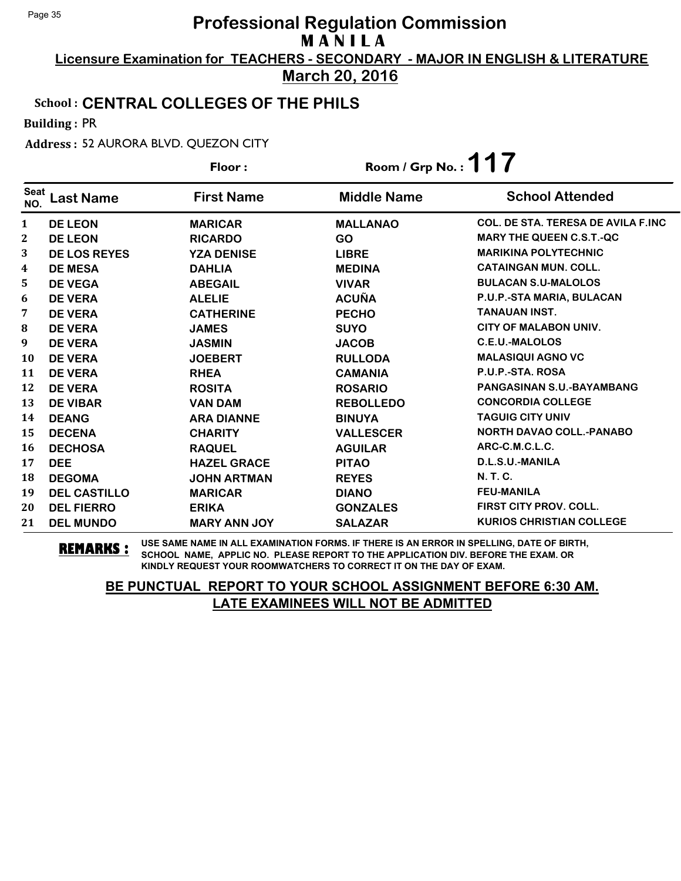# Professional Regulation Commission

## MANILA

**Licensure Examination for TEACHERS - SECONDARY - MAJOR IN ENGLISH & LITERATURE**

**March 20, 2016**

**School : CENTRAL COLLEGES OF THE PHILS**

**Building :** PR

**Address :** 52 AURORA BLVD. QUEZON CITY

**Floor :** 

**Room / Grp No. : 117**

| Seat NO. | Last Name | First Name | Middle Name | School Attended |
|---|---|---|---|---|
| 1 | DE LEON | MARICAR | MALLANAO | COL. DE STA. TERESA DE AVILA F.INC |
| 2 | DE LEON | RICARDO | GO | MARY THE QUEEN C.S.T.-QC |
| 3 | DE LOS REYES | YZA DENISE | LIBRE | MARIKINA POLYTECHNIC |
| 4 | DE MESA | DAHLIA | MEDINA | CATAINGAN MUN. COLL. |
| 5 | DE VEGA | ABEGAIL | VIVAR | BULACAN S.U-MALOLOS |
| 6 | DE VERA | ALELIE | ACUÑA | P.U.P.-STA MARIA, BULACAN |
| 7 | DE VERA | CATHERINE | PECHO | TANAUAN INST. |
| 8 | DE VERA | JAMES | SUYO | CITY OF MALABON UNIV. |
| 9 | DE VERA | JASMIN | JACOB | C.E.U.-MALOLOS |
| 10 | DE VERA | JOEBERT | RULLODA | MALASIQUI AGNO VC |
| 11 | DE VERA | RHEA | CAMANIA | P.U.P.-STA. ROSA |
| 12 | DE VERA | ROSITA | ROSARIO | PANGASINAN S.U.-BAYAMBANG |
| 13 | DE VIBAR | VAN DAM | REBOLLEDO | CONCORDIA COLLEGE |
| 14 | DEANG | ARA DIANNE | BINUYA | TAGUIG CITY UNIV |
| 15 | DECENA | CHARITY | VALLESCER | NORTH DAVAO COLL.-PANABO |
| 16 | DECHOSA | RAQUEL | AGUILAR | ARC-C.M.C.L.C. |
| 17 | DEE | HAZEL GRACE | PITAO | D.L.S.U.-MANILA |
| 18 | DEGOMA | JOHN ARTMAN | REYES | N. T. C. |
| 19 | DEL CASTILLO | MARICAR | DIANO | FEU-MANILA |
| 20 | DEL FIERRO | ERIKA | GONZALES | FIRST CITY PROV. COLL. |
| 21 | DEL MUNDO | MARY ANN JOY | SALAZAR | KURIOS CHRISTIAN COLLEGE |

**REMARKS :** USE SAME NAME IN ALL EXAMINATION FORMS. IF THERE IS AN ERROR IN SPELLING, DATE OF BIRTH, SCHOOL NAME, APPLIC NO. PLEASE REPORT TO THE APPLICATION DIV. BEFORE THE EXAM. OR KINDLY REQUEST YOUR ROOMWATCHERS TO CORRECT IT ON THE DAY OF EXAM.

**BE PUNCTUAL REPORT TO YOUR SCHOOL ASSIGNMENT BEFORE 6:30 AM.**
**LATE EXAMINEES WILL NOT BE ADMITTED**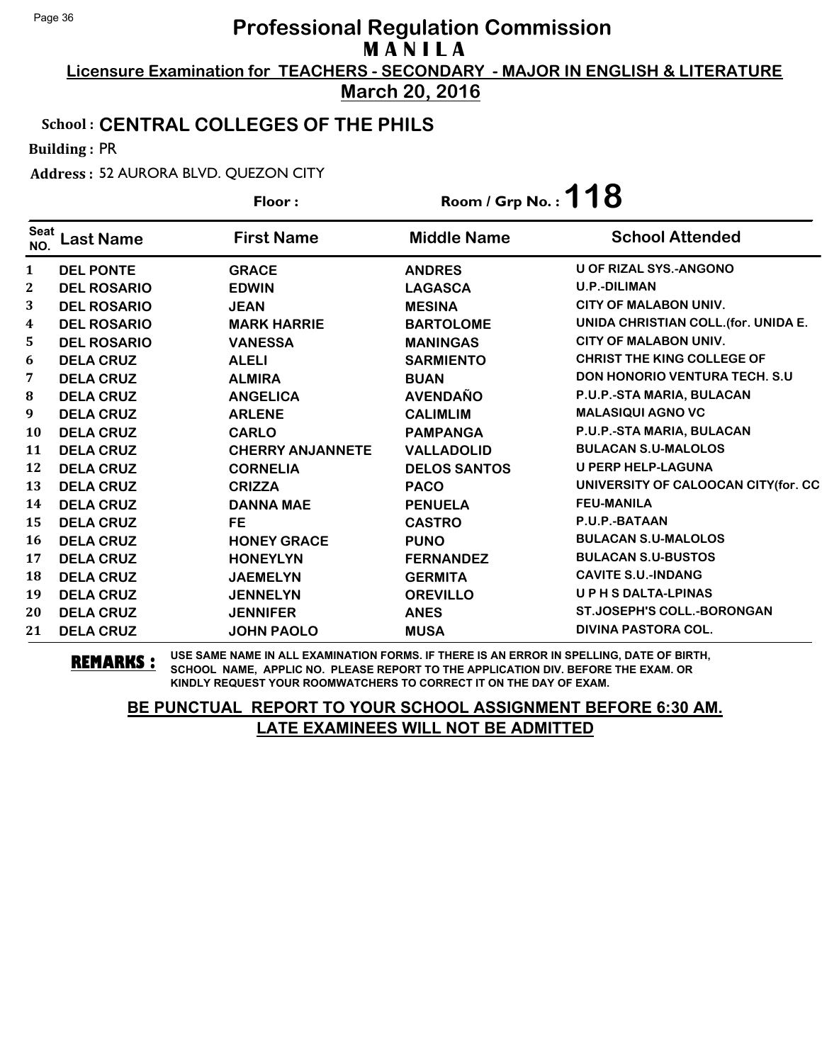# Professional Regulation Commission

## M A N I L A

**Licensure Examination for TEACHERS - SECONDARY - MAJOR IN ENGLISH & LITERATURE**

**March 20, 2016**

**School : CENTRAL COLLEGES OF THE PHILS**

**Building :** PR

**Address :** 52 AURORA BLVD. QUEZON CITY

**Floor :**

**Room / Grp No. : 118**

| Seat NO. | Last Name | First Name | Middle Name | School Attended |
|---|---|---|---|---|
| 1 | DEL PONTE | GRACE | ANDRES | U OF RIZAL SYS.-ANGONO |
| 2 | DEL ROSARIO | EDWIN | LAGASCA | U.P.-DILIMAN |
| 3 | DEL ROSARIO | JEAN | MESINA | CITY OF MALABON UNIV. |
| 4 | DEL ROSARIO | MARK HARRIE | BARTOLOME | UNIDA CHRISTIAN COLL.(for. UNIDA E. |
| 5 | DEL ROSARIO | VANESSA | MANINGAS | CITY OF MALABON UNIV. |
| 6 | DELA CRUZ | ALELI | SARMIENTO | CHRIST THE KING COLLEGE OF |
| 7 | DELA CRUZ | ALMIRA | BUAN | DON HONORIO VENTURA TECH. S.U |
| 8 | DELA CRUZ | ANGELICA | AVENDAÑO | P.U.P.-STA MARIA, BULACAN |
| 9 | DELA CRUZ | ARLENE | CALIMLIM | MALASIQUI AGNO VC |
| 10 | DELA CRUZ | CARLO | PAMPANGA | P.U.P.-STA MARIA, BULACAN |
| 11 | DELA CRUZ | CHERRY ANJANNETE | VALLADOLID | BULACAN S.U-MALOLOS |
| 12 | DELA CRUZ | CORNELIA | DELOS SANTOS | U PERP HELP-LAGUNA |
| 13 | DELA CRUZ | CRIZZA | PACO | UNIVERSITY OF CALOOCAN CITY(for. CC |
| 14 | DELA CRUZ | DANNA MAE | PENUELA | FEU-MANILA |
| 15 | DELA CRUZ | FE | CASTRO | P.U.P.-BATAAN |
| 16 | DELA CRUZ | HONEY GRACE | PUNO | BULACAN S.U-MALOLOS |
| 17 | DELA CRUZ | HONEYLYN | FERNANDEZ | BULACAN S.U-BUSTOS |
| 18 | DELA CRUZ | JAEMELYN | GERMITA | CAVITE S.U.-INDANG |
| 19 | DELA CRUZ | JENNELYN | OREVILLO | U P H S DALTA-LPINAS |
| 20 | DELA CRUZ | JENNIFER | ANES | ST.JOSEPH'S COLL.-BORONGAN |
| 21 | DELA CRUZ | JOHN PAOLO | MUSA | DIVINA PASTORA COL. |

**REMARKS :** USE SAME NAME IN ALL EXAMINATION FORMS. IF THERE IS AN ERROR IN SPELLING, DATE OF BIRTH, SCHOOL NAME, APPLIC NO. PLEASE REPORT TO THE APPLICATION DIV. BEFORE THE EXAM. OR KINDLY REQUEST YOUR ROOMWATCHERS TO CORRECT IT ON THE DAY OF EXAM.

**BE PUNCTUAL REPORT TO YOUR SCHOOL ASSIGNMENT BEFORE 6:30 AM.**
**LATE EXAMINEES WILL NOT BE ADMITTED**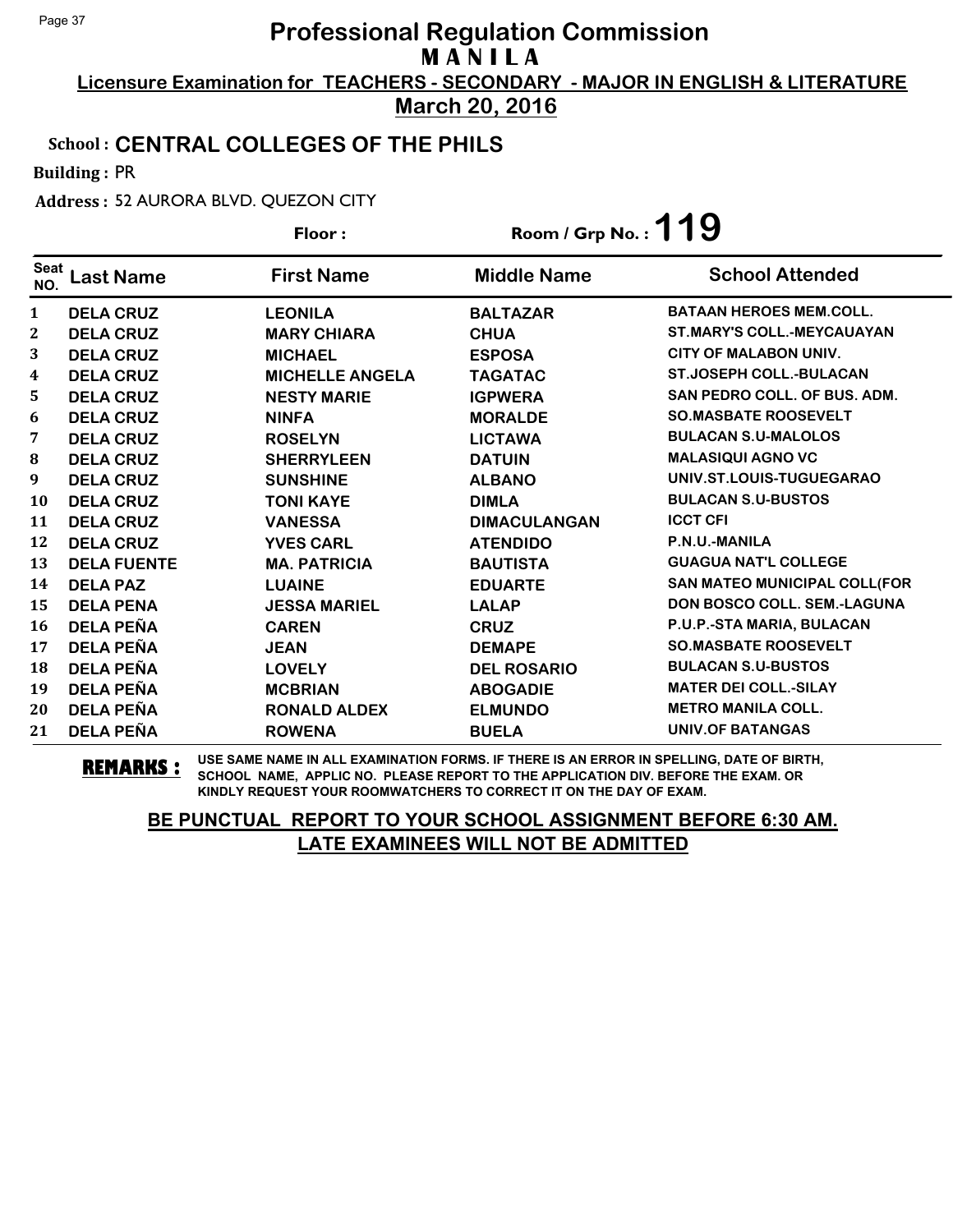# Professional Regulation Commission

## M A N I L A

**Licensure Examination for TEACHERS - SECONDARY - MAJOR IN ENGLISH & LITERATURE**

**March 20, 2016**

**School : CENTRAL COLLEGES OF THE PHILS**

**Building :** PR

**Address :** 52 AURORA BLVD. QUEZON CITY

**Floor :** 

**Room / Grp No. : 119**

| Seat NO. | Last Name | First Name | Middle Name | School Attended |
|---|---|---|---|---|
| 1 | DELA CRUZ | LEONILA | BALTAZAR | BATAAN HEROES MEM.COLL. |
| 2 | DELA CRUZ | MARY CHIARA | CHUA | ST.MARY'S COLL.-MEYCAUAYAN |
| 3 | DELA CRUZ | MICHAEL | ESPOSA | CITY OF MALABON UNIV. |
| 4 | DELA CRUZ | MICHELLE ANGELA | TAGATAC | ST.JOSEPH COLL.-BULACAN |
| 5 | DELA CRUZ | NESTY MARIE | IGPWERA | SAN PEDRO COLL. OF BUS. ADM. |
| 6 | DELA CRUZ | NINFA | MORALDE | SO.MASBATE ROOSEVELT |
| 7 | DELA CRUZ | ROSELYN | LICTAWA | BULACAN S.U-MALOLOS |
| 8 | DELA CRUZ | SHERRYLEEN | DATUIN | MALASIQUI AGNO VC |
| 9 | DELA CRUZ | SUNSHINE | ALBANO | UNIV.ST.LOUIS-TUGUEGARAO |
| 10 | DELA CRUZ | TONI KAYE | DIMLA | BULACAN S.U-BUSTOS |
| 11 | DELA CRUZ | VANESSA | DIMACULANGAN | ICCT CFI |
| 12 | DELA CRUZ | YVES CARL | ATENDIDO | P.N.U.-MANILA |
| 13 | DELA FUENTE | MA. PATRICIA | BAUTISTA | GUAGUA NAT'L COLLEGE |
| 14 | DELA PAZ | LUAINE | EDUARTE | SAN MATEO MUNICIPAL COLL(FOR |
| 15 | DELA PENA | JESSA MARIEL | LALAP | DON BOSCO COLL. SEM.-LAGUNA |
| 16 | DELA PEÑA | CAREN | CRUZ | P.U.P.-STA MARIA, BULACAN |
| 17 | DELA PEÑA | JEAN | DEMAPE | SO.MASBATE ROOSEVELT |
| 18 | DELA PEÑA | LOVELY | DEL ROSARIO | BULACAN S.U-BUSTOS |
| 19 | DELA PEÑA | MCBRIAN | ABOGADIE | MATER DEI COLL.-SILAY |
| 20 | DELA PEÑA | RONALD ALDEX | ELMUNDO | METRO MANILA COLL. |
| 21 | DELA PEÑA | ROWENA | BUELA | UNIV.OF BATANGAS |

**REMARKS :** USE SAME NAME IN ALL EXAMINATION FORMS. IF THERE IS AN ERROR IN SPELLING, DATE OF BIRTH, SCHOOL NAME, APPLIC NO. PLEASE REPORT TO THE APPLICATION DIV. BEFORE THE EXAM. OR KINDLY REQUEST YOUR ROOMWATCHERS TO CORRECT IT ON THE DAY OF EXAM.

**BE PUNCTUAL REPORT TO YOUR SCHOOL ASSIGNMENT BEFORE 6:30 AM.**
**LATE EXAMINEES WILL NOT BE ADMITTED**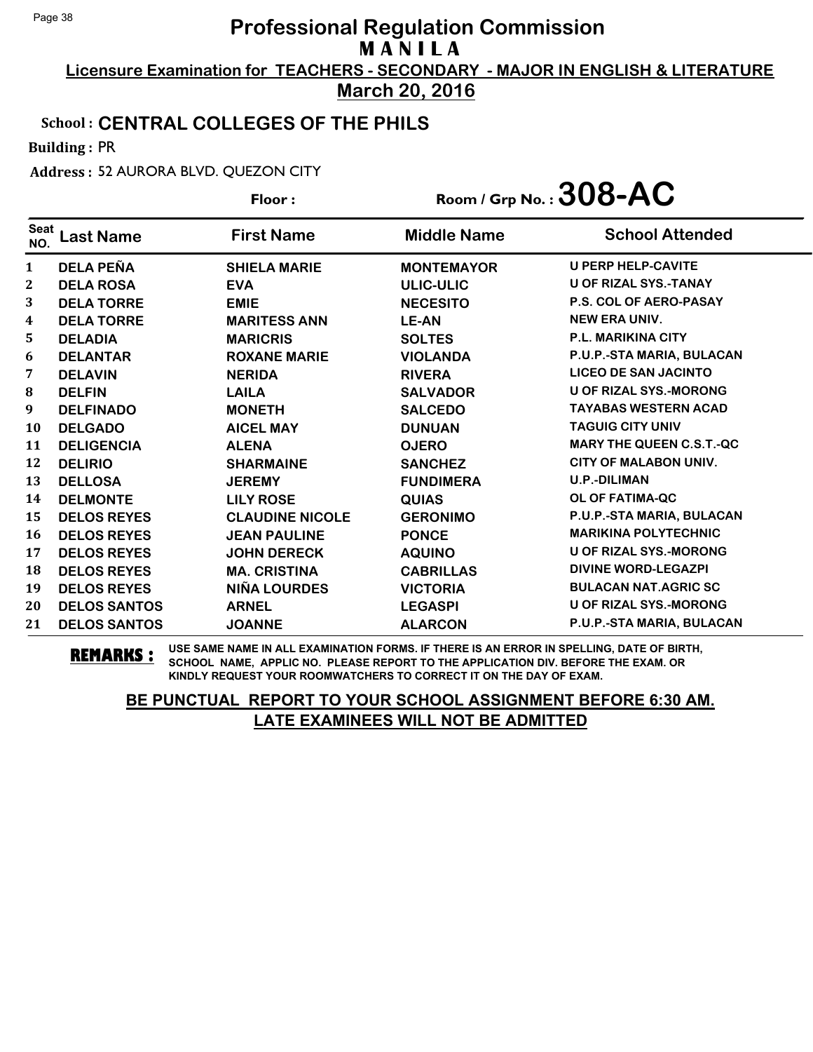# Professional Regulation Commission

## MANILA

**Licensure Examination for TEACHERS - SECONDARY - MAJOR IN ENGLISH & LITERATURE**

**March 20, 2016**

**School : CENTRAL COLLEGES OF THE PHILS**

**Building :** PR

**Address :** 52 AURORA BLVD. QUEZON CITY

**Floor :**

**Room / Grp No. : 308-AC**

| Seat NO. | Last Name | First Name | Middle Name | School Attended |
|---|---|---|---|---|
| 1 | DELA PEÑA | SHIELA MARIE | MONTEMAYOR | U PERP HELP-CAVITE |
| 2 | DELA ROSA | EVA | ULIC-ULIC | U OF RIZAL SYS.-TANAY |
| 3 | DELA TORRE | EMIE | NECESITO | P.S. COL OF AERO-PASAY |
| 4 | DELA TORRE | MARITESS ANN | LE-AN | NEW ERA UNIV. |
| 5 | DELADIA | MARICRIS | SOLTES | P.L. MARIKINA CITY |
| 6 | DELANTAR | ROXANE MARIE | VIOLANDA | P.U.P.-STA MARIA, BULACAN |
| 7 | DELAVIN | NERIDA | RIVERA | LICEO DE SAN JACINTO |
| 8 | DELFIN | LAILA | SALVADOR | U OF RIZAL SYS.-MORONG |
| 9 | DELFINADO | MONETH | SALCEDO | TAYABAS WESTERN ACAD |
| 10 | DELGADO | AICEL MAY | DUNUAN | TAGUIG CITY UNIV |
| 11 | DELIGENCIA | ALENA | OJERO | MARY THE QUEEN C.S.T.-QC |
| 12 | DELIRIO | SHARMAINE | SANCHEZ | CITY OF MALABON UNIV. |
| 13 | DELLOSA | JEREMY | FUNDIMERA | U.P.-DILIMAN |
| 14 | DELMONTE | LILY ROSE | QUIAS | OL OF FATIMA-QC |
| 15 | DELOS REYES | CLAUDINE NICOLE | GERONIMO | P.U.P.-STA MARIA, BULACAN |
| 16 | DELOS REYES | JEAN PAULINE | PONCE | MARIKINA POLYTECHNIC |
| 17 | DELOS REYES | JOHN DERECK | AQUINO | U OF RIZAL SYS.-MORONG |
| 18 | DELOS REYES | MA. CRISTINA | CABRILLAS | DIVINE WORD-LEGAZPI |
| 19 | DELOS REYES | NIÑA LOURDES | VICTORIA | BULACAN NAT.AGRIC SC |
| 20 | DELOS SANTOS | ARNEL | LEGASPI | U OF RIZAL SYS.-MORONG |
| 21 | DELOS SANTOS | JOANNE | ALARCON | P.U.P.-STA MARIA, BULACAN |

**REMARKS :** USE SAME NAME IN ALL EXAMINATION FORMS. IF THERE IS AN ERROR IN SPELLING, DATE OF BIRTH, SCHOOL NAME, APPLIC NO. PLEASE REPORT TO THE APPLICATION DIV. BEFORE THE EXAM. OR KINDLY REQUEST YOUR ROOMWATCHERS TO CORRECT IT ON THE DAY OF EXAM.

**BE PUNCTUAL REPORT TO YOUR SCHOOL ASSIGNMENT BEFORE 6:30 AM.**
**LATE EXAMINEES WILL NOT BE ADMITTED**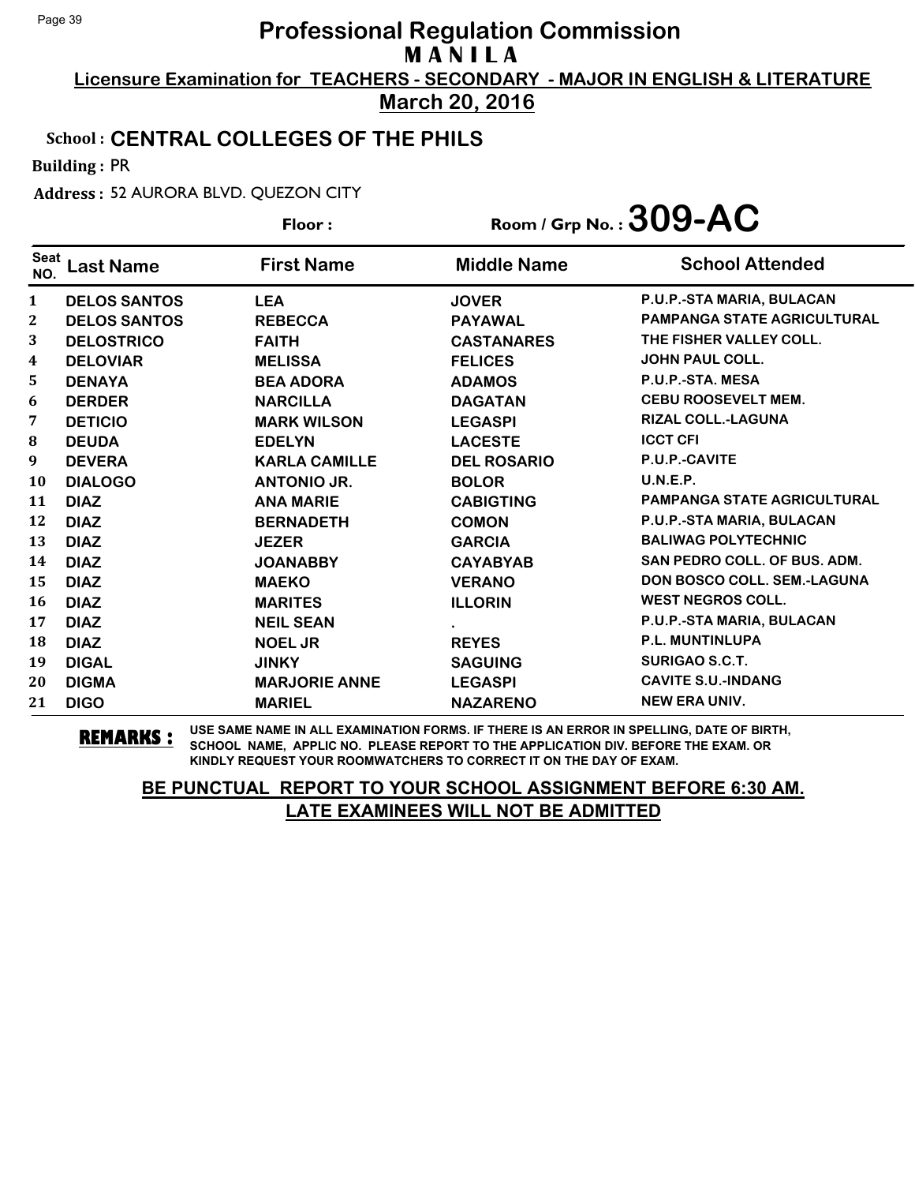# Professional Regulation Commission

## MANILA

**Licensure Examination for TEACHERS - SECONDARY - MAJOR IN ENGLISH & LITERATURE**

**March 20, 2016**

**School : CENTRAL COLLEGES OF THE PHILS**

**Building :** PR

**Address :** 52 AURORA BLVD. QUEZON CITY

**Floor :** 

**Room / Grp No. : 309-AC**

| Seat NO. | Last Name | First Name | Middle Name | School Attended |
|---|---|---|---|---|
| 1 | DELOS SANTOS | LEA | JOVER | P.U.P.-STA MARIA, BULACAN |
| 2 | DELOS SANTOS | REBECCA | PAYAWAL | PAMPANGA STATE AGRICULTURAL |
| 3 | DELOSTRICO | FAITH | CASTANARES | THE FISHER VALLEY COLL. |
| 4 | DELOVIAR | MELISSA | FELICES | JOHN PAUL COLL. |
| 5 | DENAYA | BEA ADORA | ADAMOS | P.U.P.-STA. MESA |
| 6 | DERDER | NARCILLA | DAGATAN | CEBU ROOSEVELT MEM. |
| 7 | DETICIO | MARK WILSON | LEGASPI | RIZAL COLL.-LAGUNA |
| 8 | DEUDA | EDELYN | LACESTE | ICCT CFI |
| 9 | DEVERA | KARLA CAMILLE | DEL ROSARIO | P.U.P.-CAVITE |
| 10 | DIALOGO | ANTONIO JR. | BOLOR | U.N.E.P. |
| 11 | DIAZ | ANA MARIE | CABIGTING | PAMPANGA STATE AGRICULTURAL |
| 12 | DIAZ | BERNADETH | COMON | P.U.P.-STA MARIA, BULACAN |
| 13 | DIAZ | JEZER | GARCIA | BALIWAG POLYTECHNIC |
| 14 | DIAZ | JOANABBY | CAYABYAB | SAN PEDRO COLL. OF BUS. ADM. |
| 15 | DIAZ | MAEKO | VERANO | DON BOSCO COLL. SEM.-LAGUNA |
| 16 | DIAZ | MARITES | ILLORIN | WEST NEGROS COLL. |
| 17 | DIAZ | NEIL SEAN | . | P.U.P.-STA MARIA, BULACAN |
| 18 | DIAZ | NOEL JR | REYES | P.L. MUNTINLUPA |
| 19 | DIGAL | JINKY | SAGUING | SURIGAO S.C.T. |
| 20 | DIGMA | MARJORIE ANNE | LEGASPI | CAVITE S.U.-INDANG |
| 21 | DIGO | MARIEL | NAZARENO | NEW ERA UNIV. |

**REMARKS :** USE SAME NAME IN ALL EXAMINATION FORMS. IF THERE IS AN ERROR IN SPELLING, DATE OF BIRTH, SCHOOL NAME, APPLIC NO. PLEASE REPORT TO THE APPLICATION DIV. BEFORE THE EXAM. OR KINDLY REQUEST YOUR ROOMWATCHERS TO CORRECT IT ON THE DAY OF EXAM.

**BE PUNCTUAL REPORT TO YOUR SCHOOL ASSIGNMENT BEFORE 6:30 AM.**
**LATE EXAMINEES WILL NOT BE ADMITTED**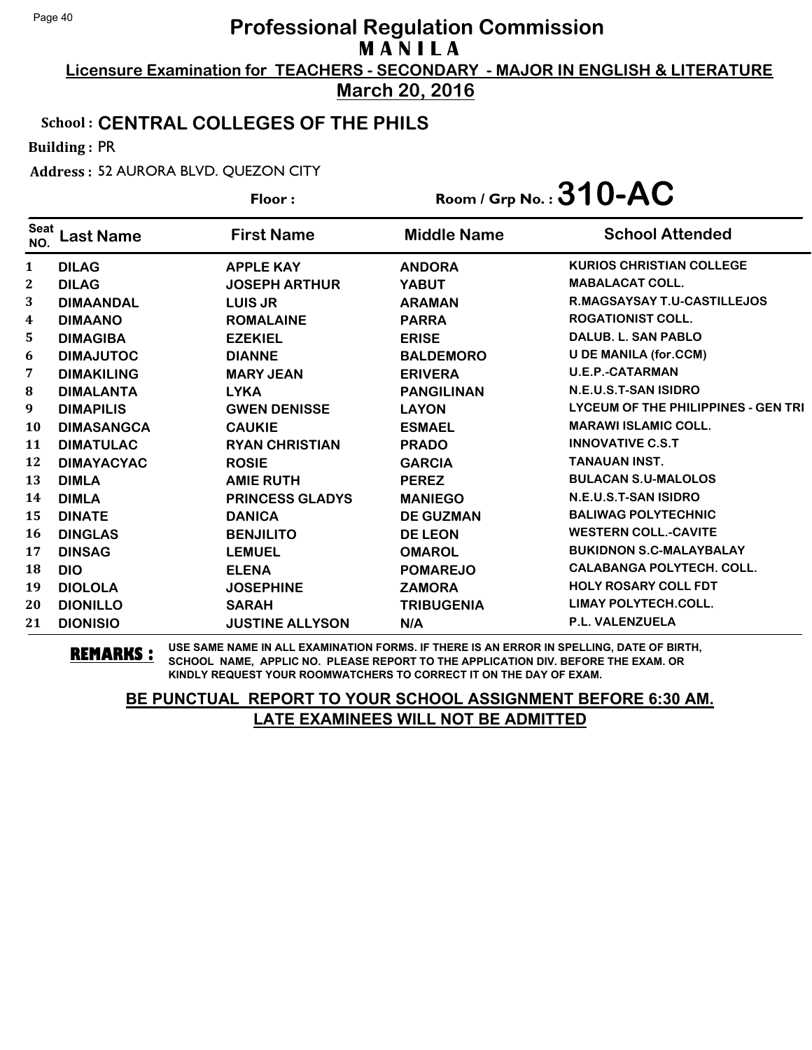# Professional Regulation Commission

## MANILA

**Licensure Examination for TEACHERS - SECONDARY - MAJOR IN ENGLISH & LITERATURE**

**March 20, 2016**

**School : CENTRAL COLLEGES OF THE PHILS**

**Building :** PR

**Address :** 52 AURORA BLVD. QUEZON CITY

**Floor :**

**Room / Grp No. : 310-AC**

| Seat NO. | Last Name | First Name | Middle Name | School Attended |
|---|---|---|---|---|
| 1 | DILAG | APPLE KAY | ANDORA | KURIOS CHRISTIAN COLLEGE |
| 2 | DILAG | JOSEPH ARTHUR | YABUT | MABALACAT COLL. |
| 3 | DIMAANDAL | LUIS JR | ARAMAN | R.MAGSAYSAY T.U-CASTILLEJOS |
| 4 | DIMAANO | ROMALAINE | PARRA | ROGATIONIST COLL. |
| 5 | DIMAGIBA | EZEKIEL | ERISE | DALUB. L. SAN PABLO |
| 6 | DIMAJUTOC | DIANNE | BALDEMORO | U DE MANILA (for.CCM) |
| 7 | DIMAKILING | MARY JEAN | ERIVERA | U.E.P.-CATARMAN |
| 8 | DIMALANTA | LYKA | PANGILINAN | N.E.U.S.T-SAN ISIDRO |
| 9 | DIMAPILIS | GWEN DENISSE | LAYON | LYCEUM OF THE PHILIPPINES - GEN TRI |
| 10 | DIMASANGCA | CAUKIE | ESMAEL | MARAWI ISLAMIC COLL. |
| 11 | DIMATULAC | RYAN CHRISTIAN | PRADO | INNOVATIVE C.S.T |
| 12 | DIMAYACYAC | ROSIE | GARCIA | TANAUAN INST. |
| 13 | DIMLA | AMIE RUTH | PEREZ | BULACAN S.U-MALOLOS |
| 14 | DIMLA | PRINCESS GLADYS | MANIEGO | N.E.U.S.T-SAN ISIDRO |
| 15 | DINATE | DANICA | DE GUZMAN | BALIWAG POLYTECHNIC |
| 16 | DINGLAS | BENJILITO | DE LEON | WESTERN COLL.-CAVITE |
| 17 | DINSAG | LEMUEL | OMAROL | BUKIDNON S.C-MALAYBALAY |
| 18 | DIO | ELENA | POMAREJO | CALABANGA POLYTECH. COLL. |
| 19 | DIOLOLA | JOSEPHINE | ZAMORA | HOLY ROSARY COLL FDT |
| 20 | DIONILLO | SARAH | TRIBUGENIA | LIMAY POLYTECH.COLL. |
| 21 | DIONISIO | JUSTINE ALLYSON | N/A | P.L. VALENZUELA |

**REMARKS :** USE SAME NAME IN ALL EXAMINATION FORMS. IF THERE IS AN ERROR IN SPELLING, DATE OF BIRTH, SCHOOL NAME, APPLIC NO. PLEASE REPORT TO THE APPLICATION DIV. BEFORE THE EXAM. OR KINDLY REQUEST YOUR ROOMWATCHERS TO CORRECT IT ON THE DAY OF EXAM.

**BE PUNCTUAL REPORT TO YOUR SCHOOL ASSIGNMENT BEFORE 6:30 AM. LATE EXAMINEES WILL NOT BE ADMITTED**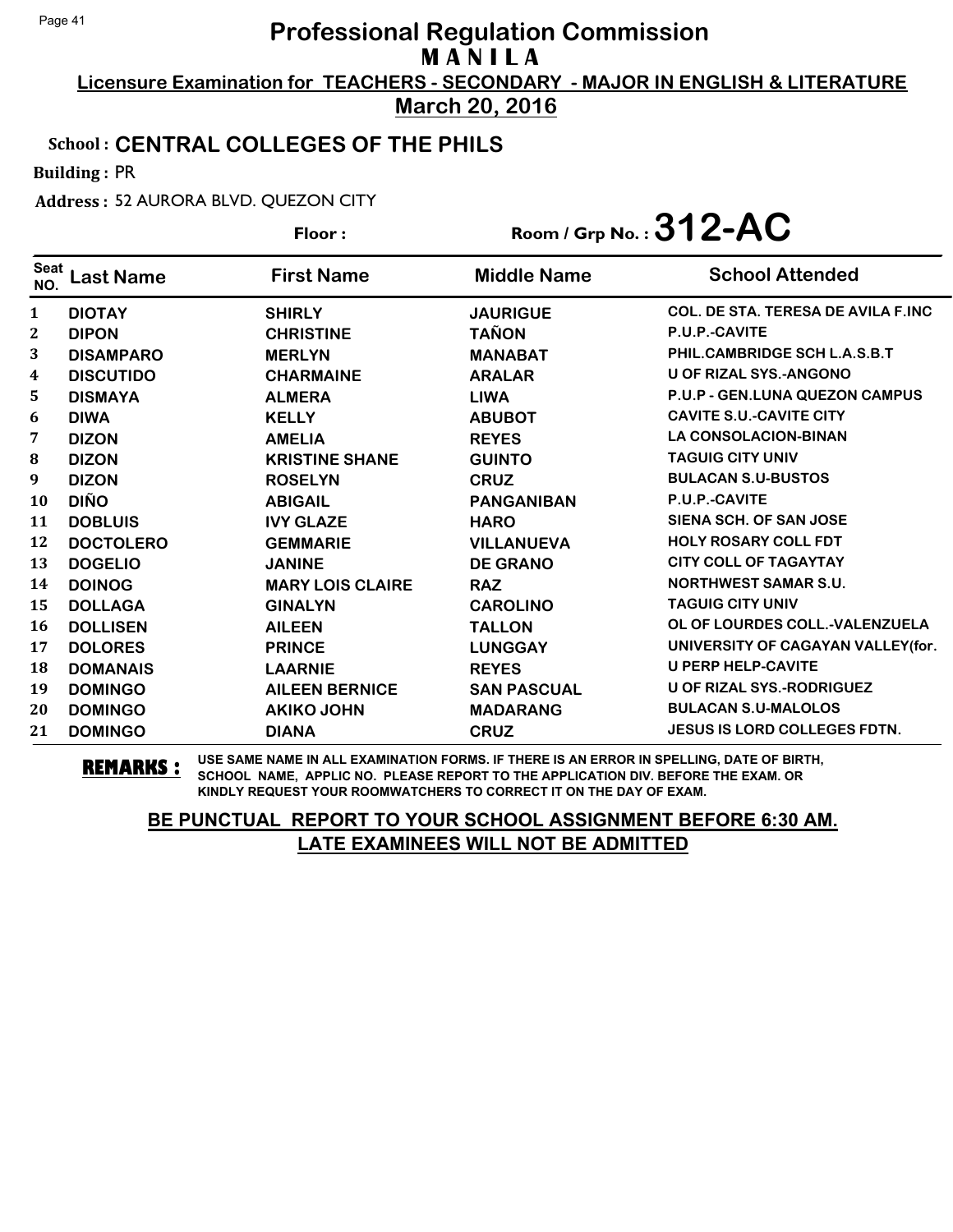# Professional Regulation Commission
## M A N I L A

**Licensure Examination for TEACHERS - SECONDARY - MAJOR IN ENGLISH & LITERATURE**

**March 20, 2016**

School : **CENTRAL COLLEGES OF THE PHILS**

Building : PR

Address : 52 AURORA BLVD. QUEZON CITY

Floor :

Room / Grp No. : **312-AC**

| Seat NO. | Last Name | First Name | Middle Name | School Attended |
|---|---|---|---|---|
| 1 | DIOTAY | SHIRLY | JAURIGUE | COL. DE STA. TERESA DE AVILA F.INC |
| 2 | DIPON | CHRISTINE | TAÑON | P.U.P.-CAVITE |
| 3 | DISAMPARO | MERLYN | MANABAT | PHIL.CAMBRIDGE SCH L.A.S.B.T |
| 4 | DISCUTIDO | CHARMAINE | ARALAR | U OF RIZAL SYS.-ANGONO |
| 5 | DISMAYA | ALMERA | LIWA | P.U.P - GEN.LUNA QUEZON CAMPUS |
| 6 | DIWA | KELLY | ABUBOT | CAVITE S.U.-CAVITE CITY |
| 7 | DIZON | AMELIA | REYES | LA CONSOLACION-BINAN |
| 8 | DIZON | KRISTINE SHANE | GUINTO | TAGUIG CITY UNIV |
| 9 | DIZON | ROSELYN | CRUZ | BULACAN S.U-BUSTOS |
| 10 | DIÑO | ABIGAIL | PANGANIBAN | P.U.P.-CAVITE |
| 11 | DOBLUIS | IVY GLAZE | HARO | SIENA SCH. OF SAN JOSE |
| 12 | DOCTOLERO | GEMMARIE | VILLANUEVA | HOLY ROSARY COLL FDT |
| 13 | DOGELIO | JANINE | DE GRANO | CITY COLL OF TAGAYTAY |
| 14 | DOINOG | MARY LOIS CLAIRE | RAZ | NORTHWEST SAMAR S.U. |
| 15 | DOLLAGA | GINALYN | CAROLINO | TAGUIG CITY UNIV |
| 16 | DOLLISEN | AILEEN | TALLON | OL OF LOURDES COLL.-VALENZUELA |
| 17 | DOLORES | PRINCE | LUNGGAY | UNIVERSITY OF CAGAYAN VALLEY(for. |
| 18 | DOMANAIS | LAARNIE | REYES | U PERP HELP-CAVITE |
| 19 | DOMINGO | AILEEN BERNICE | SAN PASCUAL | U OF RIZAL SYS.-RODRIGUEZ |
| 20 | DOMINGO | AKIKO JOHN | MADARANG | BULACAN S.U-MALOLOS |
| 21 | DOMINGO | DIANA | CRUZ | JESUS IS LORD COLLEGES FDTN. |

**REMARKS :** USE SAME NAME IN ALL EXAMINATION FORMS. IF THERE IS AN ERROR IN SPELLING, DATE OF BIRTH, SCHOOL NAME, APPLIC NO. PLEASE REPORT TO THE APPLICATION DIV. BEFORE THE EXAM. OR KINDLY REQUEST YOUR ROOMWATCHERS TO CORRECT IT ON THE DAY OF EXAM.

**BE PUNCTUAL REPORT TO YOUR SCHOOL ASSIGNMENT BEFORE 6:30 AM.**
**LATE EXAMINEES WILL NOT BE ADMITTED**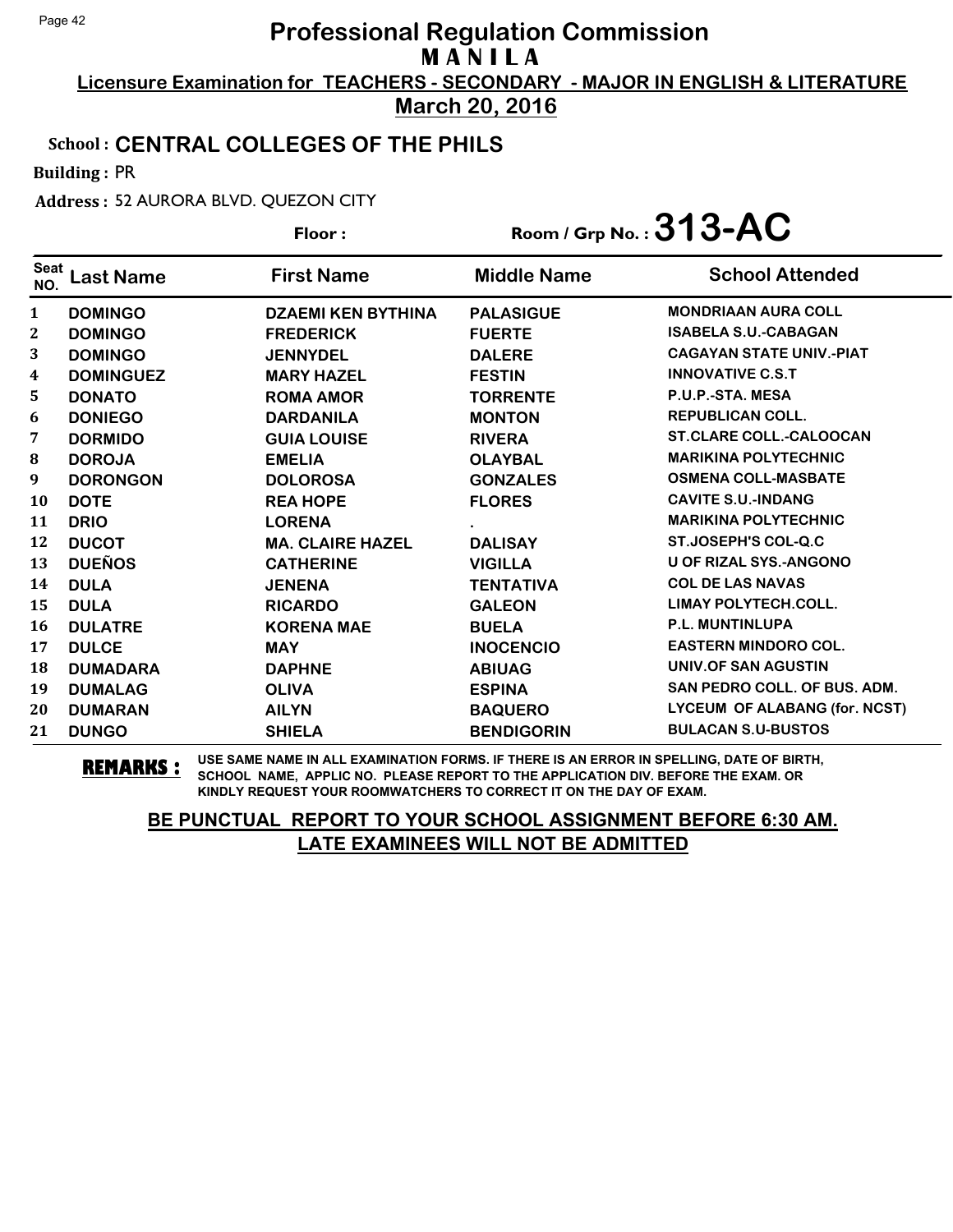# Professional Regulation Commission

**M A N I L A**

**Licensure Examination for TEACHERS - SECONDARY - MAJOR IN ENGLISH & LITERATURE**

**March 20, 2016**

**School : CENTRAL COLLEGES OF THE PHILS**

**Building :** PR

**Address :** 52 AURORA BLVD. QUEZON CITY

**Floor :** 

**Room / Grp No. : 313-AC**

| Seat NO. | Last Name | First Name | Middle Name | School Attended |
|---|---|---|---|---|
| 1 | DOMINGO | DZAEMI KEN BYTHINA | PALASIGUE | MONDRIAAN AURA COLL |
| 2 | DOMINGO | FREDERICK | FUERTE | ISABELA S.U.-CABAGAN |
| 3 | DOMINGO | JENNYDEL | DALERE | CAGAYAN STATE UNIV.-PIAT |
| 4 | DOMINGUEZ | MARY HAZEL | FESTIN | INNOVATIVE C.S.T |
| 5 | DONATO | ROMA AMOR | TORRENTE | P.U.P.-STA. MESA |
| 6 | DONIEGO | DARDANILA | MONTON | REPUBLICAN COLL. |
| 7 | DORMIDO | GUIA LOUISE | RIVERA | ST.CLARE COLL.-CALOOCAN |
| 8 | DOROJA | EMELIA | OLAYBAL | MARIKINA POLYTECHNIC |
| 9 | DORONGON | DOLOROSA | GONZALES | OSMENA COLL-MASBATE |
| 10 | DOTE | REA HOPE | FLORES | CAVITE S.U.-INDANG |
| 11 | DRIO | LORENA | . | MARIKINA POLYTECHNIC |
| 12 | DUCOT | MA. CLAIRE HAZEL | DALISAY | ST.JOSEPH'S COL-Q.C |
| 13 | DUEÑOS | CATHERINE | VIGILLA | U OF RIZAL SYS.-ANGONO |
| 14 | DULA | JENENA | TENTATIVA | COL DE LAS NAVAS |
| 15 | DULA | RICARDO | GALEON | LIMAY POLYTECH.COLL. |
| 16 | DULATRE | KORENA MAE | BUELA | P.L. MUNTINLUPA |
| 17 | DULCE | MAY | INOCENCIO | EASTERN MINDORO COL. |
| 18 | DUMADARA | DAPHNE | ABIUAG | UNIV.OF SAN AGUSTIN |
| 19 | DUMALAG | OLIVA | ESPINA | SAN PEDRO COLL. OF BUS. ADM. |
| 20 | DUMARAN | AILYN | BAQUERO | LYCEUM OF ALABANG (for. NCST) |
| 21 | DUNGO | SHIELA | BENDIGORIN | BULACAN S.U-BUSTOS |

**REMARKS :** USE SAME NAME IN ALL EXAMINATION FORMS. IF THERE IS AN ERROR IN SPELLING, DATE OF BIRTH, SCHOOL NAME, APPLIC NO. PLEASE REPORT TO THE APPLICATION DIV. BEFORE THE EXAM. OR KINDLY REQUEST YOUR ROOMWATCHERS TO CORRECT IT ON THE DAY OF EXAM.

**BE PUNCTUAL REPORT TO YOUR SCHOOL ASSIGNMENT BEFORE 6:30 AM.**
**LATE EXAMINEES WILL NOT BE ADMITTED**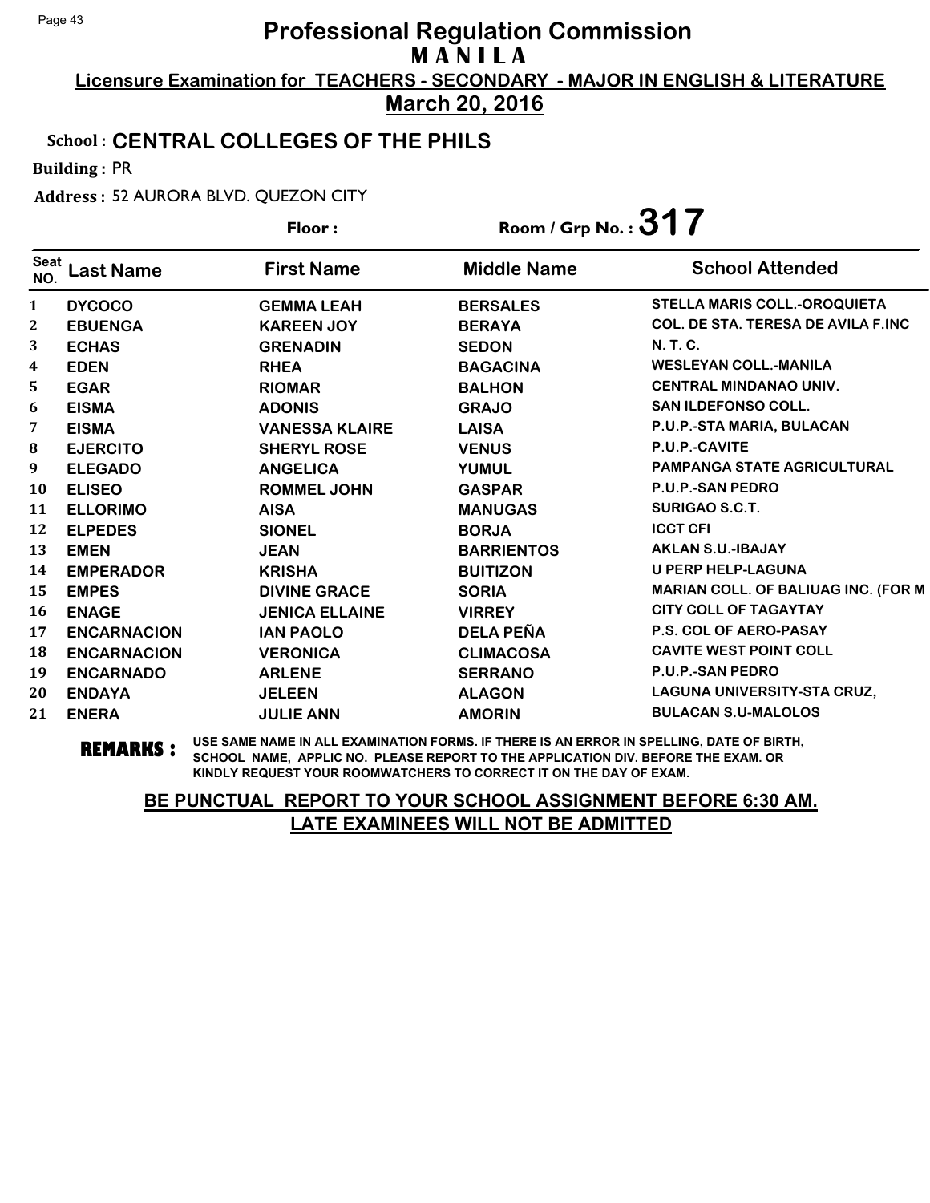# Professional Regulation Commission

## MANILA

**Licensure Examination for TEACHERS - SECONDARY - MAJOR IN ENGLISH & LITERATURE**

**March 20, 2016**

**School : CENTRAL COLLEGES OF THE PHILS**

**Building :** PR

**Address :** 52 AURORA BLVD. QUEZON CITY

**Floor :** 

**Room / Grp No. : 317**

| Seat NO. | Last Name | First Name | Middle Name | School Attended |
|---|---|---|---|---|
| 1 | DYCOCO | GEMMA LEAH | BERSALES | STELLA MARIS COLL.-OROQUIETA |
| 2 | EBUENGA | KAREEN JOY | BERAYA | COL. DE STA. TERESA DE AVILA F.INC |
| 3 | ECHAS | GRENADIN | SEDON | N. T. C. |
| 4 | EDEN | RHEA | BAGACINA | WESLEYAN COLL.-MANILA |
| 5 | EGAR | RIOMAR | BALHON | CENTRAL MINDANAO UNIV. |
| 6 | EISMA | ADONIS | GRAJO | SAN ILDEFONSO COLL. |
| 7 | EISMA | VANESSA KLAIRE | LAISA | P.U.P.-STA MARIA, BULACAN |
| 8 | EJERCITO | SHERYL ROSE | VENUS | P.U.P.-CAVITE |
| 9 | ELEGADO | ANGELICA | YUMUL | PAMPANGA STATE AGRICULTURAL |
| 10 | ELISEO | ROMMEL JOHN | GASPAR | P.U.P.-SAN PEDRO |
| 11 | ELLORIMO | AISA | MANUGAS | SURIGAO S.C.T. |
| 12 | ELPEDES | SIONEL | BORJA | ICCT CFI |
| 13 | EMEN | JEAN | BARRIENTOS | AKLAN S.U.-IBAJAY |
| 14 | EMPERADOR | KRISHA | BUITIZON | U PERP HELP-LAGUNA |
| 15 | EMPES | DIVINE GRACE | SORIA | MARIAN COLL. OF BALIUAG INC. (FOR M |
| 16 | ENAGE | JENICA ELLAINE | VIRREY | CITY COLL OF TAGAYTAY |
| 17 | ENCARNACION | IAN PAOLO | DELA PEÑA | P.S. COL OF AERO-PASAY |
| 18 | ENCARNACION | VERONICA | CLIMACOSA | CAVITE WEST POINT COLL |
| 19 | ENCARNADO | ARLENE | SERRANO | P.U.P.-SAN PEDRO |
| 20 | ENDAYA | JELEEN | ALAGON | LAGUNA UNIVERSITY-STA CRUZ, |
| 21 | ENERA | JULIE ANN | AMORIN | BULACAN S.U-MALOLOS |

**REMARKS :** USE SAME NAME IN ALL EXAMINATION FORMS. IF THERE IS AN ERROR IN SPELLING, DATE OF BIRTH, SCHOOL NAME, APPLIC NO. PLEASE REPORT TO THE APPLICATION DIV. BEFORE THE EXAM. OR KINDLY REQUEST YOUR ROOMWATCHERS TO CORRECT IT ON THE DAY OF EXAM.

**BE PUNCTUAL REPORT TO YOUR SCHOOL ASSIGNMENT BEFORE 6:30 AM. LATE EXAMINEES WILL NOT BE ADMITTED**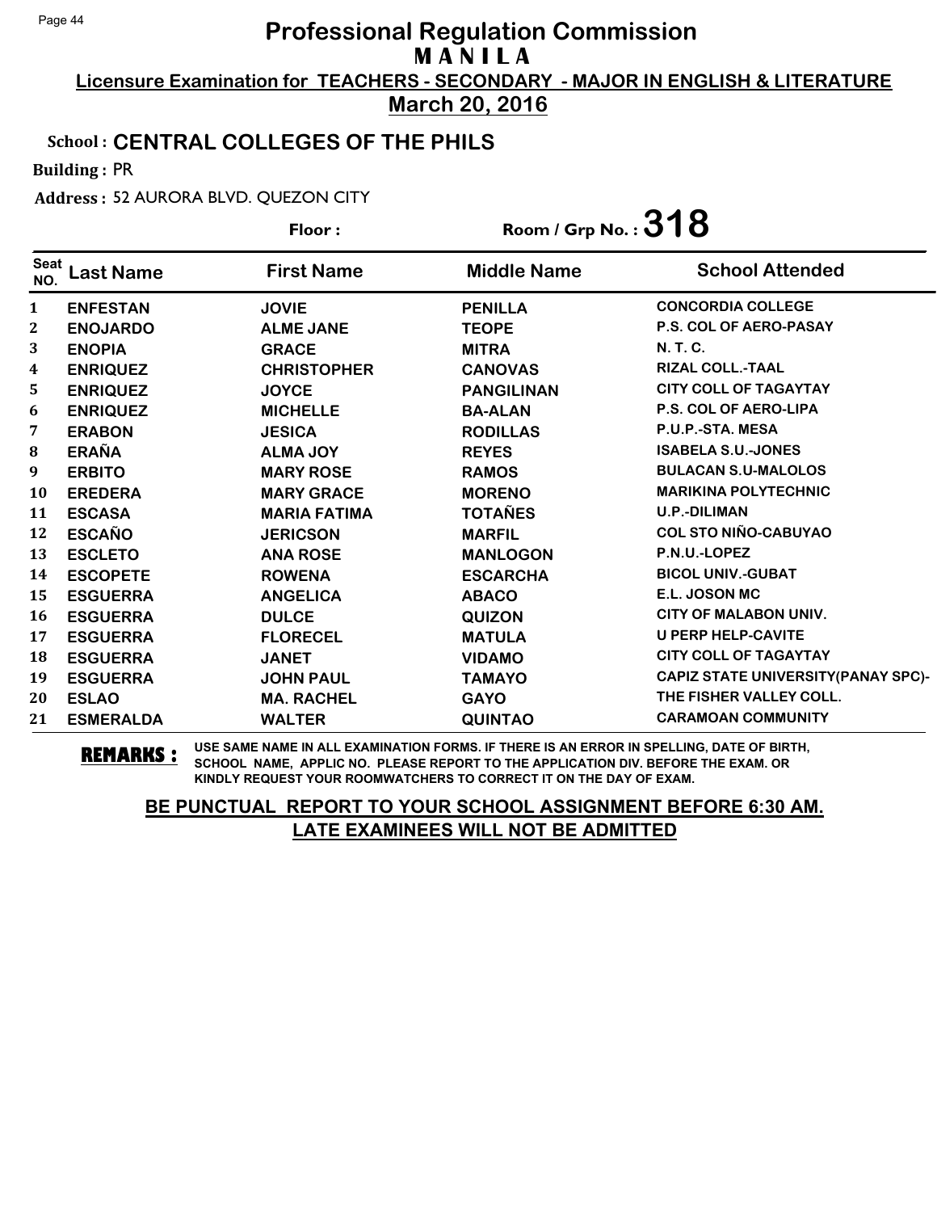# Professional Regulation Commission

**MANILA**

**Licensure Examination for TEACHERS - SECONDARY - MAJOR IN ENGLISH & LITERATURE**

**March 20, 2016**

**School : CENTRAL COLLEGES OF THE PHILS**

**Building :** PR

**Address :** 52 AURORA BLVD. QUEZON CITY

**Floor :**

**Room / Grp No. : 318**

| Seat NO. | Last Name | First Name | Middle Name | School Attended |
|---|---|---|---|---|
| 1 | ENFESTAN | JOVIE | PENILLA | CONCORDIA COLLEGE |
| 2 | ENOJARDO | ALME JANE | TEOPE | P.S. COL OF AERO-PASAY |
| 3 | ENOPIA | GRACE | MITRA | N. T. C. |
| 4 | ENRIQUEZ | CHRISTOPHER | CANOVAS | RIZAL COLL.-TAAL |
| 5 | ENRIQUEZ | JOYCE | PANGILINAN | CITY COLL OF TAGAYTAY |
| 6 | ENRIQUEZ | MICHELLE | BA-ALAN | P.S. COL OF AERO-LIPA |
| 7 | ERABON | JESICA | RODILLAS | P.U.P.-STA. MESA |
| 8 | ERAÑA | ALMA JOY | REYES | ISABELA S.U.-JONES |
| 9 | ERBITO | MARY ROSE | RAMOS | BULACAN S.U-MALOLOS |
| 10 | EREDERA | MARY GRACE | MORENO | MARIKINA POLYTECHNIC |
| 11 | ESCASA | MARIA FATIMA | TOTAÑES | U.P.-DILIMAN |
| 12 | ESCAÑO | JERICSON | MARFIL | COL STO NIÑO-CABUYAO |
| 13 | ESCLETO | ANA ROSE | MANLOGON | P.N.U.-LOPEZ |
| 14 | ESCOPETE | ROWENA | ESCARCHA | BICOL UNIV.-GUBAT |
| 15 | ESGUERRA | ANGELICA | ABACO | E.L. JOSON MC |
| 16 | ESGUERRA | DULCE | QUIZON | CITY OF MALABON UNIV. |
| 17 | ESGUERRA | FLORECEL | MATULA | U PERP HELP-CAVITE |
| 18 | ESGUERRA | JANET | VIDAMO | CITY COLL OF TAGAYTAY |
| 19 | ESGUERRA | JOHN PAUL | TAMAYO | CAPIZ STATE UNIVERSITY(PANAY SPC)- |
| 20 | ESLAO | MA. RACHEL | GAYO | THE FISHER VALLEY COLL. |
| 21 | ESMERALDA | WALTER | QUINTAO | CARAMOAN COMMUNITY |

**REMARKS :** USE SAME NAME IN ALL EXAMINATION FORMS. IF THERE IS AN ERROR IN SPELLING, DATE OF BIRTH, SCHOOL NAME, APPLIC NO. PLEASE REPORT TO THE APPLICATION DIV. BEFORE THE EXAM. OR KINDLY REQUEST YOUR ROOMWATCHERS TO CORRECT IT ON THE DAY OF EXAM.

**BE PUNCTUAL REPORT TO YOUR SCHOOL ASSIGNMENT BEFORE 6:30 AM. LATE EXAMINEES WILL NOT BE ADMITTED**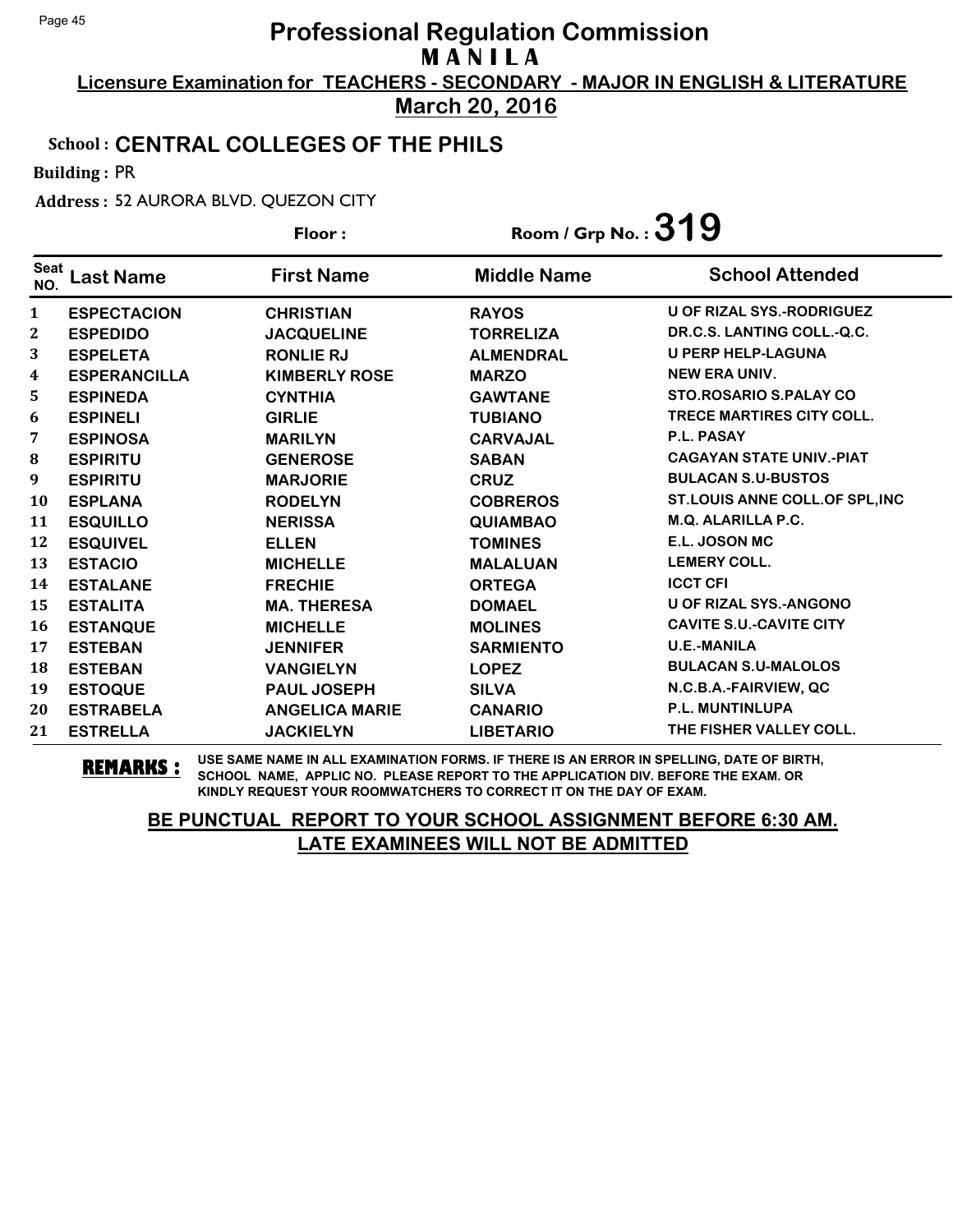# Professional Regulation Commission

**MANILA**

**Licensure Examination for TEACHERS - SECONDARY - MAJOR IN ENGLISH & LITERATURE**

**March 20, 2016**

**School : CENTRAL COLLEGES OF THE PHILS**

**Building :** PR

**Address :** 52 AURORA BLVD. QUEZON CITY

**Floor :** 

**Room / Grp No. : 319**

| Seat NO. | Last Name | First Name | Middle Name | School Attended |
|---|---|---|---|---|
| 1 | ESPECTACION | CHRISTIAN | RAYOS | U OF RIZAL SYS.-RODRIGUEZ |
| 2 | ESPEDIDO | JACQUELINE | TORRELIZA | DR.C.S. LANTING COLL.-Q.C. |
| 3 | ESPELETA | RONLIE RJ | ALMENDRAL | U PERP HELP-LAGUNA |
| 4 | ESPERANCILLA | KIMBERLY ROSE | MARZO | NEW ERA UNIV. |
| 5 | ESPINEDA | CYNTHIA | GAWTANE | STO.ROSARIO S.PALAY CO |
| 6 | ESPINELI | GIRLIE | TUBIANO | TRECE MARTIRES CITY COLL. |
| 7 | ESPINOSA | MARILYN | CARVAJAL | P.L. PASAY |
| 8 | ESPIRITU | GENEROSE | SABAN | CAGAYAN STATE UNIV.-PIAT |
| 9 | ESPIRITU | MARJORIE | CRUZ | BULACAN S.U-BUSTOS |
| 10 | ESPLANA | RODELYN | COBREROS | ST.LOUIS ANNE COLL.OF SPL,INC |
| 11 | ESQUILLO | NERISSA | QUIAMBAO | M.Q. ALARILLA P.C. |
| 12 | ESQUIVEL | ELLEN | TOMINES | E.L. JOSON MC |
| 13 | ESTACIO | MICHELLE | MALALUAN | LEMERY COLL. |
| 14 | ESTALANE | FRECHIE | ORTEGA | ICCT CFI |
| 15 | ESTALITA | MA. THERESA | DOMAEL | U OF RIZAL SYS.-ANGONO |
| 16 | ESTANQUE | MICHELLE | MOLINES | CAVITE S.U.-CAVITE CITY |
| 17 | ESTEBAN | JENNIFER | SARMIENTO | U.E.-MANILA |
| 18 | ESTEBAN | VANGIELYN | LOPEZ | BULACAN S.U-MALOLOS |
| 19 | ESTOQUE | PAUL JOSEPH | SILVA | N.C.B.A.-FAIRVIEW, QC |
| 20 | ESTRABELA | ANGELICA MARIE | CANARIO | P.L. MUNTINLUPA |
| 21 | ESTRELLA | JACKIELYN | LIBETARIO | THE FISHER VALLEY COLL. |

**REMARKS :** USE SAME NAME IN ALL EXAMINATION FORMS. IF THERE IS AN ERROR IN SPELLING, DATE OF BIRTH, SCHOOL NAME, APPLIC NO. PLEASE REPORT TO THE APPLICATION DIV. BEFORE THE EXAM. OR KINDLY REQUEST YOUR ROOMWATCHERS TO CORRECT IT ON THE DAY OF EXAM.

**BE PUNCTUAL REPORT TO YOUR SCHOOL ASSIGNMENT BEFORE 6:30 AM. LATE EXAMINEES WILL NOT BE ADMITTED**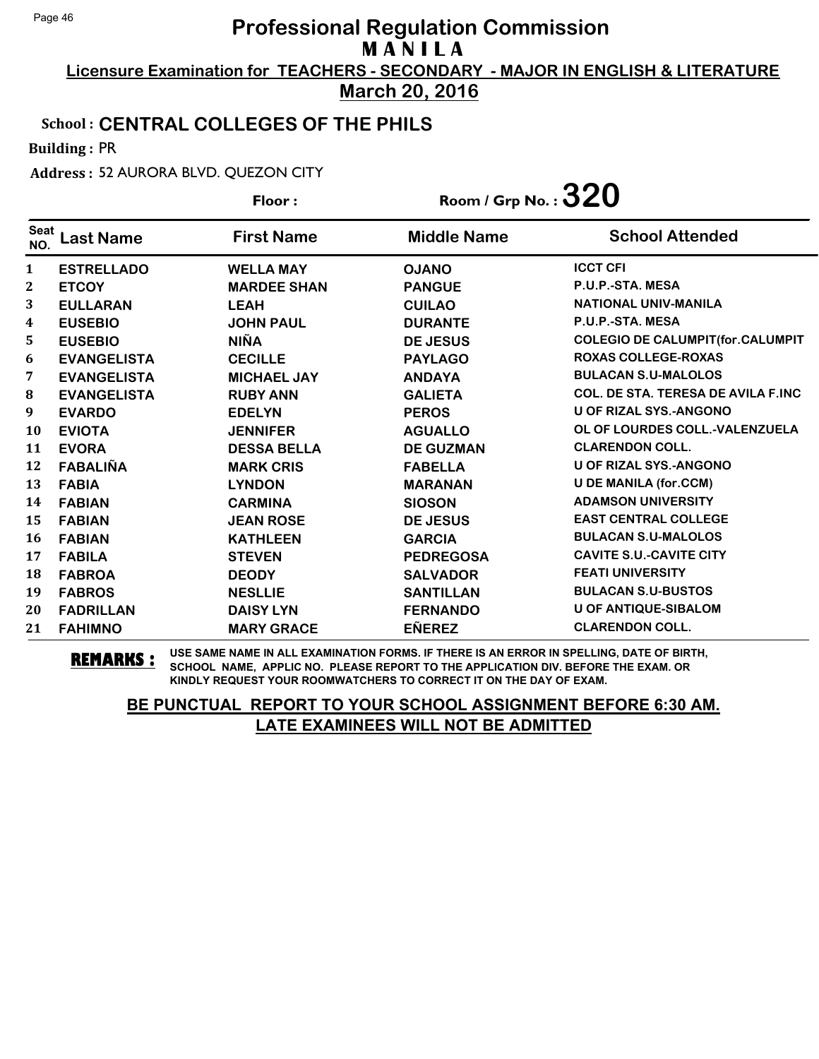# Professional Regulation Commission

**M A N I L A**

**Licensure Examination for TEACHERS - SECONDARY - MAJOR IN ENGLISH & LITERATURE**

**March 20, 2016**

**School : CENTRAL COLLEGES OF THE PHILS**

**Building :** PR

**Address :** 52 AURORA BLVD. QUEZON CITY

**Floor :** 

**Room / Grp No. : 320**

| Seat NO. | Last Name | First Name | Middle Name | School Attended |
|---|---|---|---|---|
| 1 | ESTRELLADO | WELLA MAY | OJANO | ICCT CFI |
| 2 | ETCOY | MARDEE SHAN | PANGUE | P.U.P.-STA. MESA |
| 3 | EULLARAN | LEAH | CUILAO | NATIONAL UNIV-MANILA |
| 4 | EUSEBIO | JOHN PAUL | DURANTE | P.U.P.-STA. MESA |
| 5 | EUSEBIO | NIÑA | DE JESUS | COLEGIO DE CALUMPIT(for.CALUMPIT |
| 6 | EVANGELISTA | CECILLE | PAYLAGO | ROXAS COLLEGE-ROXAS |
| 7 | EVANGELISTA | MICHAEL JAY | ANDAYA | BULACAN S.U-MALOLOS |
| 8 | EVANGELISTA | RUBY ANN | GALIETA | COL. DE STA. TERESA DE AVILA F.INC |
| 9 | EVARDO | EDELYN | PEROS | U OF RIZAL SYS.-ANGONO |
| 10 | EVIOTA | JENNIFER | AGUALLO | OL OF LOURDES COLL.-VALENZUELA |
| 11 | EVORA | DESSA BELLA | DE GUZMAN | CLARENDON COLL. |
| 12 | FABALIÑA | MARK CRIS | FABELLA | U OF RIZAL SYS.-ANGONO |
| 13 | FABIA | LYNDON | MARANAN | U DE MANILA (for.CCM) |
| 14 | FABIAN | CARMINA | SIOSON | ADAMSON UNIVERSITY |
| 15 | FABIAN | JEAN ROSE | DE JESUS | EAST CENTRAL COLLEGE |
| 16 | FABIAN | KATHLEEN | GARCIA | BULACAN S.U-MALOLOS |
| 17 | FABILA | STEVEN | PEDREGOSA | CAVITE S.U.-CAVITE CITY |
| 18 | FABROA | DEODY | SALVADOR | FEATI UNIVERSITY |
| 19 | FABROS | NESLLIE | SANTILLAN | BULACAN S.U-BUSTOS |
| 20 | FADRILLAN | DAISY LYN | FERNANDO | U OF ANTIQUE-SIBALOM |
| 21 | FAHIMNO | MARY GRACE | EÑEREZ | CLARENDON COLL. |

**REMARKS :** USE SAME NAME IN ALL EXAMINATION FORMS. IF THERE IS AN ERROR IN SPELLING, DATE OF BIRTH, SCHOOL NAME, APPLIC NO. PLEASE REPORT TO THE APPLICATION DIV. BEFORE THE EXAM. OR KINDLY REQUEST YOUR ROOMWATCHERS TO CORRECT IT ON THE DAY OF EXAM.

**BE PUNCTUAL REPORT TO YOUR SCHOOL ASSIGNMENT BEFORE 6:30 AM. LATE EXAMINEES WILL NOT BE ADMITTED**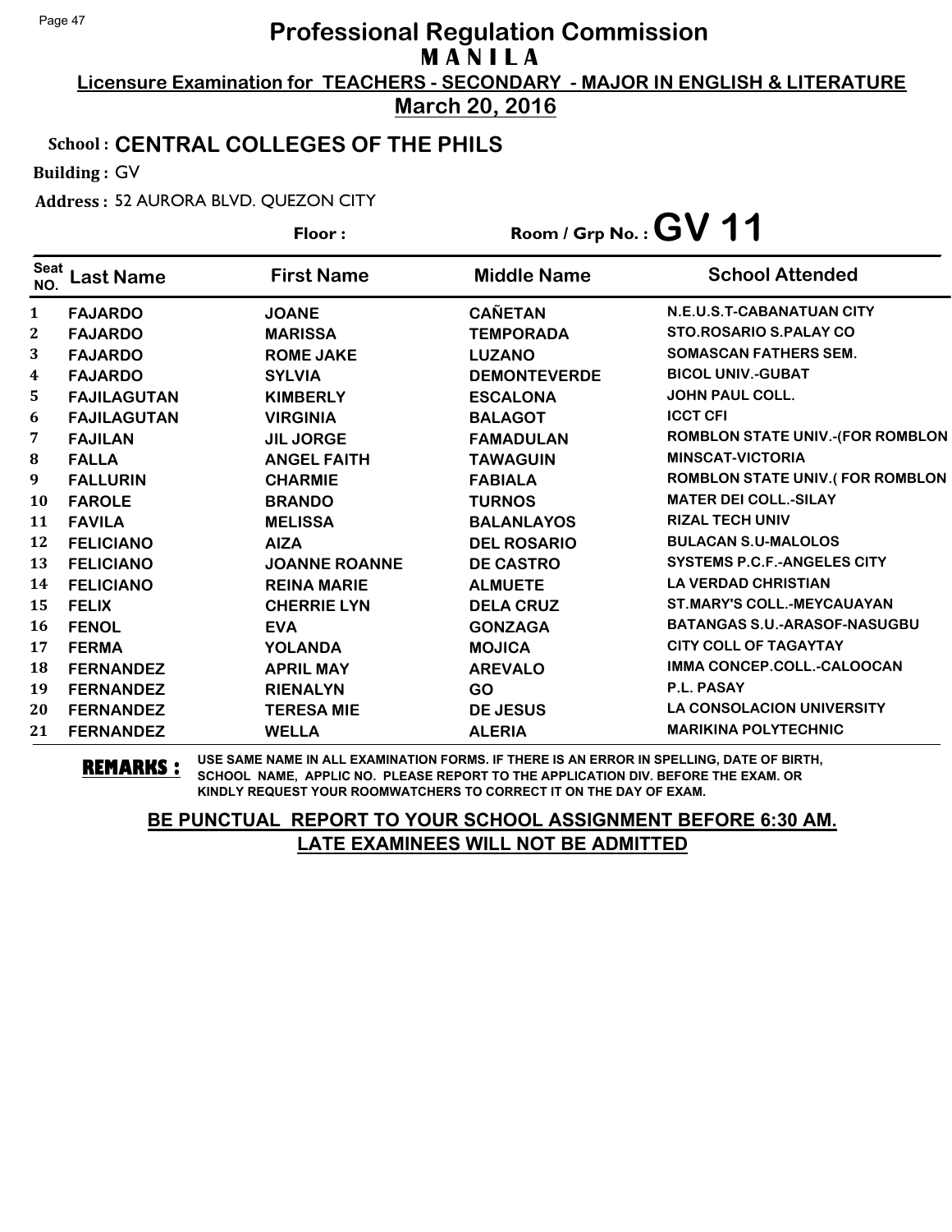# Professional Regulation Commission

## MANILA

**Licensure Examination for TEACHERS - SECONDARY - MAJOR IN ENGLISH & LITERATURE**

**March 20, 2016**

**School : CENTRAL COLLEGES OF THE PHILS**

**Building :** GV

**Address :** 52 AURORA BLVD. QUEZON CITY

**Floor :**

**Room / Grp No. : GV 11**

| Seat NO. | Last Name | First Name | Middle Name | School Attended |
|---|---|---|---|---|
| 1 | FAJARDO | JOANE | CAÑETAN | N.E.U.S.T-CABANATUAN CITY |
| 2 | FAJARDO | MARISSA | TEMPORADA | STO.ROSARIO S.PALAY CO |
| 3 | FAJARDO | ROME JAKE | LUZANO | SOMASCAN FATHERS SEM. |
| 4 | FAJARDO | SYLVIA | DEMONTEVERDE | BICOL UNIV.-GUBAT |
| 5 | FAJILAGUTAN | KIMBERLY | ESCALONA | JOHN PAUL COLL. |
| 6 | FAJILAGUTAN | VIRGINIA | BALAGOT | ICCT CFI |
| 7 | FAJILAN | JIL JORGE | FAMADULAN | ROMBLON STATE UNIV.-(FOR ROMBLON |
| 8 | FALLA | ANGEL FAITH | TAWAGUIN | MINSCAT-VICTORIA |
| 9 | FALLURIN | CHARMIE | FABIALA | ROMBLON STATE UNIV.( FOR ROMBLON |
| 10 | FAROLE | BRANDO | TURNOS | MATER DEI COLL.-SILAY |
| 11 | FAVILA | MELISSA | BALANLAYOS | RIZAL TECH UNIV |
| 12 | FELICIANO | AIZA | DEL ROSARIO | BULACAN S.U-MALOLOS |
| 13 | FELICIANO | JOANNE ROANNE | DE CASTRO | SYSTEMS P.C.F.-ANGELES CITY |
| 14 | FELICIANO | REINA MARIE | ALMUETE | LA VERDAD CHRISTIAN |
| 15 | FELIX | CHERRIE LYN | DELA CRUZ | ST.MARY'S COLL.-MEYCAUAYAN |
| 16 | FENOL | EVA | GONZAGA | BATANGAS S.U.-ARASOF-NASUGBU |
| 17 | FERMA | YOLANDA | MOJICA | CITY COLL OF TAGAYTAY |
| 18 | FERNANDEZ | APRIL MAY | AREVALO | IMMA CONCEP.COLL.-CALOOCAN |
| 19 | FERNANDEZ | RIENALYN | GO | P.L. PASAY |
| 20 | FERNANDEZ | TERESA MIE | DE JESUS | LA CONSOLACION UNIVERSITY |
| 21 | FERNANDEZ | WELLA | ALERIA | MARIKINA POLYTECHNIC |

**REMARKS :** USE SAME NAME IN ALL EXAMINATION FORMS. IF THERE IS AN ERROR IN SPELLING, DATE OF BIRTH, SCHOOL NAME, APPLIC NO. PLEASE REPORT TO THE APPLICATION DIV. BEFORE THE EXAM. OR KINDLY REQUEST YOUR ROOMWATCHERS TO CORRECT IT ON THE DAY OF EXAM.

**BE PUNCTUAL REPORT TO YOUR SCHOOL ASSIGNMENT BEFORE 6:30 AM. LATE EXAMINEES WILL NOT BE ADMITTED**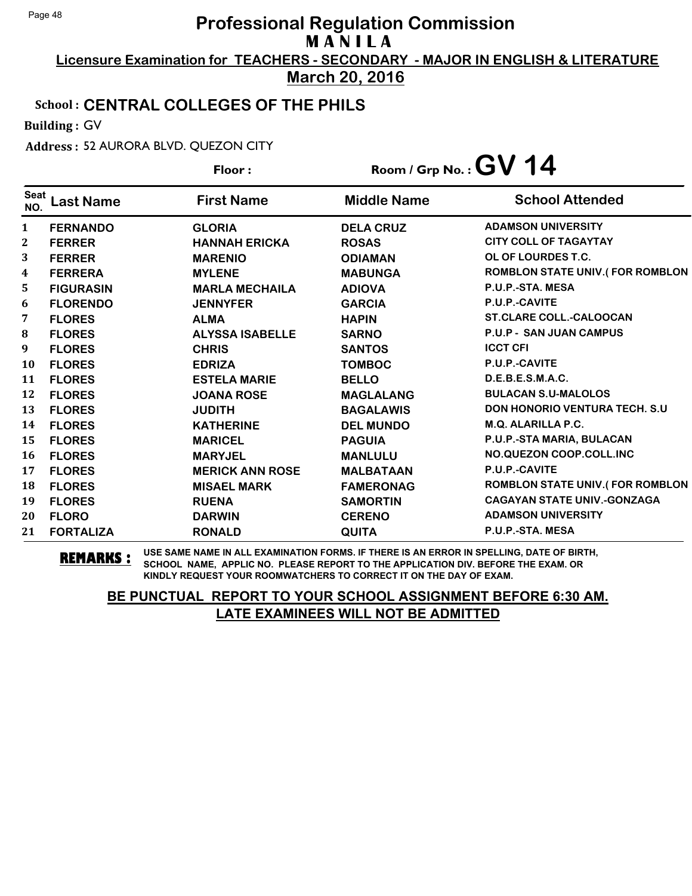# Professional Regulation Commission

## MANILA

**Licensure Examination for TEACHERS - SECONDARY - MAJOR IN ENGLISH & LITERATURE**

**March 20, 2016**

**School : CENTRAL COLLEGES OF THE PHILS**

**Building :** GV

**Address :** 52 AURORA BLVD. QUEZON CITY

**Floor :** 

**Room / Grp No. : GV 14**

| Seat NO. | Last Name | First Name | Middle Name | School Attended |
|---|---|---|---|---|
| 1 | FERNANDO | GLORIA | DELA CRUZ | ADAMSON UNIVERSITY |
| 2 | FERRER | HANNAH ERICKA | ROSAS | CITY COLL OF TAGAYTAY |
| 3 | FERRER | MARENIO | ODIAMAN | OL OF LOURDES T.C. |
| 4 | FERRERA | MYLENE | MABUNGA | ROMBLON STATE UNIV.( FOR ROMBLON |
| 5 | FIGURASIN | MARLA MECHAILA | ADIOVA | P.U.P.-STA. MESA |
| 6 | FLORENDO | JENNYFER | GARCIA | P.U.P.-CAVITE |
| 7 | FLORES | ALMA | HAPIN | ST.CLARE COLL.-CALOOCAN |
| 8 | FLORES | ALYSSA ISABELLE | SARNO | P.U.P - SAN JUAN CAMPUS |
| 9 | FLORES | CHRIS | SANTOS | ICCT CFI |
| 10 | FLORES | EDRIZA | TOMBOC | P.U.P.-CAVITE |
| 11 | FLORES | ESTELA MARIE | BELLO | D.E.B.E.S.M.A.C. |
| 12 | FLORES | JOANA ROSE | MAGLALANG | BULACAN S.U-MALOLOS |
| 13 | FLORES | JUDITH | BAGALAWIS | DON HONORIO VENTURA TECH. S.U |
| 14 | FLORES | KATHERINE | DEL MUNDO | M.Q. ALARILLA P.C. |
| 15 | FLORES | MARICEL | PAGUIA | P.U.P.-STA MARIA, BULACAN |
| 16 | FLORES | MARYJEL | MANLULU | NO.QUEZON COOP.COLL.INC |
| 17 | FLORES | MERICK ANN ROSE | MALBATAAN | P.U.P.-CAVITE |
| 18 | FLORES | MISAEL MARK | FAMERONAG | ROMBLON STATE UNIV.( FOR ROMBLON |
| 19 | FLORES | RUENA | SAMORTIN | CAGAYAN STATE UNIV.-GONZAGA |
| 20 | FLORO | DARWIN | CERENO | ADAMSON UNIVERSITY |
| 21 | FORTALIZA | RONALD | QUITA | P.U.P.-STA. MESA |

**REMARKS :** USE SAME NAME IN ALL EXAMINATION FORMS. IF THERE IS AN ERROR IN SPELLING, DATE OF BIRTH, SCHOOL NAME, APPLIC NO. PLEASE REPORT TO THE APPLICATION DIV. BEFORE THE EXAM. OR KINDLY REQUEST YOUR ROOMWATCHERS TO CORRECT IT ON THE DAY OF EXAM.

**BE PUNCTUAL REPORT TO YOUR SCHOOL ASSIGNMENT BEFORE 6:30 AM. LATE EXAMINEES WILL NOT BE ADMITTED**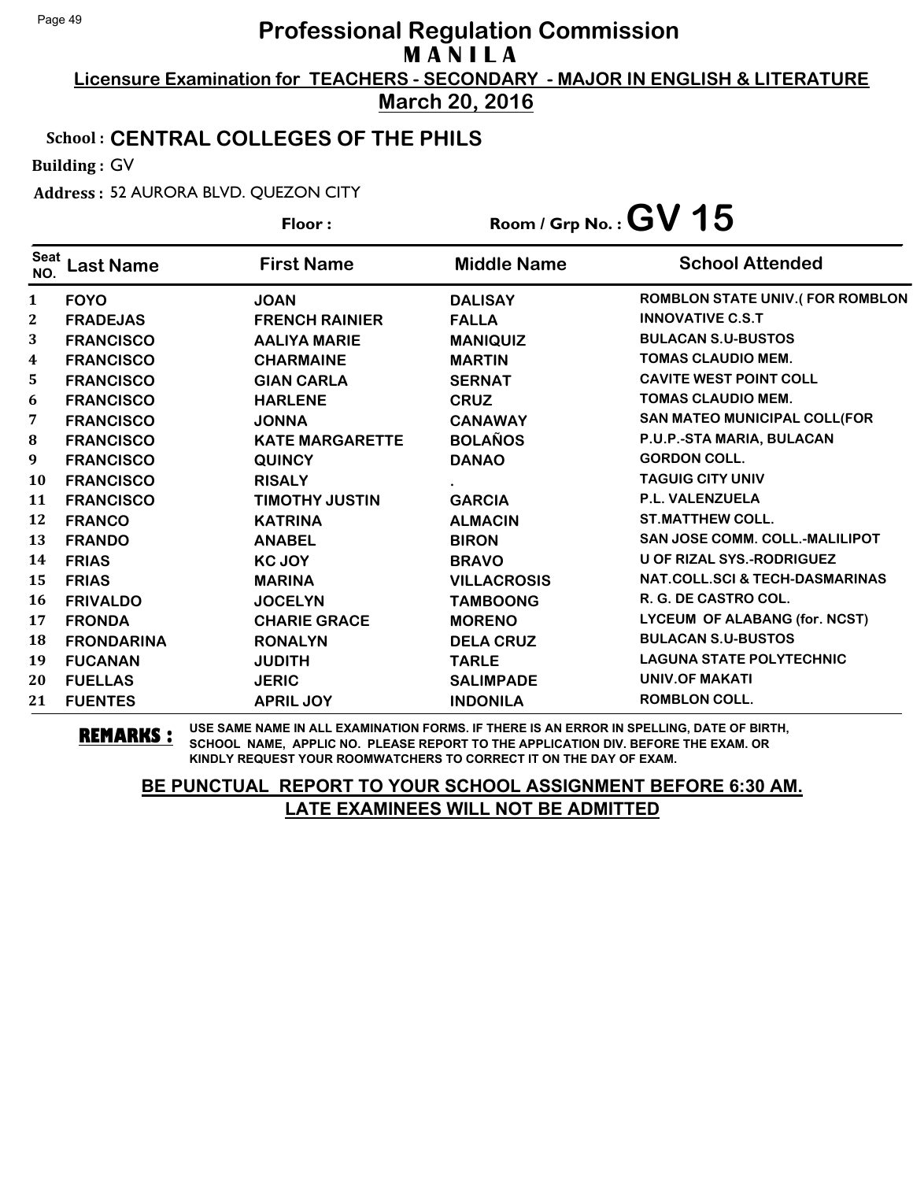# Professional Regulation Commission

## MANILA

**Licensure Examination for TEACHERS - SECONDARY - MAJOR IN ENGLISH & LITERATURE**

**March 20, 2016**

**School : CENTRAL COLLEGES OF THE PHILS**

**Building :** GV

**Address :** 52 AURORA BLVD. QUEZON CITY

**Floor :**

**Room / Grp No. : GV 15**

| Seat NO. | Last Name | First Name | Middle Name | School Attended |
|---|---|---|---|---|
| 1 | FOYO | JOAN | DALISAY | ROMBLON STATE UNIV.( FOR ROMBLON |
| 2 | FRADEJAS | FRENCH RAINIER | FALLA | INNOVATIVE C.S.T |
| 3 | FRANCISCO | AALIYA MARIE | MANIQUIZ | BULACAN S.U-BUSTOS |
| 4 | FRANCISCO | CHARMAINE | MARTIN | TOMAS CLAUDIO MEM. |
| 5 | FRANCISCO | GIAN CARLA | SERNAT | CAVITE WEST POINT COLL |
| 6 | FRANCISCO | HARLENE | CRUZ | TOMAS CLAUDIO MEM. |
| 7 | FRANCISCO | JONNA | CANAWAY | SAN MATEO MUNICIPAL COLL(FOR |
| 8 | FRANCISCO | KATE MARGARETTE | BOLAÑOS | P.U.P.-STA MARIA, BULACAN |
| 9 | FRANCISCO | QUINCY | DANAO | GORDON COLL. |
| 10 | FRANCISCO | RISALY | . | TAGUIG CITY UNIV |
| 11 | FRANCISCO | TIMOTHY JUSTIN | GARCIA | P.L. VALENZUELA |
| 12 | FRANCO | KATRINA | ALMACIN | ST.MATTHEW COLL. |
| 13 | FRANDO | ANABEL | BIRON | SAN JOSE COMM. COLL.-MALILIPOT |
| 14 | FRIAS | KC JOY | BRAVO | U OF RIZAL SYS.-RODRIGUEZ |
| 15 | FRIAS | MARINA | VILLACROSIS | NAT.COLL.SCI & TECH-DASMARINAS |
| 16 | FRIVALDO | JOCELYN | TAMBOONG | R. G. DE CASTRO COL. |
| 17 | FRONDA | CHARIE GRACE | MORENO | LYCEUM OF ALABANG (for. NCST) |
| 18 | FRONDARINA | RONALYN | DELA CRUZ | BULACAN S.U-BUSTOS |
| 19 | FUCANAN | JUDITH | TARLE | LAGUNA STATE POLYTECHNIC |
| 20 | FUELLAS | JERIC | SALIMPADE | UNIV.OF MAKATI |
| 21 | FUENTES | APRIL JOY | INDONILA | ROMBLON COLL. |

**REMARKS :** USE SAME NAME IN ALL EXAMINATION FORMS. IF THERE IS AN ERROR IN SPELLING, DATE OF BIRTH, SCHOOL NAME, APPLIC NO. PLEASE REPORT TO THE APPLICATION DIV. BEFORE THE EXAM. OR KINDLY REQUEST YOUR ROOMWATCHERS TO CORRECT IT ON THE DAY OF EXAM.

**BE PUNCTUAL REPORT TO YOUR SCHOOL ASSIGNMENT BEFORE 6:30 AM.**
**LATE EXAMINEES WILL NOT BE ADMITTED**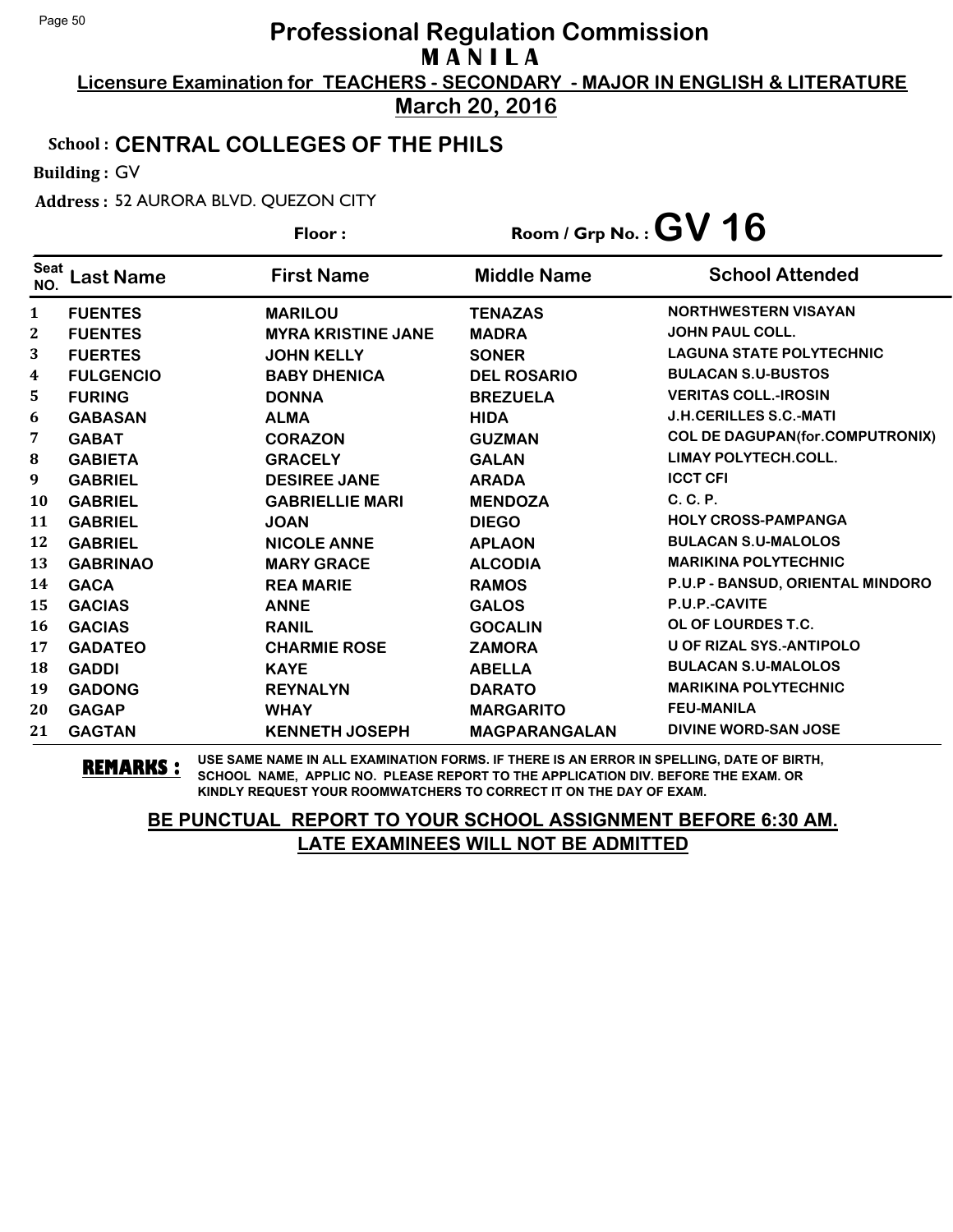# Professional Regulation Commission

## MANILA

**Licensure Examination for TEACHERS - SECONDARY - MAJOR IN ENGLISH & LITERATURE**

**March 20, 2016**

**School : CENTRAL COLLEGES OF THE PHILS**

**Building :** GV

**Address :** 52 AURORA BLVD. QUEZON CITY

**Floor :**

**Room / Grp No. : GV 16**

| Seat NO. | Last Name | First Name | Middle Name | School Attended |
|---|---|---|---|---|
| 1 | FUENTES | MARILOU | TENAZAS | NORTHWESTERN VISAYAN |
| 2 | FUENTES | MYRA KRISTINE JANE | MADRA | JOHN PAUL COLL. |
| 3 | FUERTES | JOHN KELLY | SONER | LAGUNA STATE POLYTECHNIC |
| 4 | FULGENCIO | BABY DHENICA | DEL ROSARIO | BULACAN S.U-BUSTOS |
| 5 | FURING | DONNA | BREZUELA | VERITAS COLL.-IROSIN |
| 6 | GABASAN | ALMA | HIDA | J.H.CERILLES S.C.-MATI |
| 7 | GABAT | CORAZON | GUZMAN | COL DE DAGUPAN(for.COMPUTRONIX) |
| 8 | GABIETA | GRACELY | GALAN | LIMAY POLYTECH.COLL. |
| 9 | GABRIEL | DESIREE JANE | ARADA | ICCT CFI |
| 10 | GABRIEL | GABRIELLIE MARI | MENDOZA | C. C. P. |
| 11 | GABRIEL | JOAN | DIEGO | HOLY CROSS-PAMPANGA |
| 12 | GABRIEL | NICOLE ANNE | APLAON | BULACAN S.U-MALOLOS |
| 13 | GABRINAO | MARY GRACE | ALCODIA | MARIKINA POLYTECHNIC |
| 14 | GACA | REA MARIE | RAMOS | P.U.P - BANSUD, ORIENTAL MINDORO |
| 15 | GACIAS | ANNE | GALOS | P.U.P.-CAVITE |
| 16 | GACIAS | RANIL | GOCALIN | OL OF LOURDES T.C. |
| 17 | GADATEO | CHARMIE ROSE | ZAMORA | U OF RIZAL SYS.-ANTIPOLO |
| 18 | GADDI | KAYE | ABELLA | BULACAN S.U-MALOLOS |
| 19 | GADONG | REYNALYN | DARATO | MARIKINA POLYTECHNIC |
| 20 | GAGAP | WHAY | MARGARITO | FEU-MANILA |
| 21 | GAGTAN | KENNETH JOSEPH | MAGPARANGALAN | DIVINE WORD-SAN JOSE |

**REMARKS :** USE SAME NAME IN ALL EXAMINATION FORMS. IF THERE IS AN ERROR IN SPELLING, DATE OF BIRTH, SCHOOL NAME, APPLIC NO. PLEASE REPORT TO THE APPLICATION DIV. BEFORE THE EXAM. OR KINDLY REQUEST YOUR ROOMWATCHERS TO CORRECT IT ON THE DAY OF EXAM.

**BE PUNCTUAL REPORT TO YOUR SCHOOL ASSIGNMENT BEFORE 6:30 AM. LATE EXAMINEES WILL NOT BE ADMITTED**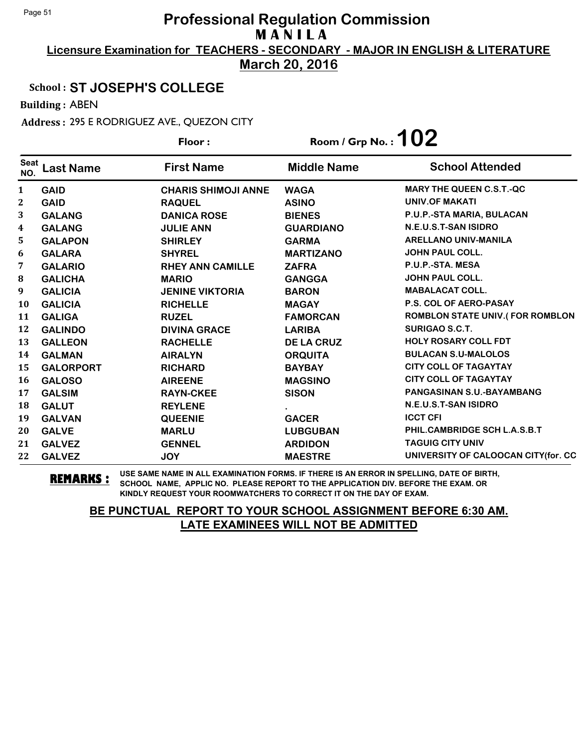# Professional Regulation Commission

## MANILA

**Licensure Examination for TEACHERS - SECONDARY - MAJOR IN ENGLISH & LITERATURE**

**March 20, 2016**

**School : ST JOSEPH'S COLLEGE**

**Building :** ABEN

**Address :** 295 E RODRIGUEZ AVE., QUEZON CITY

**Floor :** 

**Room / Grp No. : 102**

| Seat NO. | Last Name | First Name | Middle Name | School Attended |
|---|---|---|---|---|
| 1 | GAID | CHARIS SHIMOJI ANNE | WAGA | MARY THE QUEEN C.S.T.-QC |
| 2 | GAID | RAQUEL | ASINO | UNIV.OF MAKATI |
| 3 | GALANG | DANICA ROSE | BIENES | P.U.P.-STA MARIA, BULACAN |
| 4 | GALANG | JULIE ANN | GUARDIANO | N.E.U.S.T-SAN ISIDRO |
| 5 | GALAPON | SHIRLEY | GARMA | ARELLANO UNIV-MANILA |
| 6 | GALARA | SHYREL | MARTIZANO | JOHN PAUL COLL. |
| 7 | GALARIO | RHEY ANN CAMILLE | ZAFRA | P.U.P.-STA. MESA |
| 8 | GALICHA | MARIO | GANGGA | JOHN PAUL COLL. |
| 9 | GALICIA | JENINE VIKTORIA | BARON | MABALACAT COLL. |
| 10 | GALICIA | RICHELLE | MAGAY | P.S. COL OF AERO-PASAY |
| 11 | GALIGA | RUZEL | FAMORCAN | ROMBLON STATE UNIV.( FOR ROMBLON |
| 12 | GALINDO | DIVINA GRACE | LARIBA | SURIGAO S.C.T. |
| 13 | GALLEON | RACHELLE | DE LA CRUZ | HOLY ROSARY COLL FDT |
| 14 | GALMAN | AIRALYN | ORQUITA | BULACAN S.U-MALOLOS |
| 15 | GALORPORT | RICHARD | BAYBAY | CITY COLL OF TAGAYTAY |
| 16 | GALOSO | AIREENE | MAGSINO | CITY COLL OF TAGAYTAY |
| 17 | GALSIM | RAYN-CKEE | SISON | PANGASINAN S.U.-BAYAMBANG |
| 18 | GALUT | REYLENE | . | N.E.U.S.T-SAN ISIDRO |
| 19 | GALVAN | QUEENIE | GACER | ICCT CFI |
| 20 | GALVE | MARLU | LUBGUBAN | PHIL.CAMBRIDGE SCH L.A.S.B.T |
| 21 | GALVEZ | GENNEL | ARDIDON | TAGUIG CITY UNIV |
| 22 | GALVEZ | JOY | MAESTRE | UNIVERSITY OF CALOOCAN CITY(for. CC |

**REMARKS :** USE SAME NAME IN ALL EXAMINATION FORMS. IF THERE IS AN ERROR IN SPELLING, DATE OF BIRTH, SCHOOL NAME, APPLIC NO. PLEASE REPORT TO THE APPLICATION DIV. BEFORE THE EXAM. OR KINDLY REQUEST YOUR ROOMWATCHERS TO CORRECT IT ON THE DAY OF EXAM.

**BE PUNCTUAL REPORT TO YOUR SCHOOL ASSIGNMENT BEFORE 6:30 AM.**
**LATE EXAMINEES WILL NOT BE ADMITTED**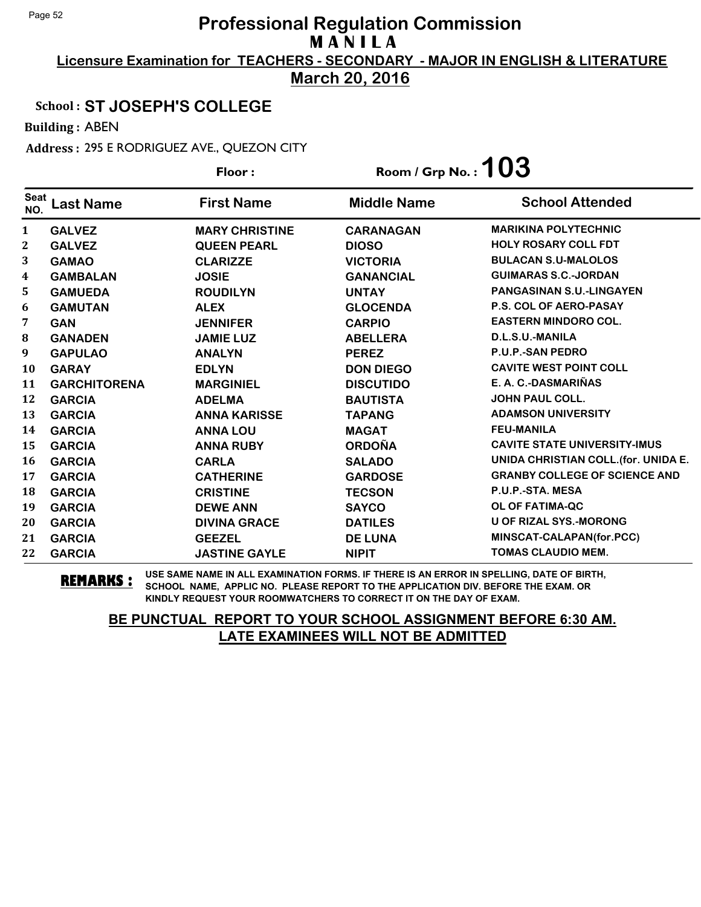# Professional Regulation Commission

## M A N I L A

**Licensure Examination for TEACHERS - SECONDARY - MAJOR IN ENGLISH & LITERATURE**

**March 20, 2016**

School : **ST JOSEPH'S COLLEGE**

Building : ABEN

Address : 295 E RODRIGUEZ AVE., QUEZON CITY

Floor :

Room / Grp No. : **103**

| Seat NO. | Last Name | First Name | Middle Name | School Attended |
|---|---|---|---|---|
| 1 | GALVEZ | MARY CHRISTINE | CARANAGAN | MARIKINA POLYTECHNIC |
| 2 | GALVEZ | QUEEN PEARL | DIOSO | HOLY ROSARY COLL FDT |
| 3 | GAMAO | CLARIZZE | VICTORIA | BULACAN S.U-MALOLOS |
| 4 | GAMBALAN | JOSIE | GANANCIAL | GUIMARAS S.C.-JORDAN |
| 5 | GAMUEDA | ROUDILYN | UNTAY | PANGASINAN S.U.-LINGAYEN |
| 6 | GAMUTAN | ALEX | GLOCENDA | P.S. COL OF AERO-PASAY |
| 7 | GAN | JENNIFER | CARPIO | EASTERN MINDORO COL. |
| 8 | GANADEN | JAMIE LUZ | ABELLERA | D.L.S.U.-MANILA |
| 9 | GAPULAO | ANALYN | PEREZ | P.U.P.-SAN PEDRO |
| 10 | GARAY | EDLYN | DON DIEGO | CAVITE WEST POINT COLL |
| 11 | GARCHITORENA | MARGINIEL | DISCUTIDO | E. A. C.-DASMARIÑAS |
| 12 | GARCIA | ADELMA | BAUTISTA | JOHN PAUL COLL. |
| 13 | GARCIA | ANNA KARISSE | TAPANG | ADAMSON UNIVERSITY |
| 14 | GARCIA | ANNA LOU | MAGAT | FEU-MANILA |
| 15 | GARCIA | ANNA RUBY | ORDOÑA | CAVITE STATE UNIVERSITY-IMUS |
| 16 | GARCIA | CARLA | SALADO | UNIDA CHRISTIAN COLL.(for. UNIDA E. |
| 17 | GARCIA | CATHERINE | GARDOSE | GRANBY COLLEGE OF SCIENCE AND |
| 18 | GARCIA | CRISTINE | TECSON | P.U.P.-STA. MESA |
| 19 | GARCIA | DEWE ANN | SAYCO | OL OF FATIMA-QC |
| 20 | GARCIA | DIVINA GRACE | DATILES | U OF RIZAL SYS.-MORONG |
| 21 | GARCIA | GEEZEL | DE LUNA | MINSCAT-CALAPAN(for.PCC) |
| 22 | GARCIA | JASTINE GAYLE | NIPIT | TOMAS CLAUDIO MEM. |

**REMARKS :** USE SAME NAME IN ALL EXAMINATION FORMS. IF THERE IS AN ERROR IN SPELLING, DATE OF BIRTH, SCHOOL NAME, APPLIC NO. PLEASE REPORT TO THE APPLICATION DIV. BEFORE THE EXAM. OR KINDLY REQUEST YOUR ROOMWATCHERS TO CORRECT IT ON THE DAY OF EXAM.

**BE PUNCTUAL REPORT TO YOUR SCHOOL ASSIGNMENT BEFORE 6:30 AM. LATE EXAMINEES WILL NOT BE ADMITTED**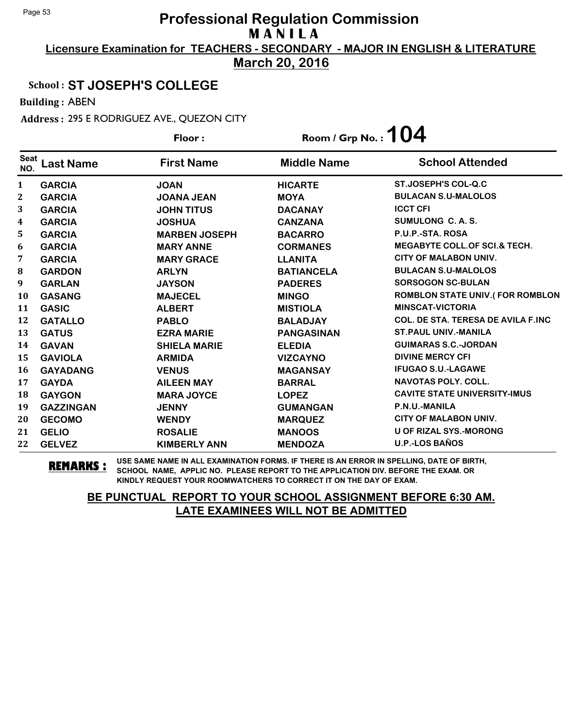# Professional Regulation Commission

## MANILA

**Licensure Examination for TEACHERS - SECONDARY - MAJOR IN ENGLISH & LITERATURE**

**March 20, 2016**

**School : ST JOSEPH'S COLLEGE**

**Building :** ABEN

**Address :** 295 E RODRIGUEZ AVE., QUEZON CITY

**Floor :** 

**Room / Grp No. : 104**

| Seat NO. | Last Name | First Name | Middle Name | School Attended |
|---|---|---|---|---|
| 1 | GARCIA | JOAN | HICARTE | ST.JOSEPH'S COL-Q.C |
| 2 | GARCIA | JOANA JEAN | MOYA | BULACAN S.U-MALOLOS |
| 3 | GARCIA | JOHN TITUS | DACANAY | ICCT CFI |
| 4 | GARCIA | JOSHUA | CANZANA | SUMULONG C. A. S. |
| 5 | GARCIA | MARBEN JOSEPH | BACARRO | P.U.P.-STA. ROSA |
| 6 | GARCIA | MARY ANNE | CORMANES | MEGABYTE COLL.OF SCI.& TECH. |
| 7 | GARCIA | MARY GRACE | LLANITA | CITY OF MALABON UNIV. |
| 8 | GARDON | ARLYN | BATIANCELA | BULACAN S.U-MALOLOS |
| 9 | GARLAN | JAYSON | PADERES | SORSOGON SC-BULAN |
| 10 | GASANG | MAJECEL | MINGO | ROMBLON STATE UNIV.( FOR ROMBLON |
| 11 | GASIC | ALBERT | MISTIOLA | MINSCAT-VICTORIA |
| 12 | GATALLO | PABLO | BALADJAY | COL. DE STA. TERESA DE AVILA F.INC |
| 13 | GATUS | EZRA MARIE | PANGASINAN | ST.PAUL UNIV.-MANILA |
| 14 | GAVAN | SHIELA MARIE | ELEDIA | GUIMARAS S.C.-JORDAN |
| 15 | GAVIOLA | ARMIDA | VIZCAYNO | DIVINE MERCY CFI |
| 16 | GAYADANG | VENUS | MAGANSAY | IFUGAO S.U.-LAGAWE |
| 17 | GAYDA | AILEEN MAY | BARRAL | NAVOTAS POLY. COLL. |
| 18 | GAYGON | MARA JOYCE | LOPEZ | CAVITE STATE UNIVERSITY-IMUS |
| 19 | GAZZINGAN | JENNY | GUMANGAN | P.N.U.-MANILA |
| 20 | GECOMO | WENDY | MARQUEZ | CITY OF MALABON UNIV. |
| 21 | GELIO | ROSALIE | MANOOS | U OF RIZAL SYS.-MORONG |
| 22 | GELVEZ | KIMBERLY ANN | MENDOZA | U.P.-LOS BAÑOS |

**REMARKS :** USE SAME NAME IN ALL EXAMINATION FORMS. IF THERE IS AN ERROR IN SPELLING, DATE OF BIRTH, SCHOOL NAME, APPLIC NO. PLEASE REPORT TO THE APPLICATION DIV. BEFORE THE EXAM. OR KINDLY REQUEST YOUR ROOMWATCHERS TO CORRECT IT ON THE DAY OF EXAM.

**BE PUNCTUAL REPORT TO YOUR SCHOOL ASSIGNMENT BEFORE 6:30 AM.**
**LATE EXAMINEES WILL NOT BE ADMITTED**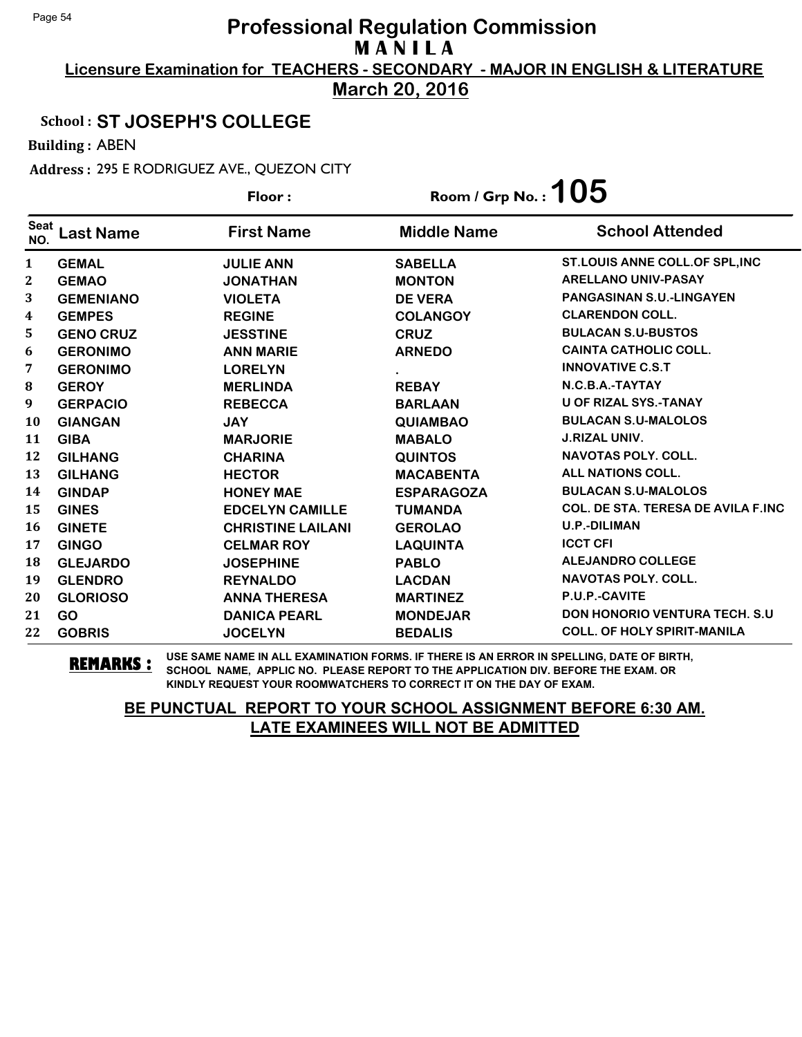# Professional Regulation Commission

## M A N I L A

**Licensure Examination for TEACHERS - SECONDARY - MAJOR IN ENGLISH & LITERATURE**

**March 20, 2016**

**School : ST JOSEPH'S COLLEGE**

**Building :** ABEN

**Address :** 295 E RODRIGUEZ AVE., QUEZON CITY

**Floor :** 

**Room / Grp No. : 105**

| Seat NO. | Last Name | First Name | Middle Name | School Attended |
|---|---|---|---|---|
| 1 | GEMAL | JULIE ANN | SABELLA | ST.LOUIS ANNE COLL.OF SPL,INC |
| 2 | GEMAO | JONATHAN | MONTON | ARELLANO UNIV-PASAY |
| 3 | GEMENIANO | VIOLETA | DE VERA | PANGASINAN S.U.-LINGAYEN |
| 4 | GEMPES | REGINE | COLANGOY | CLARENDON COLL. |
| 5 | GENO CRUZ | JESSTINE | CRUZ | BULACAN S.U-BUSTOS |
| 6 | GERONIMO | ANN MARIE | ARNEDO | CAINTA CATHOLIC COLL. |
| 7 | GERONIMO | LORELYN | . | INNOVATIVE C.S.T |
| 8 | GEROY | MERLINDA | REBAY | N.C.B.A.-TAYTAY |
| 9 | GERPACIO | REBECCA | BARLAAN | U OF RIZAL SYS.-TANAY |
| 10 | GIANGAN | JAY | QUIAMBAO | BULACAN S.U-MALOLOS |
| 11 | GIBA | MARJORIE | MABALO | J.RIZAL UNIV. |
| 12 | GILHANG | CHARINA | QUINTOS | NAVOTAS POLY. COLL. |
| 13 | GILHANG | HECTOR | MACABENTA | ALL NATIONS COLL. |
| 14 | GINDAP | HONEY MAE | ESPARAGOZA | BULACAN S.U-MALOLOS |
| 15 | GINES | EDCELYN CAMILLE | TUMANDA | COL. DE STA. TERESA DE AVILA F.INC |
| 16 | GINETE | CHRISTINE LAILANI | GEROLAO | U.P.-DILIMAN |
| 17 | GINGO | CELMAR ROY | LAQUINTA | ICCT CFI |
| 18 | GLEJARDO | JOSEPHINE | PABLO | ALEJANDRO COLLEGE |
| 19 | GLENDRO | REYNALDO | LACDAN | NAVOTAS POLY. COLL. |
| 20 | GLORIOSO | ANNA THERESA | MARTINEZ | P.U.P.-CAVITE |
| 21 | GO | DANICA PEARL | MONDEJAR | DON HONORIO VENTURA TECH. S.U |
| 22 | GOBRIS | JOCELYN | BEDALIS | COLL. OF HOLY SPIRIT-MANILA |

**REMARKS :** USE SAME NAME IN ALL EXAMINATION FORMS. IF THERE IS AN ERROR IN SPELLING, DATE OF BIRTH, SCHOOL NAME, APPLIC NO. PLEASE REPORT TO THE APPLICATION DIV. BEFORE THE EXAM. OR KINDLY REQUEST YOUR ROOMWATCHERS TO CORRECT IT ON THE DAY OF EXAM.

**BE PUNCTUAL REPORT TO YOUR SCHOOL ASSIGNMENT BEFORE 6:30 AM.**
**LATE EXAMINEES WILL NOT BE ADMITTED**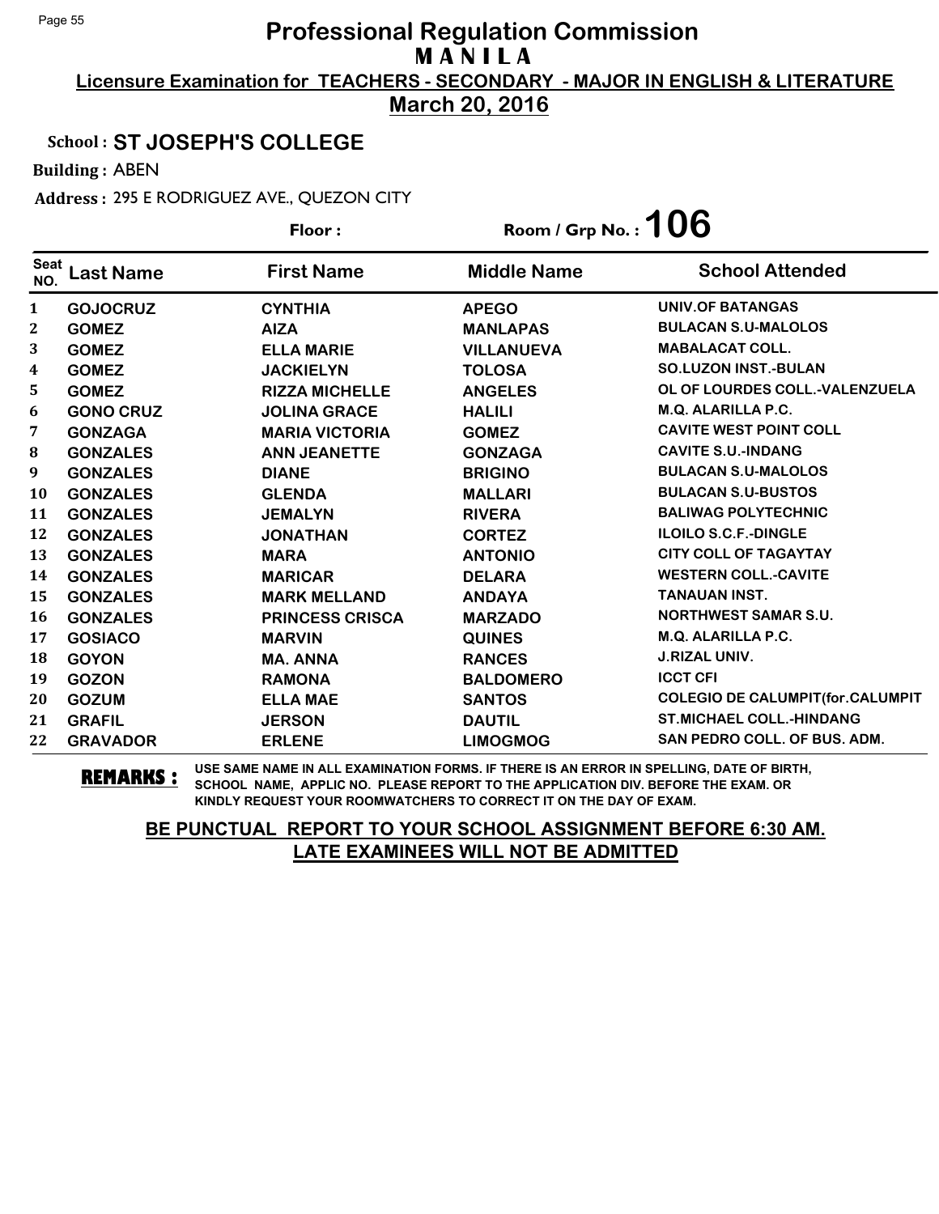# Professional Regulation Commission

## M A N I L A

**Licensure Examination for TEACHERS - SECONDARY - MAJOR IN ENGLISH & LITERATURE**

**March 20, 2016**

**School : ST JOSEPH'S COLLEGE**

**Building :** ABEN

**Address :** 295 E RODRIGUEZ AVE., QUEZON CITY

**Floor :** 

**Room / Grp No. : 106**

| Seat NO. | Last Name | First Name | Middle Name | School Attended |
|---|---|---|---|---|
| 1 | GOJOCRUZ | CYNTHIA | APEGO | UNIV.OF BATANGAS |
| 2 | GOMEZ | AIZA | MANLAPAS | BULACAN S.U-MALOLOS |
| 3 | GOMEZ | ELLA MARIE | VILLANUEVA | MABALACAT COLL. |
| 4 | GOMEZ | JACKIELYN | TOLOSA | SO.LUZON INST.-BULAN |
| 5 | GOMEZ | RIZZA MICHELLE | ANGELES | OL OF LOURDES COLL.-VALENZUELA |
| 6 | GONO CRUZ | JOLINA GRACE | HALILI | M.Q. ALARILLA P.C. |
| 7 | GONZAGA | MARIA VICTORIA | GOMEZ | CAVITE WEST POINT COLL |
| 8 | GONZALES | ANN JEANETTE | GONZAGA | CAVITE S.U.-INDANG |
| 9 | GONZALES | DIANE | BRIGINO | BULACAN S.U-MALOLOS |
| 10 | GONZALES | GLENDA | MALLARI | BULACAN S.U-BUSTOS |
| 11 | GONZALES | JEMALYN | RIVERA | BALIWAG POLYTECHNIC |
| 12 | GONZALES | JONATHAN | CORTEZ | ILOILO S.C.F.-DINGLE |
| 13 | GONZALES | MARA | ANTONIO | CITY COLL OF TAGAYTAY |
| 14 | GONZALES | MARICAR | DELARA | WESTERN COLL.-CAVITE |
| 15 | GONZALES | MARK MELLAND | ANDAYA | TANAUAN INST. |
| 16 | GONZALES | PRINCESS CRISCA | MARZADO | NORTHWEST SAMAR S.U. |
| 17 | GOSIACO | MARVIN | QUINES | M.Q. ALARILLA P.C. |
| 18 | GOYON | MA. ANNA | RANCES | J.RIZAL UNIV. |
| 19 | GOZON | RAMONA | BALDOMERO | ICCT CFI |
| 20 | GOZUM | ELLA MAE | SANTOS | COLEGIO DE CALUMPIT(for.CALUMPIT |
| 21 | GRAFIL | JERSON | DAUTIL | ST.MICHAEL COLL.-HINDANG |
| 22 | GRAVADOR | ERLENE | LIMOGMOG | SAN PEDRO COLL. OF BUS. ADM. |

**REMARKS :** USE SAME NAME IN ALL EXAMINATION FORMS. IF THERE IS AN ERROR IN SPELLING, DATE OF BIRTH, SCHOOL NAME, APPLIC NO. PLEASE REPORT TO THE APPLICATION DIV. BEFORE THE EXAM. OR KINDLY REQUEST YOUR ROOMWATCHERS TO CORRECT IT ON THE DAY OF EXAM.

**BE PUNCTUAL REPORT TO YOUR SCHOOL ASSIGNMENT BEFORE 6:30 AM.**
**LATE EXAMINEES WILL NOT BE ADMITTED**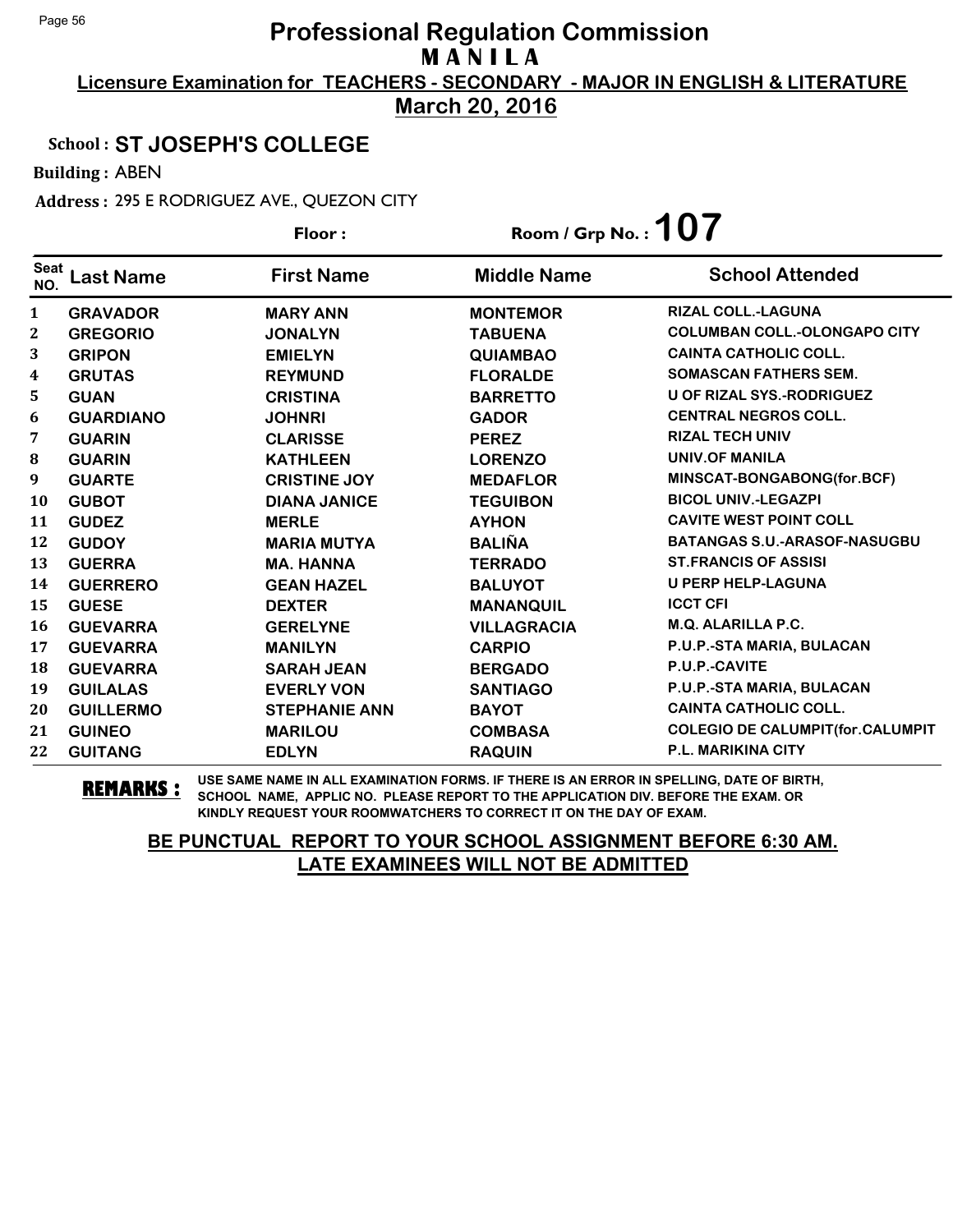# Professional Regulation Commission

## M A N I L A

**Licensure Examination for TEACHERS - SECONDARY - MAJOR IN ENGLISH & LITERATURE**

**March 20, 2016**

**School : ST JOSEPH'S COLLEGE**

**Building :** ABEN

**Address :** 295 E RODRIGUEZ AVE., QUEZON CITY

**Floor :**

**Room / Grp No. : 107**

| Seat NO. | Last Name | First Name | Middle Name | School Attended |
|---|---|---|---|---|
| 1 | GRAVADOR | MARY ANN | MONTEMOR | RIZAL COLL.-LAGUNA |
| 2 | GREGORIO | JONALYN | TABUENA | COLUMBAN COLL.-OLONGAPO CITY |
| 3 | GRIPON | EMIELYN | QUIAMBAO | CAINTA CATHOLIC COLL. |
| 4 | GRUTAS | REYMUND | FLORALDE | SOMASCAN FATHERS SEM. |
| 5 | GUAN | CRISTINA | BARRETTO | U OF RIZAL SYS.-RODRIGUEZ |
| 6 | GUARDIANO | JOHNRI | GADOR | CENTRAL NEGROS COLL. |
| 7 | GUARIN | CLARISSE | PEREZ | RIZAL TECH UNIV |
| 8 | GUARIN | KATHLEEN | LORENZO | UNIV.OF MANILA |
| 9 | GUARTE | CRISTINE JOY | MEDAFLOR | MINSCAT-BONGABONG(for.BCF) |
| 10 | GUBOT | DIANA JANICE | TEGUIBON | BICOL UNIV.-LEGAZPI |
| 11 | GUDEZ | MERLE | AYHON | CAVITE WEST POINT COLL |
| 12 | GUDOY | MARIA MUTYA | BALIÑA | BATANGAS S.U.-ARASOF-NASUGBU |
| 13 | GUERRA | MA. HANNA | TERRADO | ST.FRANCIS OF ASSISI |
| 14 | GUERRERO | GEAN HAZEL | BALUYOT | U PERP HELP-LAGUNA |
| 15 | GUESE | DEXTER | MANANQUIL | ICCT CFI |
| 16 | GUEVARRA | GERELYNE | VILLAGRACIA | M.Q. ALARILLA P.C. |
| 17 | GUEVARRA | MANILYN | CARPIO | P.U.P.-STA MARIA, BULACAN |
| 18 | GUEVARRA | SARAH JEAN | BERGADO | P.U.P.-CAVITE |
| 19 | GUILALAS | EVERLY VON | SANTIAGO | P.U.P.-STA MARIA, BULACAN |
| 20 | GUILLERMO | STEPHANIE ANN | BAYOT | CAINTA CATHOLIC COLL. |
| 21 | GUINEO | MARILOU | COMBASA | COLEGIO DE CALUMPIT(for.CALUMPIT |
| 22 | GUITANG | EDLYN | RAQUIN | P.L. MARIKINA CITY |

**REMARKS :** USE SAME NAME IN ALL EXAMINATION FORMS. IF THERE IS AN ERROR IN SPELLING, DATE OF BIRTH, SCHOOL NAME, APPLIC NO. PLEASE REPORT TO THE APPLICATION DIV. BEFORE THE EXAM. OR KINDLY REQUEST YOUR ROOMWATCHERS TO CORRECT IT ON THE DAY OF EXAM.

**BE PUNCTUAL REPORT TO YOUR SCHOOL ASSIGNMENT BEFORE 6:30 AM.**
**LATE EXAMINEES WILL NOT BE ADMITTED**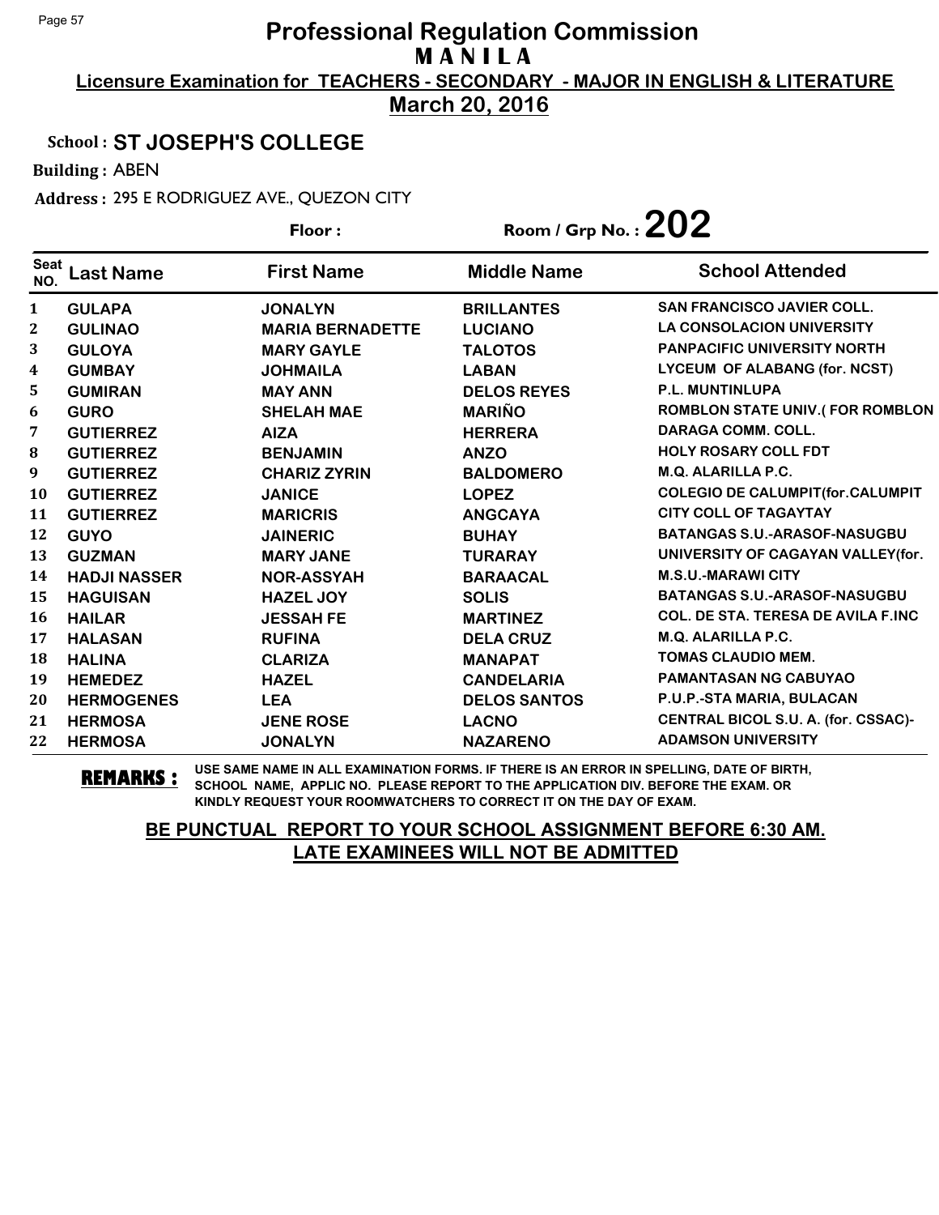# Professional Regulation Commission

**M A N I L A**

**Licensure Examination for TEACHERS - SECONDARY - MAJOR IN ENGLISH & LITERATURE**

**March 20, 2016**

**School : ST JOSEPH'S COLLEGE**

**Building :** ABEN

**Address :** 295 E RODRIGUEZ AVE., QUEZON CITY

**Floor :**

**Room / Grp No. : 202**

| Seat NO. | Last Name | First Name | Middle Name | School Attended |
|---|---|---|---|---|
| 1 | GULAPA | JONALYN | BRILLANTES | SAN FRANCISCO JAVIER COLL. |
| 2 | GULINAO | MARIA BERNADETTE | LUCIANO | LA CONSOLACION UNIVERSITY |
| 3 | GULOYA | MARY GAYLE | TALOTOS | PANPACIFIC UNIVERSITY NORTH |
| 4 | GUMBAY | JOHMAILA | LABAN | LYCEUM OF ALABANG (for. NCST) |
| 5 | GUMIRAN | MAY ANN | DELOS REYES | P.L. MUNTINLUPA |
| 6 | GURO | SHELAH MAE | MARIÑO | ROMBLON STATE UNIV.( FOR ROMBLON |
| 7 | GUTIERREZ | AIZA | HERRERA | DARAGA COMM. COLL. |
| 8 | GUTIERREZ | BENJAMIN | ANZO | HOLY ROSARY COLL FDT |
| 9 | GUTIERREZ | CHARIZ ZYRIN | BALDOMERO | M.Q. ALARILLA P.C. |
| 10 | GUTIERREZ | JANICE | LOPEZ | COLEGIO DE CALUMPIT(for.CALUMPIT |
| 11 | GUTIERREZ | MARICRIS | ANGCAYA | CITY COLL OF TAGAYTAY |
| 12 | GUYO | JAINERIC | BUHAY | BATANGAS S.U.-ARASOF-NASUGBU |
| 13 | GUZMAN | MARY JANE | TURARAY | UNIVERSITY OF CAGAYAN VALLEY(for. |
| 14 | HADJI NASSER | NOR-ASSYAH | BARAACAL | M.S.U.-MARAWI CITY |
| 15 | HAGUISAN | HAZEL JOY | SOLIS | BATANGAS S.U.-ARASOF-NASUGBU |
| 16 | HAILAR | JESSAH FE | MARTINEZ | COL. DE STA. TERESA DE AVILA F.INC |
| 17 | HALASAN | RUFINA | DELA CRUZ | M.Q. ALARILLA P.C. |
| 18 | HALINA | CLARIZA | MANAPAT | TOMAS CLAUDIO MEM. |
| 19 | HEMEDEZ | HAZEL | CANDELARIA | PAMANTASAN NG CABUYAO |
| 20 | HERMOGENES | LEA | DELOS SANTOS | P.U.P.-STA MARIA, BULACAN |
| 21 | HERMOSA | JENE ROSE | LACNO | CENTRAL BICOL S.U. A. (for. CSSAC)- |
| 22 | HERMOSA | JONALYN | NAZARENO | ADAMSON UNIVERSITY |

**REMARKS :** USE SAME NAME IN ALL EXAMINATION FORMS. IF THERE IS AN ERROR IN SPELLING, DATE OF BIRTH, SCHOOL NAME, APPLIC NO. PLEASE REPORT TO THE APPLICATION DIV. BEFORE THE EXAM. OR KINDLY REQUEST YOUR ROOMWATCHERS TO CORRECT IT ON THE DAY OF EXAM.

**BE PUNCTUAL REPORT TO YOUR SCHOOL ASSIGNMENT BEFORE 6:30 AM.**
**LATE EXAMINEES WILL NOT BE ADMITTED**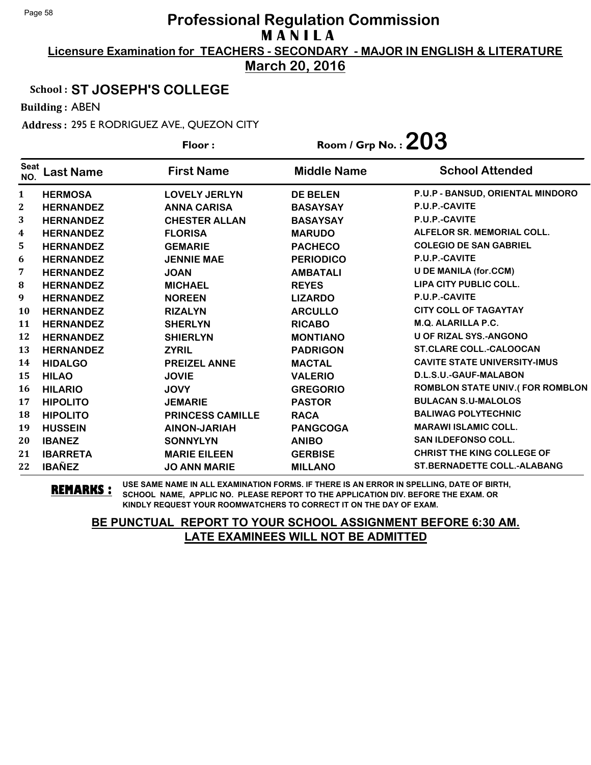# Professional Regulation Commission

## M A N I L A

**Licensure Examination for TEACHERS - SECONDARY - MAJOR IN ENGLISH & LITERATURE**

**March 20, 2016**

**School : ST JOSEPH'S COLLEGE**

**Building :** ABEN

**Address :** 295 E RODRIGUEZ AVE., QUEZON CITY

**Floor :**

**Room / Grp No. : 203**

| Seat NO. | Last Name | First Name | Middle Name | School Attended |
|---|---|---|---|---|
| 1 | HERMOSA | LOVELY JERLYN | DE BELEN | P.U.P - BANSUD, ORIENTAL MINDORO |
| 2 | HERNANDEZ | ANNA CARISA | BASAYSAY | P.U.P.-CAVITE |
| 3 | HERNANDEZ | CHESTER ALLAN | BASAYSAY | P.U.P.-CAVITE |
| 4 | HERNANDEZ | FLORISA | MARUDO | ALFELOR SR. MEMORIAL COLL. |
| 5 | HERNANDEZ | GEMARIE | PACHECO | COLEGIO DE SAN GABRIEL |
| 6 | HERNANDEZ | JENNIE MAE | PERIODICO | P.U.P.-CAVITE |
| 7 | HERNANDEZ | JOAN | AMBATALI | U DE MANILA (for.CCM) |
| 8 | HERNANDEZ | MICHAEL | REYES | LIPA CITY PUBLIC COLL. |
| 9 | HERNANDEZ | NOREEN | LIZARDO | P.U.P.-CAVITE |
| 10 | HERNANDEZ | RIZALYN | ARCULLO | CITY COLL OF TAGAYTAY |
| 11 | HERNANDEZ | SHERLYN | RICABO | M.Q. ALARILLA P.C. |
| 12 | HERNANDEZ | SHIERLYN | MONTIANO | U OF RIZAL SYS.-ANGONO |
| 13 | HERNANDEZ | ZYRIL | PADRIGON | ST.CLARE COLL.-CALOOCAN |
| 14 | HIDALGO | PREIZEL ANNE | MACTAL | CAVITE STATE UNIVERSITY-IMUS |
| 15 | HILAO | JOVIE | VALERIO | D.L.S.U.-GAUF-MALABON |
| 16 | HILARIO | JOVY | GREGORIO | ROMBLON STATE UNIV.( FOR ROMBLON |
| 17 | HIPOLITO | JEMARIE | PASTOR | BULACAN S.U-MALOLOS |
| 18 | HIPOLITO | PRINCESS CAMILLE | RACA | BALIWAG POLYTECHNIC |
| 19 | HUSSEIN | AINON-JARIAH | PANGCOGA | MARAWI ISLAMIC COLL. |
| 20 | IBANEZ | SONNYLYN | ANIBO | SAN ILDEFONSO COLL. |
| 21 | IBARRETA | MARIE EILEEN | GERBISE | CHRIST THE KING COLLEGE OF |
| 22 | IBAÑEZ | JO ANN MARIE | MILLANO | ST.BERNADETTE COLL.-ALABANG |

**REMARKS :** USE SAME NAME IN ALL EXAMINATION FORMS. IF THERE IS AN ERROR IN SPELLING, DATE OF BIRTH, SCHOOL NAME, APPLIC NO. PLEASE REPORT TO THE APPLICATION DIV. BEFORE THE EXAM. OR KINDLY REQUEST YOUR ROOMWATCHERS TO CORRECT IT ON THE DAY OF EXAM.

**BE PUNCTUAL REPORT TO YOUR SCHOOL ASSIGNMENT BEFORE 6:30 AM. LATE EXAMINEES WILL NOT BE ADMITTED**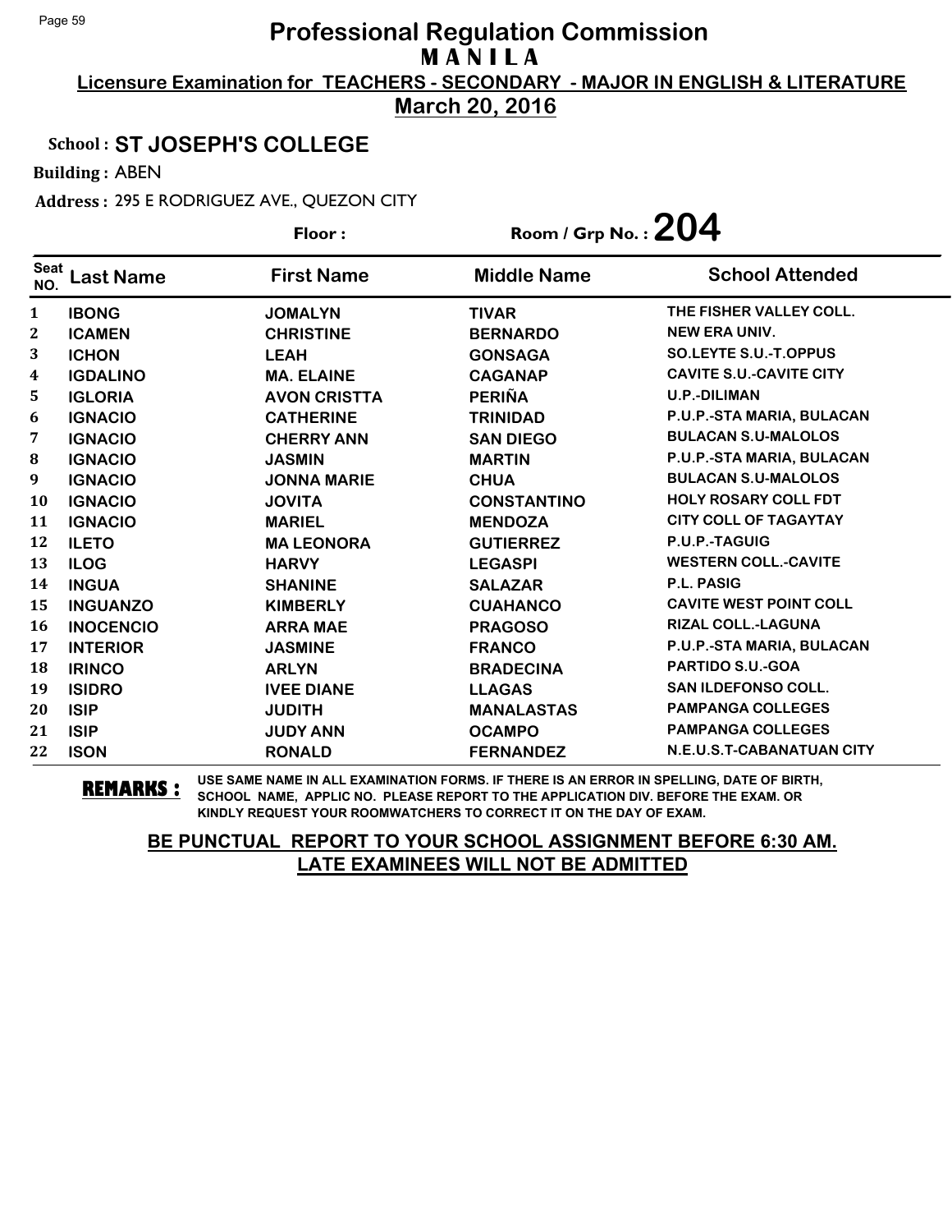# Professional Regulation Commission
## M A N I L A

**Licensure Examination for TEACHERS - SECONDARY - MAJOR IN ENGLISH & LITERATURE**

**March 20, 2016**

**School : ST JOSEPH'S COLLEGE**

**Building :** ABEN

**Address :** 295 E RODRIGUEZ AVE., QUEZON CITY

**Floor :** 

**Room / Grp No. : 204**

| Seat NO. | Last Name | First Name | Middle Name | School Attended |
|---|---|---|---|---|
| 1 | IBONG | JOMALYN | TIVAR | THE FISHER VALLEY COLL. |
| 2 | ICAMEN | CHRISTINE | BERNARDO | NEW ERA UNIV. |
| 3 | ICHON | LEAH | GONSAGA | SO.LEYTE S.U.-T.OPPUS |
| 4 | IGDALINO | MA. ELAINE | CAGANAP | CAVITE S.U.-CAVITE CITY |
| 5 | IGLORIA | AVON CRISTTA | PERIÑA | U.P.-DILIMAN |
| 6 | IGNACIO | CATHERINE | TRINIDAD | P.U.P.-STA MARIA, BULACAN |
| 7 | IGNACIO | CHERRY ANN | SAN DIEGO | BULACAN S.U-MALOLOS |
| 8 | IGNACIO | JASMIN | MARTIN | P.U.P.-STA MARIA, BULACAN |
| 9 | IGNACIO | JONNA MARIE | CHUA | BULACAN S.U-MALOLOS |
| 10 | IGNACIO | JOVITA | CONSTANTINO | HOLY ROSARY COLL FDT |
| 11 | IGNACIO | MARIEL | MENDOZA | CITY COLL OF TAGAYTAY |
| 12 | ILETO | MA LEONORA | GUTIERREZ | P.U.P.-TAGUIG |
| 13 | ILOG | HARVY | LEGASPI | WESTERN COLL.-CAVITE |
| 14 | INGUA | SHANINE | SALAZAR | P.L. PASIG |
| 15 | INGUANZO | KIMBERLY | CUAHANCO | CAVITE WEST POINT COLL |
| 16 | INOCENCIO | ARRA MAE | PRAGOSO | RIZAL COLL.-LAGUNA |
| 17 | INTERIOR | JASMINE | FRANCO | P.U.P.-STA MARIA, BULACAN |
| 18 | IRINCO | ARLYN | BRADECINA | PARTIDO S.U.-GOA |
| 19 | ISIDRO | IVEE DIANE | LLAGAS | SAN ILDEFONSO COLL. |
| 20 | ISIP | JUDITH | MANALASTAS | PAMPANGA COLLEGES |
| 21 | ISIP | JUDY ANN | OCAMPO | PAMPANGA COLLEGES |
| 22 | ISON | RONALD | FERNANDEZ | N.E.U.S.T-CABANATUAN CITY |

**REMARKS :** USE SAME NAME IN ALL EXAMINATION FORMS. IF THERE IS AN ERROR IN SPELLING, DATE OF BIRTH, SCHOOL NAME, APPLIC NO. PLEASE REPORT TO THE APPLICATION DIV. BEFORE THE EXAM. OR KINDLY REQUEST YOUR ROOMWATCHERS TO CORRECT IT ON THE DAY OF EXAM.

**BE PUNCTUAL REPORT TO YOUR SCHOOL ASSIGNMENT BEFORE 6:30 AM.**
**LATE EXAMINEES WILL NOT BE ADMITTED**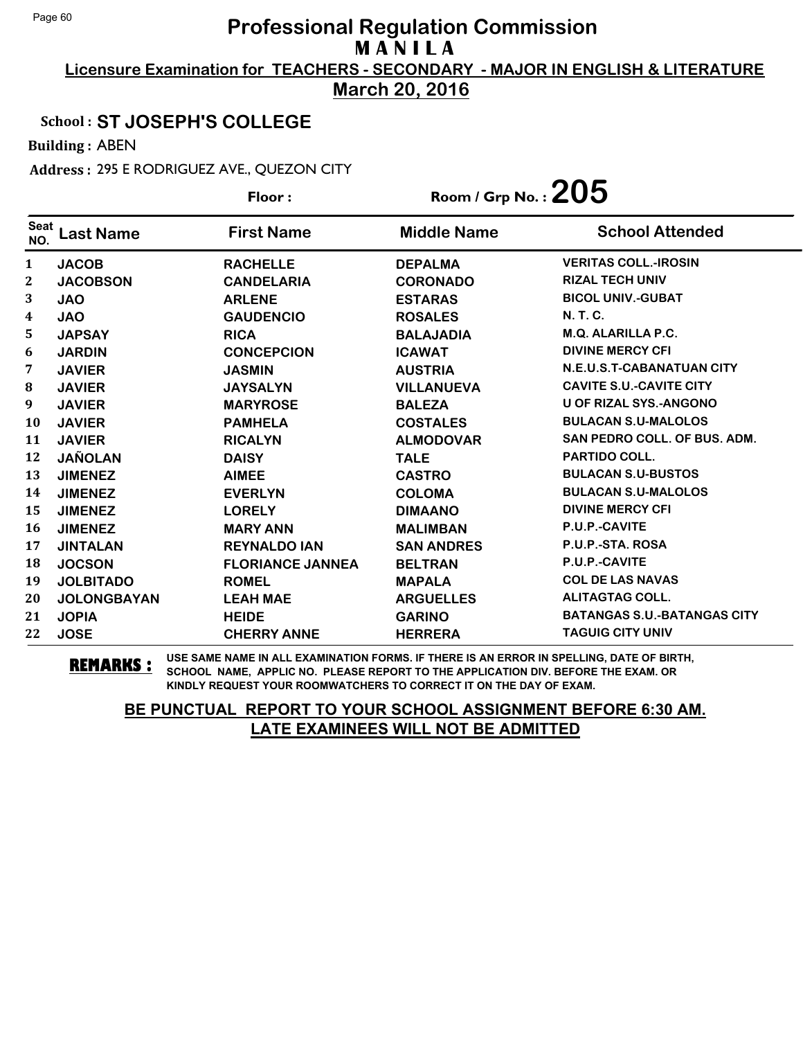# Professional Regulation Commission

**MANILA**

**Licensure Examination for TEACHERS - SECONDARY - MAJOR IN ENGLISH & LITERATURE**

**March 20, 2016**

**School : ST JOSEPH'S COLLEGE**

**Building :** ABEN

**Address :** 295 E RODRIGUEZ AVE., QUEZON CITY

**Floor :** 

**Room / Grp No. : 205**

| Seat NO. | Last Name | First Name | Middle Name | School Attended |
|---|---|---|---|---|
| 1 | JACOB | RACHELLE | DEPALMA | VERITAS COLL.-IROSIN |
| 2 | JACOBSON | CANDELARIA | CORONADO | RIZAL TECH UNIV |
| 3 | JAO | ARLENE | ESTARAS | BICOL UNIV.-GUBAT |
| 4 | JAO | GAUDENCIO | ROSALES | N. T. C. |
| 5 | JAPSAY | RICA | BALAJADIA | M.Q. ALARILLA P.C. |
| 6 | JARDIN | CONCEPCION | ICAWAT | DIVINE MERCY CFI |
| 7 | JAVIER | JASMIN | AUSTRIA | N.E.U.S.T-CABANATUAN CITY |
| 8 | JAVIER | JAYSALYN | VILLANUEVA | CAVITE S.U.-CAVITE CITY |
| 9 | JAVIER | MARYROSE | BALEZA | U OF RIZAL SYS.-ANGONO |
| 10 | JAVIER | PAMHELA | COSTALES | BULACAN S.U-MALOLOS |
| 11 | JAVIER | RICALYN | ALMODOVAR | SAN PEDRO COLL. OF BUS. ADM. |
| 12 | JAÑOLAN | DAISY | TALE | PARTIDO COLL. |
| 13 | JIMENEZ | AIMEE | CASTRO | BULACAN S.U-BUSTOS |
| 14 | JIMENEZ | EVERLYN | COLOMA | BULACAN S.U-MALOLOS |
| 15 | JIMENEZ | LORELY | DIMAANO | DIVINE MERCY CFI |
| 16 | JIMENEZ | MARY ANN | MALIMBAN | P.U.P.-CAVITE |
| 17 | JINTALAN | REYNALDO IAN | SAN ANDRES | P.U.P.-STA. ROSA |
| 18 | JOCSON | FLORIANCE JANNEA | BELTRAN | P.U.P.-CAVITE |
| 19 | JOLBITADO | ROMEL | MAPALA | COL DE LAS NAVAS |
| 20 | JOLONGBAYAN | LEAH MAE | ARGUELLES | ALITAGTAG COLL. |
| 21 | JOPIA | HEIDE | GARINO | BATANGAS S.U.-BATANGAS CITY |
| 22 | JOSE | CHERRY ANNE | HERRERA | TAGUIG CITY UNIV |

**REMARKS :** USE SAME NAME IN ALL EXAMINATION FORMS. IF THERE IS AN ERROR IN SPELLING, DATE OF BIRTH, SCHOOL NAME, APPLIC NO. PLEASE REPORT TO THE APPLICATION DIV. BEFORE THE EXAM. OR KINDLY REQUEST YOUR ROOMWATCHERS TO CORRECT IT ON THE DAY OF EXAM.

**BE PUNCTUAL REPORT TO YOUR SCHOOL ASSIGNMENT BEFORE 6:30 AM. LATE EXAMINEES WILL NOT BE ADMITTED**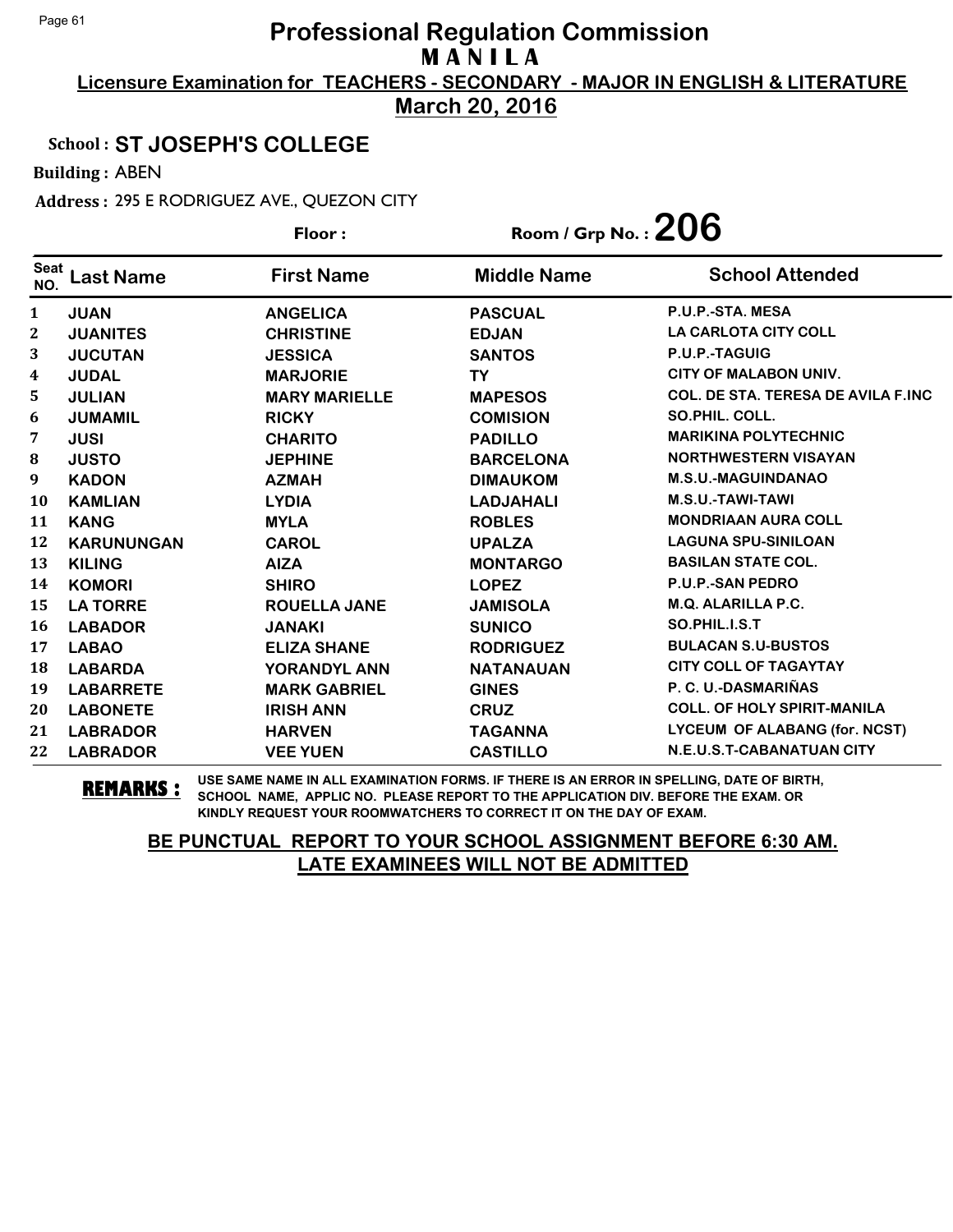# Professional Regulation Commission

## MANILA

**Licensure Examination for TEACHERS - SECONDARY - MAJOR IN ENGLISH & LITERATURE**

**March 20, 2016**

**School : ST JOSEPH'S COLLEGE**

**Building :** ABEN

**Address :** 295 E RODRIGUEZ AVE., QUEZON CITY

**Floor :** 

**Room / Grp No. : 206**

| Seat NO. | Last Name | First Name | Middle Name | School Attended |
|---|---|---|---|---|
| 1 | JUAN | ANGELICA | PASCUAL | P.U.P.-STA. MESA |
| 2 | JUANITES | CHRISTINE | EDJAN | LA CARLOTA CITY COLL |
| 3 | JUCUTAN | JESSICA | SANTOS | P.U.P.-TAGUIG |
| 4 | JUDAL | MARJORIE | TY | CITY OF MALABON UNIV. |
| 5 | JULIAN | MARY MARIELLE | MAPESOS | COL. DE STA. TERESA DE AVILA F.INC |
| 6 | JUMAMIL | RICKY | COMISION | SO.PHIL. COLL. |
| 7 | JUSI | CHARITO | PADILLO | MARIKINA POLYTECHNIC |
| 8 | JUSTO | JEPHINE | BARCELONA | NORTHWESTERN VISAYAN |
| 9 | KADON | AZMAH | DIMAUKOM | M.S.U.-MAGUINDANAO |
| 10 | KAMLIAN | LYDIA | LADJAHALI | M.S.U.-TAWI-TAWI |
| 11 | KANG | MYLA | ROBLES | MONDRIAAN AURA COLL |
| 12 | KARUNUNGAN | CAROL | UPALZA | LAGUNA SPU-SINILOAN |
| 13 | KILING | AIZA | MONTARGO | BASILAN STATE COL. |
| 14 | KOMORI | SHIRO | LOPEZ | P.U.P.-SAN PEDRO |
| 15 | LA TORRE | ROUELLA JANE | JAMISOLA | M.Q. ALARILLA P.C. |
| 16 | LABADOR | JANAKI | SUNICO | SO.PHIL.I.S.T |
| 17 | LABAO | ELIZA SHANE | RODRIGUEZ | BULACAN S.U-BUSTOS |
| 18 | LABARDA | YORANDYL ANN | NATANAUAN | CITY COLL OF TAGAYTAY |
| 19 | LABARRETE | MARK GABRIEL | GINES | P. C. U.-DASMARIÑAS |
| 20 | LABONETE | IRISH ANN | CRUZ | COLL. OF HOLY SPIRIT-MANILA |
| 21 | LABRADOR | HARVEN | TAGANNA | LYCEUM OF ALABANG (for. NCST) |
| 22 | LABRADOR | VEE YUEN | CASTILLO | N.E.U.S.T-CABANATUAN CITY |

**REMARKS :** USE SAME NAME IN ALL EXAMINATION FORMS. IF THERE IS AN ERROR IN SPELLING, DATE OF BIRTH, SCHOOL NAME, APPLIC NO. PLEASE REPORT TO THE APPLICATION DIV. BEFORE THE EXAM. OR KINDLY REQUEST YOUR ROOMWATCHERS TO CORRECT IT ON THE DAY OF EXAM.

**BE PUNCTUAL REPORT TO YOUR SCHOOL ASSIGNMENT BEFORE 6:30 AM. LATE EXAMINEES WILL NOT BE ADMITTED**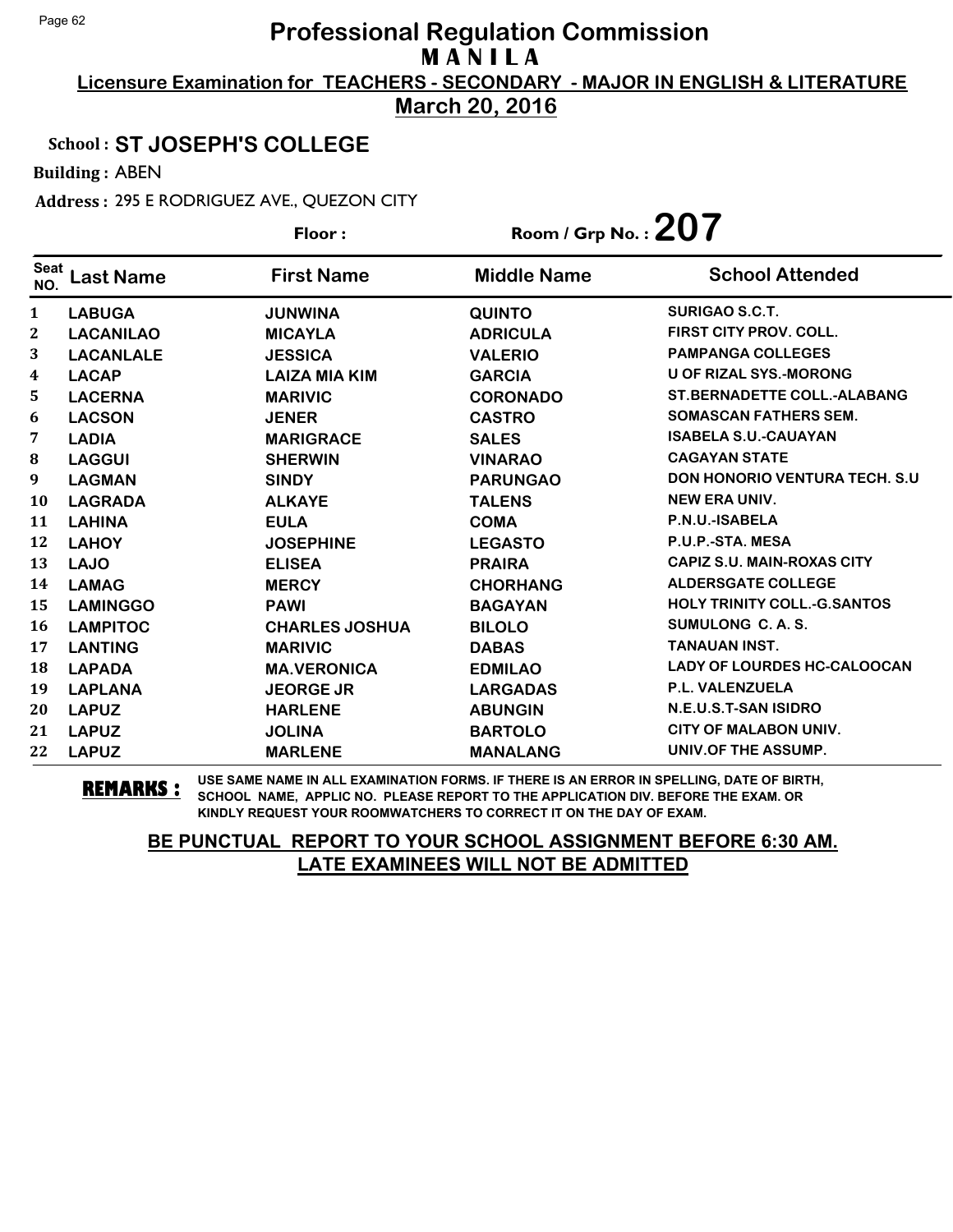# Professional Regulation Commission

## MANILA

**Licensure Examination for TEACHERS - SECONDARY - MAJOR IN ENGLISH & LITERATURE**

**March 20, 2016**

**School : ST JOSEPH'S COLLEGE**

**Building :** ABEN

**Address :** 295 E RODRIGUEZ AVE., QUEZON CITY

**Floor :** 

**Room / Grp No. : 207**

| Seat NO. | Last Name | First Name | Middle Name | School Attended |
|---|---|---|---|---|
| 1 | LABUGA | JUNWINA | QUINTO | SURIGAO S.C.T. |
| 2 | LACANILAO | MICAYLA | ADRICULA | FIRST CITY PROV. COLL. |
| 3 | LACANLALE | JESSICA | VALERIO | PAMPANGA COLLEGES |
| 4 | LACAP | LAIZA MIA KIM | GARCIA | U OF RIZAL SYS.-MORONG |
| 5 | LACERNA | MARIVIC | CORONADO | ST.BERNADETTE COLL.-ALABANG |
| 6 | LACSON | JENER | CASTRO | SOMASCAN FATHERS SEM. |
| 7 | LADIA | MARIGRACE | SALES | ISABELA S.U.-CAUAYAN |
| 8 | LAGGUI | SHERWIN | VINARAO | CAGAYAN STATE |
| 9 | LAGMAN | SINDY | PARUNGAO | DON HONORIO VENTURA TECH. S.U |
| 10 | LAGRADA | ALKAYE | TALENS | NEW ERA UNIV. |
| 11 | LAHINA | EULA | COMA | P.N.U.-ISABELA |
| 12 | LAHOY | JOSEPHINE | LEGASTO | P.U.P.-STA. MESA |
| 13 | LAJO | ELISEA | PRAIRA | CAPIZ S.U. MAIN-ROXAS CITY |
| 14 | LAMAG | MERCY | CHORHANG | ALDERSGATE COLLEGE |
| 15 | LAMINGGO | PAWI | BAGAYAN | HOLY TRINITY COLL.-G.SANTOS |
| 16 | LAMPITOC | CHARLES JOSHUA | BILOLO | SUMULONG C. A. S. |
| 17 | LANTING | MARIVIC | DABAS | TANAUAN INST. |
| 18 | LAPADA | MA.VERONICA | EDMILAO | LADY OF LOURDES HC-CALOOCAN |
| 19 | LAPLANA | JEORGE JR | LARGADAS | P.L. VALENZUELA |
| 20 | LAPUZ | HARLENE | ABUNGIN | N.E.U.S.T-SAN ISIDRO |
| 21 | LAPUZ | JOLINA | BARTOLO | CITY OF MALABON UNIV. |
| 22 | LAPUZ | MARLENE | MANALANG | UNIV.OF THE ASSUMP. |

**REMARKS :** USE SAME NAME IN ALL EXAMINATION FORMS. IF THERE IS AN ERROR IN SPELLING, DATE OF BIRTH, SCHOOL NAME, APPLIC NO. PLEASE REPORT TO THE APPLICATION DIV. BEFORE THE EXAM. OR KINDLY REQUEST YOUR ROOMWATCHERS TO CORRECT IT ON THE DAY OF EXAM.

**BE PUNCTUAL REPORT TO YOUR SCHOOL ASSIGNMENT BEFORE 6:30 AM.**
**LATE EXAMINEES WILL NOT BE ADMITTED**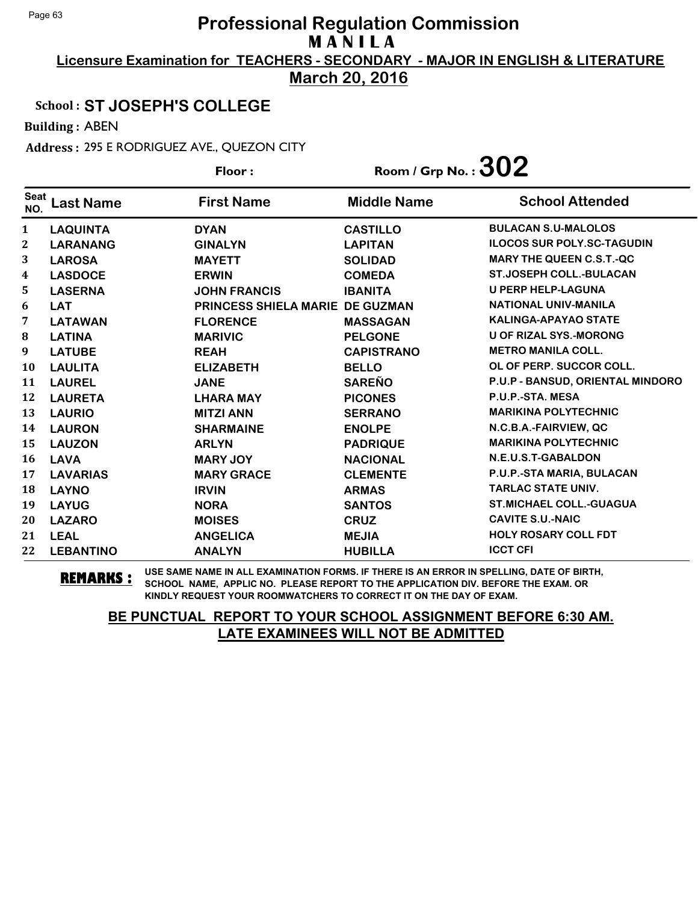# Professional Regulation Commission

## MANILA

**Licensure Examination for TEACHERS - SECONDARY - MAJOR IN ENGLISH & LITERATURE**

**March 20, 2016**

**School : ST JOSEPH'S COLLEGE**

**Building :** ABEN

**Address :** 295 E RODRIGUEZ AVE., QUEZON CITY

**Floor :** **Room / Grp No. : 302**

| Seat NO. | Last Name | First Name | Middle Name | School Attended |
|---|---|---|---|---|
| 1 | LAQUINTA | DYAN | CASTILLO | BULACAN S.U-MALOLOS |
| 2 | LARANANG | GINALYN | LAPITAN | ILOCOS SUR POLY.SC-TAGUDIN |
| 3 | LAROSA | MAYETT | SOLIDAD | MARY THE QUEEN C.S.T.-QC |
| 4 | LASDOCE | ERWIN | COMEDA | ST.JOSEPH COLL.-BULACAN |
| 5 | LASERNA | JOHN FRANCIS | IBANITA | U PERP HELP-LAGUNA |
| 6 | LAT | PRINCESS SHIELA MARIE | DE GUZMAN | NATIONAL UNIV-MANILA |
| 7 | LATAWAN | FLORENCE | MASSAGAN | KALINGA-APAYAO STATE |
| 8 | LATINA | MARIVIC | PELGONE | U OF RIZAL SYS.-MORONG |
| 9 | LATUBE | REAH | CAPISTRANO | METRO MANILA COLL. |
| 10 | LAULITA | ELIZABETH | BELLO | OL OF PERP. SUCCOR COLL. |
| 11 | LAUREL | JANE | SAREÑO | P.U.P - BANSUD, ORIENTAL MINDORO |
| 12 | LAURETA | LHARA MAY | PICONES | P.U.P.-STA. MESA |
| 13 | LAURIO | MITZI ANN | SERRANO | MARIKINA POLYTECHNIC |
| 14 | LAURON | SHARMAINE | ENOLPE | N.C.B.A.-FAIRVIEW, QC |
| 15 | LAUZON | ARLYN | PADRIQUE | MARIKINA POLYTECHNIC |
| 16 | LAVA | MARY JOY | NACIONAL | N.E.U.S.T-GABALDON |
| 17 | LAVARIAS | MARY GRACE | CLEMENTE | P.U.P.-STA MARIA, BULACAN |
| 18 | LAYNO | IRVIN | ARMAS | TARLAC STATE UNIV. |
| 19 | LAYUG | NORA | SANTOS | ST.MICHAEL COLL.-GUAGUA |
| 20 | LAZARO | MOISES | CRUZ | CAVITE S.U.-NAIC |
| 21 | LEAL | ANGELICA | MEJIA | HOLY ROSARY COLL FDT |
| 22 | LEBANTINO | ANALYN | HUBILLA | ICCT CFI |

**REMARKS :** USE SAME NAME IN ALL EXAMINATION FORMS. IF THERE IS AN ERROR IN SPELLING, DATE OF BIRTH, SCHOOL NAME, APPLIC NO. PLEASE REPORT TO THE APPLICATION DIV. BEFORE THE EXAM. OR KINDLY REQUEST YOUR ROOMWATCHERS TO CORRECT IT ON THE DAY OF EXAM.

**BE PUNCTUAL REPORT TO YOUR SCHOOL ASSIGNMENT BEFORE 6:30 AM.**
**LATE EXAMINEES WILL NOT BE ADMITTED**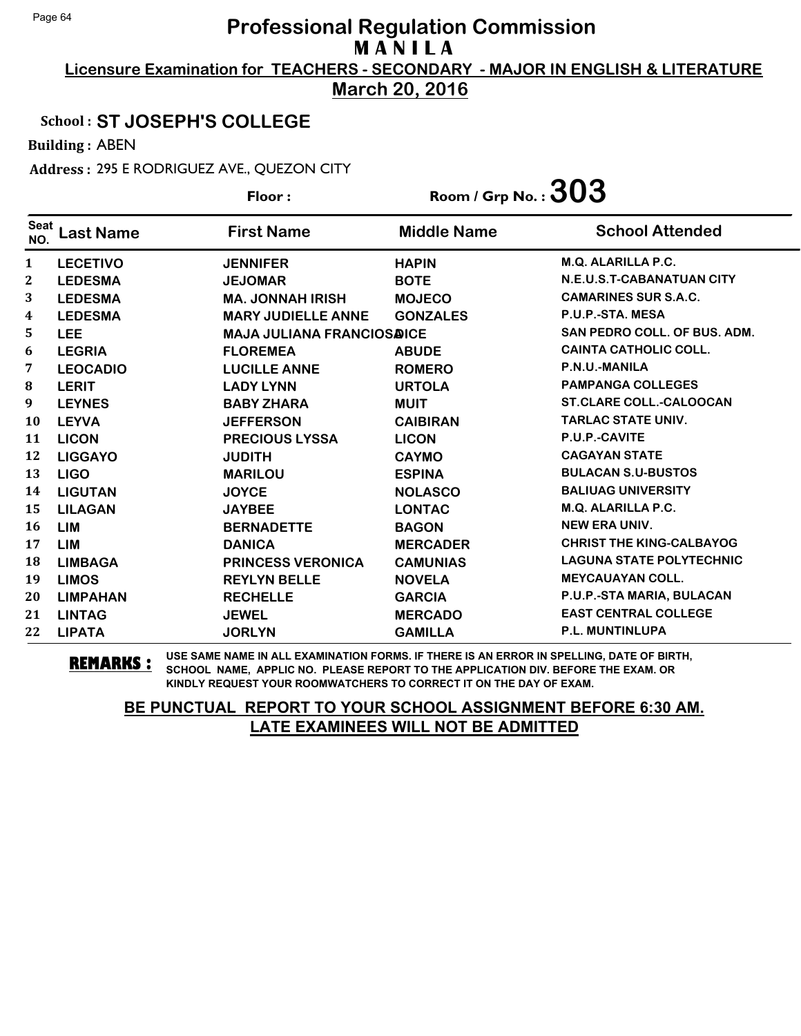# Professional Regulation Commission

## M A N I L A

**Licensure Examination for TEACHERS - SECONDARY - MAJOR IN ENGLISH & LITERATURE**

**March 20, 2016**

**School : ST JOSEPH'S COLLEGE**

**Building :** ABEN

**Address :** 295 E RODRIGUEZ AVE., QUEZON CITY

**Floor :** 

**Room / Grp No. : 303**

| Seat NO. | Last Name | First Name | Middle Name | School Attended |
|---|---|---|---|---|
| 1 | LECETIVO | JENNIFER | HAPIN | M.Q. ALARILLA P.C. |
| 2 | LEDESMA | JEJOMAR | BOTE | N.E.U.S.T-CABANATUAN CITY |
| 3 | LEDESMA | MA. JONNAH IRISH | MOJECO | CAMARINES SUR S.A.C. |
| 4 | LEDESMA | MARY JUDIELLE ANNE | GONZALES | P.U.P.-STA. MESA |
| 5 | LEE | MAJA JULIANA FRANCIOSA | DICE | SAN PEDRO COLL. OF BUS. ADM. |
| 6 | LEGRIA | FLOREMEA | ABUDE | CAINTA CATHOLIC COLL. |
| 7 | LEOCADIO | LUCILLE ANNE | ROMERO | P.N.U.-MANILA |
| 8 | LERIT | LADY LYNN | URTOLA | PAMPANGA COLLEGES |
| 9 | LEYNES | BABY ZHARA | MUIT | ST.CLARE COLL.-CALOOCAN |
| 10 | LEYVA | JEFFERSON | CAIBIRAN | TARLAC STATE UNIV. |
| 11 | LICON | PRECIOUS LYSSA | LICON | P.U.P.-CAVITE |
| 12 | LIGGAYO | JUDITH | CAYMO | CAGAYAN STATE |
| 13 | LIGO | MARILOU | ESPINA | BULACAN S.U-BUSTOS |
| 14 | LIGUTAN | JOYCE | NOLASCO | BALIUAG UNIVERSITY |
| 15 | LILAGAN | JAYBEE | LONTAC | M.Q. ALARILLA P.C. |
| 16 | LIM | BERNADETTE | BAGON | NEW ERA UNIV. |
| 17 | LIM | DANICA | MERCADER | CHRIST THE KING-CALBAYOG |
| 18 | LIMBAGA | PRINCESS VERONICA | CAMUNIAS | LAGUNA STATE POLYTECHNIC |
| 19 | LIMOS | REYLYN BELLE | NOVELA | MEYCAUAYAN COLL. |
| 20 | LIMPAHAN | RECHELLE | GARCIA | P.U.P.-STA MARIA, BULACAN |
| 21 | LINTAG | JEWEL | MERCADO | EAST CENTRAL COLLEGE |
| 22 | LIPATA | JORLYN | GAMILLA | P.L. MUNTINLUPA |

**REMARKS :** USE SAME NAME IN ALL EXAMINATION FORMS. IF THERE IS AN ERROR IN SPELLING, DATE OF BIRTH, SCHOOL NAME, APPLIC NO. PLEASE REPORT TO THE APPLICATION DIV. BEFORE THE EXAM. OR KINDLY REQUEST YOUR ROOMWATCHERS TO CORRECT IT ON THE DAY OF EXAM.

**BE PUNCTUAL REPORT TO YOUR SCHOOL ASSIGNMENT BEFORE 6:30 AM.**
**LATE EXAMINEES WILL NOT BE ADMITTED**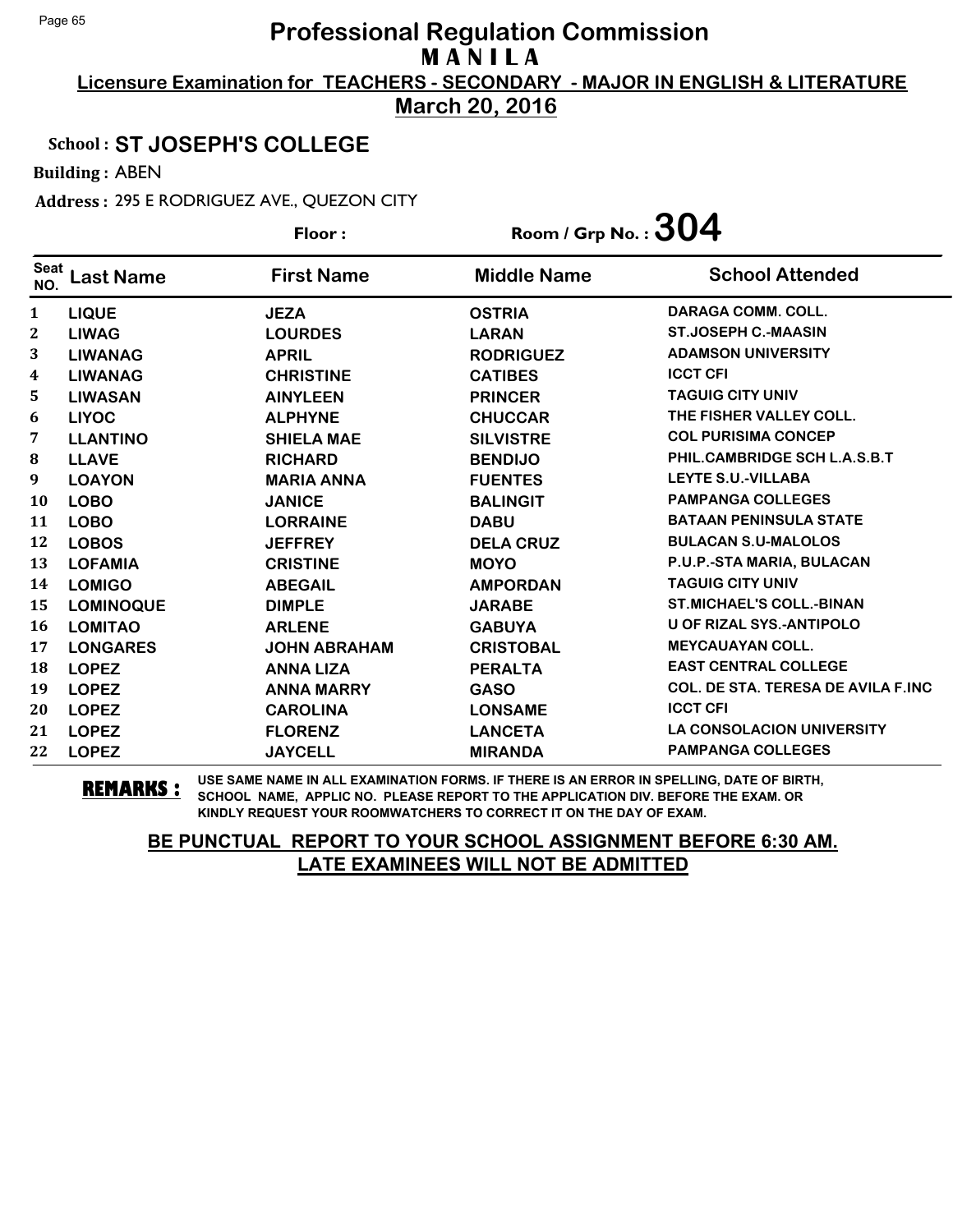# Professional Regulation Commission
## MANILA
### Licensure Examination for TEACHERS - SECONDARY - MAJOR IN ENGLISH & LITERATURE
### March 20, 2016

**School :** ST JOSEPH'S COLLEGE

**Building :** ABEN

**Address :** 295 E RODRIGUEZ AVE., QUEZON CITY

**Floor :** 　　　　**Room / Grp No. :** 304

| Seat NO. | Last Name | First Name | Middle Name | School Attended |
|---|---|---|---|---|
| 1 | LIQUE | JEZA | OSTRIA | DARAGA COMM. COLL. |
| 2 | LIWAG | LOURDES | LARAN | ST.JOSEPH C.-MAASIN |
| 3 | LIWANAG | APRIL | RODRIGUEZ | ADAMSON UNIVERSITY |
| 4 | LIWANAG | CHRISTINE | CATIBES | ICCT CFI |
| 5 | LIWASAN | AINYLEEN | PRINCER | TAGUIG CITY UNIV |
| 6 | LIYOC | ALPHYNE | CHUCCAR | THE FISHER VALLEY COLL. |
| 7 | LLANTINO | SHIELA MAE | SILVISTRE | COL PURISIMA CONCEP |
| 8 | LLAVE | RICHARD | BENDIJO | PHIL.CAMBRIDGE SCH L.A.S.B.T |
| 9 | LOAYON | MARIA ANNA | FUENTES | LEYTE S.U.-VILLABA |
| 10 | LOBO | JANICE | BALINGIT | PAMPANGA COLLEGES |
| 11 | LOBO | LORRAINE | DABU | BATAAN PENINSULA STATE |
| 12 | LOBOS | JEFFREY | DELA CRUZ | BULACAN S.U-MALOLOS |
| 13 | LOFAMIA | CRISTINE | MOYO | P.U.P.-STA MARIA, BULACAN |
| 14 | LOMIGO | ABEGAIL | AMPORDAN | TAGUIG CITY UNIV |
| 15 | LOMINOQUE | DIMPLE | JARABE | ST.MICHAEL'S COLL.-BINAN |
| 16 | LOMITAO | ARLENE | GABUYA | U OF RIZAL SYS.-ANTIPOLO |
| 17 | LONGARES | JOHN ABRAHAM | CRISTOBAL | MEYCAUAYAN COLL. |
| 18 | LOPEZ | ANNA LIZA | PERALTA | EAST CENTRAL COLLEGE |
| 19 | LOPEZ | ANNA MARRY | GASO | COL. DE STA. TERESA DE AVILA F.INC |
| 20 | LOPEZ | CAROLINA | LONSAME | ICCT CFI |
| 21 | LOPEZ | FLORENZ | LANCETA | LA CONSOLACION UNIVERSITY |
| 22 | LOPEZ | JAYCELL | MIRANDA | PAMPANGA COLLEGES |

**REMARKS :** USE SAME NAME IN ALL EXAMINATION FORMS. IF THERE IS AN ERROR IN SPELLING, DATE OF BIRTH, SCHOOL NAME, APPLIC NO. PLEASE REPORT TO THE APPLICATION DIV. BEFORE THE EXAM. OR KINDLY REQUEST YOUR ROOMWATCHERS TO CORRECT IT ON THE DAY OF EXAM.

**BE PUNCTUAL REPORT TO YOUR SCHOOL ASSIGNMENT BEFORE 6:30 AM. LATE EXAMINEES WILL NOT BE ADMITTED**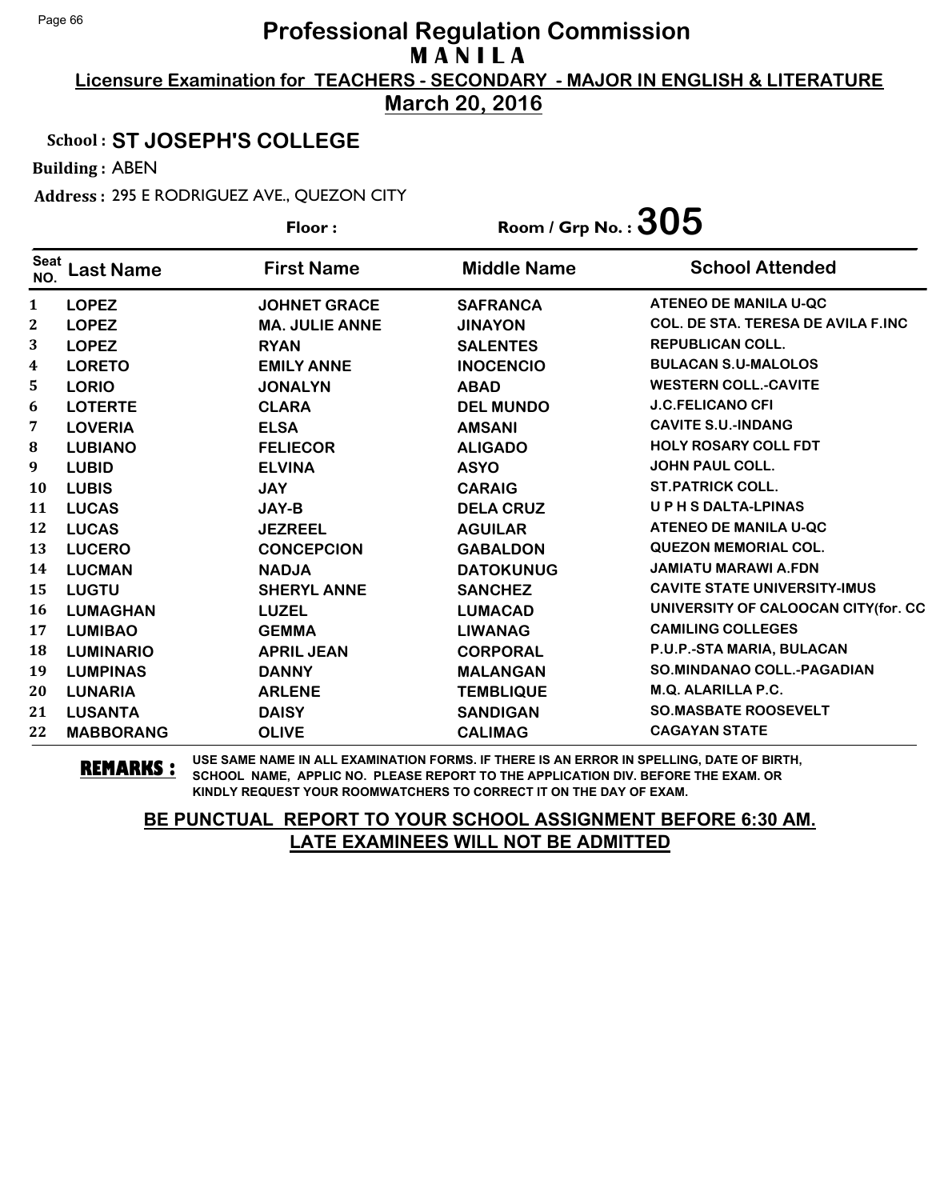# Professional Regulation Commission

## M A N I L A

**Licensure Examination for TEACHERS - SECONDARY - MAJOR IN ENGLISH & LITERATURE**

**March 20, 2016**

**School :** ST JOSEPH'S COLLEGE

**Building :** ABEN

**Address :** 295 E RODRIGUEZ AVE., QUEZON CITY

**Floor :**

**Room / Grp No. : 305**

| Seat NO. | Last Name | First Name | Middle Name | School Attended |
|---|---|---|---|---|
| 1 | LOPEZ | JOHNET GRACE | SAFRANCA | ATENEO DE MANILA U-QC |
| 2 | LOPEZ | MA. JULIE ANNE | JINAYON | COL. DE STA. TERESA DE AVILA F.INC |
| 3 | LOPEZ | RYAN | SALENTES | REPUBLICAN COLL. |
| 4 | LORETO | EMILY ANNE | INOCENCIO | BULACAN S.U-MALOLOS |
| 5 | LORIO | JONALYN | ABAD | WESTERN COLL.-CAVITE |
| 6 | LOTERTE | CLARA | DEL MUNDO | J.C.FELICANO CFI |
| 7 | LOVERIA | ELSA | AMSANI | CAVITE S.U.-INDANG |
| 8 | LUBIANO | FELIECOR | ALIGADO | HOLY ROSARY COLL FDT |
| 9 | LUBID | ELVINA | ASYO | JOHN PAUL COLL. |
| 10 | LUBIS | JAY | CARAIG | ST.PATRICK COLL. |
| 11 | LUCAS | JAY-B | DELA CRUZ | U P H S DALTA-LPINAS |
| 12 | LUCAS | JEZREEL | AGUILAR | ATENEO DE MANILA U-QC |
| 13 | LUCERO | CONCEPCION | GABALDON | QUEZON MEMORIAL COL. |
| 14 | LUCMAN | NADJA | DATOKUNUG | JAMIATU MARAWI A.FDN |
| 15 | LUGTU | SHERYL ANNE | SANCHEZ | CAVITE STATE UNIVERSITY-IMUS |
| 16 | LUMAGHAN | LUZEL | LUMACAD | UNIVERSITY OF CALOOCAN CITY(for. CC |
| 17 | LUMIBAO | GEMMA | LIWANAG | CAMILING COLLEGES |
| 18 | LUMINARIO | APRIL JEAN | CORPORAL | P.U.P.-STA MARIA, BULACAN |
| 19 | LUMPINAS | DANNY | MALANGAN | SO.MINDANAO COLL.-PAGADIAN |
| 20 | LUNARIA | ARLENE | TEMBLIQUE | M.Q. ALARILLA P.C. |
| 21 | LUSANTA | DAISY | SANDIGAN | SO.MASBATE ROOSEVELT |
| 22 | MABBORANG | OLIVE | CALIMAG | CAGAYAN STATE |

**REMARKS :** USE SAME NAME IN ALL EXAMINATION FORMS. IF THERE IS AN ERROR IN SPELLING, DATE OF BIRTH, SCHOOL NAME, APPLIC NO. PLEASE REPORT TO THE APPLICATION DIV. BEFORE THE EXAM. OR KINDLY REQUEST YOUR ROOMWATCHERS TO CORRECT IT ON THE DAY OF EXAM.

**BE PUNCTUAL REPORT TO YOUR SCHOOL ASSIGNMENT BEFORE 6:30 AM.**
**LATE EXAMINEES WILL NOT BE ADMITTED**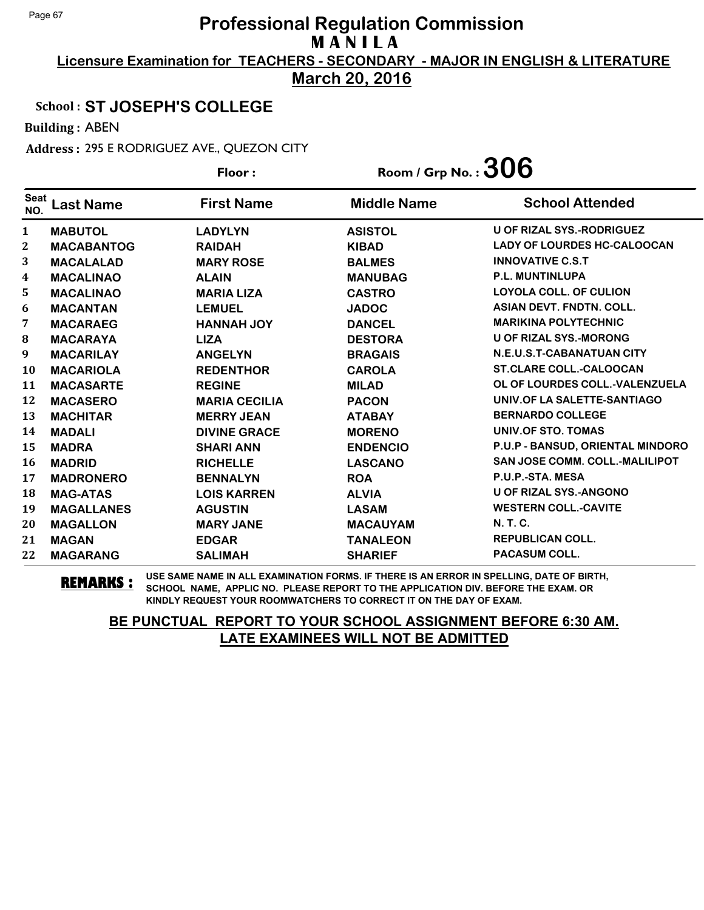# Professional Regulation Commission

## MANILA

**Licensure Examination for TEACHERS - SECONDARY - MAJOR IN ENGLISH & LITERATURE**

**March 20, 2016**

School : **ST JOSEPH'S COLLEGE**

Building : ABEN

Address : 295 E RODRIGUEZ AVE., QUEZON CITY

Floor :

Room / Grp No. : **306**

| Seat NO. | Last Name | First Name | Middle Name | School Attended |
|---|---|---|---|---|
| 1 | MABUTOL | LADYLYN | ASISTOL | U OF RIZAL SYS.-RODRIGUEZ |
| 2 | MACABANTOG | RAIDAH | KIBAD | LADY OF LOURDES HC-CALOOCAN |
| 3 | MACALALAD | MARY ROSE | BALMES | INNOVATIVE C.S.T |
| 4 | MACALINAO | ALAIN | MANUBAG | P.L. MUNTINLUPA |
| 5 | MACALINAO | MARIA LIZA | CASTRO | LOYOLA COLL. OF CULION |
| 6 | MACANTAN | LEMUEL | JADOC | ASIAN DEVT. FNDTN. COLL. |
| 7 | MACARAEG | HANNAH JOY | DANCEL | MARIKINA POLYTECHNIC |
| 8 | MACARAYA | LIZA | DESTORA | U OF RIZAL SYS.-MORONG |
| 9 | MACARILAY | ANGELYN | BRAGAIS | N.E.U.S.T-CABANATUAN CITY |
| 10 | MACARIOLA | REDENTHOR | CAROLA | ST.CLARE COLL.-CALOOCAN |
| 11 | MACASARTE | REGINE | MILAD | OL OF LOURDES COLL.-VALENZUELA |
| 12 | MACASERO | MARIA CECILIA | PACON | UNIV.OF LA SALETTE-SANTIAGO |
| 13 | MACHITAR | MERRY JEAN | ATABAY | BERNARDO COLLEGE |
| 14 | MADALI | DIVINE GRACE | MORENO | UNIV.OF STO. TOMAS |
| 15 | MADRA | SHARI ANN | ENDENCIO | P.U.P - BANSUD, ORIENTAL MINDORO |
| 16 | MADRID | RICHELLE | LASCANO | SAN JOSE COMM. COLL.-MALILIPOT |
| 17 | MADRONERO | BENNALYN | ROA | P.U.P.-STA. MESA |
| 18 | MAG-ATAS | LOIS KARREN | ALVIA | U OF RIZAL SYS.-ANGONO |
| 19 | MAGALLANES | AGUSTIN | LASAM | WESTERN COLL.-CAVITE |
| 20 | MAGALLON | MARY JANE | MACAUYAM | N. T. C. |
| 21 | MAGAN | EDGAR | TANALEON | REPUBLICAN COLL. |
| 22 | MAGARANG | SALIMAH | SHARIEF | PACASUM COLL. |

**REMARKS :** USE SAME NAME IN ALL EXAMINATION FORMS. IF THERE IS AN ERROR IN SPELLING, DATE OF BIRTH, SCHOOL NAME, APPLIC NO. PLEASE REPORT TO THE APPLICATION DIV. BEFORE THE EXAM. OR KINDLY REQUEST YOUR ROOMWATCHERS TO CORRECT IT ON THE DAY OF EXAM.

**BE PUNCTUAL REPORT TO YOUR SCHOOL ASSIGNMENT BEFORE 6:30 AM.**
**LATE EXAMINEES WILL NOT BE ADMITTED**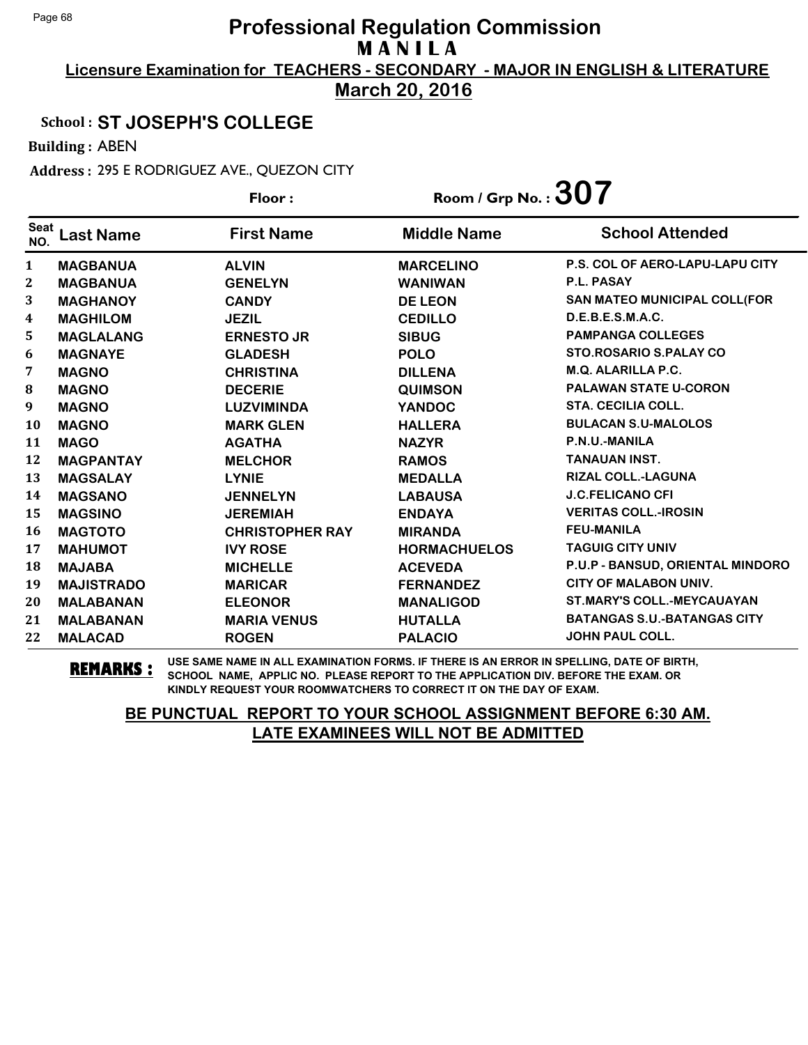# Professional Regulation Commission

## M A N I L A

**Licensure Examination for TEACHERS - SECONDARY - MAJOR IN ENGLISH & LITERATURE**

**March 20, 2016**

**School : ST JOSEPH'S COLLEGE**

**Building :** ABEN

**Address :** 295 E RODRIGUEZ AVE., QUEZON CITY

**Floor :**

**Room / Grp No. : 307**

| Seat NO. | Last Name | First Name | Middle Name | School Attended |
|---|---|---|---|---|
| 1 | MAGBANUA | ALVIN | MARCELINO | P.S. COL OF AERO-LAPU-LAPU CITY |
| 2 | MAGBANUA | GENELYN | WANIWAN | P.L. PASAY |
| 3 | MAGHANOY | CANDY | DE LEON | SAN MATEO MUNICIPAL COLL(FOR |
| 4 | MAGHILOM | JEZIL | CEDILLO | D.E.B.E.S.M.A.C. |
| 5 | MAGLALANG | ERNESTO JR | SIBUG | PAMPANGA COLLEGES |
| 6 | MAGNAYE | GLADESH | POLO | STO.ROSARIO S.PALAY CO |
| 7 | MAGNO | CHRISTINA | DILLENA | M.Q. ALARILLA P.C. |
| 8 | MAGNO | DECERIE | QUIMSON | PALAWAN STATE U-CORON |
| 9 | MAGNO | LUZVIMINDA | YANDOC | STA. CECILIA COLL. |
| 10 | MAGNO | MARK GLEN | HALLERA | BULACAN S.U-MALOLOS |
| 11 | MAGO | AGATHA | NAZYR | P.N.U.-MANILA |
| 12 | MAGPANTAY | MELCHOR | RAMOS | TANAUAN INST. |
| 13 | MAGSALAY | LYNIE | MEDALLA | RIZAL COLL.-LAGUNA |
| 14 | MAGSANO | JENNELYN | LABAUSA | J.C.FELICANO CFI |
| 15 | MAGSINO | JEREMIAH | ENDAYA | VERITAS COLL.-IROSIN |
| 16 | MAGTOTO | CHRISTOPHER RAY | MIRANDA | FEU-MANILA |
| 17 | MAHUMOT | IVY ROSE | HORMACHUELOS | TAGUIG CITY UNIV |
| 18 | MAJABA | MICHELLE | ACEVEDA | P.U.P - BANSUD, ORIENTAL MINDORO |
| 19 | MAJISTRADO | MARICAR | FERNANDEZ | CITY OF MALABON UNIV. |
| 20 | MALABANAN | ELEONOR | MANALIGOD | ST.MARY'S COLL.-MEYCAUAYAN |
| 21 | MALABANAN | MARIA VENUS | HUTALLA | BATANGAS S.U.-BATANGAS CITY |
| 22 | MALACAD | ROGEN | PALACIO | JOHN PAUL COLL. |

**REMARKS :** USE SAME NAME IN ALL EXAMINATION FORMS. IF THERE IS AN ERROR IN SPELLING, DATE OF BIRTH, SCHOOL NAME, APPLIC NO. PLEASE REPORT TO THE APPLICATION DIV. BEFORE THE EXAM. OR KINDLY REQUEST YOUR ROOMWATCHERS TO CORRECT IT ON THE DAY OF EXAM.

**BE PUNCTUAL REPORT TO YOUR SCHOOL ASSIGNMENT BEFORE 6:30 AM. LATE EXAMINEES WILL NOT BE ADMITTED**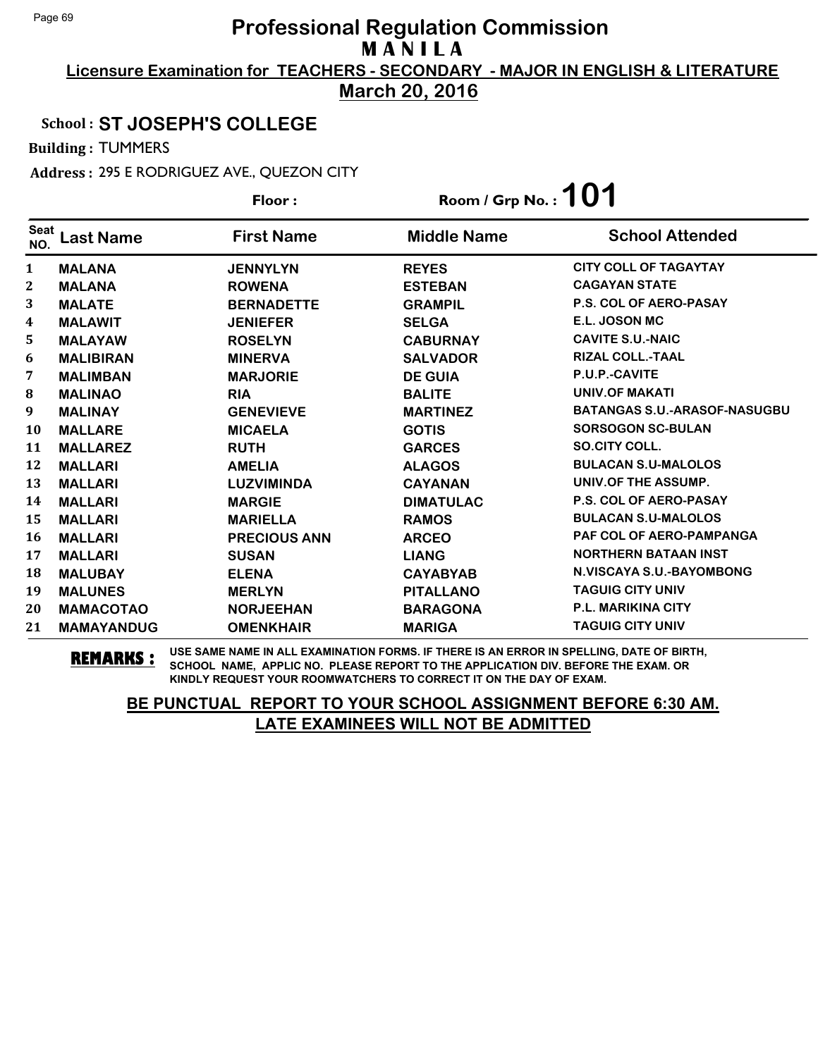# Professional Regulation Commission
## MANILA
### Licensure Examination for TEACHERS - SECONDARY - MAJOR IN ENGLISH & LITERATURE
### March 20, 2016

**School :** ST JOSEPH'S COLLEGE

**Building :** TUMMERS

**Address :** 295 E RODRIGUEZ AVE., QUEZON CITY

**Floor :**

**Room / Grp No. : 101**

| Seat NO. | Last Name | First Name | Middle Name | School Attended |
|---|---|---|---|---|
| 1 | MALANA | JENNYLYN | REYES | CITY COLL OF TAGAYTAY |
| 2 | MALANA | ROWENA | ESTEBAN | CAGAYAN STATE |
| 3 | MALATE | BERNADETTE | GRAMPIL | P.S. COL OF AERO-PASAY |
| 4 | MALAWIT | JENIEFER | SELGA | E.L. JOSON MC |
| 5 | MALAYAW | ROSELYN | CABURNAY | CAVITE S.U.-NAIC |
| 6 | MALIBIRAN | MINERVA | SALVADOR | RIZAL COLL.-TAAL |
| 7 | MALIMBAN | MARJORIE | DE GUIA | P.U.P.-CAVITE |
| 8 | MALINAO | RIA | BALITE | UNIV.OF MAKATI |
| 9 | MALINAY | GENEVIEVE | MARTINEZ | BATANGAS S.U.-ARASOF-NASUGBU |
| 10 | MALLARE | MICAELA | GOTIS | SORSOGON SC-BULAN |
| 11 | MALLAREZ | RUTH | GARCES | SO.CITY COLL. |
| 12 | MALLARI | AMELIA | ALAGOS | BULACAN S.U-MALOLOS |
| 13 | MALLARI | LUZVIMINDA | CAYANAN | UNIV.OF THE ASSUMP. |
| 14 | MALLARI | MARGIE | DIMATULAC | P.S. COL OF AERO-PASAY |
| 15 | MALLARI | MARIELLA | RAMOS | BULACAN S.U-MALOLOS |
| 16 | MALLARI | PRECIOUS ANN | ARCEO | PAF COL OF AERO-PAMPANGA |
| 17 | MALLARI | SUSAN | LIANG | NORTHERN BATAAN INST |
| 18 | MALUBAY | ELENA | CAYABYAB | N.VISCAYA S.U.-BAYOMBONG |
| 19 | MALUNES | MERLYN | PITALLANO | TAGUIG CITY UNIV |
| 20 | MAMACOTAO | NORJEEHAN | BARAGONA | P.L. MARIKINA CITY |
| 21 | MAMAYANDUG | OMENKHAIR | MARIGA | TAGUIG CITY UNIV |

**REMARKS :** USE SAME NAME IN ALL EXAMINATION FORMS. IF THERE IS AN ERROR IN SPELLING, DATE OF BIRTH, SCHOOL NAME, APPLIC NO. PLEASE REPORT TO THE APPLICATION DIV. BEFORE THE EXAM. OR KINDLY REQUEST YOUR ROOMWATCHERS TO CORRECT IT ON THE DAY OF EXAM.

**BE PUNCTUAL REPORT TO YOUR SCHOOL ASSIGNMENT BEFORE 6:30 AM.**
**LATE EXAMINEES WILL NOT BE ADMITTED**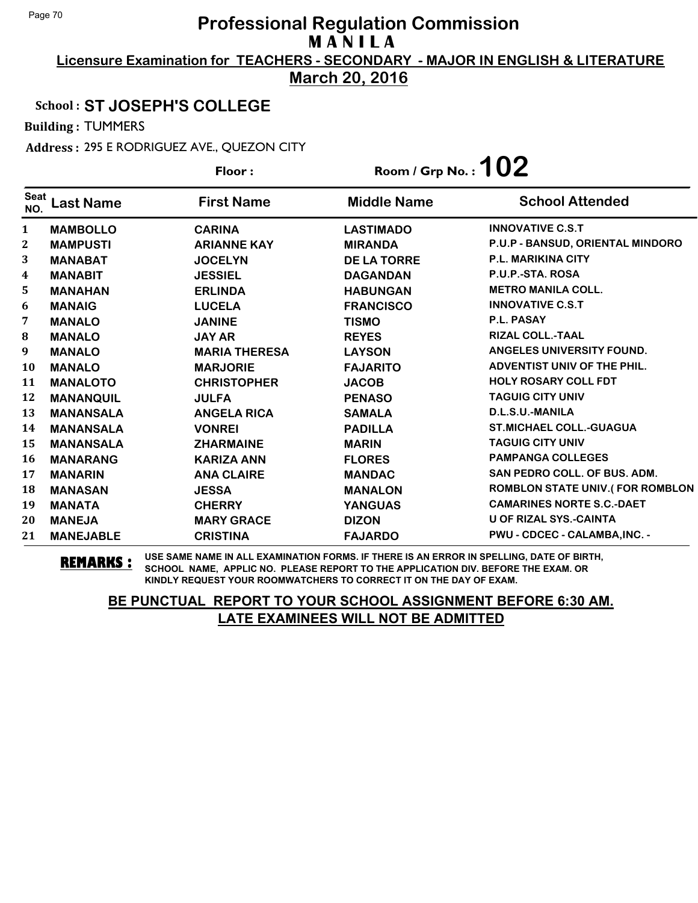# Professional Regulation Commission

**M A N I L A**

**Licensure Examination for TEACHERS - SECONDARY - MAJOR IN ENGLISH & LITERATURE**

**March 20, 2016**

**School : ST JOSEPH'S COLLEGE**

**Building :** TUMMERS

**Address :** 295 E RODRIGUEZ AVE., QUEZON CITY

**Floor :** 

**Room / Grp No. : 102**

| Seat NO. | Last Name | First Name | Middle Name | School Attended |
|---|---|---|---|---|
| 1 | MAMBOLLO | CARINA | LASTIMADO | INNOVATIVE C.S.T |
| 2 | MAMPUSTI | ARIANNE KAY | MIRANDA | P.U.P - BANSUD, ORIENTAL MINDORO |
| 3 | MANABAT | JOCELYN | DE LA TORRE | P.L. MARIKINA CITY |
| 4 | MANABIT | JESSIEL | DAGANDAN | P.U.P.-STA. ROSA |
| 5 | MANAHAN | ERLINDA | HABUNGAN | METRO MANILA COLL. |
| 6 | MANAIG | LUCELA | FRANCISCO | INNOVATIVE C.S.T |
| 7 | MANALO | JANINE | TISMO | P.L. PASAY |
| 8 | MANALO | JAY AR | REYES | RIZAL COLL.-TAAL |
| 9 | MANALO | MARIA THERESA | LAYSON | ANGELES UNIVERSITY FOUND. |
| 10 | MANALO | MARJORIE | FAJARITO | ADVENTIST UNIV OF THE PHIL. |
| 11 | MANALOTO | CHRISTOPHER | JACOB | HOLY ROSARY COLL FDT |
| 12 | MANANQUIL | JULFA | PENASO | TAGUIG CITY UNIV |
| 13 | MANANSALA | ANGELA RICA | SAMALA | D.L.S.U.-MANILA |
| 14 | MANANSALA | VONREI | PADILLA | ST.MICHAEL COLL.-GUAGUA |
| 15 | MANANSALA | ZHARMAINE | MARIN | TAGUIG CITY UNIV |
| 16 | MANARANG | KARIZA ANN | FLORES | PAMPANGA COLLEGES |
| 17 | MANARIN | ANA CLAIRE | MANDAC | SAN PEDRO COLL. OF BUS. ADM. |
| 18 | MANASAN | JESSA | MANALON | ROMBLON STATE UNIV.( FOR ROMBLON |
| 19 | MANATA | CHERRY | YANGUAS | CAMARINES NORTE S.C.-DAET |
| 20 | MANEJA | MARY GRACE | DIZON | U OF RIZAL SYS.-CAINTA |
| 21 | MANEJABLE | CRISTINA | FAJARDO | PWU - CDCEC - CALAMBA,INC. - |

**REMARKS :** USE SAME NAME IN ALL EXAMINATION FORMS. IF THERE IS AN ERROR IN SPELLING, DATE OF BIRTH, SCHOOL NAME, APPLIC NO. PLEASE REPORT TO THE APPLICATION DIV. BEFORE THE EXAM. OR KINDLY REQUEST YOUR ROOMWATCHERS TO CORRECT IT ON THE DAY OF EXAM.

**BE PUNCTUAL REPORT TO YOUR SCHOOL ASSIGNMENT BEFORE 6:30 AM.**
**LATE EXAMINEES WILL NOT BE ADMITTED**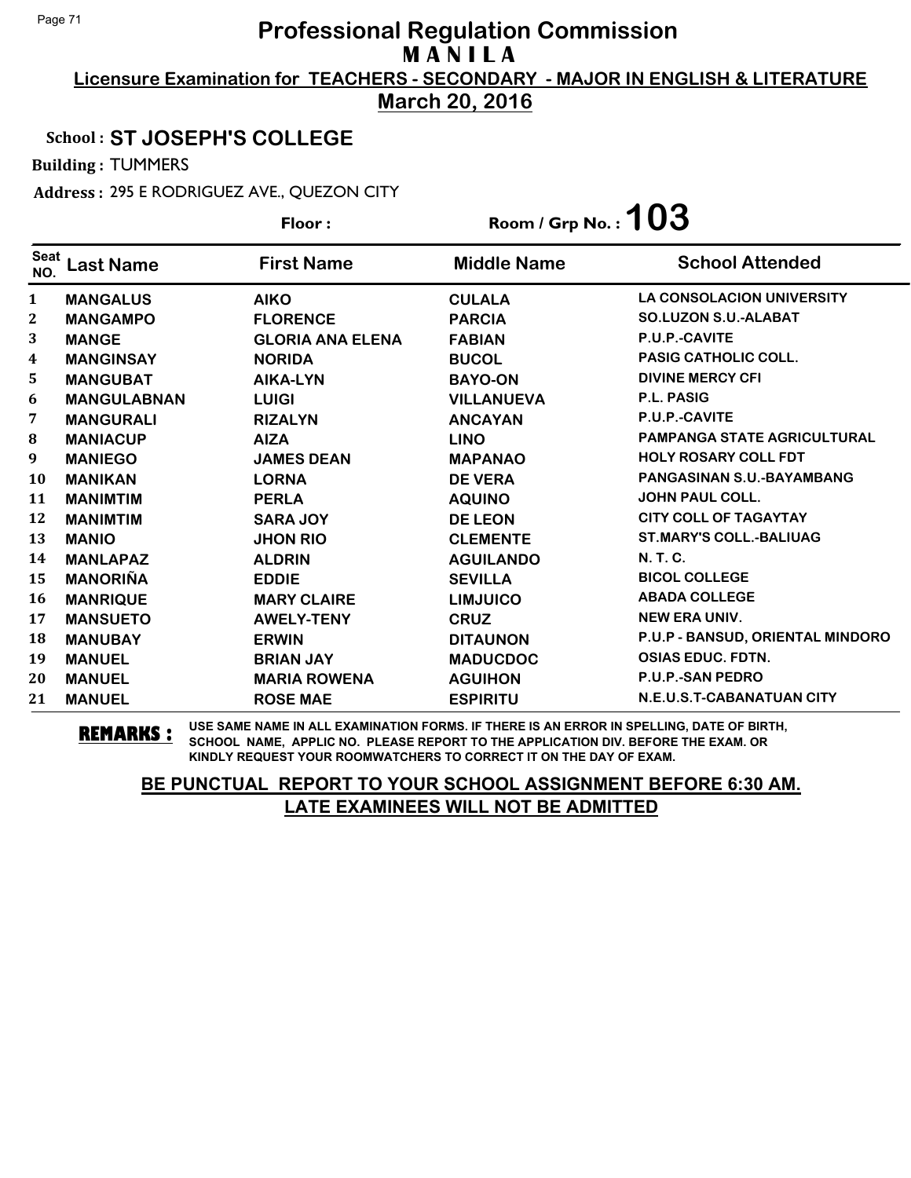# Professional Regulation Commission

## MANILA

**Licensure Examination for TEACHERS - SECONDARY - MAJOR IN ENGLISH & LITERATURE**

**March 20, 2016**

**School : ST JOSEPH'S COLLEGE**

**Building :** TUMMERS

**Address :** 295 E RODRIGUEZ AVE., QUEZON CITY

**Floor :** 

**Room / Grp No. : 103**

| Seat NO. | Last Name | First Name | Middle Name | School Attended |
|---|---|---|---|---|
| 1 | MANGALUS | AIKO | CULALA | LA CONSOLACION UNIVERSITY |
| 2 | MANGAMPO | FLORENCE | PARCIA | SO.LUZON S.U.-ALABAT |
| 3 | MANGE | GLORIA ANA ELENA | FABIAN | P.U.P.-CAVITE |
| 4 | MANGINSAY | NORIDA | BUCOL | PASIG CATHOLIC COLL. |
| 5 | MANGUBAT | AIKA-LYN | BAYO-ON | DIVINE MERCY CFI |
| 6 | MANGULABNAN | LUIGI | VILLANUEVA | P.L. PASIG |
| 7 | MANGURALI | RIZALYN | ANCAYAN | P.U.P.-CAVITE |
| 8 | MANIACUP | AIZA | LINO | PAMPANGA STATE AGRICULTURAL |
| 9 | MANIEGO | JAMES DEAN | MAPANAO | HOLY ROSARY COLL FDT |
| 10 | MANIKAN | LORNA | DE VERA | PANGASINAN S.U.-BAYAMBANG |
| 11 | MANIMTIM | PERLA | AQUINO | JOHN PAUL COLL. |
| 12 | MANIMTIM | SARA JOY | DE LEON | CITY COLL OF TAGAYTAY |
| 13 | MANIO | JHON RIO | CLEMENTE | ST.MARY'S COLL.-BALIUAG |
| 14 | MANLAPAZ | ALDRIN | AGUILANDO | N. T. C. |
| 15 | MANORIÑA | EDDIE | SEVILLA | BICOL COLLEGE |
| 16 | MANRIQUE | MARY CLAIRE | LIMJUICO | ABADA COLLEGE |
| 17 | MANSUETO | AWELY-TENY | CRUZ | NEW ERA UNIV. |
| 18 | MANUBAY | ERWIN | DITAUNON | P.U.P - BANSUD, ORIENTAL MINDORO |
| 19 | MANUEL | BRIAN JAY | MADUCDOC | OSIAS EDUC. FDTN. |
| 20 | MANUEL | MARIA ROWENA | AGUIHON | P.U.P.-SAN PEDRO |
| 21 | MANUEL | ROSE MAE | ESPIRITU | N.E.U.S.T-CABANATUAN CITY |

**REMARKS :** USE SAME NAME IN ALL EXAMINATION FORMS. IF THERE IS AN ERROR IN SPELLING, DATE OF BIRTH, SCHOOL NAME, APPLIC NO. PLEASE REPORT TO THE APPLICATION DIV. BEFORE THE EXAM. OR KINDLY REQUEST YOUR ROOMWATCHERS TO CORRECT IT ON THE DAY OF EXAM.

**BE PUNCTUAL REPORT TO YOUR SCHOOL ASSIGNMENT BEFORE 6:30 AM.**
**LATE EXAMINEES WILL NOT BE ADMITTED**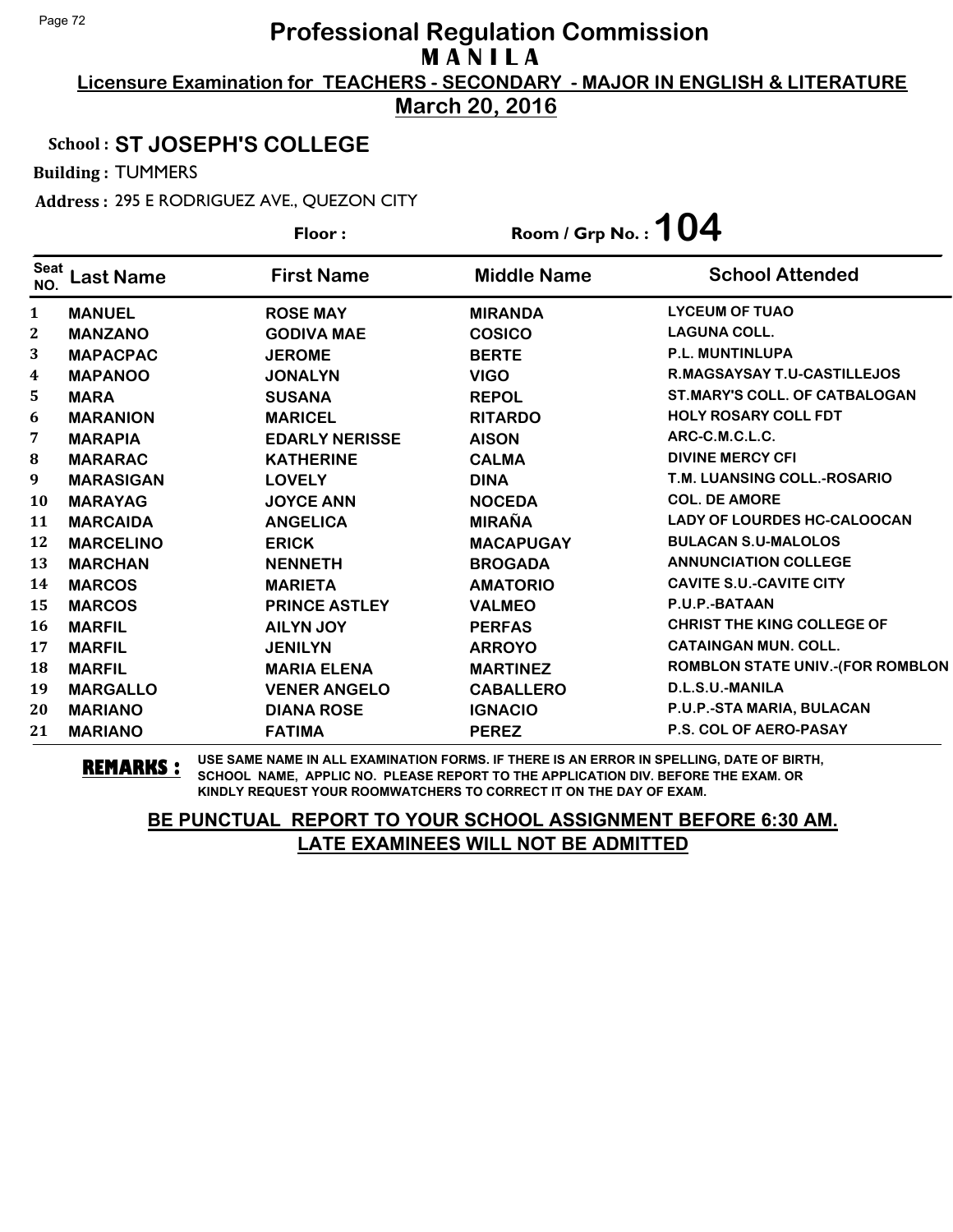# Professional Regulation Commission
## M A N I L A

**Licensure Examination for TEACHERS - SECONDARY - MAJOR IN ENGLISH & LITERATURE**

**March 20, 2016**

**School : ST JOSEPH'S COLLEGE**

**Building :** TUMMERS

**Address :** 295 E RODRIGUEZ AVE., QUEZON CITY

**Floor :** 

**Room / Grp No. : 104**

| Seat NO. | Last Name | First Name | Middle Name | School Attended |
|---|---|---|---|---|
| 1 | MANUEL | ROSE MAY | MIRANDA | LYCEUM OF TUAO |
| 2 | MANZANO | GODIVA MAE | COSICO | LAGUNA COLL. |
| 3 | MAPACPAC | JEROME | BERTE | P.L. MUNTINLUPA |
| 4 | MAPANOO | JONALYN | VIGO | R.MAGSAYSAY T.U-CASTILLEJOS |
| 5 | MARA | SUSANA | REPOL | ST.MARY'S COLL. OF CATBALOGAN |
| 6 | MARANION | MARICEL | RITARDO | HOLY ROSARY COLL FDT |
| 7 | MARAPIA | EDARLY NERISSE | AISON | ARC-C.M.C.L.C. |
| 8 | MARARAC | KATHERINE | CALMA | DIVINE MERCY CFI |
| 9 | MARASIGAN | LOVELY | DINA | T.M. LUANSING COLL.-ROSARIO |
| 10 | MARAYAG | JOYCE ANN | NOCEDA | COL. DE AMORE |
| 11 | MARCAIDA | ANGELICA | MIRAÑA | LADY OF LOURDES HC-CALOOCAN |
| 12 | MARCELINO | ERICK | MACAPUGAY | BULACAN S.U-MALOLOS |
| 13 | MARCHAN | NENNETH | BROGADA | ANNUNCIATION COLLEGE |
| 14 | MARCOS | MARIETA | AMATORIO | CAVITE S.U.-CAVITE CITY |
| 15 | MARCOS | PRINCE ASTLEY | VALMEO | P.U.P.-BATAAN |
| 16 | MARFIL | AILYN JOY | PERFAS | CHRIST THE KING COLLEGE OF |
| 17 | MARFIL | JENILYN | ARROYO | CATAINGAN MUN. COLL. |
| 18 | MARFIL | MARIA ELENA | MARTINEZ | ROMBLON STATE UNIV.-(FOR ROMBLON |
| 19 | MARGALLO | VENER ANGELO | CABALLERO | D.L.S.U.-MANILA |
| 20 | MARIANO | DIANA ROSE | IGNACIO | P.U.P.-STA MARIA, BULACAN |
| 21 | MARIANO | FATIMA | PEREZ | P.S. COL OF AERO-PASAY |

**REMARKS :** USE SAME NAME IN ALL EXAMINATION FORMS. IF THERE IS AN ERROR IN SPELLING, DATE OF BIRTH, SCHOOL NAME, APPLIC NO. PLEASE REPORT TO THE APPLICATION DIV. BEFORE THE EXAM. OR KINDLY REQUEST YOUR ROOMWATCHERS TO CORRECT IT ON THE DAY OF EXAM.

**BE PUNCTUAL REPORT TO YOUR SCHOOL ASSIGNMENT BEFORE 6:30 AM.**
**LATE EXAMINEES WILL NOT BE ADMITTED**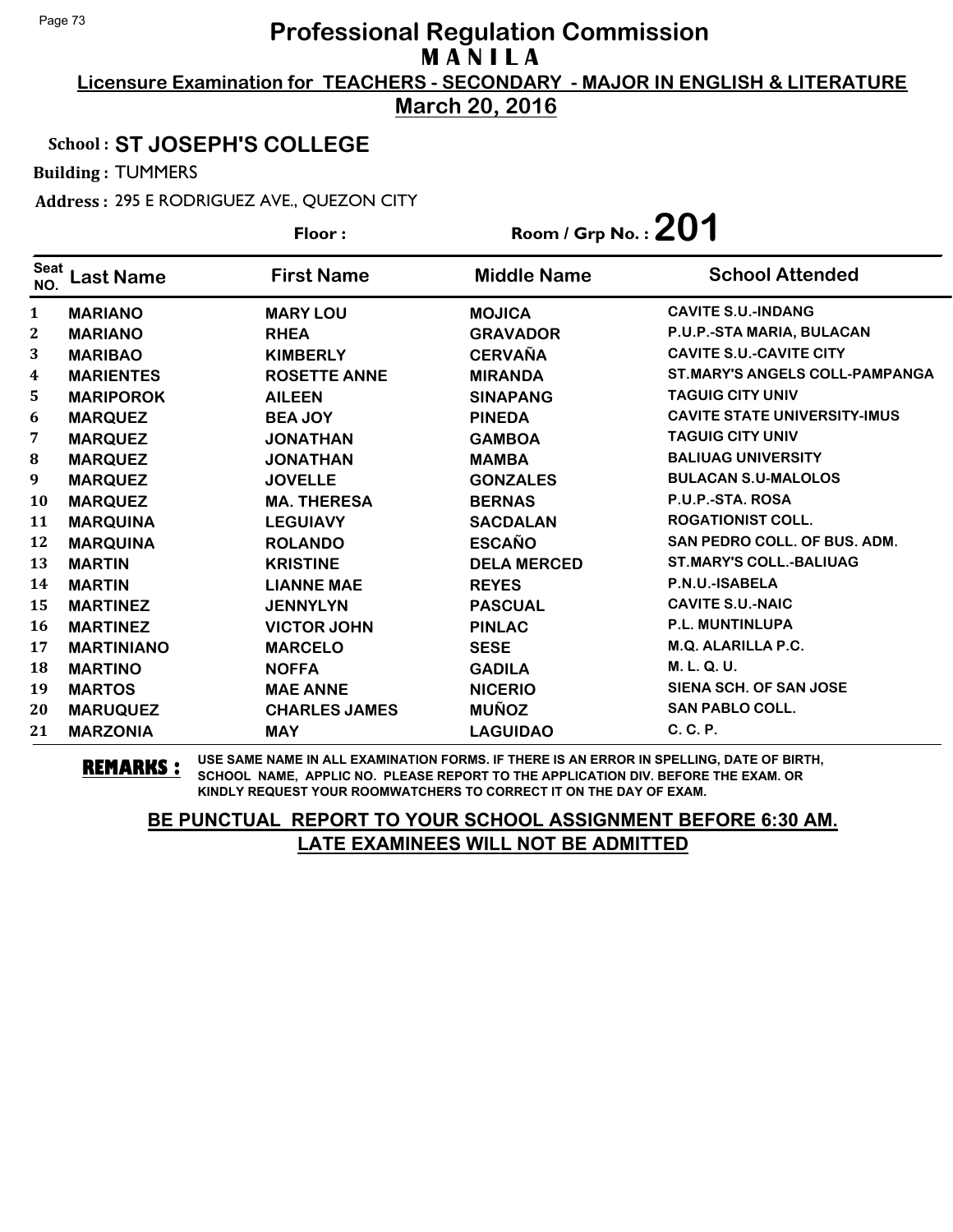# Professional Regulation Commission

## MANILA

**Licensure Examination for TEACHERS - SECONDARY - MAJOR IN ENGLISH & LITERATURE**

**March 20, 2016**

**School : ST JOSEPH'S COLLEGE**

**Building :** TUMMERS

**Address :** 295 E RODRIGUEZ AVE., QUEZON CITY

**Floor :** 　　　　**Room / Grp No. : 201**

| Seat NO. | Last Name | First Name | Middle Name | School Attended |
|---|---|---|---|---|
| 1 | MARIANO | MARY LOU | MOJICA | CAVITE S.U.-INDANG |
| 2 | MARIANO | RHEA | GRAVADOR | P.U.P.-STA MARIA, BULACAN |
| 3 | MARIBAO | KIMBERLY | CERVAÑA | CAVITE S.U.-CAVITE CITY |
| 4 | MARIENTES | ROSETTE ANNE | MIRANDA | ST.MARY'S ANGELS COLL-PAMPANGA |
| 5 | MARIPOROK | AILEEN | SINAPANG | TAGUIG CITY UNIV |
| 6 | MARQUEZ | BEA JOY | PINEDA | CAVITE STATE UNIVERSITY-IMUS |
| 7 | MARQUEZ | JONATHAN | GAMBOA | TAGUIG CITY UNIV |
| 8 | MARQUEZ | JONATHAN | MAMBA | BALIUAG UNIVERSITY |
| 9 | MARQUEZ | JOVELLE | GONZALES | BULACAN S.U-MALOLOS |
| 10 | MARQUEZ | MA. THERESA | BERNAS | P.U.P.-STA. ROSA |
| 11 | MARQUINA | LEGUIAVY | SACDALAN | ROGATIONIST COLL. |
| 12 | MARQUINA | ROLANDO | ESCAÑO | SAN PEDRO COLL. OF BUS. ADM. |
| 13 | MARTIN | KRISTINE | DELA MERCED | ST.MARY'S COLL.-BALIUAG |
| 14 | MARTIN | LIANNE MAE | REYES | P.N.U.-ISABELA |
| 15 | MARTINEZ | JENNYLYN | PASCUAL | CAVITE S.U.-NAIC |
| 16 | MARTINEZ | VICTOR JOHN | PINLAC | P.L. MUNTINLUPA |
| 17 | MARTINIANO | MARCELO | SESE | M.Q. ALARILLA P.C. |
| 18 | MARTINO | NOFFA | GADILA | M. L. Q. U. |
| 19 | MARTOS | MAE ANNE | NICERIO | SIENA SCH. OF SAN JOSE |
| 20 | MARUQUEZ | CHARLES JAMES | MUÑOZ | SAN PABLO COLL. |
| 21 | MARZONIA | MAY | LAGUIDAO | C. C. P. |

**REMARKS :** USE SAME NAME IN ALL EXAMINATION FORMS. IF THERE IS AN ERROR IN SPELLING, DATE OF BIRTH, SCHOOL NAME, APPLIC NO. PLEASE REPORT TO THE APPLICATION DIV. BEFORE THE EXAM. OR KINDLY REQUEST YOUR ROOMWATCHERS TO CORRECT IT ON THE DAY OF EXAM.

**BE PUNCTUAL REPORT TO YOUR SCHOOL ASSIGNMENT BEFORE 6:30 AM.**
**LATE EXAMINEES WILL NOT BE ADMITTED**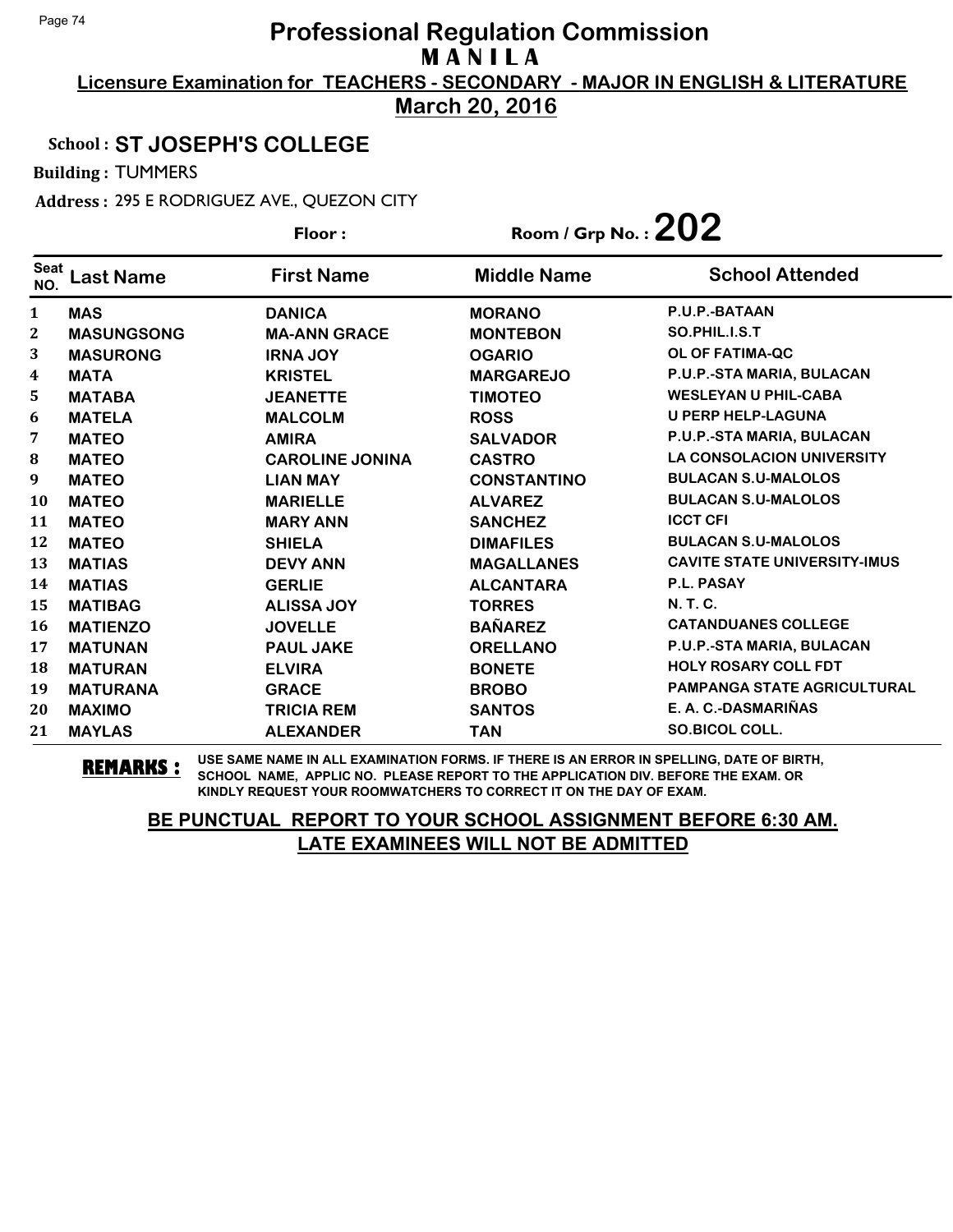# Professional Regulation Commission

## M A N I L A

**Licensure Examination for TEACHERS - SECONDARY - MAJOR IN ENGLISH & LITERATURE**

**March 20, 2016**

**School : ST JOSEPH'S COLLEGE**

**Building :** TUMMERS

**Address :** 295 E RODRIGUEZ AVE., QUEZON CITY

**Floor :** 

**Room / Grp No. : 202**

| Seat NO. | Last Name | First Name | Middle Name | School Attended |
|---|---|---|---|---|
| 1 | MAS | DANICA | MORANO | P.U.P.-BATAAN |
| 2 | MASUNGSONG | MA-ANN GRACE | MONTEBON | SO.PHIL.I.S.T |
| 3 | MASURONG | IRNA JOY | OGARIO | OL OF FATIMA-QC |
| 4 | MATA | KRISTEL | MARGAREJO | P.U.P.-STA MARIA, BULACAN |
| 5 | MATABA | JEANETTE | TIMOTEO | WESLEYAN U PHIL-CABA |
| 6 | MATELA | MALCOLM | ROSS | U PERP HELP-LAGUNA |
| 7 | MATEO | AMIRA | SALVADOR | P.U.P.-STA MARIA, BULACAN |
| 8 | MATEO | CAROLINE JONINA | CASTRO | LA CONSOLACION UNIVERSITY |
| 9 | MATEO | LIAN MAY | CONSTANTINO | BULACAN S.U-MALOLOS |
| 10 | MATEO | MARIELLE | ALVAREZ | BULACAN S.U-MALOLOS |
| 11 | MATEO | MARY ANN | SANCHEZ | ICCT CFI |
| 12 | MATEO | SHIELA | DIMAFILES | BULACAN S.U-MALOLOS |
| 13 | MATIAS | DEVY ANN | MAGALLANES | CAVITE STATE UNIVERSITY-IMUS |
| 14 | MATIAS | GERLIE | ALCANTARA | P.L. PASAY |
| 15 | MATIBAG | ALISSA JOY | TORRES | N. T. C. |
| 16 | MATIENZO | JOVELLE | BAÑAREZ | CATANDUANES COLLEGE |
| 17 | MATUNAN | PAUL JAKE | ORELLANO | P.U.P.-STA MARIA, BULACAN |
| 18 | MATURAN | ELVIRA | BONETE | HOLY ROSARY COLL FDT |
| 19 | MATURANA | GRACE | BROBO | PAMPANGA STATE AGRICULTURAL |
| 20 | MAXIMO | TRICIA REM | SANTOS | E. A. C.-DASMARIÑAS |
| 21 | MAYLAS | ALEXANDER | TAN | SO.BICOL COLL. |

**REMARKS :** USE SAME NAME IN ALL EXAMINATION FORMS. IF THERE IS AN ERROR IN SPELLING, DATE OF BIRTH, SCHOOL NAME, APPLIC NO. PLEASE REPORT TO THE APPLICATION DIV. BEFORE THE EXAM. OR KINDLY REQUEST YOUR ROOMWATCHERS TO CORRECT IT ON THE DAY OF EXAM.

**BE PUNCTUAL REPORT TO YOUR SCHOOL ASSIGNMENT BEFORE 6:30 AM.**
**LATE EXAMINEES WILL NOT BE ADMITTED**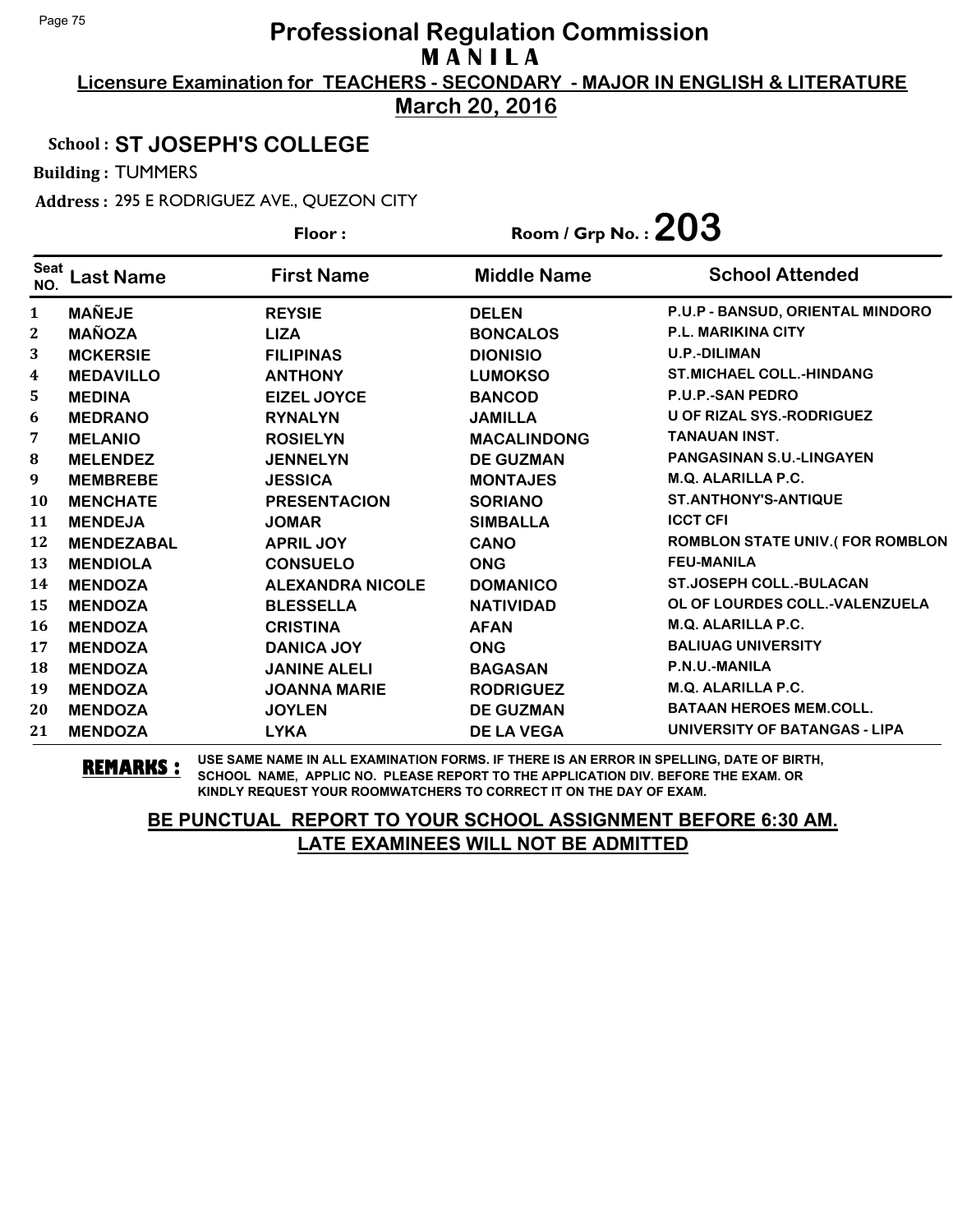# Professional Regulation Commission

## M A N I L A

**Licensure Examination for TEACHERS - SECONDARY - MAJOR IN ENGLISH & LITERATURE**

**March 20, 2016**

**School : ST JOSEPH'S COLLEGE**

**Building :** TUMMERS

**Address :** 295 E RODRIGUEZ AVE., QUEZON CITY

**Floor :** 

**Room / Grp No. : 203**

| Seat NO. | Last Name | First Name | Middle Name | School Attended |
|---|---|---|---|---|
| 1 | MAÑEJE | REYSIE | DELEN | P.U.P - BANSUD, ORIENTAL MINDORO |
| 2 | MAÑOZA | LIZA | BONCALOS | P.L. MARIKINA CITY |
| 3 | MCKERSIE | FILIPINAS | DIONISIO | U.P.-DILIMAN |
| 4 | MEDAVILLO | ANTHONY | LUMOKSO | ST.MICHAEL COLL.-HINDANG |
| 5 | MEDINA | EIZEL JOYCE | BANCOD | P.U.P.-SAN PEDRO |
| 6 | MEDRANO | RYNALYN | JAMILLA | U OF RIZAL SYS.-RODRIGUEZ |
| 7 | MELANIO | ROSIELYN | MACALINDONG | TANAUAN INST. |
| 8 | MELENDEZ | JENNELYN | DE GUZMAN | PANGASINAN S.U.-LINGAYEN |
| 9 | MEMBREBE | JESSICA | MONTAJES | M.Q. ALARILLA P.C. |
| 10 | MENCHATE | PRESENTACION | SORIANO | ST.ANTHONY'S-ANTIQUE |
| 11 | MENDEJA | JOMAR | SIMBALLA | ICCT CFI |
| 12 | MENDEZABAL | APRIL JOY | CANO | ROMBLON STATE UNIV.( FOR ROMBLON |
| 13 | MENDIOLA | CONSUELO | ONG | FEU-MANILA |
| 14 | MENDOZA | ALEXANDRA NICOLE | DOMANICO | ST.JOSEPH COLL.-BULACAN |
| 15 | MENDOZA | BLESSELLA | NATIVIDAD | OL OF LOURDES COLL.-VALENZUELA |
| 16 | MENDOZA | CRISTINA | AFAN | M.Q. ALARILLA P.C. |
| 17 | MENDOZA | DANICA JOY | ONG | BALIUAG UNIVERSITY |
| 18 | MENDOZA | JANINE ALELI | BAGASAN | P.N.U.-MANILA |
| 19 | MENDOZA | JOANNA MARIE | RODRIGUEZ | M.Q. ALARILLA P.C. |
| 20 | MENDOZA | JOYLEN | DE GUZMAN | BATAAN HEROES MEM.COLL. |
| 21 | MENDOZA | LYKA | DE LA VEGA | UNIVERSITY OF BATANGAS - LIPA |

**REMARKS :** USE SAME NAME IN ALL EXAMINATION FORMS. IF THERE IS AN ERROR IN SPELLING, DATE OF BIRTH, SCHOOL NAME, APPLIC NO. PLEASE REPORT TO THE APPLICATION DIV. BEFORE THE EXAM. OR KINDLY REQUEST YOUR ROOMWATCHERS TO CORRECT IT ON THE DAY OF EXAM.

**BE PUNCTUAL REPORT TO YOUR SCHOOL ASSIGNMENT BEFORE 6:30 AM. LATE EXAMINEES WILL NOT BE ADMITTED**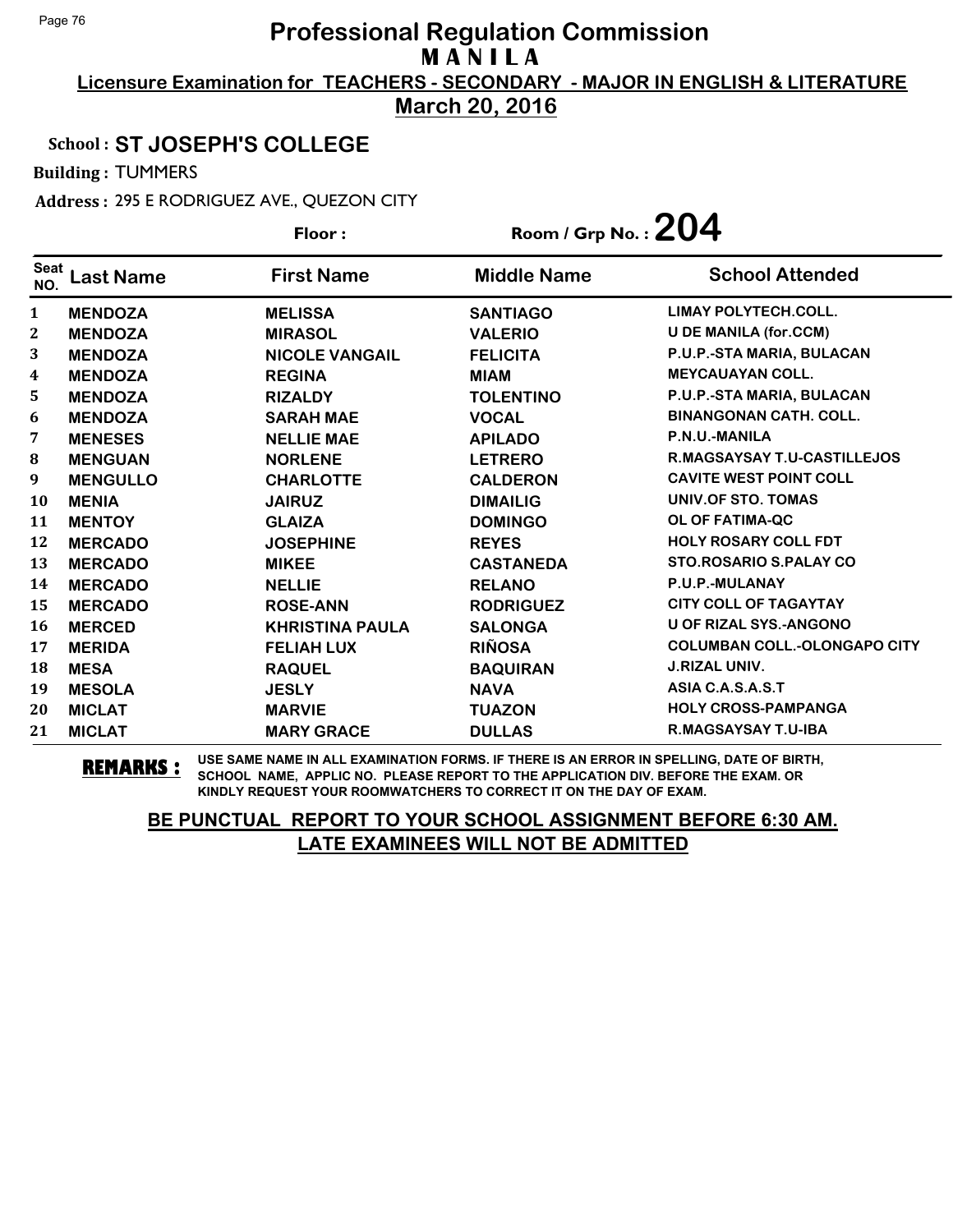# Professional Regulation Commission

**M A N I L A**

**Licensure Examination for TEACHERS - SECONDARY - MAJOR IN ENGLISH & LITERATURE**

**March 20, 2016**

**School : ST JOSEPH'S COLLEGE**

**Building :** TUMMERS

**Address :** 295 E RODRIGUEZ AVE., QUEZON CITY

**Floor :** **Room / Grp No. : 204**

| Seat NO. | Last Name | First Name | Middle Name | School Attended |
|---|---|---|---|---|
| 1 | MENDOZA | MELISSA | SANTIAGO | LIMAY POLYTECH.COLL. |
| 2 | MENDOZA | MIRASOL | VALERIO | U DE MANILA (for.CCM) |
| 3 | MENDOZA | NICOLE VANGAIL | FELICITA | P.U.P.-STA MARIA, BULACAN |
| 4 | MENDOZA | REGINA | MIAM | MEYCAUAYAN COLL. |
| 5 | MENDOZA | RIZALDY | TOLENTINO | P.U.P.-STA MARIA, BULACAN |
| 6 | MENDOZA | SARAH MAE | VOCAL | BINANGONAN CATH. COLL. |
| 7 | MENESES | NELLIE MAE | APILADO | P.N.U.-MANILA |
| 8 | MENGUAN | NORLENE | LETRERO | R.MAGSAYSAY T.U-CASTILLEJOS |
| 9 | MENGULLO | CHARLOTTE | CALDERON | CAVITE WEST POINT COLL |
| 10 | MENIA | JAIRUZ | DIMAILIG | UNIV.OF STO. TOMAS |
| 11 | MENTOY | GLAIZA | DOMINGO | OL OF FATIMA-QC |
| 12 | MERCADO | JOSEPHINE | REYES | HOLY ROSARY COLL FDT |
| 13 | MERCADO | MIKEE | CASTANEDA | STO.ROSARIO S.PALAY CO |
| 14 | MERCADO | NELLIE | RELANO | P.U.P.-MULANAY |
| 15 | MERCADO | ROSE-ANN | RODRIGUEZ | CITY COLL OF TAGAYTAY |
| 16 | MERCED | KHRISTINA PAULA | SALONGA | U OF RIZAL SYS.-ANGONO |
| 17 | MERIDA | FELIAH LUX | RIÑOSA | COLUMBAN COLL.-OLONGAPO CITY |
| 18 | MESA | RAQUEL | BAQUIRAN | J.RIZAL UNIV. |
| 19 | MESOLA | JESLY | NAVA | ASIA C.A.S.A.S.T |
| 20 | MICLAT | MARVIE | TUAZON | HOLY CROSS-PAMPANGA |
| 21 | MICLAT | MARY GRACE | DULLAS | R.MAGSAYSAY T.U-IBA |

**REMARKS :** USE SAME NAME IN ALL EXAMINATION FORMS. IF THERE IS AN ERROR IN SPELLING, DATE OF BIRTH, SCHOOL NAME, APPLIC NO. PLEASE REPORT TO THE APPLICATION DIV. BEFORE THE EXAM. OR KINDLY REQUEST YOUR ROOMWATCHERS TO CORRECT IT ON THE DAY OF EXAM.

**BE PUNCTUAL REPORT TO YOUR SCHOOL ASSIGNMENT BEFORE 6:30 AM. LATE EXAMINEES WILL NOT BE ADMITTED**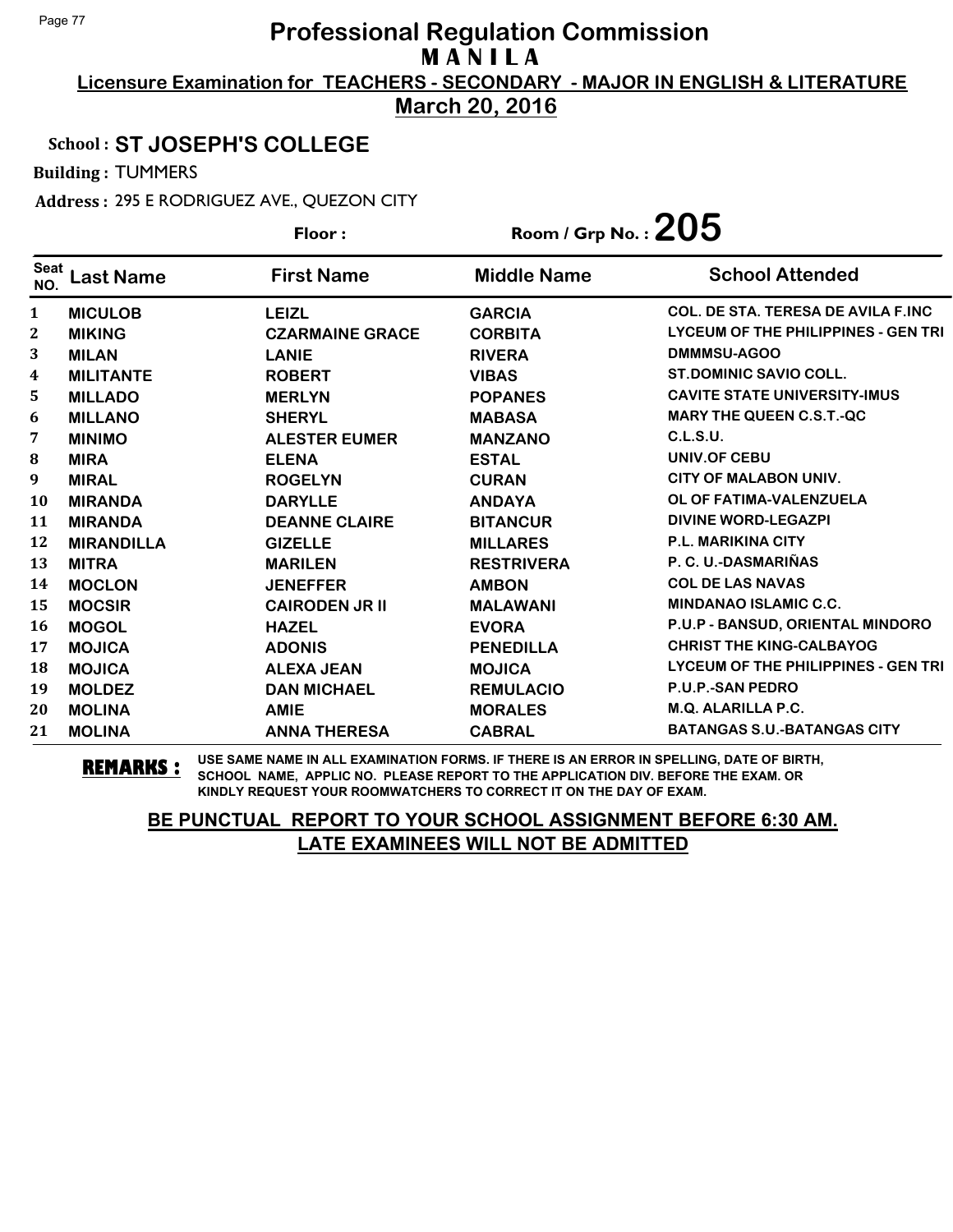# Professional Regulation Commission
## M A N I L A

**Licensure Examination for TEACHERS - SECONDARY - MAJOR IN ENGLISH & LITERATURE**

**March 20, 2016**

School : **ST JOSEPH'S COLLEGE**

Building : TUMMERS

Address : 295 E RODRIGUEZ AVE., QUEZON CITY

Floor :

Room / Grp No. : **205**

| Seat NO. | Last Name | First Name | Middle Name | School Attended |
|---|---|---|---|---|
| 1 | MICULOB | LEIZL | GARCIA | COL. DE STA. TERESA DE AVILA F.INC |
| 2 | MIKING | CZARMAINE GRACE | CORBITA | LYCEUM OF THE PHILIPPINES - GEN TRI |
| 3 | MILAN | LANIE | RIVERA | DMMMSU-AGOO |
| 4 | MILITANTE | ROBERT | VIBAS | ST.DOMINIC SAVIO COLL. |
| 5 | MILLADO | MERLYN | POPANES | CAVITE STATE UNIVERSITY-IMUS |
| 6 | MILLANO | SHERYL | MABASA | MARY THE QUEEN C.S.T.-QC |
| 7 | MINIMO | ALESTER EUMER | MANZANO | C.L.S.U. |
| 8 | MIRA | ELENA | ESTAL | UNIV.OF CEBU |
| 9 | MIRAL | ROGELYN | CURAN | CITY OF MALABON UNIV. |
| 10 | MIRANDA | DARYLLE | ANDAYA | OL OF FATIMA-VALENZUELA |
| 11 | MIRANDA | DEANNE CLAIRE | BITANCUR | DIVINE WORD-LEGAZPI |
| 12 | MIRANDILLA | GIZELLE | MILLARES | P.L. MARIKINA CITY |
| 13 | MITRA | MARILEN | RESTRIVERA | P. C. U.-DASMARIÑAS |
| 14 | MOCLON | JENEFFER | AMBON | COL DE LAS NAVAS |
| 15 | MOCSIR | CAIRODEN JR II | MALAWANI | MINDANAO ISLAMIC C.C. |
| 16 | MOGOL | HAZEL | EVORA | P.U.P - BANSUD, ORIENTAL MINDORO |
| 17 | MOJICA | ADONIS | PENEDILLA | CHRIST THE KING-CALBAYOG |
| 18 | MOJICA | ALEXA JEAN | MOJICA | LYCEUM OF THE PHILIPPINES - GEN TRI |
| 19 | MOLDEZ | DAN MICHAEL | REMULACIO | P.U.P.-SAN PEDRO |
| 20 | MOLINA | AMIE | MORALES | M.Q. ALARILLA P.C. |
| 21 | MOLINA | ANNA THERESA | CABRAL | BATANGAS S.U.-BATANGAS CITY |

**REMARKS :** USE SAME NAME IN ALL EXAMINATION FORMS. IF THERE IS AN ERROR IN SPELLING, DATE OF BIRTH, SCHOOL NAME, APPLIC NO. PLEASE REPORT TO THE APPLICATION DIV. BEFORE THE EXAM. OR KINDLY REQUEST YOUR ROOMWATCHERS TO CORRECT IT ON THE DAY OF EXAM.

**BE PUNCTUAL REPORT TO YOUR SCHOOL ASSIGNMENT BEFORE 6:30 AM. LATE EXAMINEES WILL NOT BE ADMITTED**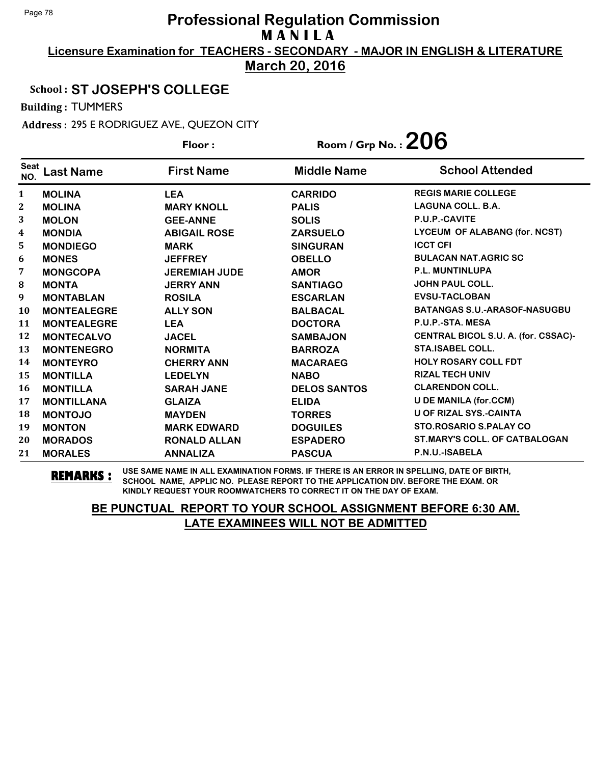# Professional Regulation Commission

## MANILA

**Licensure Examination for TEACHERS - SECONDARY - MAJOR IN ENGLISH & LITERATURE**

**March 20, 2016**

**School : ST JOSEPH'S COLLEGE**

**Building :** TUMMERS

**Address :** 295 E RODRIGUEZ AVE., QUEZON CITY

**Floor :**

**Room / Grp No. : 206**

| Seat NO. | Last Name | First Name | Middle Name | School Attended |
|---|---|---|---|---|
| 1 | MOLINA | LEA | CARRIDO | REGIS MARIE COLLEGE |
| 2 | MOLINA | MARY KNOLL | PALIS | LAGUNA COLL. B.A. |
| 3 | MOLON | GEE-ANNE | SOLIS | P.U.P.-CAVITE |
| 4 | MONDIA | ABIGAIL ROSE | ZARSUELO | LYCEUM OF ALABANG (for. NCST) |
| 5 | MONDIEGO | MARK | SINGURAN | ICCT CFI |
| 6 | MONES | JEFFREY | OBELLO | BULACAN NAT.AGRIC SC |
| 7 | MONGCOPA | JEREMIAH JUDE | AMOR | P.L. MUNTINLUPA |
| 8 | MONTA | JERRY ANN | SANTIAGO | JOHN PAUL COLL. |
| 9 | MONTABLAN | ROSILA | ESCARLAN | EVSU-TACLOBAN |
| 10 | MONTEALEGRE | ALLY SON | BALBACAL | BATANGAS S.U.-ARASOF-NASUGBU |
| 11 | MONTEALEGRE | LEA | DOCTORA | P.U.P.-STA. MESA |
| 12 | MONTECALVO | JACEL | SAMBAJON | CENTRAL BICOL S.U. A. (for. CSSAC)- |
| 13 | MONTENEGRO | NORMITA | BARROZA | STA.ISABEL COLL. |
| 14 | MONTEYRO | CHERRY ANN | MACARAEG | HOLY ROSARY COLL FDT |
| 15 | MONTILLA | LEDELYN | NABO | RIZAL TECH UNIV |
| 16 | MONTILLA | SARAH JANE | DELOS SANTOS | CLARENDON COLL. |
| 17 | MONTILLANA | GLAIZA | ELIDA | U DE MANILA (for.CCM) |
| 18 | MONTOJO | MAYDEN | TORRES | U OF RIZAL SYS.-CAINTA |
| 19 | MONTON | MARK EDWARD | DOGUILES | STO.ROSARIO S.PALAY CO |
| 20 | MORADOS | RONALD ALLAN | ESPADERO | ST.MARY'S COLL. OF CATBALOGAN |
| 21 | MORALES | ANNALIZA | PASCUA | P.N.U.-ISABELA |

**REMARKS :** USE SAME NAME IN ALL EXAMINATION FORMS. IF THERE IS AN ERROR IN SPELLING, DATE OF BIRTH, SCHOOL NAME, APPLIC NO. PLEASE REPORT TO THE APPLICATION DIV. BEFORE THE EXAM. OR KINDLY REQUEST YOUR ROOMWATCHERS TO CORRECT IT ON THE DAY OF EXAM.

**BE PUNCTUAL REPORT TO YOUR SCHOOL ASSIGNMENT BEFORE 6:30 AM. LATE EXAMINEES WILL NOT BE ADMITTED**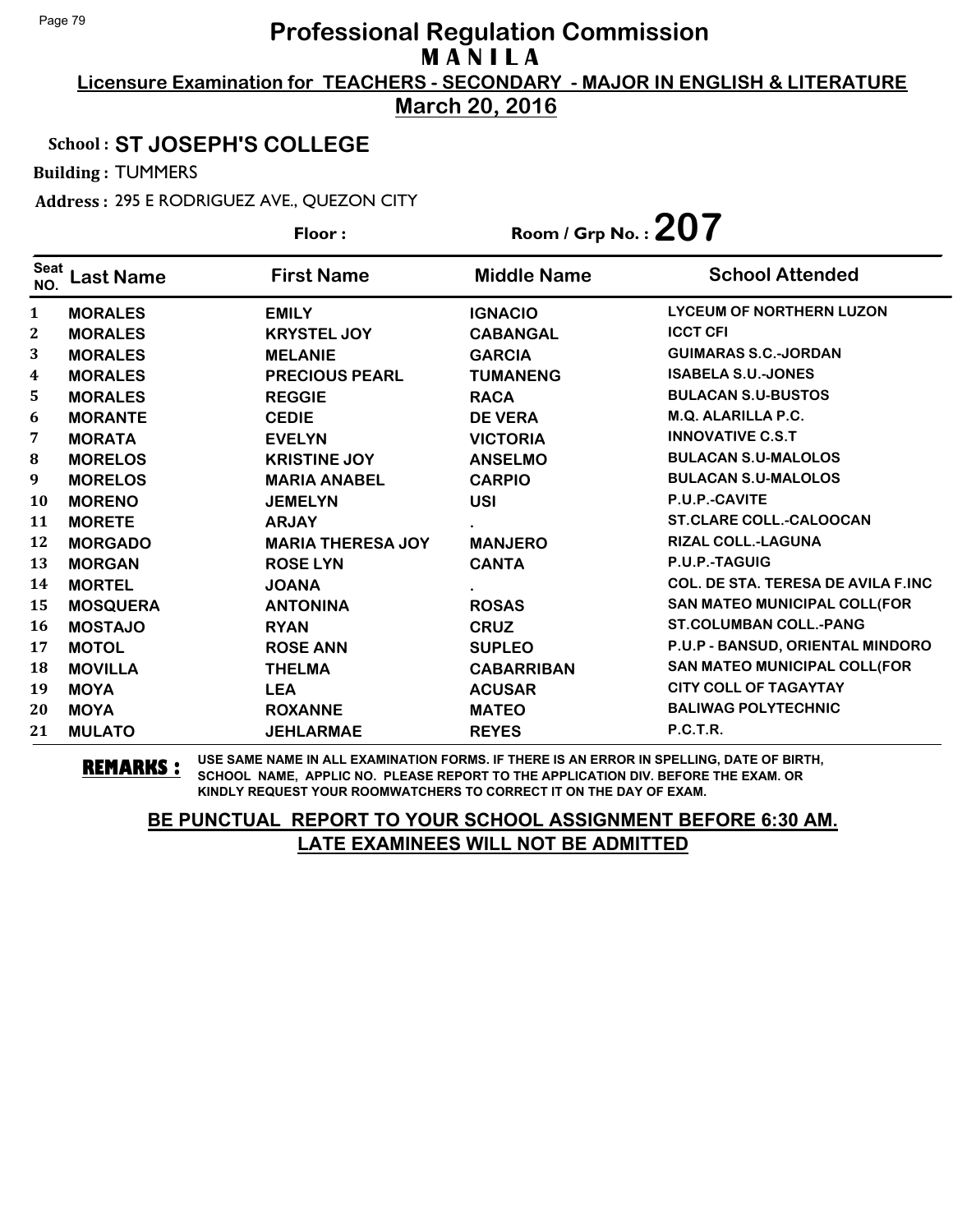# Professional Regulation Commission

**M A N I L A**

**Licensure Examination for TEACHERS - SECONDARY - MAJOR IN ENGLISH & LITERATURE**

**March 20, 2016**

**School : ST JOSEPH'S COLLEGE**

**Building :** TUMMERS

**Address :** 295 E RODRIGUEZ AVE., QUEZON CITY

**Floor :** 

**Room / Grp No. : 207**

| Seat NO. | Last Name | First Name | Middle Name | School Attended |
|---|---|---|---|---|
| 1 | MORALES | EMILY | IGNACIO | LYCEUM OF NORTHERN LUZON |
| 2 | MORALES | KRYSTEL JOY | CABANGAL | ICCT CFI |
| 3 | MORALES | MELANIE | GARCIA | GUIMARAS S.C.-JORDAN |
| 4 | MORALES | PRECIOUS PEARL | TUMANENG | ISABELA S.U.-JONES |
| 5 | MORALES | REGGIE | RACA | BULACAN S.U-BUSTOS |
| 6 | MORANTE | CEDIE | DE VERA | M.Q. ALARILLA P.C. |
| 7 | MORATA | EVELYN | VICTORIA | INNOVATIVE C.S.T |
| 8 | MORELOS | KRISTINE JOY | ANSELMO | BULACAN S.U-MALOLOS |
| 9 | MORELOS | MARIA ANABEL | CARPIO | BULACAN S.U-MALOLOS |
| 10 | MORENO | JEMELYN | USI | P.U.P.-CAVITE |
| 11 | MORETE | ARJAY | . | ST.CLARE COLL.-CALOOCAN |
| 12 | MORGADO | MARIA THERESA JOY | MANJERO | RIZAL COLL.-LAGUNA |
| 13 | MORGAN | ROSE LYN | CANTA | P.U.P.-TAGUIG |
| 14 | MORTEL | JOANA | . | COL. DE STA. TERESA DE AVILA F.INC |
| 15 | MOSQUERA | ANTONINA | ROSAS | SAN MATEO MUNICIPAL COLL(FOR |
| 16 | MOSTAJO | RYAN | CRUZ | ST.COLUMBAN COLL.-PANG |
| 17 | MOTOL | ROSE ANN | SUPLEO | P.U.P - BANSUD, ORIENTAL MINDORO |
| 18 | MOVILLA | THELMA | CABARRIBAN | SAN MATEO MUNICIPAL COLL(FOR |
| 19 | MOYA | LEA | ACUSAR | CITY COLL OF TAGAYTAY |
| 20 | MOYA | ROXANNE | MATEO | BALIWAG POLYTECHNIC |
| 21 | MULATO | JEHLARMAE | REYES | P.C.T.R. |

**REMARKS :** USE SAME NAME IN ALL EXAMINATION FORMS. IF THERE IS AN ERROR IN SPELLING, DATE OF BIRTH, SCHOOL NAME, APPLIC NO. PLEASE REPORT TO THE APPLICATION DIV. BEFORE THE EXAM. OR KINDLY REQUEST YOUR ROOMWATCHERS TO CORRECT IT ON THE DAY OF EXAM.

**BE PUNCTUAL REPORT TO YOUR SCHOOL ASSIGNMENT BEFORE 6:30 AM.**

**LATE EXAMINEES WILL NOT BE ADMITTED**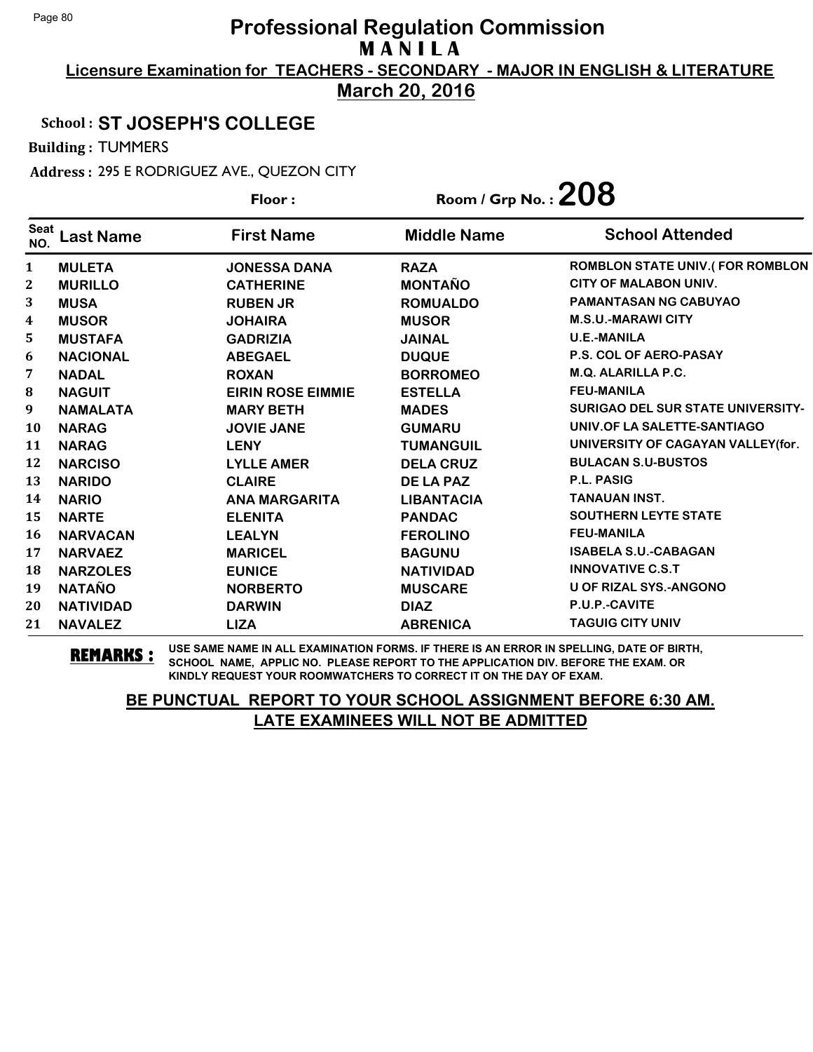# Professional Regulation Commission
## M A N I L A

**Licensure Examination for TEACHERS - SECONDARY - MAJOR IN ENGLISH & LITERATURE**

**March 20, 2016**

**School : ST JOSEPH'S COLLEGE**

**Building :** TUMMERS

**Address :** 295 E RODRIGUEZ AVE., QUEZON CITY

**Floor :**

**Room / Grp No. : 208**

| Seat NO. | Last Name | First Name | Middle Name | School Attended |
|---|---|---|---|---|
| 1 | MULETA | JONESSA DANA | RAZA | ROMBLON STATE UNIV.( FOR ROMBLON |
| 2 | MURILLO | CATHERINE | MONTAÑO | CITY OF MALABON UNIV. |
| 3 | MUSA | RUBEN JR | ROMUALDO | PAMANTASAN NG CABUYAO |
| 4 | MUSOR | JOHAIRA | MUSOR | M.S.U.-MARAWI CITY |
| 5 | MUSTAFA | GADRIZIA | JAINAL | U.E.-MANILA |
| 6 | NACIONAL | ABEGAEL | DUQUE | P.S. COL OF AERO-PASAY |
| 7 | NADAL | ROXAN | BORROMEO | M.Q. ALARILLA P.C. |
| 8 | NAGUIT | EIRIN ROSE EIMMIE | ESTELLA | FEU-MANILA |
| 9 | NAMALATA | MARY BETH | MADES | SURIGAO DEL SUR STATE UNIVERSITY- |
| 10 | NARAG | JOVIE JANE | GUMARU | UNIV.OF LA SALETTE-SANTIAGO |
| 11 | NARAG | LENY | TUMANGUIL | UNIVERSITY OF CAGAYAN VALLEY(for. |
| 12 | NARCISO | LYLLE AMER | DELA CRUZ | BULACAN S.U-BUSTOS |
| 13 | NARIDO | CLAIRE | DE LA PAZ | P.L. PASIG |
| 14 | NARIO | ANA MARGARITA | LIBANTACIA | TANAUAN INST. |
| 15 | NARTE | ELENITA | PANDAC | SOUTHERN LEYTE STATE |
| 16 | NARVACAN | LEALYN | FEROLINO | FEU-MANILA |
| 17 | NARVAEZ | MARICEL | BAGUNU | ISABELA S.U.-CABAGAN |
| 18 | NARZOLES | EUNICE | NATIVIDAD | INNOVATIVE C.S.T |
| 19 | NATAÑO | NORBERTO | MUSCARE | U OF RIZAL SYS.-ANGONO |
| 20 | NATIVIDAD | DARWIN | DIAZ | P.U.P.-CAVITE |
| 21 | NAVALEZ | LIZA | ABRENICA | TAGUIG CITY UNIV |

**REMARKS :** USE SAME NAME IN ALL EXAMINATION FORMS. IF THERE IS AN ERROR IN SPELLING, DATE OF BIRTH, SCHOOL NAME, APPLIC NO. PLEASE REPORT TO THE APPLICATION DIV. BEFORE THE EXAM. OR KINDLY REQUEST YOUR ROOMWATCHERS TO CORRECT IT ON THE DAY OF EXAM.

**BE PUNCTUAL REPORT TO YOUR SCHOOL ASSIGNMENT BEFORE 6:30 AM. LATE EXAMINEES WILL NOT BE ADMITTED**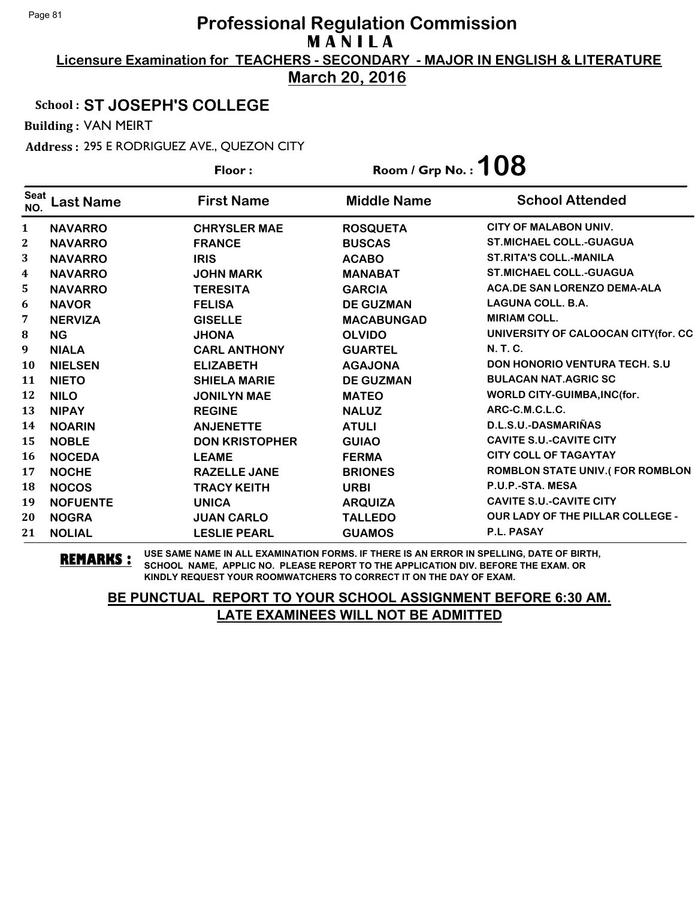# Professional Regulation Commission
## M A N I L A

**Licensure Examination for TEACHERS - SECONDARY - MAJOR IN ENGLISH & LITERATURE**

**March 20, 2016**

**School : ST JOSEPH'S COLLEGE**

**Building :** VAN MEIRT

**Address :** 295 E RODRIGUEZ AVE., QUEZON CITY

**Floor :**  **Room / Grp No. : 108**

| Seat NO. | Last Name | First Name | Middle Name | School Attended |
|---|---|---|---|---|
| 1 | NAVARRO | CHRYSLER MAE | ROSQUETA | CITY OF MALABON UNIV. |
| 2 | NAVARRO | FRANCE | BUSCAS | ST.MICHAEL COLL.-GUAGUA |
| 3 | NAVARRO | IRIS | ACABO | ST.RITA'S COLL.-MANILA |
| 4 | NAVARRO | JOHN MARK | MANABAT | ST.MICHAEL COLL.-GUAGUA |
| 5 | NAVARRO | TERESITA | GARCIA | ACA.DE SAN LORENZO DEMA-ALA |
| 6 | NAVOR | FELISA | DE GUZMAN | LAGUNA COLL. B.A. |
| 7 | NERVIZA | GISELLE | MACABUNGAD | MIRIAM COLL. |
| 8 | NG | JHONA | OLVIDO | UNIVERSITY OF CALOOCAN CITY(for. CC |
| 9 | NIALA | CARL ANTHONY | GUARTEL | N. T. C. |
| 10 | NIELSEN | ELIZABETH | AGAJONA | DON HONORIO VENTURA TECH. S.U |
| 11 | NIETO | SHIELA MARIE | DE GUZMAN | BULACAN NAT.AGRIC SC |
| 12 | NILO | JONILYN MAE | MATEO | WORLD CITY-GUIMBA,INC(for. |
| 13 | NIPAY | REGINE | NALUZ | ARC-C.M.C.L.C. |
| 14 | NOARIN | ANJENETTE | ATULI | D.L.S.U.-DASMARIÑAS |
| 15 | NOBLE | DON KRISTOPHER | GUIAO | CAVITE S.U.-CAVITE CITY |
| 16 | NOCEDA | LEAME | FERMA | CITY COLL OF TAGAYTAY |
| 17 | NOCHE | RAZELLE JANE | BRIONES | ROMBLON STATE UNIV.( FOR ROMBLON |
| 18 | NOCOS | TRACY KEITH | URBI | P.U.P.-STA. MESA |
| 19 | NOFUENTE | UNICA | ARQUIZA | CAVITE S.U.-CAVITE CITY |
| 20 | NOGRA | JUAN CARLO | TALLEDO | OUR LADY OF THE PILLAR COLLEGE - |
| 21 | NOLIAL | LESLIE PEARL | GUAMOS | P.L. PASAY |

**REMARKS :** USE SAME NAME IN ALL EXAMINATION FORMS. IF THERE IS AN ERROR IN SPELLING, DATE OF BIRTH, SCHOOL NAME, APPLIC NO. PLEASE REPORT TO THE APPLICATION DIV. BEFORE THE EXAM. OR KINDLY REQUEST YOUR ROOMWATCHERS TO CORRECT IT ON THE DAY OF EXAM.

**BE PUNCTUAL REPORT TO YOUR SCHOOL ASSIGNMENT BEFORE 6:30 AM.**
**LATE EXAMINEES WILL NOT BE ADMITTED**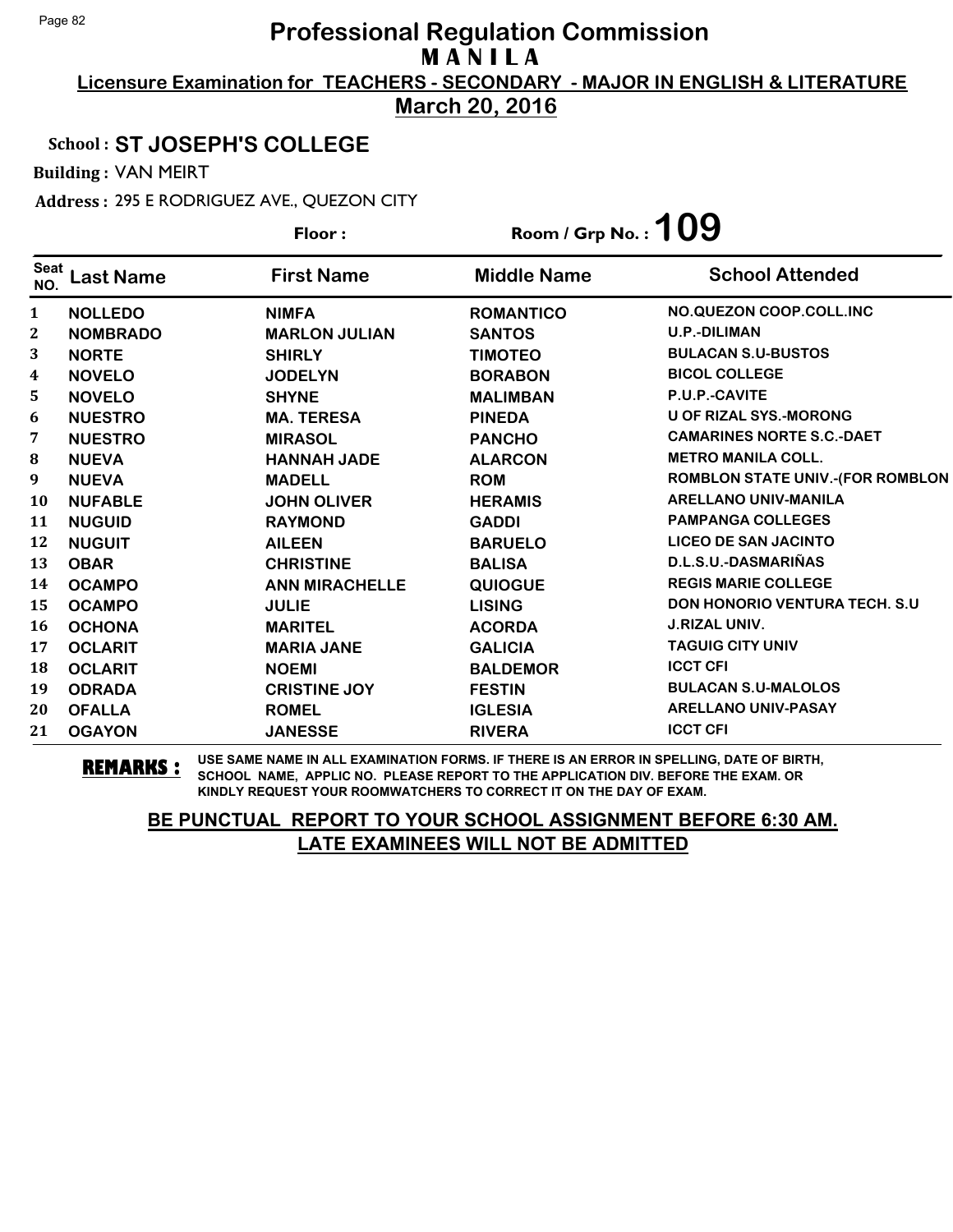# Professional Regulation Commission

## M A N I L A

**Licensure Examination for TEACHERS - SECONDARY - MAJOR IN ENGLISH & LITERATURE**

**March 20, 2016**

**School : ST JOSEPH'S COLLEGE**

**Building :** VAN MEIRT

**Address :** 295 E RODRIGUEZ AVE., QUEZON CITY

**Floor :** 

**Room / Grp No. : 109**

| Seat NO. | Last Name | First Name | Middle Name | School Attended |
|---|---|---|---|---|
| 1 | NOLLEDO | NIMFA | ROMANTICO | NO.QUEZON COOP.COLL.INC |
| 2 | NOMBRADO | MARLON JULIAN | SANTOS | U.P.-DILIMAN |
| 3 | NORTE | SHIRLY | TIMOTEO | BULACAN S.U-BUSTOS |
| 4 | NOVELO | JODELYN | BORABON | BICOL COLLEGE |
| 5 | NOVELO | SHYNE | MALIMBAN | P.U.P.-CAVITE |
| 6 | NUESTRO | MA. TERESA | PINEDA | U OF RIZAL SYS.-MORONG |
| 7 | NUESTRO | MIRASOL | PANCHO | CAMARINES NORTE S.C.-DAET |
| 8 | NUEVA | HANNAH JADE | ALARCON | METRO MANILA COLL. |
| 9 | NUEVA | MADELL | ROM | ROMBLON STATE UNIV.-(FOR ROMBLON |
| 10 | NUFABLE | JOHN OLIVER | HERAMIS | ARELLANO UNIV-MANILA |
| 11 | NUGUID | RAYMOND | GADDI | PAMPANGA COLLEGES |
| 12 | NUGUIT | AILEEN | BARUELO | LICEO DE SAN JACINTO |
| 13 | OBAR | CHRISTINE | BALISA | D.L.S.U.-DASMARIÑAS |
| 14 | OCAMPO | ANN MIRACHELLE | QUIOGUE | REGIS MARIE COLLEGE |
| 15 | OCAMPO | JULIE | LISING | DON HONORIO VENTURA TECH. S.U |
| 16 | OCHONA | MARITEL | ACORDA | J.RIZAL UNIV. |
| 17 | OCLARIT | MARIA JANE | GALICIA | TAGUIG CITY UNIV |
| 18 | OCLARIT | NOEMI | BALDEMOR | ICCT CFI |
| 19 | ODRADA | CRISTINE JOY | FESTIN | BULACAN S.U-MALOLOS |
| 20 | OFALLA | ROMEL | IGLESIA | ARELLANO UNIV-PASAY |
| 21 | OGAYON | JANESSE | RIVERA | ICCT CFI |

**REMARKS :** USE SAME NAME IN ALL EXAMINATION FORMS. IF THERE IS AN ERROR IN SPELLING, DATE OF BIRTH, SCHOOL NAME, APPLIC NO. PLEASE REPORT TO THE APPLICATION DIV. BEFORE THE EXAM. OR KINDLY REQUEST YOUR ROOMWATCHERS TO CORRECT IT ON THE DAY OF EXAM.

**BE PUNCTUAL REPORT TO YOUR SCHOOL ASSIGNMENT BEFORE 6:30 AM. LATE EXAMINEES WILL NOT BE ADMITTED**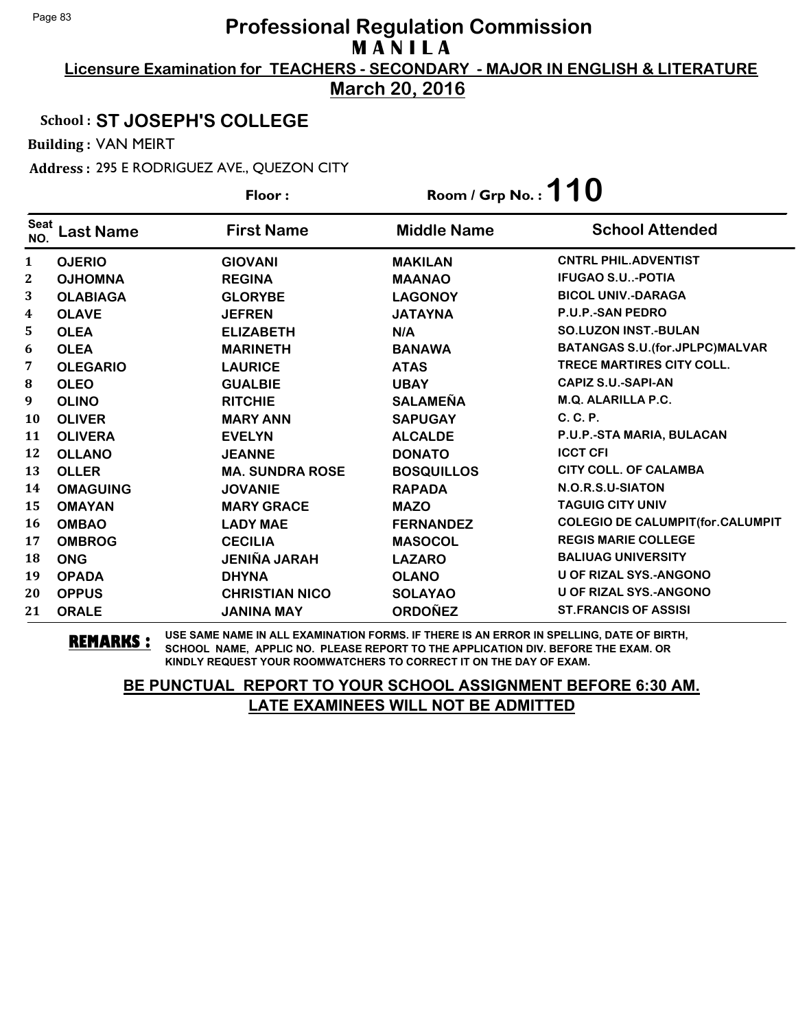# Professional Regulation Commission

## MANILA

**Licensure Examination for TEACHERS - SECONDARY - MAJOR IN ENGLISH & LITERATURE**

**March 20, 2016**

**School : ST JOSEPH'S COLLEGE**

**Building :** VAN MEIRT

**Address :** 295 E RODRIGUEZ AVE., QUEZON CITY

**Floor :**

**Room / Grp No. : 110**

| Seat NO. | Last Name | First Name | Middle Name | School Attended |
|---|---|---|---|---|
| 1 | OJERIO | GIOVANI | MAKILAN | CNTRL PHIL.ADVENTIST |
| 2 | OJHOMNA | REGINA | MAANAO | IFUGAO S.U..-POTIA |
| 3 | OLABIAGA | GLORYBE | LAGONOY | BICOL UNIV.-DARAGA |
| 4 | OLAVE | JEFREN | JATAYNA | P.U.P.-SAN PEDRO |
| 5 | OLEA | ELIZABETH | N/A | SO.LUZON INST.-BULAN |
| 6 | OLEA | MARINETH | BANAWA | BATANGAS S.U.(for.JPLPC)MALVAR |
| 7 | OLEGARIO | LAURICE | ATAS | TRECE MARTIRES CITY COLL. |
| 8 | OLEO | GUALBIE | UBAY | CAPIZ S.U.-SAPI-AN |
| 9 | OLINO | RITCHIE | SALAMEÑA | M.Q. ALARILLA P.C. |
| 10 | OLIVER | MARY ANN | SAPUGAY | C. C. P. |
| 11 | OLIVERA | EVELYN | ALCALDE | P.U.P.-STA MARIA, BULACAN |
| 12 | OLLANO | JEANNE | DONATO | ICCT CFI |
| 13 | OLLER | MA. SUNDRA ROSE | BOSQUILLOS | CITY COLL. OF CALAMBA |
| 14 | OMAGUING | JOVANIE | RAPADA | N.O.R.S.U-SIATON |
| 15 | OMAYAN | MARY GRACE | MAZO | TAGUIG CITY UNIV |
| 16 | OMBAO | LADY MAE | FERNANDEZ | COLEGIO DE CALUMPIT(for.CALUMPIT |
| 17 | OMBROG | CECILIA | MASOCOL | REGIS MARIE COLLEGE |
| 18 | ONG | JENIÑA JARAH | LAZARO | BALIUAG UNIVERSITY |
| 19 | OPADA | DHYNA | OLANO | U OF RIZAL SYS.-ANGONO |
| 20 | OPPUS | CHRISTIAN NICO | SOLAYAO | U OF RIZAL SYS.-ANGONO |
| 21 | ORALE | JANINA MAY | ORDOÑEZ | ST.FRANCIS OF ASSISI |

**REMARKS :** USE SAME NAME IN ALL EXAMINATION FORMS. IF THERE IS AN ERROR IN SPELLING, DATE OF BIRTH, SCHOOL NAME, APPLIC NO. PLEASE REPORT TO THE APPLICATION DIV. BEFORE THE EXAM. OR KINDLY REQUEST YOUR ROOMWATCHERS TO CORRECT IT ON THE DAY OF EXAM.

**BE PUNCTUAL REPORT TO YOUR SCHOOL ASSIGNMENT BEFORE 6:30 AM.**
**LATE EXAMINEES WILL NOT BE ADMITTED**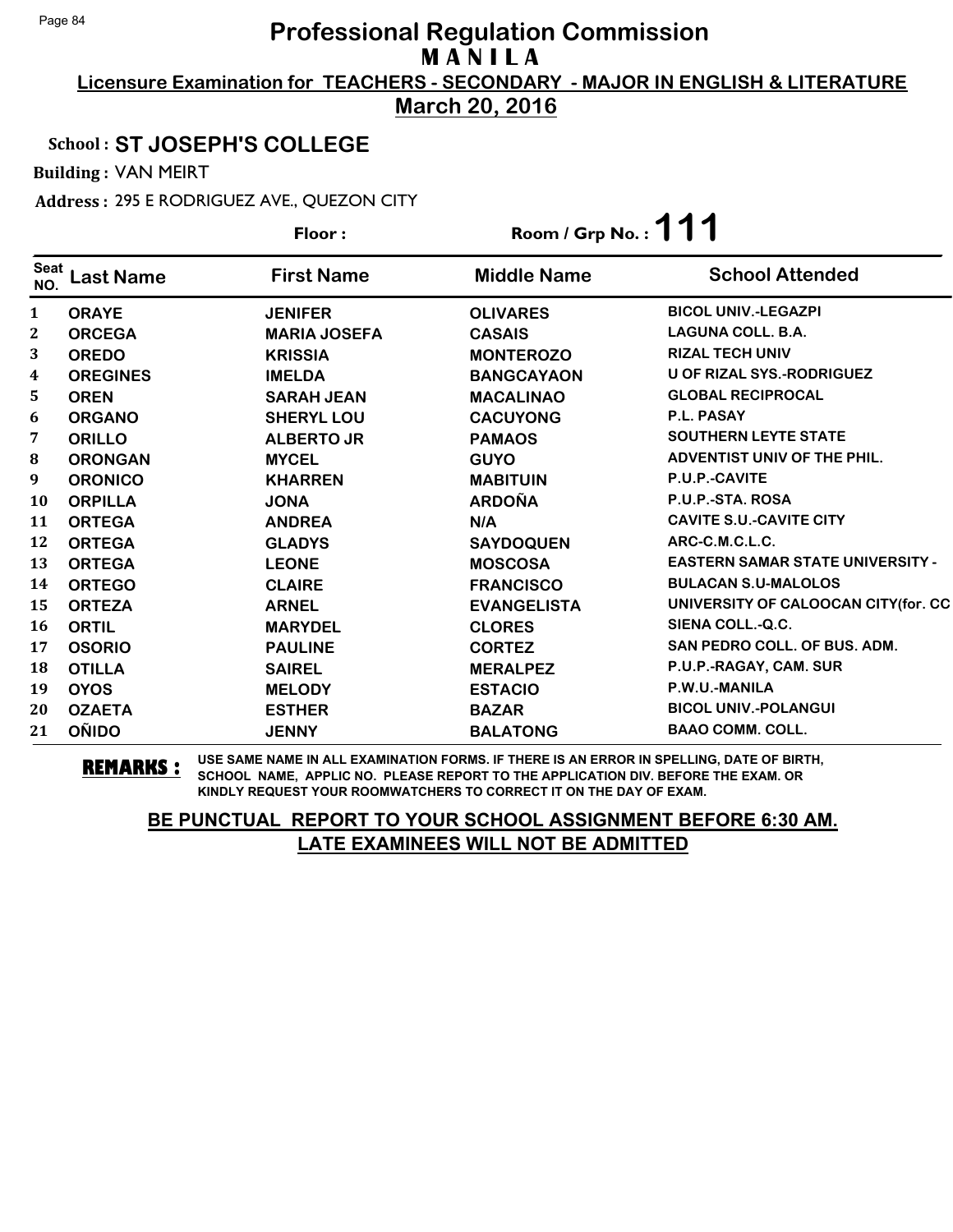# Professional Regulation Commission

## M A N I L A

**Licensure Examination for TEACHERS - SECONDARY - MAJOR IN ENGLISH & LITERATURE**

**March 20, 2016**

**School : ST JOSEPH'S COLLEGE**

**Building :** VAN MEIRT

**Address :** 295 E RODRIGUEZ AVE., QUEZON CITY

**Floor :** 

**Room / Grp No. : 111**

| Seat NO. | Last Name | First Name | Middle Name | School Attended |
|---|---|---|---|---|
| 1 | ORAYE | JENIFER | OLIVARES | BICOL UNIV.-LEGAZPI |
| 2 | ORCEGA | MARIA JOSEFA | CASAIS | LAGUNA COLL. B.A. |
| 3 | OREDO | KRISSIA | MONTEROZO | RIZAL TECH UNIV |
| 4 | OREGINES | IMELDA | BANGCAYAON | U OF RIZAL SYS.-RODRIGUEZ |
| 5 | OREN | SARAH JEAN | MACALINAO | GLOBAL RECIPROCAL |
| 6 | ORGANO | SHERYL LOU | CACUYONG | P.L. PASAY |
| 7 | ORILLO | ALBERTO JR | PAMAOS | SOUTHERN LEYTE STATE |
| 8 | ORONGAN | MYCEL | GUYO | ADVENTIST UNIV OF THE PHIL. |
| 9 | ORONICO | KHARREN | MABITUIN | P.U.P.-CAVITE |
| 10 | ORPILLA | JONA | ARDOÑA | P.U.P.-STA. ROSA |
| 11 | ORTEGA | ANDREA | N/A | CAVITE S.U.-CAVITE CITY |
| 12 | ORTEGA | GLADYS | SAYDOQUEN | ARC-C.M.C.L.C. |
| 13 | ORTEGA | LEONE | MOSCOSA | EASTERN SAMAR STATE UNIVERSITY - |
| 14 | ORTEGO | CLAIRE | FRANCISCO | BULACAN S.U-MALOLOS |
| 15 | ORTEZA | ARNEL | EVANGELISTA | UNIVERSITY OF CALOOCAN CITY(for. CC |
| 16 | ORTIL | MARYDEL | CLORES | SIENA COLL.-Q.C. |
| 17 | OSORIO | PAULINE | CORTEZ | SAN PEDRO COLL. OF BUS. ADM. |
| 18 | OTILLA | SAIREL | MERALPEZ | P.U.P.-RAGAY, CAM. SUR |
| 19 | OYOS | MELODY | ESTACIO | P.W.U.-MANILA |
| 20 | OZAETA | ESTHER | BAZAR | BICOL UNIV.-POLANGUI |
| 21 | OÑIDO | JENNY | BALATONG | BAAO COMM. COLL. |

**REMARKS :** USE SAME NAME IN ALL EXAMINATION FORMS. IF THERE IS AN ERROR IN SPELLING, DATE OF BIRTH, SCHOOL NAME, APPLIC NO. PLEASE REPORT TO THE APPLICATION DIV. BEFORE THE EXAM. OR KINDLY REQUEST YOUR ROOMWATCHERS TO CORRECT IT ON THE DAY OF EXAM.

**BE PUNCTUAL REPORT TO YOUR SCHOOL ASSIGNMENT BEFORE 6:30 AM.**
**LATE EXAMINEES WILL NOT BE ADMITTED**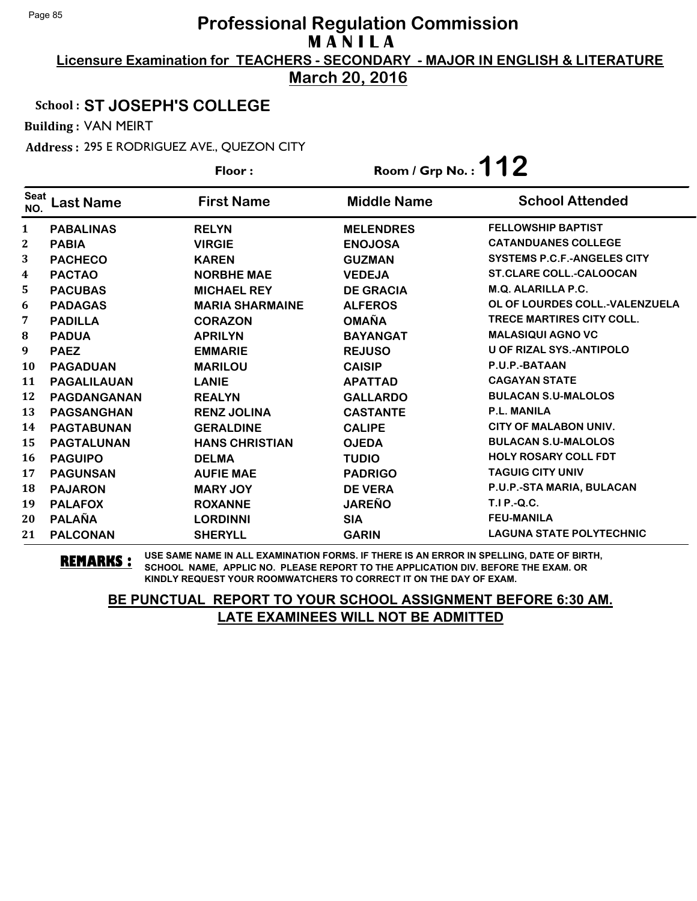# Professional Regulation Commission

## MANILA

**Licensure Examination for TEACHERS - SECONDARY - MAJOR IN ENGLISH & LITERATURE**

**March 20, 2016**

**School : ST JOSEPH'S COLLEGE**

**Building :** VAN MEIRT

**Address :** 295 E RODRIGUEZ AVE., QUEZON CITY

**Floor :** 

**Room / Grp No. : 112**

| Seat NO. | Last Name | First Name | Middle Name | School Attended |
|---|---|---|---|---|
| 1 | PABALINAS | RELYN | MELENDRES | FELLOWSHIP BAPTIST |
| 2 | PABIA | VIRGIE | ENOJOSA | CATANDUANES COLLEGE |
| 3 | PACHECO | KAREN | GUZMAN | SYSTEMS P.C.F.-ANGELES CITY |
| 4 | PACTAO | NORBHE MAE | VEDEJA | ST.CLARE COLL.-CALOOCAN |
| 5 | PACUBAS | MICHAEL REY | DE GRACIA | M.Q. ALARILLA P.C. |
| 6 | PADAGAS | MARIA SHARMAINE | ALFEROS | OL OF LOURDES COLL.-VALENZUELA |
| 7 | PADILLA | CORAZON | OMAÑA | TRECE MARTIRES CITY COLL. |
| 8 | PADUA | APRILYN | BAYANGAT | MALASIQUI AGNO VC |
| 9 | PAEZ | EMMARIE | REJUSO | U OF RIZAL SYS.-ANTIPOLO |
| 10 | PAGADUAN | MARILOU | CAISIP | P.U.P.-BATAAN |
| 11 | PAGALILAUAN | LANIE | APATTAD | CAGAYAN STATE |
| 12 | PAGDANGANAN | REALYN | GALLARDO | BULACAN S.U-MALOLOS |
| 13 | PAGSANGHAN | RENZ JOLINA | CASTANTE | P.L. MANILA |
| 14 | PAGTABUNAN | GERALDINE | CALIPE | CITY OF MALABON UNIV. |
| 15 | PAGTALUNAN | HANS CHRISTIAN | OJEDA | BULACAN S.U-MALOLOS |
| 16 | PAGUIPO | DELMA | TUDIO | HOLY ROSARY COLL FDT |
| 17 | PAGUNSAN | AUFIE MAE | PADRIGO | TAGUIG CITY UNIV |
| 18 | PAJARON | MARY JOY | DE VERA | P.U.P.-STA MARIA, BULACAN |
| 19 | PALAFOX | ROXANNE | JAREÑO | T.I P.-Q.C. |
| 20 | PALAÑA | LORDINNI | SIA | FEU-MANILA |
| 21 | PALCONAN | SHERYLL | GARIN | LAGUNA STATE POLYTECHNIC |

**REMARKS :** USE SAME NAME IN ALL EXAMINATION FORMS. IF THERE IS AN ERROR IN SPELLING, DATE OF BIRTH, SCHOOL NAME, APPLIC NO. PLEASE REPORT TO THE APPLICATION DIV. BEFORE THE EXAM. OR KINDLY REQUEST YOUR ROOMWATCHERS TO CORRECT IT ON THE DAY OF EXAM.

**BE PUNCTUAL REPORT TO YOUR SCHOOL ASSIGNMENT BEFORE 6:30 AM. LATE EXAMINEES WILL NOT BE ADMITTED**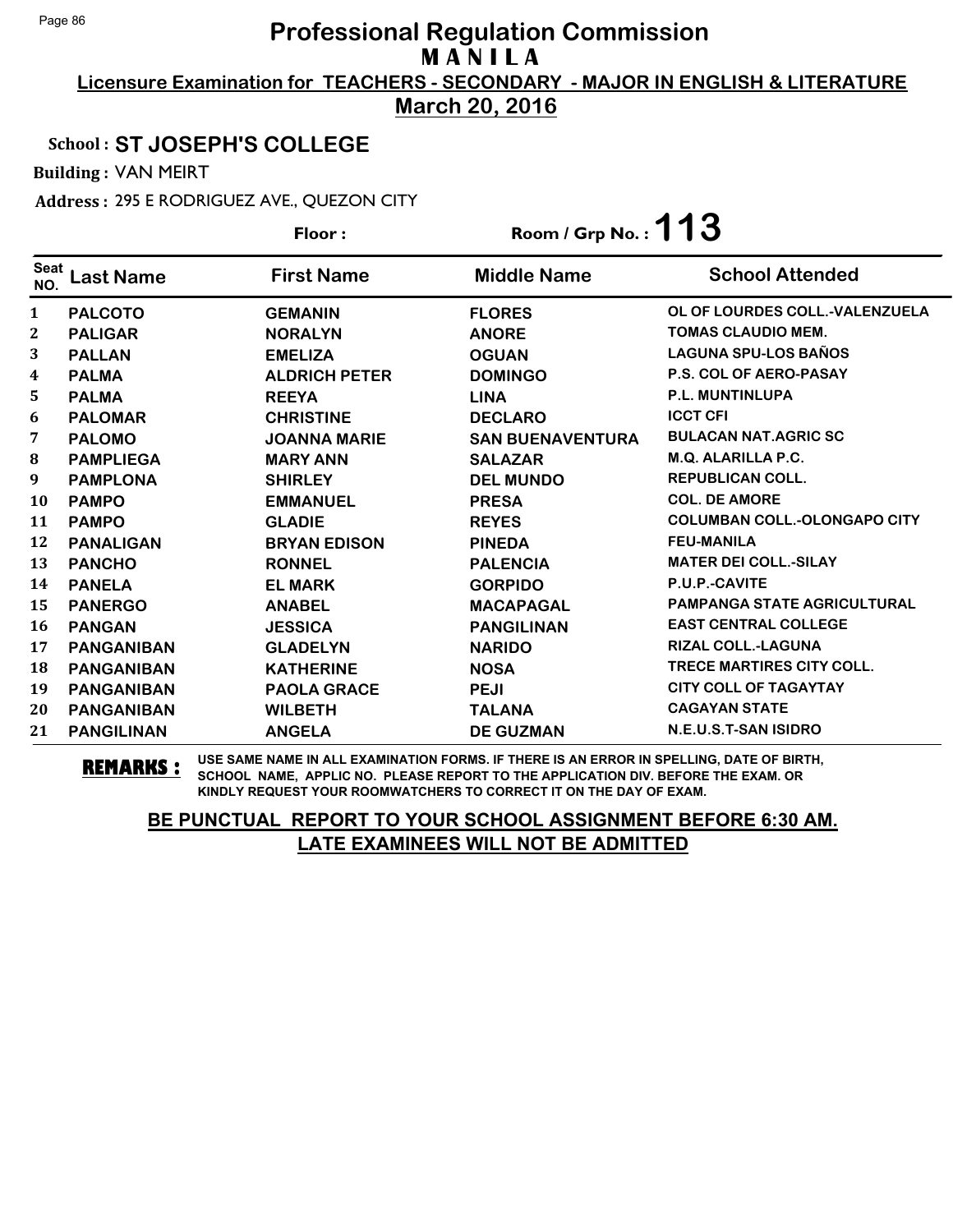# Professional Regulation Commission

**MANILA**

**Licensure Examination for TEACHERS - SECONDARY - MAJOR IN ENGLISH & LITERATURE**

**March 20, 2016**

**School : ST JOSEPH'S COLLEGE**

**Building :** VAN MEIRT

**Address :** 295 E RODRIGUEZ AVE., QUEZON CITY

**Floor :** 

**Room / Grp No. : 113**

| Seat NO. | Last Name | First Name | Middle Name | School Attended |
|---|---|---|---|---|
| 1 | PALCOTO | GEMANIN | FLORES | OL OF LOURDES COLL.-VALENZUELA |
| 2 | PALIGAR | NORALYN | ANORE | TOMAS CLAUDIO MEM. |
| 3 | PALLAN | EMELIZA | OGUAN | LAGUNA SPU-LOS BAÑOS |
| 4 | PALMA | ALDRICH PETER | DOMINGO | P.S. COL OF AERO-PASAY |
| 5 | PALMA | REEYA | LINA | P.L. MUNTINLUPA |
| 6 | PALOMAR | CHRISTINE | DECLARO | ICCT CFI |
| 7 | PALOMO | JOANNA MARIE | SAN BUENAVENTURA | BULACAN NAT.AGRIC SC |
| 8 | PAMPLIEGA | MARY ANN | SALAZAR | M.Q. ALARILLA P.C. |
| 9 | PAMPLONA | SHIRLEY | DEL MUNDO | REPUBLICAN COLL. |
| 10 | PAMPO | EMMANUEL | PRESA | COL. DE AMORE |
| 11 | PAMPO | GLADIE | REYES | COLUMBAN COLL.-OLONGAPO CITY |
| 12 | PANALIGAN | BRYAN EDISON | PINEDA | FEU-MANILA |
| 13 | PANCHO | RONNEL | PALENCIA | MATER DEI COLL.-SILAY |
| 14 | PANELA | EL MARK | GORPIDO | P.U.P.-CAVITE |
| 15 | PANERGO | ANABEL | MACAPAGAL | PAMPANGA STATE AGRICULTURAL |
| 16 | PANGAN | JESSICA | PANGILINAN | EAST CENTRAL COLLEGE |
| 17 | PANGANIBAN | GLADELYN | NARIDO | RIZAL COLL.-LAGUNA |
| 18 | PANGANIBAN | KATHERINE | NOSA | TRECE MARTIRES CITY COLL. |
| 19 | PANGANIBAN | PAOLA GRACE | PEJI | CITY COLL OF TAGAYTAY |
| 20 | PANGANIBAN | WILBETH | TALANA | CAGAYAN STATE |
| 21 | PANGILINAN | ANGELA | DE GUZMAN | N.E.U.S.T-SAN ISIDRO |

**REMARKS :** USE SAME NAME IN ALL EXAMINATION FORMS. IF THERE IS AN ERROR IN SPELLING, DATE OF BIRTH, SCHOOL NAME, APPLIC NO. PLEASE REPORT TO THE APPLICATION DIV. BEFORE THE EXAM. OR KINDLY REQUEST YOUR ROOMWATCHERS TO CORRECT IT ON THE DAY OF EXAM.

**BE PUNCTUAL REPORT TO YOUR SCHOOL ASSIGNMENT BEFORE 6:30 AM. LATE EXAMINEES WILL NOT BE ADMITTED**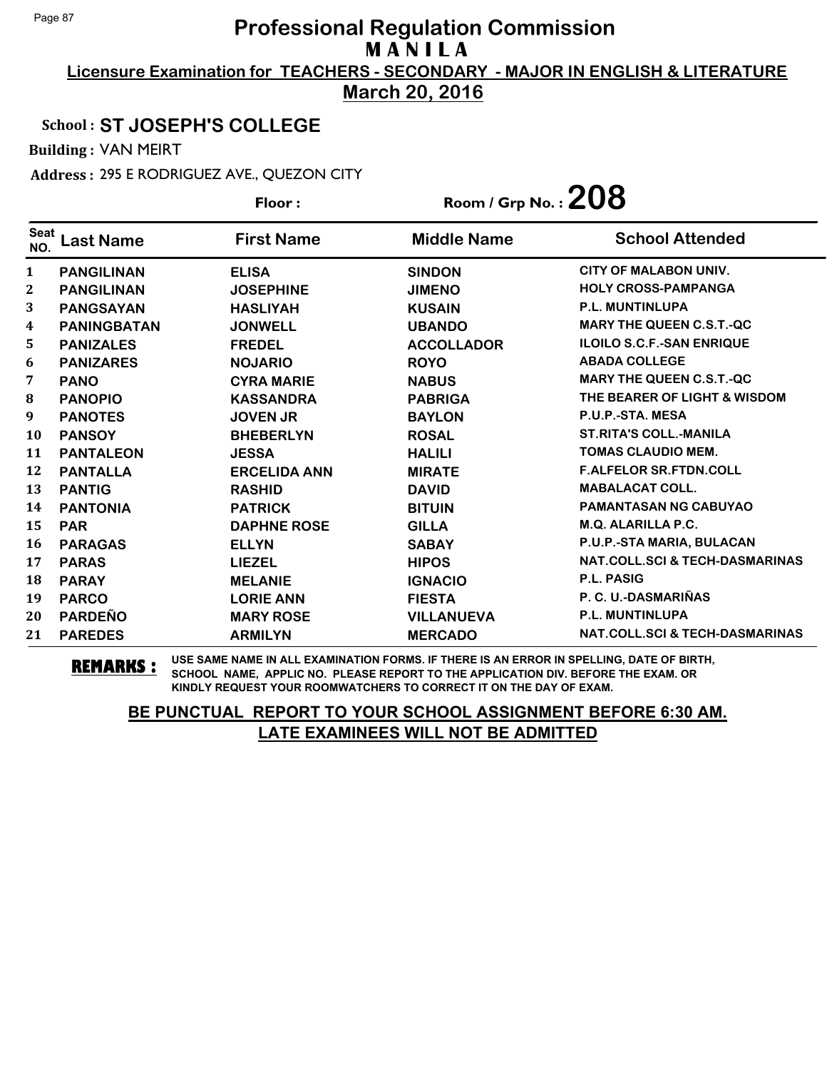# Professional Regulation Commission
## MANILA

**Licensure Examination for TEACHERS - SECONDARY - MAJOR IN ENGLISH & LITERATURE**

**March 20, 2016**

**School : ST JOSEPH'S COLLEGE**

**Building :** VAN MEIRT

**Address :** 295 E RODRIGUEZ AVE., QUEZON CITY

**Floor :**

**Room / Grp No. : 208**

| Seat NO. | Last Name | First Name | Middle Name | School Attended |
|---|---|---|---|---|
| 1 | PANGILINAN | ELISA | SINDON | CITY OF MALABON UNIV. |
| 2 | PANGILINAN | JOSEPHINE | JIMENO | HOLY CROSS-PAMPANGA |
| 3 | PANGSAYAN | HASLIYAH | KUSAIN | P.L. MUNTINLUPA |
| 4 | PANINGBATAN | JONWELL | UBANDO | MARY THE QUEEN C.S.T.-QC |
| 5 | PANIZALES | FREDEL | ACCOLLADOR | ILOILO S.C.F.-SAN ENRIQUE |
| 6 | PANIZARES | NOJARIO | ROYO | ABADA COLLEGE |
| 7 | PANO | CYRA MARIE | NABUS | MARY THE QUEEN C.S.T.-QC |
| 8 | PANOPIO | KASSANDRA | PABRIGA | THE BEARER OF LIGHT & WISDOM |
| 9 | PANOTES | JOVEN JR | BAYLON | P.U.P.-STA. MESA |
| 10 | PANSOY | BHEBERLYN | ROSAL | ST.RITA'S COLL.-MANILA |
| 11 | PANTALEON | JESSA | HALILI | TOMAS CLAUDIO MEM. |
| 12 | PANTALLA | ERCELIDA ANN | MIRATE | F.ALFELOR SR.FTDN.COLL |
| 13 | PANTIG | RASHID | DAVID | MABALACAT COLL. |
| 14 | PANTONIA | PATRICK | BITUIN | PAMANTASAN NG CABUYAO |
| 15 | PAR | DAPHNE ROSE | GILLA | M.Q. ALARILLA P.C. |
| 16 | PARAGAS | ELLYN | SABAY | P.U.P.-STA MARIA, BULACAN |
| 17 | PARAS | LIEZEL | HIPOS | NAT.COLL.SCI & TECH-DASMARINAS |
| 18 | PARAY | MELANIE | IGNACIO | P.L. PASIG |
| 19 | PARCO | LORIE ANN | FIESTA | P. C. U.-DASMARIÑAS |
| 20 | PARDEÑO | MARY ROSE | VILLANUEVA | P.L. MUNTINLUPA |
| 21 | PAREDES | ARMILYN | MERCADO | NAT.COLL.SCI & TECH-DASMARINAS |

**REMARKS :** USE SAME NAME IN ALL EXAMINATION FORMS. IF THERE IS AN ERROR IN SPELLING, DATE OF BIRTH, SCHOOL NAME, APPLIC NO. PLEASE REPORT TO THE APPLICATION DIV. BEFORE THE EXAM. OR KINDLY REQUEST YOUR ROOMWATCHERS TO CORRECT IT ON THE DAY OF EXAM.

**BE PUNCTUAL REPORT TO YOUR SCHOOL ASSIGNMENT BEFORE 6:30 AM. LATE EXAMINEES WILL NOT BE ADMITTED**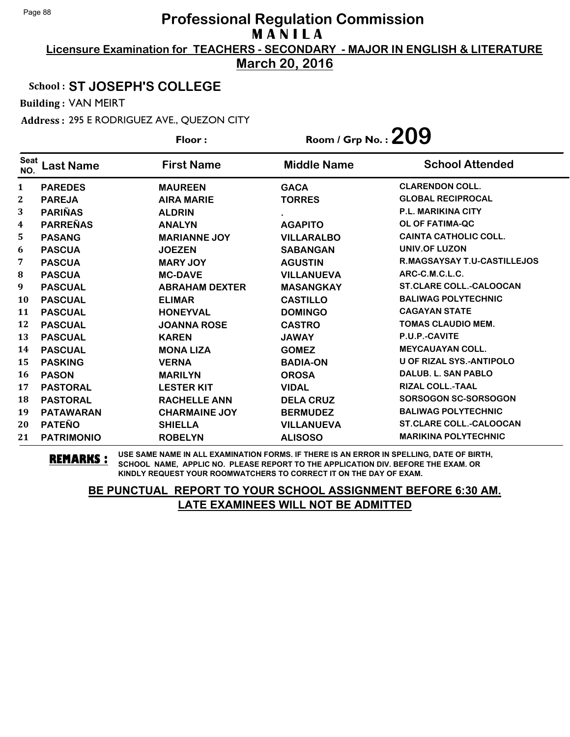# Professional Regulation Commission
## M A N I L A

**Licensure Examination for TEACHERS - SECONDARY - MAJOR IN ENGLISH & LITERATURE**

**March 20, 2016**

**School : ST JOSEPH'S COLLEGE**

**Building :** VAN MEIRT

**Address :** 295 E RODRIGUEZ AVE., QUEZON CITY

**Floor :** 

**Room / Grp No. : 209**

| Seat NO. | Last Name | First Name | Middle Name | School Attended |
|---|---|---|---|---|
| 1 | PAREDES | MAUREEN | GACA | CLARENDON COLL. |
| 2 | PAREJA | AIRA MARIE | TORRES | GLOBAL RECIPROCAL |
| 3 | PARIÑAS | ALDRIN | . | P.L. MARIKINA CITY |
| 4 | PARREÑAS | ANALYN | AGAPITO | OL OF FATIMA-QC |
| 5 | PASANG | MARIANNE JOY | VILLARALBO | CAINTA CATHOLIC COLL. |
| 6 | PASCUA | JOEZEN | SABANGAN | UNIV.OF LUZON |
| 7 | PASCUA | MARY JOY | AGUSTIN | R.MAGSAYSAY T.U-CASTILLEJOS |
| 8 | PASCUA | MC-DAVE | VILLANUEVA | ARC-C.M.C.L.C. |
| 9 | PASCUAL | ABRAHAM DEXTER | MASANGKAY | ST.CLARE COLL.-CALOOCAN |
| 10 | PASCUAL | ELIMAR | CASTILLO | BALIWAG POLYTECHNIC |
| 11 | PASCUAL | HONEYVAL | DOMINGO | CAGAYAN STATE |
| 12 | PASCUAL | JOANNA ROSE | CASTRO | TOMAS CLAUDIO MEM. |
| 13 | PASCUAL | KAREN | JAWAY | P.U.P.-CAVITE |
| 14 | PASCUAL | MONA LIZA | GOMEZ | MEYCAUAYAN COLL. |
| 15 | PASKING | VERNA | BADIA-ON | U OF RIZAL SYS.-ANTIPOLO |
| 16 | PASON | MARILYN | OROSA | DALUB. L. SAN PABLO |
| 17 | PASTORAL | LESTER KIT | VIDAL | RIZAL COLL.-TAAL |
| 18 | PASTORAL | RACHELLE ANN | DELA CRUZ | SORSOGON SC-SORSOGON |
| 19 | PATAWARAN | CHARMAINE JOY | BERMUDEZ | BALIWAG POLYTECHNIC |
| 20 | PATEÑO | SHIELLA | VILLANUEVA | ST.CLARE COLL.-CALOOCAN |
| 21 | PATRIMONIO | ROBELYN | ALISOSO | MARIKINA POLYTECHNIC |

**REMARKS :** USE SAME NAME IN ALL EXAMINATION FORMS. IF THERE IS AN ERROR IN SPELLING, DATE OF BIRTH, SCHOOL NAME, APPLIC NO. PLEASE REPORT TO THE APPLICATION DIV. BEFORE THE EXAM. OR KINDLY REQUEST YOUR ROOMWATCHERS TO CORRECT IT ON THE DAY OF EXAM.

**BE PUNCTUAL REPORT TO YOUR SCHOOL ASSIGNMENT BEFORE 6:30 AM. LATE EXAMINEES WILL NOT BE ADMITTED**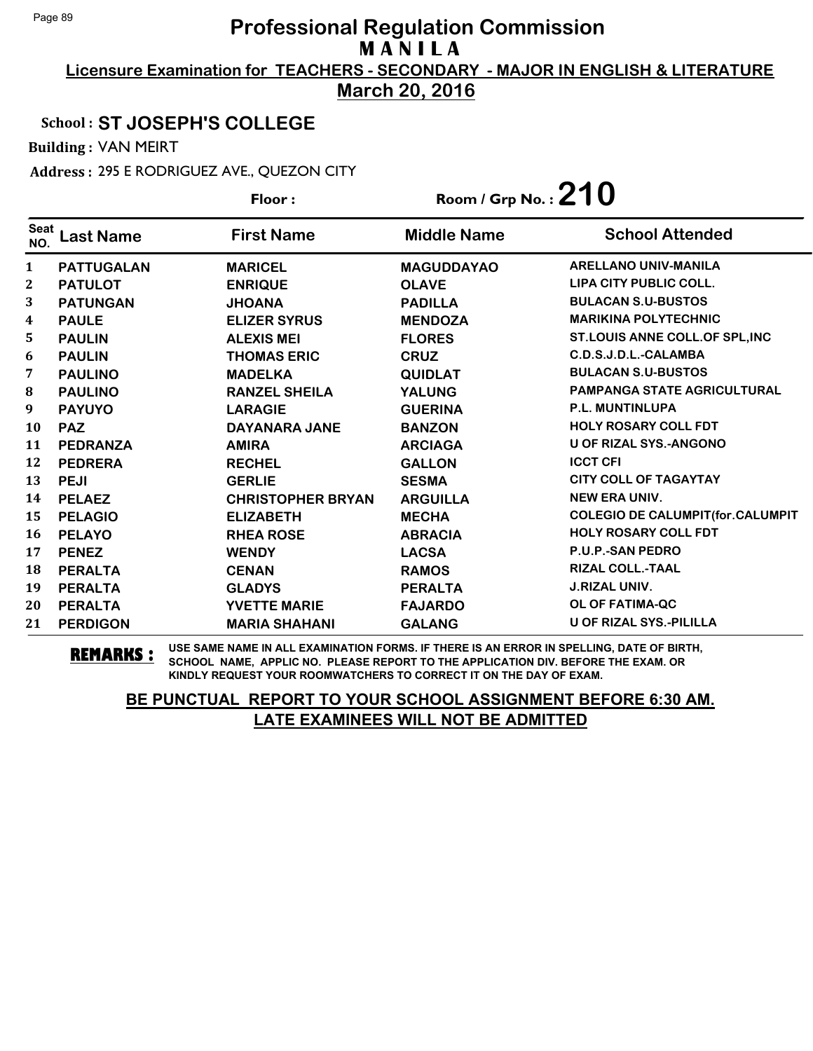# Professional Regulation Commission

## MANILA

**Licensure Examination for TEACHERS - SECONDARY - MAJOR IN ENGLISH & LITERATURE**

**March 20, 2016**

**School : ST JOSEPH'S COLLEGE**

**Building :** VAN MEIRT

**Address :** 295 E RODRIGUEZ AVE., QUEZON CITY

**Floor :** 

**Room / Grp No. : 210**

| Seat NO. | Last Name | First Name | Middle Name | School Attended |
|---|---|---|---|---|
| 1 | PATTUGALAN | MARICEL | MAGUDDAYAO | ARELLANO UNIV-MANILA |
| 2 | PATULOT | ENRIQUE | OLAVE | LIPA CITY PUBLIC COLL. |
| 3 | PATUNGAN | JHOANA | PADILLA | BULACAN S.U-BUSTOS |
| 4 | PAULE | ELIZER SYRUS | MENDOZA | MARIKINA POLYTECHNIC |
| 5 | PAULIN | ALEXIS MEI | FLORES | ST.LOUIS ANNE COLL.OF SPL,INC |
| 6 | PAULIN | THOMAS ERIC | CRUZ | C.D.S.J.D.L.-CALAMBA |
| 7 | PAULINO | MADELKA | QUIDLAT | BULACAN S.U-BUSTOS |
| 8 | PAULINO | RANZEL SHEILA | YALUNG | PAMPANGA STATE AGRICULTURAL |
| 9 | PAYUYO | LARAGIE | GUERINA | P.L. MUNTINLUPA |
| 10 | PAZ | DAYANARA JANE | BANZON | HOLY ROSARY COLL FDT |
| 11 | PEDRANZA | AMIRA | ARCIAGA | U OF RIZAL SYS.-ANGONO |
| 12 | PEDRERA | RECHEL | GALLON | ICCT CFI |
| 13 | PEJI | GERLIE | SESMA | CITY COLL OF TAGAYTAY |
| 14 | PELAEZ | CHRISTOPHER BRYAN | ARGUILLA | NEW ERA UNIV. |
| 15 | PELAGIO | ELIZABETH | MECHA | COLEGIO DE CALUMPIT(for.CALUMPIT |
| 16 | PELAYO | RHEA ROSE | ABRACIA | HOLY ROSARY COLL FDT |
| 17 | PENEZ | WENDY | LACSA | P.U.P.-SAN PEDRO |
| 18 | PERALTA | CENAN | RAMOS | RIZAL COLL.-TAAL |
| 19 | PERALTA | GLADYS | PERALTA | J.RIZAL UNIV. |
| 20 | PERALTA | YVETTE MARIE | FAJARDO | OL OF FATIMA-QC |
| 21 | PERDIGON | MARIA SHAHANI | GALANG | U OF RIZAL SYS.-PILILLA |

**REMARKS :** USE SAME NAME IN ALL EXAMINATION FORMS. IF THERE IS AN ERROR IN SPELLING, DATE OF BIRTH, SCHOOL NAME, APPLIC NO. PLEASE REPORT TO THE APPLICATION DIV. BEFORE THE EXAM. OR KINDLY REQUEST YOUR ROOMWATCHERS TO CORRECT IT ON THE DAY OF EXAM.

**BE PUNCTUAL REPORT TO YOUR SCHOOL ASSIGNMENT BEFORE 6:30 AM. LATE EXAMINEES WILL NOT BE ADMITTED**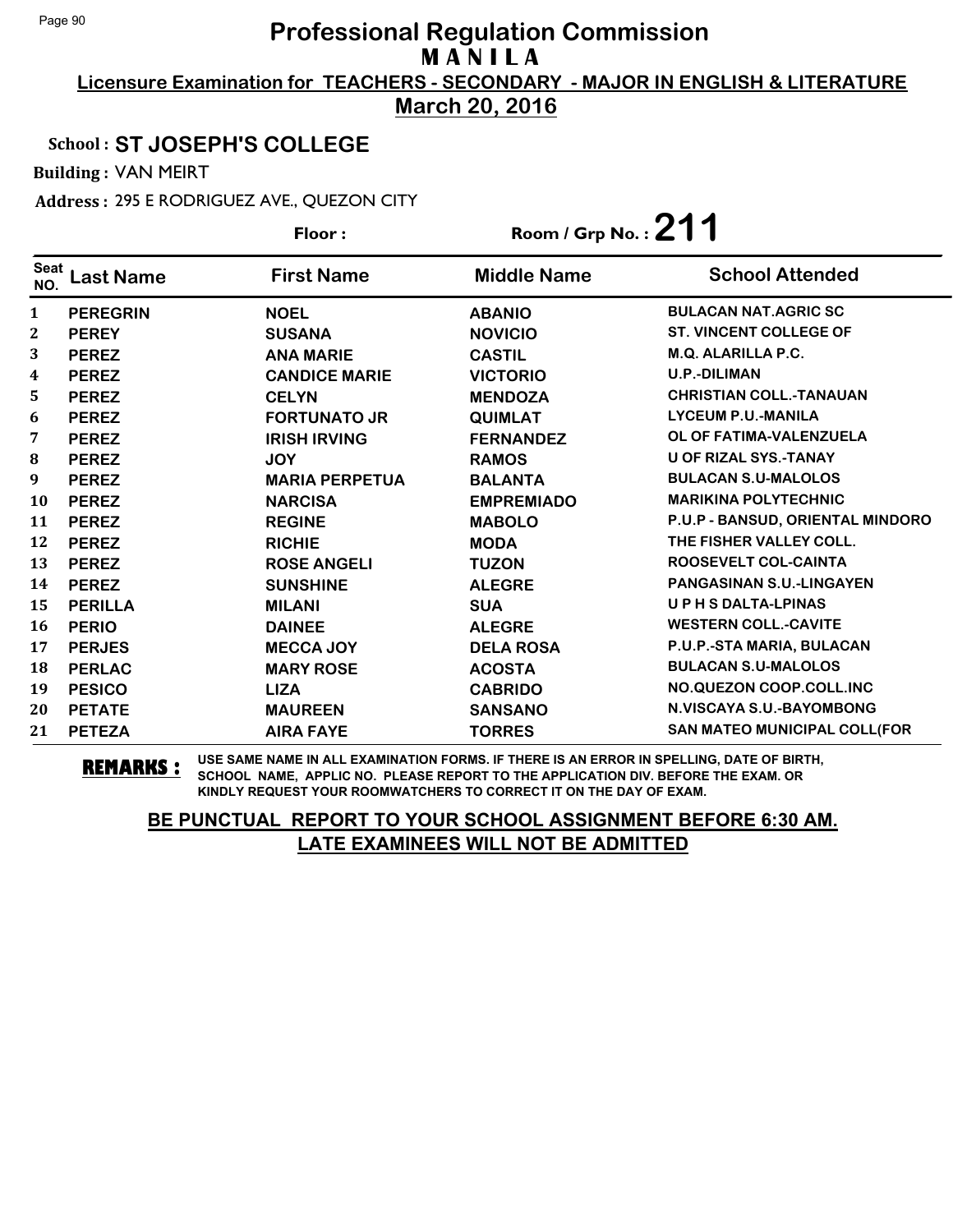# Professional Regulation Commission

## MANILA

**Licensure Examination for TEACHERS - SECONDARY - MAJOR IN ENGLISH & LITERATURE**

**March 20, 2016**

**School : ST JOSEPH'S COLLEGE**

**Building :** VAN MEIRT

**Address :** 295 E RODRIGUEZ AVE., QUEZON CITY

**Floor :** 

**Room / Grp No. : 211**

| Seat NO. | Last Name | First Name | Middle Name | School Attended |
|---|---|---|---|---|
| 1 | PEREGRIN | NOEL | ABANIO | BULACAN NAT.AGRIC SC |
| 2 | PEREY | SUSANA | NOVICIO | ST. VINCENT COLLEGE OF |
| 3 | PEREZ | ANA MARIE | CASTIL | M.Q. ALARILLA P.C. |
| 4 | PEREZ | CANDICE MARIE | VICTORIO | U.P.-DILIMAN |
| 5 | PEREZ | CELYN | MENDOZA | CHRISTIAN COLL.-TANAUAN |
| 6 | PEREZ | FORTUNATO JR | QUIMLAT | LYCEUM P.U.-MANILA |
| 7 | PEREZ | IRISH IRVING | FERNANDEZ | OL OF FATIMA-VALENZUELA |
| 8 | PEREZ | JOY | RAMOS | U OF RIZAL SYS.-TANAY |
| 9 | PEREZ | MARIA PERPETUA | BALANTA | BULACAN S.U-MALOLOS |
| 10 | PEREZ | NARCISA | EMPREMIADO | MARIKINA POLYTECHNIC |
| 11 | PEREZ | REGINE | MABOLO | P.U.P - BANSUD, ORIENTAL MINDORO |
| 12 | PEREZ | RICHIE | MODA | THE FISHER VALLEY COLL. |
| 13 | PEREZ | ROSE ANGELI | TUZON | ROOSEVELT COL-CAINTA |
| 14 | PEREZ | SUNSHINE | ALEGRE | PANGASINAN S.U.-LINGAYEN |
| 15 | PERILLA | MILANI | SUA | U P H S DALTA-LPINAS |
| 16 | PERIO | DAINEE | ALEGRE | WESTERN COLL.-CAVITE |
| 17 | PERJES | MECCA JOY | DELA ROSA | P.U.P.-STA MARIA, BULACAN |
| 18 | PERLAC | MARY ROSE | ACOSTA | BULACAN S.U-MALOLOS |
| 19 | PESICO | LIZA | CABRIDO | NO.QUEZON COOP.COLL.INC |
| 20 | PETATE | MAUREEN | SANSANO | N.VISCAYA S.U.-BAYOMBONG |
| 21 | PETEZA | AIRA FAYE | TORRES | SAN MATEO MUNICIPAL COLL(FOR |

**REMARKS :** USE SAME NAME IN ALL EXAMINATION FORMS. IF THERE IS AN ERROR IN SPELLING, DATE OF BIRTH, SCHOOL NAME, APPLIC NO. PLEASE REPORT TO THE APPLICATION DIV. BEFORE THE EXAM. OR KINDLY REQUEST YOUR ROOMWATCHERS TO CORRECT IT ON THE DAY OF EXAM.

**BE PUNCTUAL REPORT TO YOUR SCHOOL ASSIGNMENT BEFORE 6:30 AM. LATE EXAMINEES WILL NOT BE ADMITTED**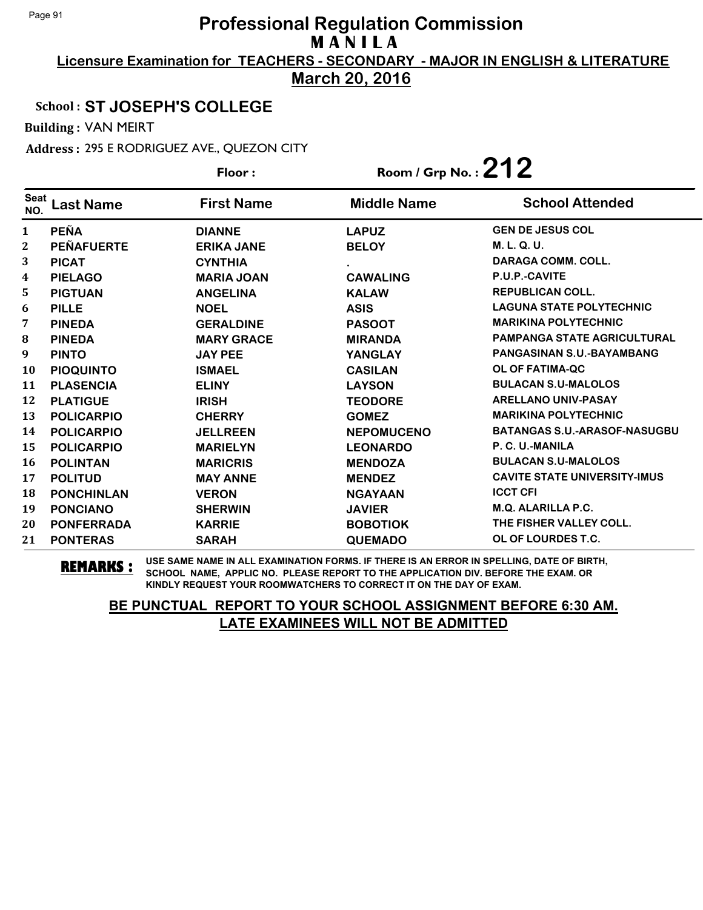# Professional Regulation Commission

## M A N I L A

**Licensure Examination for TEACHERS - SECONDARY - MAJOR IN ENGLISH & LITERATURE**

**March 20, 2016**

**School : ST JOSEPH'S COLLEGE**

**Building :** VAN MEIRT

**Address :** 295 E RODRIGUEZ AVE., QUEZON CITY

**Floor :** 

**Room / Grp No. : 212**

| Seat NO. | Last Name | First Name | Middle Name | School Attended |
|---|---|---|---|---|
| 1 | PEÑA | DIANNE | LAPUZ | GEN DE JESUS COL |
| 2 | PEÑAFUERTE | ERIKA JANE | BELOY | M. L. Q. U. |
| 3 | PICAT | CYNTHIA | . | DARAGA COMM. COLL. |
| 4 | PIELAGO | MARIA JOAN | CAWALING | P.U.P.-CAVITE |
| 5 | PIGTUAN | ANGELINA | KALAW | REPUBLICAN COLL. |
| 6 | PILLE | NOEL | ASIS | LAGUNA STATE POLYTECHNIC |
| 7 | PINEDA | GERALDINE | PASOOT | MARIKINA POLYTECHNIC |
| 8 | PINEDA | MARY GRACE | MIRANDA | PAMPANGA STATE AGRICULTURAL |
| 9 | PINTO | JAY PEE | YANGLAY | PANGASINAN S.U.-BAYAMBANG |
| 10 | PIOQUINTO | ISMAEL | CASILAN | OL OF FATIMA-QC |
| 11 | PLASENCIA | ELINY | LAYSON | BULACAN S.U-MALOLOS |
| 12 | PLATIGUE | IRISH | TEODORE | ARELLANO UNIV-PASAY |
| 13 | POLICARPIO | CHERRY | GOMEZ | MARIKINA POLYTECHNIC |
| 14 | POLICARPIO | JELLREEN | NEPOMUCENO | BATANGAS S.U.-ARASOF-NASUGBU |
| 15 | POLICARPIO | MARIELYN | LEONARDO | P. C. U.-MANILA |
| 16 | POLINTAN | MARICRIS | MENDOZA | BULACAN S.U-MALOLOS |
| 17 | POLITUD | MAY ANNE | MENDEZ | CAVITE STATE UNIVERSITY-IMUS |
| 18 | PONCHINLAN | VERON | NGAYAAN | ICCT CFI |
| 19 | PONCIANO | SHERWIN | JAVIER | M.Q. ALARILLA P.C. |
| 20 | PONFERRADA | KARRIE | BOBOTIOK | THE FISHER VALLEY COLL. |
| 21 | PONTERAS | SARAH | QUEMADO | OL OF LOURDES T.C. |

**REMARKS :** USE SAME NAME IN ALL EXAMINATION FORMS. IF THERE IS AN ERROR IN SPELLING, DATE OF BIRTH, SCHOOL NAME, APPLIC NO. PLEASE REPORT TO THE APPLICATION DIV. BEFORE THE EXAM. OR KINDLY REQUEST YOUR ROOMWATCHERS TO CORRECT IT ON THE DAY OF EXAM.

**BE PUNCTUAL REPORT TO YOUR SCHOOL ASSIGNMENT BEFORE 6:30 AM. LATE EXAMINEES WILL NOT BE ADMITTED**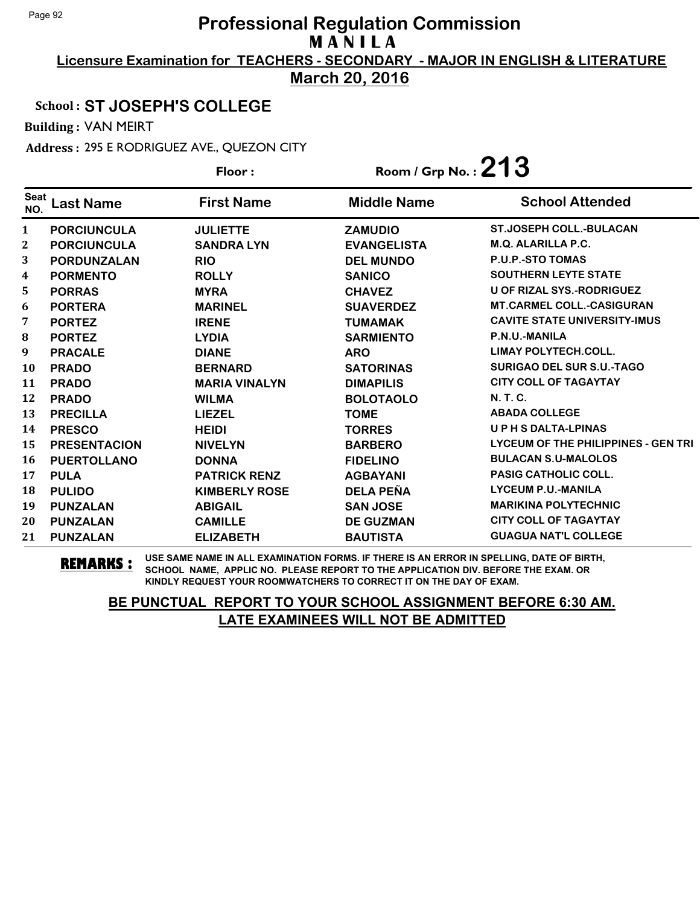# Professional Regulation Commission
## MANILA
### Licensure Examination for TEACHERS - SECONDARY - MAJOR IN ENGLISH & LITERATURE
### March 20, 2016

**School : ST JOSEPH'S COLLEGE**

**Building :** VAN MEIRT

**Address :** 295 E RODRIGUEZ AVE., QUEZON CITY

**Floor :** 

**Room / Grp No. : 213**

| Seat NO. | Last Name | First Name | Middle Name | School Attended |
|---|---|---|---|---|
| 1 | PORCIUNCULA | JULIETTE | ZAMUDIO | ST.JOSEPH COLL.-BULACAN |
| 2 | PORCIUNCULA | SANDRA LYN | EVANGELISTA | M.Q. ALARILLA P.C. |
| 3 | PORDUNZALAN | RIO | DEL MUNDO | P.U.P.-STO TOMAS |
| 4 | PORMENTO | ROLLY | SANICO | SOUTHERN LEYTE STATE |
| 5 | PORRAS | MYRA | CHAVEZ | U OF RIZAL SYS.-RODRIGUEZ |
| 6 | PORTERA | MARINEL | SUAVERDEZ | MT.CARMEL COLL.-CASIGURAN |
| 7 | PORTEZ | IRENE | TUMAMAK | CAVITE STATE UNIVERSITY-IMUS |
| 8 | PORTEZ | LYDIA | SARMIENTO | P.N.U.-MANILA |
| 9 | PRACALE | DIANE | ARO | LIMAY POLYTECH.COLL. |
| 10 | PRADO | BERNARD | SATORINAS | SURIGAO DEL SUR S.U.-TAGO |
| 11 | PRADO | MARIA VINALYN | DIMAPILIS | CITY COLL OF TAGAYTAY |
| 12 | PRADO | WILMA | BOLOTAOLO | N. T. C. |
| 13 | PRECILLA | LIEZEL | TOME | ABADA COLLEGE |
| 14 | PRESCO | HEIDI | TORRES | U P H S DALTA-LPINAS |
| 15 | PRESENTACION | NIVELYN | BARBERO | LYCEUM OF THE PHILIPPINES - GEN TRI |
| 16 | PUERTOLLANO | DONNA | FIDELINO | BULACAN S.U-MALOLOS |
| 17 | PULA | PATRICK RENZ | AGBAYANI | PASIG CATHOLIC COLL. |
| 18 | PULIDO | KIMBERLY ROSE | DELA PEÑA | LYCEUM P.U.-MANILA |
| 19 | PUNZALAN | ABIGAIL | SAN JOSE | MARIKINA POLYTECHNIC |
| 20 | PUNZALAN | CAMILLE | DE GUZMAN | CITY COLL OF TAGAYTAY |
| 21 | PUNZALAN | ELIZABETH | BAUTISTA | GUAGUA NAT'L COLLEGE |

**REMARKS :** USE SAME NAME IN ALL EXAMINATION FORMS. IF THERE IS AN ERROR IN SPELLING, DATE OF BIRTH, SCHOOL NAME, APPLIC NO. PLEASE REPORT TO THE APPLICATION DIV. BEFORE THE EXAM. OR KINDLY REQUEST YOUR ROOMWATCHERS TO CORRECT IT ON THE DAY OF EXAM.

**BE PUNCTUAL REPORT TO YOUR SCHOOL ASSIGNMENT BEFORE 6:30 AM.**
**LATE EXAMINEES WILL NOT BE ADMITTED**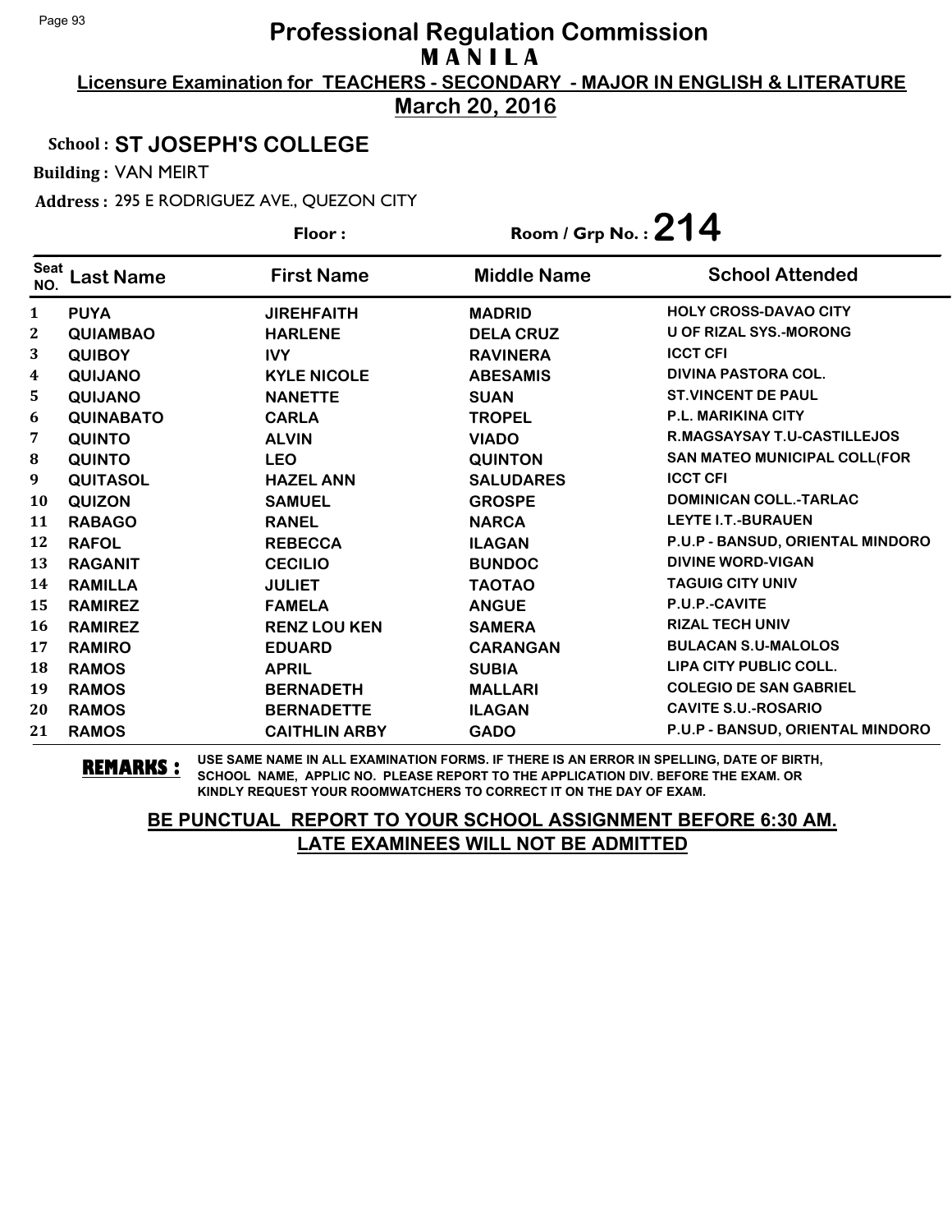# Professional Regulation Commission

## M A N I L A

**Licensure Examination for TEACHERS - SECONDARY - MAJOR IN ENGLISH & LITERATURE**

**March 20, 2016**

**School : ST JOSEPH'S COLLEGE**

**Building :** VAN MEIRT

**Address :** 295 E RODRIGUEZ AVE., QUEZON CITY

**Floor :** 

**Room / Grp No. : 214**

| Seat NO. | Last Name | First Name | Middle Name | School Attended |
|---|---|---|---|---|
| 1 | PUYA | JIREHFAITH | MADRID | HOLY CROSS-DAVAO CITY |
| 2 | QUIAMBAO | HARLENE | DELA CRUZ | U OF RIZAL SYS.-MORONG |
| 3 | QUIBOY | IVY | RAVINERA | ICCT CFI |
| 4 | QUIJANO | KYLE NICOLE | ABESAMIS | DIVINA PASTORA COL. |
| 5 | QUIJANO | NANETTE | SUAN | ST.VINCENT DE PAUL |
| 6 | QUINABATO | CARLA | TROPEL | P.L. MARIKINA CITY |
| 7 | QUINTO | ALVIN | VIADO | R.MAGSAYSAY T.U-CASTILLEJOS |
| 8 | QUINTO | LEO | QUINTON | SAN MATEO MUNICIPAL COLL(FOR |
| 9 | QUITASOL | HAZEL ANN | SALUDARES | ICCT CFI |
| 10 | QUIZON | SAMUEL | GROSPE | DOMINICAN COLL.-TARLAC |
| 11 | RABAGO | RANEL | NARCA | LEYTE I.T.-BURAUEN |
| 12 | RAFOL | REBECCA | ILAGAN | P.U.P - BANSUD, ORIENTAL MINDORO |
| 13 | RAGANIT | CECILIO | BUNDOC | DIVINE WORD-VIGAN |
| 14 | RAMILLA | JULIET | TAOTAO | TAGUIG CITY UNIV |
| 15 | RAMIREZ | FAMELA | ANGUE | P.U.P.-CAVITE |
| 16 | RAMIREZ | RENZ LOU KEN | SAMERA | RIZAL TECH UNIV |
| 17 | RAMIRO | EDUARD | CARANGAN | BULACAN S.U-MALOLOS |
| 18 | RAMOS | APRIL | SUBIA | LIPA CITY PUBLIC COLL. |
| 19 | RAMOS | BERNADETH | MALLARI | COLEGIO DE SAN GABRIEL |
| 20 | RAMOS | BERNADETTE | ILAGAN | CAVITE S.U.-ROSARIO |
| 21 | RAMOS | CAITHLIN ARBY | GADO | P.U.P - BANSUD, ORIENTAL MINDORO |

**REMARKS :** USE SAME NAME IN ALL EXAMINATION FORMS. IF THERE IS AN ERROR IN SPELLING, DATE OF BIRTH, SCHOOL NAME, APPLIC NO. PLEASE REPORT TO THE APPLICATION DIV. BEFORE THE EXAM. OR KINDLY REQUEST YOUR ROOMWATCHERS TO CORRECT IT ON THE DAY OF EXAM.

**BE PUNCTUAL REPORT TO YOUR SCHOOL ASSIGNMENT BEFORE 6:30 AM. LATE EXAMINEES WILL NOT BE ADMITTED**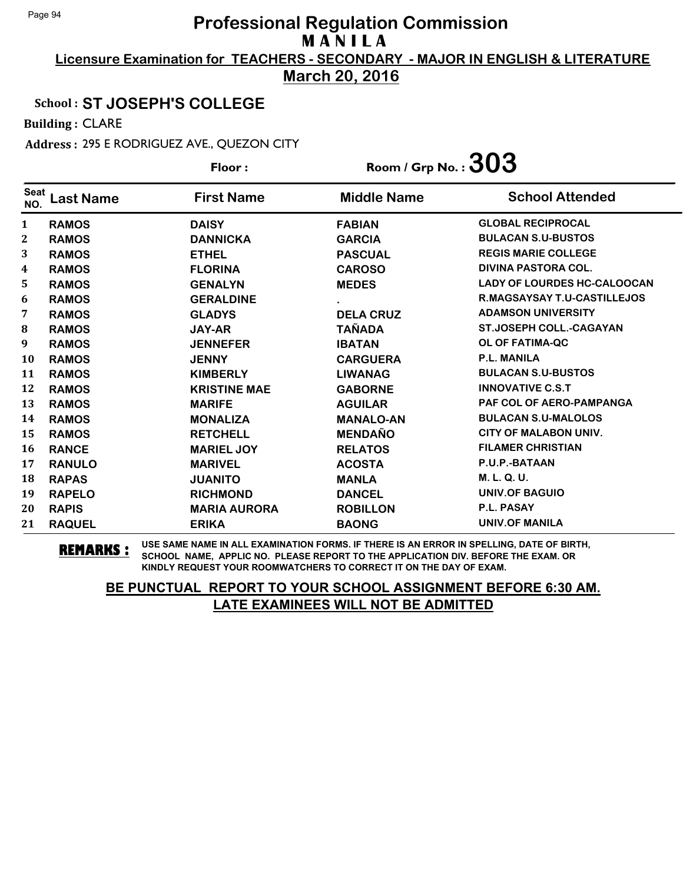# Professional Regulation Commission

## M A N I L A

**Licensure Examination for TEACHERS - SECONDARY - MAJOR IN ENGLISH & LITERATURE**

**March 20, 2016**

**School : ST JOSEPH'S COLLEGE**

**Building :** CLARE

**Address :** 295 E RODRIGUEZ AVE., QUEZON CITY

**Floor :** 

**Room / Grp No. : 303**

| Seat NO. | Last Name | First Name | Middle Name | School Attended |
|---|---|---|---|---|
| 1 | RAMOS | DAISY | FABIAN | GLOBAL RECIPROCAL |
| 2 | RAMOS | DANNICKA | GARCIA | BULACAN S.U-BUSTOS |
| 3 | RAMOS | ETHEL | PASCUAL | REGIS MARIE COLLEGE |
| 4 | RAMOS | FLORINA | CAROSO | DIVINA PASTORA COL. |
| 5 | RAMOS | GENALYN | MEDES | LADY OF LOURDES HC-CALOOCAN |
| 6 | RAMOS | GERALDINE | . | R.MAGSAYSAY T.U-CASTILLEJOS |
| 7 | RAMOS | GLADYS | DELA CRUZ | ADAMSON UNIVERSITY |
| 8 | RAMOS | JAY-AR | TAÑADA | ST.JOSEPH COLL.-CAGAYAN |
| 9 | RAMOS | JENNEFER | IBATAN | OL OF FATIMA-QC |
| 10 | RAMOS | JENNY | CARGUERA | P.L. MANILA |
| 11 | RAMOS | KIMBERLY | LIWANAG | BULACAN S.U-BUSTOS |
| 12 | RAMOS | KRISTINE MAE | GABORNE | INNOVATIVE C.S.T |
| 13 | RAMOS | MARIFE | AGUILAR | PAF COL OF AERO-PAMPANGA |
| 14 | RAMOS | MONALIZA | MANALO-AN | BULACAN S.U-MALOLOS |
| 15 | RAMOS | RETCHELL | MENDAÑO | CITY OF MALABON UNIV. |
| 16 | RANCE | MARIEL JOY | RELATOS | FILAMER CHRISTIAN |
| 17 | RANULO | MARIVEL | ACOSTA | P.U.P.-BATAAN |
| 18 | RAPAS | JUANITO | MANLA | M. L. Q. U. |
| 19 | RAPELO | RICHMOND | DANCEL | UNIV.OF BAGUIO |
| 20 | RAPIS | MARIA AURORA | ROBILLON | P.L. PASAY |
| 21 | RAQUEL | ERIKA | BAONG | UNIV.OF MANILA |

**REMARKS :** USE SAME NAME IN ALL EXAMINATION FORMS. IF THERE IS AN ERROR IN SPELLING, DATE OF BIRTH, SCHOOL NAME, APPLIC NO. PLEASE REPORT TO THE APPLICATION DIV. BEFORE THE EXAM. OR KINDLY REQUEST YOUR ROOMWATCHERS TO CORRECT IT ON THE DAY OF EXAM.

**BE PUNCTUAL REPORT TO YOUR SCHOOL ASSIGNMENT BEFORE 6:30 AM. LATE EXAMINEES WILL NOT BE ADMITTED**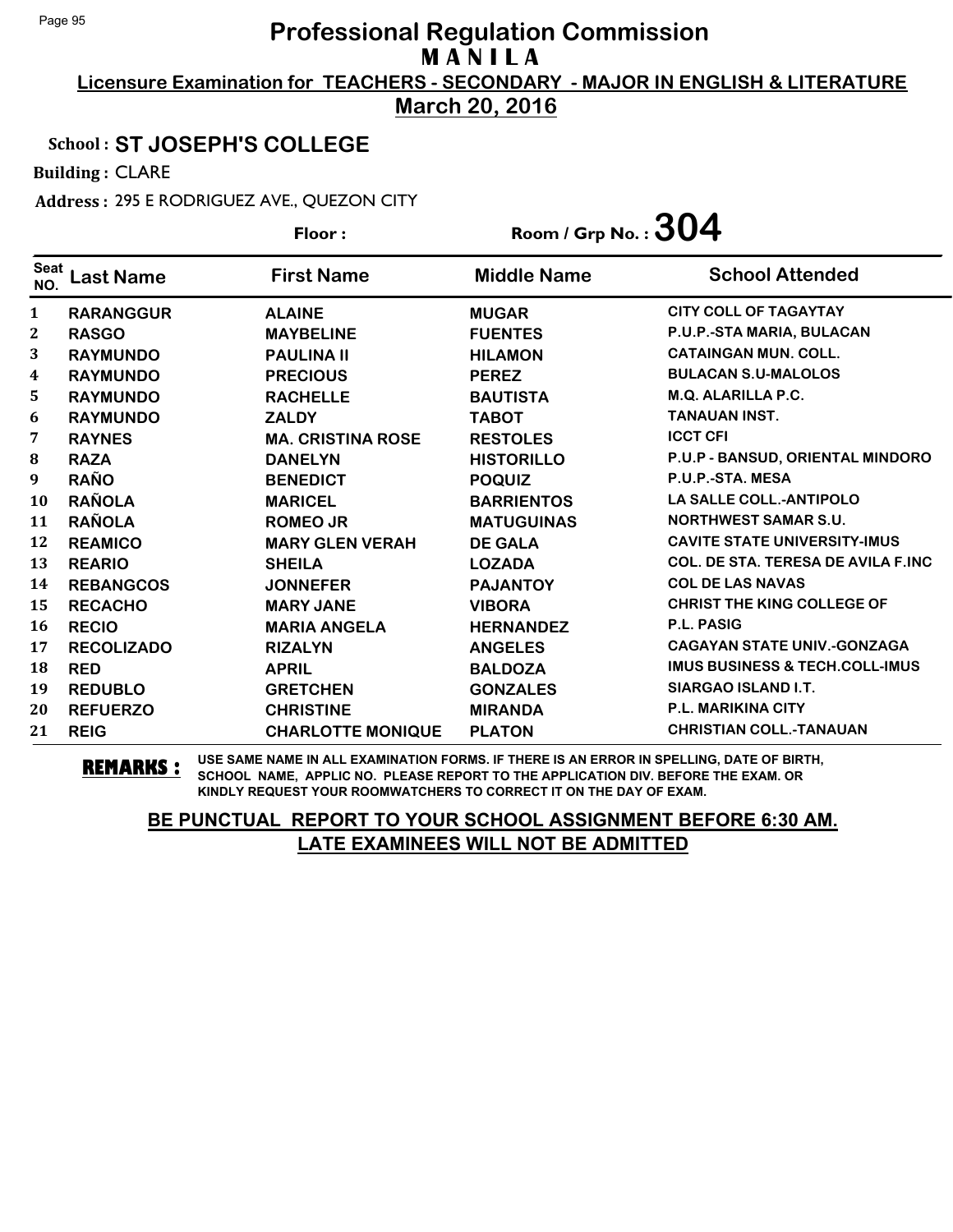# Professional Regulation Commission
## M A N I L A

**Licensure Examination for TEACHERS - SECONDARY - MAJOR IN ENGLISH & LITERATURE**

**March 20, 2016**

**School : ST JOSEPH'S COLLEGE**

**Building :** CLARE

**Address :** 295 E RODRIGUEZ AVE., QUEZON CITY

**Floor :** 

**Room / Grp No. : 304**

| Seat NO. | Last Name | First Name | Middle Name | School Attended |
|---|---|---|---|---|
| 1 | RARANGGUR | ALAINE | MUGAR | CITY COLL OF TAGAYTAY |
| 2 | RASGO | MAYBELINE | FUENTES | P.U.P.-STA MARIA, BULACAN |
| 3 | RAYMUNDO | PAULINA II | HILAMON | CATAINGAN MUN. COLL. |
| 4 | RAYMUNDO | PRECIOUS | PEREZ | BULACAN S.U-MALOLOS |
| 5 | RAYMUNDO | RACHELLE | BAUTISTA | M.Q. ALARILLA P.C. |
| 6 | RAYMUNDO | ZALDY | TABOT | TANAUAN INST. |
| 7 | RAYNES | MA. CRISTINA ROSE | RESTOLES | ICCT CFI |
| 8 | RAZA | DANELYN | HISTORILLO | P.U.P - BANSUD, ORIENTAL MINDORO |
| 9 | RAÑO | BENEDICT | POQUIZ | P.U.P.-STA. MESA |
| 10 | RAÑOLA | MARICEL | BARRIENTOS | LA SALLE COLL.-ANTIPOLO |
| 11 | RAÑOLA | ROMEO JR | MATUGUINAS | NORTHWEST SAMAR S.U. |
| 12 | REAMICO | MARY GLEN VERAH | DE GALA | CAVITE STATE UNIVERSITY-IMUS |
| 13 | REARIO | SHEILA | LOZADA | COL. DE STA. TERESA DE AVILA F.INC |
| 14 | REBANGCOS | JONNEFER | PAJANTOY | COL DE LAS NAVAS |
| 15 | RECACHO | MARY JANE | VIBORA | CHRIST THE KING COLLEGE OF |
| 16 | RECIO | MARIA ANGELA | HERNANDEZ | P.L. PASIG |
| 17 | RECOLIZADO | RIZALYN | ANGELES | CAGAYAN STATE UNIV.-GONZAGA |
| 18 | RED | APRIL | BALDOZA | IMUS BUSINESS & TECH.COLL-IMUS |
| 19 | REDUBLO | GRETCHEN | GONZALES | SIARGAO ISLAND I.T. |
| 20 | REFUERZO | CHRISTINE | MIRANDA | P.L. MARIKINA CITY |
| 21 | REIG | CHARLOTTE MONIQUE | PLATON | CHRISTIAN COLL.-TANAUAN |

**REMARKS :** USE SAME NAME IN ALL EXAMINATION FORMS. IF THERE IS AN ERROR IN SPELLING, DATE OF BIRTH, SCHOOL NAME, APPLIC NO. PLEASE REPORT TO THE APPLICATION DIV. BEFORE THE EXAM. OR KINDLY REQUEST YOUR ROOMWATCHERS TO CORRECT IT ON THE DAY OF EXAM.

**BE PUNCTUAL REPORT TO YOUR SCHOOL ASSIGNMENT BEFORE 6:30 AM.**
**LATE EXAMINEES WILL NOT BE ADMITTED**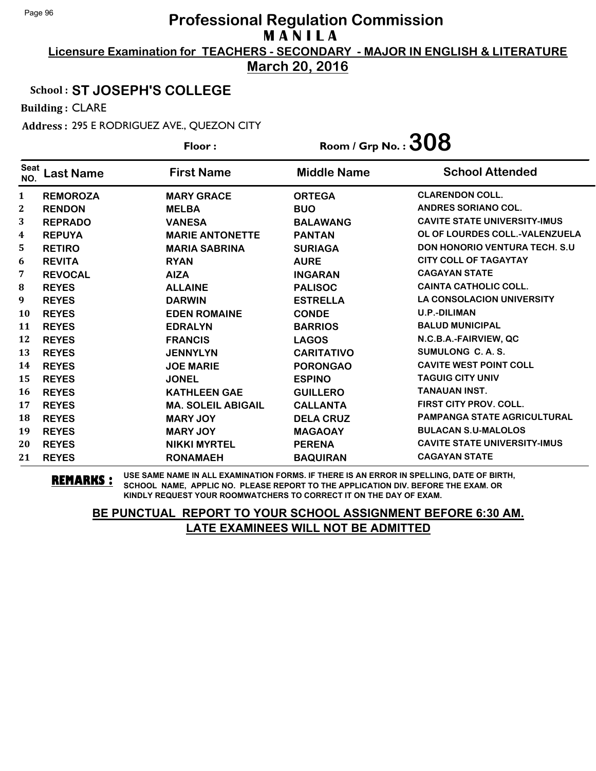# Professional Regulation Commission

## MANILA

**Licensure Examination for TEACHERS - SECONDARY - MAJOR IN ENGLISH & LITERATURE**

**March 20, 2016**

**School : ST JOSEPH'S COLLEGE**

**Building :** CLARE

**Address :** 295 E RODRIGUEZ AVE., QUEZON CITY

**Floor :** **Room / Grp No. : 308**

| Seat NO. | Last Name | First Name | Middle Name | School Attended |
|---|---|---|---|---|
| 1 | REMOROZA | MARY GRACE | ORTEGA | CLARENDON COLL. |
| 2 | RENDON | MELBA | BUO | ANDRES SORIANO COL. |
| 3 | REPRADO | VANESA | BALAWANG | CAVITE STATE UNIVERSITY-IMUS |
| 4 | REPUYA | MARIE ANTONETTE | PANTAN | OL OF LOURDES COLL.-VALENZUELA |
| 5 | RETIRO | MARIA SABRINA | SURIAGA | DON HONORIO VENTURA TECH. S.U |
| 6 | REVITA | RYAN | AURE | CITY COLL OF TAGAYTAY |
| 7 | REVOCAL | AIZA | INGARAN | CAGAYAN STATE |
| 8 | REYES | ALLAINE | PALISOC | CAINTA CATHOLIC COLL. |
| 9 | REYES | DARWIN | ESTRELLA | LA CONSOLACION UNIVERSITY |
| 10 | REYES | EDEN ROMAINE | CONDE | U.P.-DILIMAN |
| 11 | REYES | EDRALYN | BARRIOS | BALUD MUNICIPAL |
| 12 | REYES | FRANCIS | LAGOS | N.C.B.A.-FAIRVIEW, QC |
| 13 | REYES | JENNYLYN | CARITATIVO | SUMULONG C. A. S. |
| 14 | REYES | JOE MARIE | PORONGAO | CAVITE WEST POINT COLL |
| 15 | REYES | JONEL | ESPINO | TAGUIG CITY UNIV |
| 16 | REYES | KATHLEEN GAE | GUILLERO | TANAUAN INST. |
| 17 | REYES | MA. SOLEIL ABIGAIL | CALLANTA | FIRST CITY PROV. COLL. |
| 18 | REYES | MARY JOY | DELA CRUZ | PAMPANGA STATE AGRICULTURAL |
| 19 | REYES | MARY JOY | MAGAOAY | BULACAN S.U-MALOLOS |
| 20 | REYES | NIKKI MYRTEL | PERENA | CAVITE STATE UNIVERSITY-IMUS |
| 21 | REYES | RONAMAEH | BAQUIRAN | CAGAYAN STATE |

**REMARKS :** USE SAME NAME IN ALL EXAMINATION FORMS. IF THERE IS AN ERROR IN SPELLING, DATE OF BIRTH, SCHOOL NAME, APPLIC NO. PLEASE REPORT TO THE APPLICATION DIV. BEFORE THE EXAM. OR KINDLY REQUEST YOUR ROOMWATCHERS TO CORRECT IT ON THE DAY OF EXAM.

**BE PUNCTUAL REPORT TO YOUR SCHOOL ASSIGNMENT BEFORE 6:30 AM. LATE EXAMINEES WILL NOT BE ADMITTED**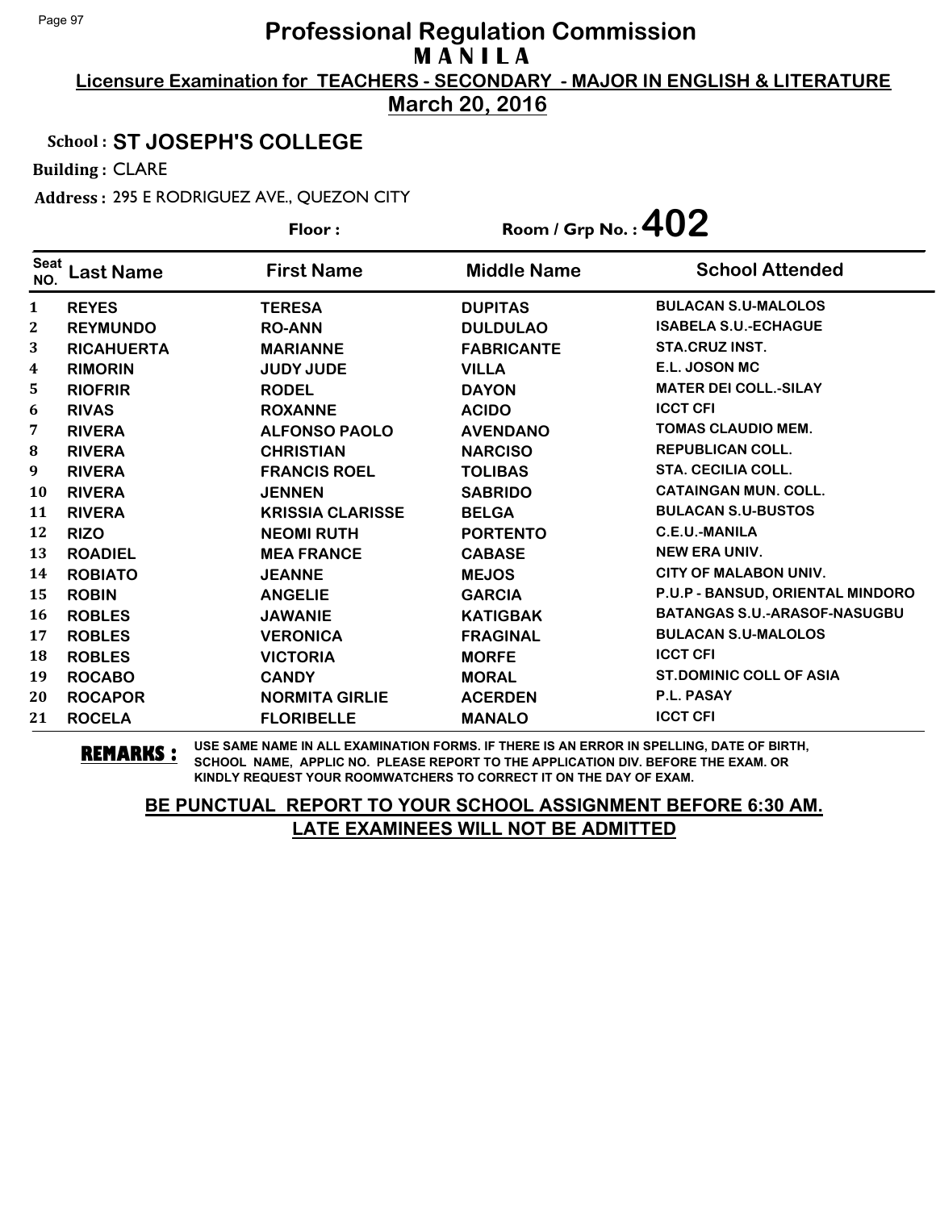# Professional Regulation Commission
## M A N I L A

**Licensure Examination for TEACHERS - SECONDARY - MAJOR IN ENGLISH & LITERATURE**

**March 20, 2016**

**School : ST JOSEPH'S COLLEGE**

**Building :** CLARE

**Address :** 295 E RODRIGUEZ AVE., QUEZON CITY

**Floor :** 

**Room / Grp No. : 402**

| Seat NO. | Last Name | First Name | Middle Name | School Attended |
|---|---|---|---|---|
| 1 | REYES | TERESA | DUPITAS | BULACAN S.U-MALOLOS |
| 2 | REYMUNDO | RO-ANN | DULDULAO | ISABELA S.U.-ECHAGUE |
| 3 | RICAHUERTA | MARIANNE | FABRICANTE | STA.CRUZ INST. |
| 4 | RIMORIN | JUDY JUDE | VILLA | E.L. JOSON MC |
| 5 | RIOFRIR | RODEL | DAYON | MATER DEI COLL.-SILAY |
| 6 | RIVAS | ROXANNE | ACIDO | ICCT CFI |
| 7 | RIVERA | ALFONSO PAOLO | AVENDANO | TOMAS CLAUDIO MEM. |
| 8 | RIVERA | CHRISTIAN | NARCISO | REPUBLICAN COLL. |
| 9 | RIVERA | FRANCIS ROEL | TOLIBAS | STA. CECILIA COLL. |
| 10 | RIVERA | JENNEN | SABRIDO | CATAINGAN MUN. COLL. |
| 11 | RIVERA | KRISSIA CLARISSE | BELGA | BULACAN S.U-BUSTOS |
| 12 | RIZO | NEOMI RUTH | PORTENTO | C.E.U.-MANILA |
| 13 | ROADIEL | MEA FRANCE | CABASE | NEW ERA UNIV. |
| 14 | ROBIATO | JEANNE | MEJOS | CITY OF MALABON UNIV. |
| 15 | ROBIN | ANGELIE | GARCIA | P.U.P - BANSUD, ORIENTAL MINDORO |
| 16 | ROBLES | JAWANIE | KATIGBAK | BATANGAS S.U.-ARASOF-NASUGBU |
| 17 | ROBLES | VERONICA | FRAGINAL | BULACAN S.U-MALOLOS |
| 18 | ROBLES | VICTORIA | MORFE | ICCT CFI |
| 19 | ROCABO | CANDY | MORAL | ST.DOMINIC COLL OF ASIA |
| 20 | ROCAPOR | NORMITA GIRLIE | ACERDEN | P.L. PASAY |
| 21 | ROCELA | FLORIBELLE | MANALO | ICCT CFI |

**REMARKS :** USE SAME NAME IN ALL EXAMINATION FORMS. IF THERE IS AN ERROR IN SPELLING, DATE OF BIRTH, SCHOOL NAME, APPLIC NO. PLEASE REPORT TO THE APPLICATION DIV. BEFORE THE EXAM. OR KINDLY REQUEST YOUR ROOMWATCHERS TO CORRECT IT ON THE DAY OF EXAM.

**BE PUNCTUAL REPORT TO YOUR SCHOOL ASSIGNMENT BEFORE 6:30 AM. LATE EXAMINEES WILL NOT BE ADMITTED**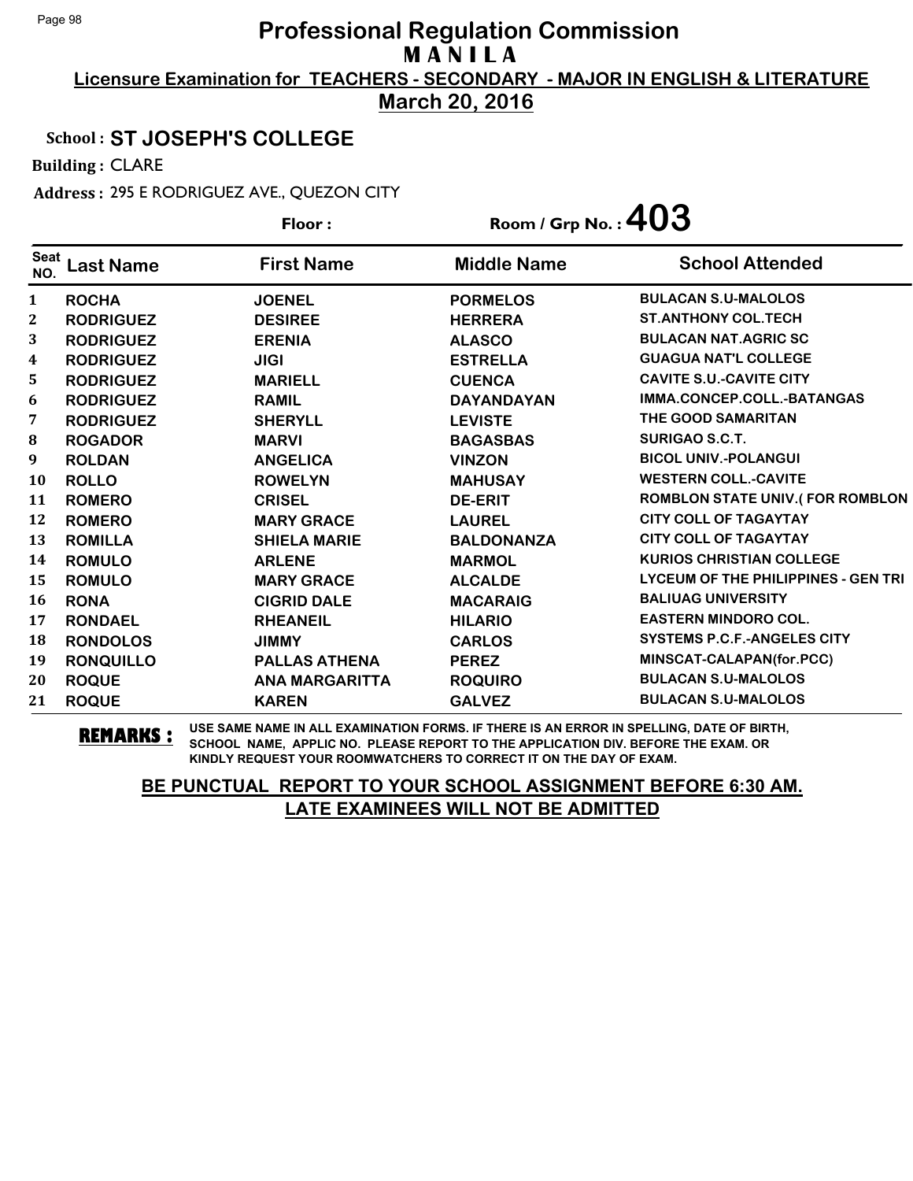# Professional Regulation Commission
## MANILA
### Licensure Examination for TEACHERS - SECONDARY - MAJOR IN ENGLISH & LITERATURE
### March 20, 2016

**School :** ST JOSEPH'S COLLEGE

**Building :** CLARE

**Address :** 295 E RODRIGUEZ AVE., QUEZON CITY

**Floor :**

**Room / Grp No. : 403**

| Seat NO. | Last Name | First Name | Middle Name | School Attended |
|---|---|---|---|---|
| 1 | ROCHA | JOENEL | PORMELOS | BULACAN S.U-MALOLOS |
| 2 | RODRIGUEZ | DESIREE | HERRERA | ST.ANTHONY COL.TECH |
| 3 | RODRIGUEZ | ERENIA | ALASCO | BULACAN NAT.AGRIC SC |
| 4 | RODRIGUEZ | JIGI | ESTRELLA | GUAGUA NAT'L COLLEGE |
| 5 | RODRIGUEZ | MARIELL | CUENCA | CAVITE S.U.-CAVITE CITY |
| 6 | RODRIGUEZ | RAMIL | DAYANDAYAN | IMMA.CONCEP.COLL.-BATANGAS |
| 7 | RODRIGUEZ | SHERYLL | LEVISTE | THE GOOD SAMARITAN |
| 8 | ROGADOR | MARVI | BAGASBAS | SURIGAO S.C.T. |
| 9 | ROLDAN | ANGELICA | VINZON | BICOL UNIV.-POLANGUI |
| 10 | ROLLO | ROWELYN | MAHUSAY | WESTERN COLL.-CAVITE |
| 11 | ROMERO | CRISEL | DE-ERIT | ROMBLON STATE UNIV.( FOR ROMBLON |
| 12 | ROMERO | MARY GRACE | LAUREL | CITY COLL OF TAGAYTAY |
| 13 | ROMILLA | SHIELA MARIE | BALDONANZA | CITY COLL OF TAGAYTAY |
| 14 | ROMULO | ARLENE | MARMOL | KURIOS CHRISTIAN COLLEGE |
| 15 | ROMULO | MARY GRACE | ALCALDE | LYCEUM OF THE PHILIPPINES - GEN TRI |
| 16 | RONA | CIGRID DALE | MACARAIG | BALIUAG UNIVERSITY |
| 17 | RONDAEL | RHEANEIL | HILARIO | EASTERN MINDORO COL. |
| 18 | RONDOLOS | JIMMY | CARLOS | SYSTEMS P.C.F.-ANGELES CITY |
| 19 | RONQUILLO | PALLAS ATHENA | PEREZ | MINSCAT-CALAPAN(for.PCC) |
| 20 | ROQUE | ANA MARGARITTA | ROQUIRO | BULACAN S.U-MALOLOS |
| 21 | ROQUE | KAREN | GALVEZ | BULACAN S.U-MALOLOS |

**REMARKS :** USE SAME NAME IN ALL EXAMINATION FORMS. IF THERE IS AN ERROR IN SPELLING, DATE OF BIRTH, SCHOOL NAME, APPLIC NO. PLEASE REPORT TO THE APPLICATION DIV. BEFORE THE EXAM. OR KINDLY REQUEST YOUR ROOMWATCHERS TO CORRECT IT ON THE DAY OF EXAM.

**BE PUNCTUAL REPORT TO YOUR SCHOOL ASSIGNMENT BEFORE 6:30 AM.**
**LATE EXAMINEES WILL NOT BE ADMITTED**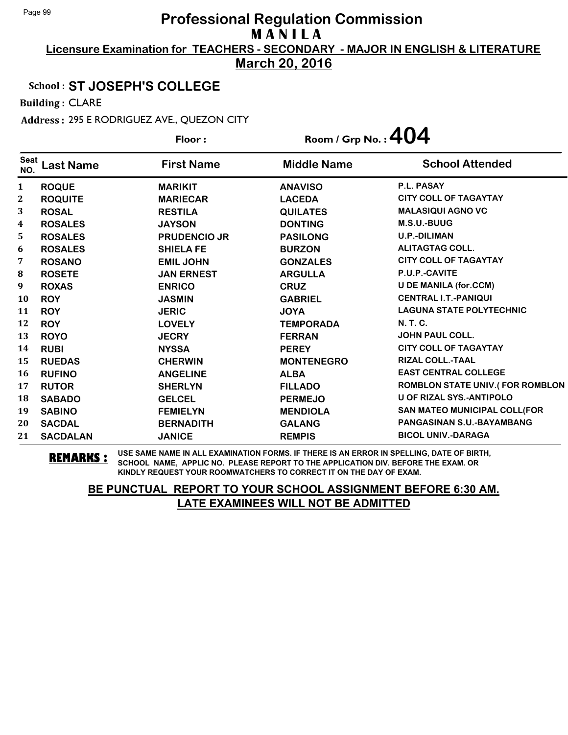# Professional Regulation Commission

## MANILA

**Licensure Examination for TEACHERS - SECONDARY - MAJOR IN ENGLISH & LITERATURE**

**March 20, 2016**

**School :** ST JOSEPH'S COLLEGE

**Building :** CLARE

**Address :** 295 E RODRIGUEZ AVE., QUEZON CITY

**Floor :**

**Room / Grp No. : 404**

| Seat NO. | Last Name | First Name | Middle Name | School Attended |
|---|---|---|---|---|
| 1 | ROQUE | MARIKIT | ANAVISO | P.L. PASAY |
| 2 | ROQUITE | MARIECAR | LACEDA | CITY COLL OF TAGAYTAY |
| 3 | ROSAL | RESTILA | QUILATES | MALASIQUI AGNO VC |
| 4 | ROSALES | JAYSON | DONTING | M.S.U.-BUUG |
| 5 | ROSALES | PRUDENCIO JR | PASILONG | U.P.-DILIMAN |
| 6 | ROSALES | SHIELA FE | BURZON | ALITAGTAG COLL. |
| 7 | ROSANO | EMIL JOHN | GONZALES | CITY COLL OF TAGAYTAY |
| 8 | ROSETE | JAN ERNEST | ARGULLA | P.U.P.-CAVITE |
| 9 | ROXAS | ENRICO | CRUZ | U DE MANILA (for.CCM) |
| 10 | ROY | JASMIN | GABRIEL | CENTRAL I.T.-PANIQUI |
| 11 | ROY | JERIC | JOYA | LAGUNA STATE POLYTECHNIC |
| 12 | ROY | LOVELY | TEMPORADA | N. T. C. |
| 13 | ROYO | JECRY | FERRAN | JOHN PAUL COLL. |
| 14 | RUBI | NYSSA | PEREY | CITY COLL OF TAGAYTAY |
| 15 | RUEDAS | CHERWIN | MONTENEGRO | RIZAL COLL.-TAAL |
| 16 | RUFINO | ANGELINE | ALBA | EAST CENTRAL COLLEGE |
| 17 | RUTOR | SHERLYN | FILLADO | ROMBLON STATE UNIV.( FOR ROMBLON |
| 18 | SABADO | GELCEL | PERMEJO | U OF RIZAL SYS.-ANTIPOLO |
| 19 | SABINO | FEMIELYN | MENDIOLA | SAN MATEO MUNICIPAL COLL(FOR |
| 20 | SACDAL | BERNADITH | GALANG | PANGASINAN S.U.-BAYAMBANG |
| 21 | SACDALAN | JANICE | REMPIS | BICOL UNIV.-DARAGA |

**REMARKS :** USE SAME NAME IN ALL EXAMINATION FORMS. IF THERE IS AN ERROR IN SPELLING, DATE OF BIRTH, SCHOOL NAME, APPLIC NO. PLEASE REPORT TO THE APPLICATION DIV. BEFORE THE EXAM. OR KINDLY REQUEST YOUR ROOMWATCHERS TO CORRECT IT ON THE DAY OF EXAM.

**BE PUNCTUAL REPORT TO YOUR SCHOOL ASSIGNMENT BEFORE 6:30 AM.**
**LATE EXAMINEES WILL NOT BE ADMITTED**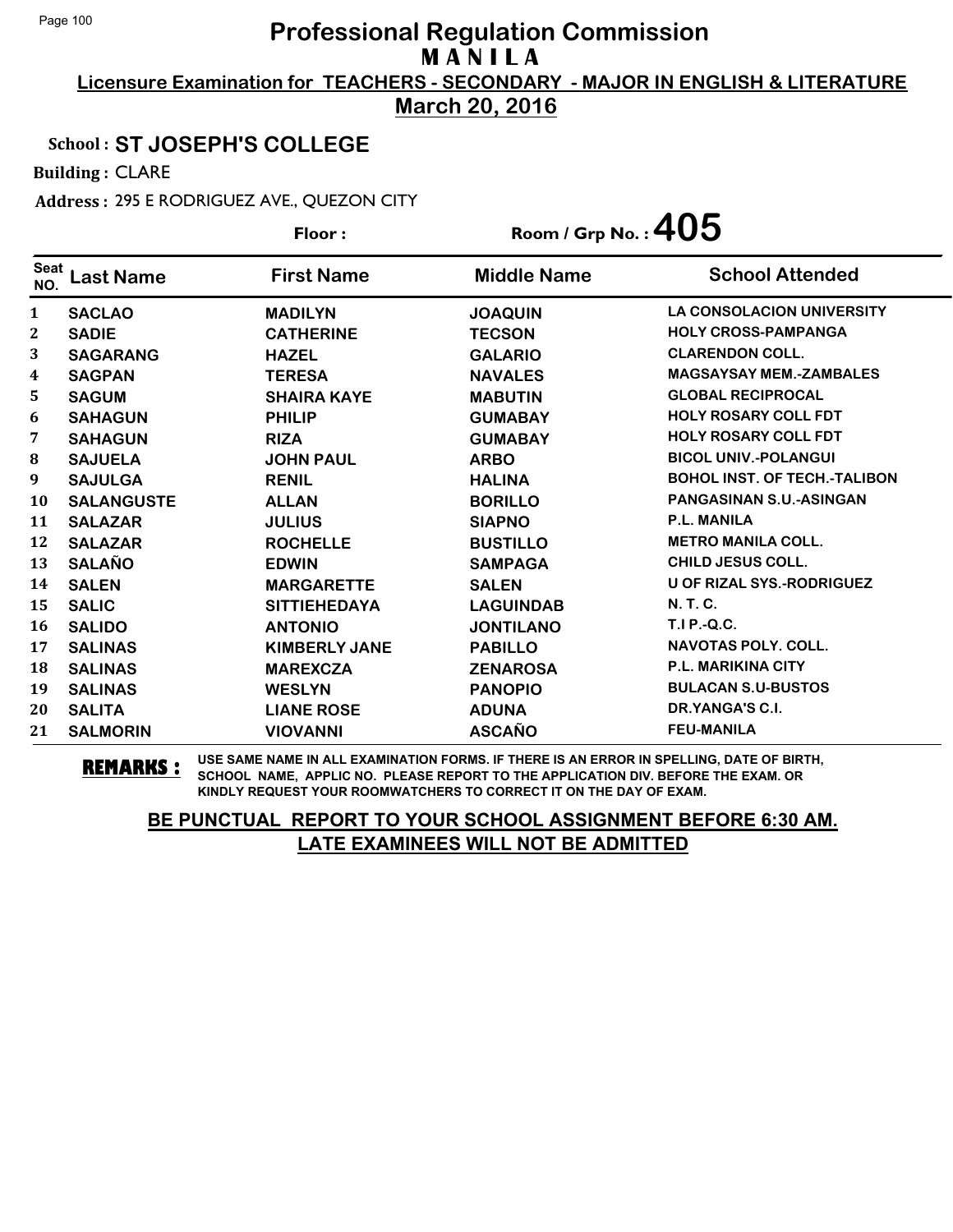# Professional Regulation Commission
## M A N I L A

**Licensure Examination for TEACHERS - SECONDARY - MAJOR IN ENGLISH & LITERATURE**

**March 20, 2016**

School : **ST JOSEPH'S COLLEGE**

Building : CLARE

Address : 295 E RODRIGUEZ AVE., QUEZON CITY

Floor :

Room / Grp No. : **405**

| Seat NO. | Last Name | First Name | Middle Name | School Attended |
|---|---|---|---|---|
| 1 | SACLAO | MADILYN | JOAQUIN | LA CONSOLACION UNIVERSITY |
| 2 | SADIE | CATHERINE | TECSON | HOLY CROSS-PAMPANGA |
| 3 | SAGARANG | HAZEL | GALARIO | CLARENDON COLL. |
| 4 | SAGPAN | TERESA | NAVALES | MAGSAYSAY MEM.-ZAMBALES |
| 5 | SAGUM | SHAIRA KAYE | MABUTIN | GLOBAL RECIPROCAL |
| 6 | SAHAGUN | PHILIP | GUMABAY | HOLY ROSARY COLL FDT |
| 7 | SAHAGUN | RIZA | GUMABAY | HOLY ROSARY COLL FDT |
| 8 | SAJUELA | JOHN PAUL | ARBO | BICOL UNIV.-POLANGUI |
| 9 | SAJULGA | RENIL | HALINA | BOHOL INST. OF TECH.-TALIBON |
| 10 | SALANGUSTE | ALLAN | BORILLO | PANGASINAN S.U.-ASINGAN |
| 11 | SALAZAR | JULIUS | SIAPNO | P.L. MANILA |
| 12 | SALAZAR | ROCHELLE | BUSTILLO | METRO MANILA COLL. |
| 13 | SALAÑO | EDWIN | SAMPAGA | CHILD JESUS COLL. |
| 14 | SALEN | MARGARETTE | SALEN | U OF RIZAL SYS.-RODRIGUEZ |
| 15 | SALIC | SITTIEHEDAYA | LAGUINDAB | N. T. C. |
| 16 | SALIDO | ANTONIO | JONTILANO | T.I P.-Q.C. |
| 17 | SALINAS | KIMBERLY JANE | PABILLO | NAVOTAS POLY. COLL. |
| 18 | SALINAS | MAREXCZA | ZENAROSA | P.L. MARIKINA CITY |
| 19 | SALINAS | WESLYN | PANOPIO | BULACAN S.U-BUSTOS |
| 20 | SALITA | LIANE ROSE | ADUNA | DR.YANGA'S C.I. |
| 21 | SALMORIN | VIOVANNI | ASCAÑO | FEU-MANILA |

**REMARKS :** USE SAME NAME IN ALL EXAMINATION FORMS. IF THERE IS AN ERROR IN SPELLING, DATE OF BIRTH, SCHOOL NAME, APPLIC NO. PLEASE REPORT TO THE APPLICATION DIV. BEFORE THE EXAM. OR KINDLY REQUEST YOUR ROOMWATCHERS TO CORRECT IT ON THE DAY OF EXAM.

**BE PUNCTUAL REPORT TO YOUR SCHOOL ASSIGNMENT BEFORE 6:30 AM. LATE EXAMINEES WILL NOT BE ADMITTED**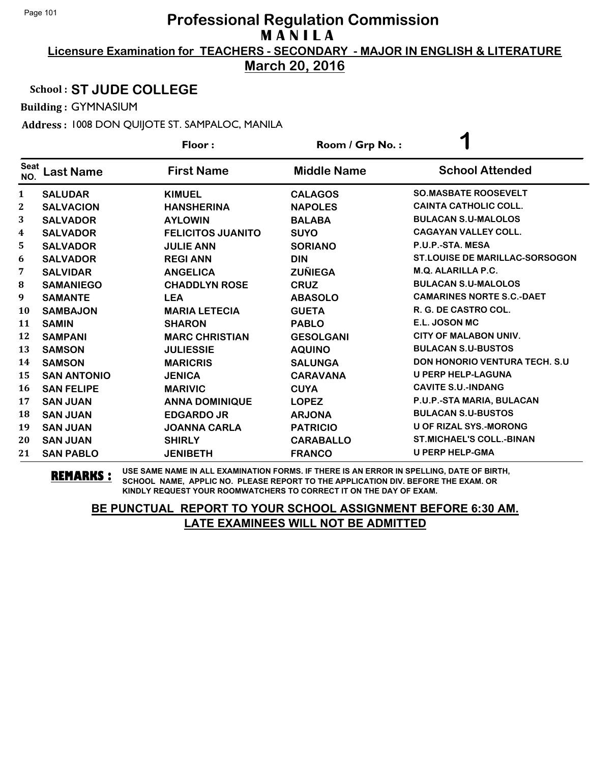# Professional Regulation Commission
## M A N I L A

**Licensure Examination for TEACHERS - SECONDARY - MAJOR IN ENGLISH & LITERATURE**

**March 20, 2016**

**School : ST JUDE COLLEGE**

**Building :** GYMNASIUM

**Address :** 1008 DON QUIJOTE ST. SAMPALOC, MANILA

**Floor :** **Room / Grp No. :** 1

| Seat NO. | Last Name | First Name | Middle Name | School Attended |
|---|---|---|---|---|
| 1 | SALUDAR | KIMUEL | CALAGOS | SO.MASBATE ROOSEVELT |
| 2 | SALVACION | HANSHERINA | NAPOLES | CAINTA CATHOLIC COLL. |
| 3 | SALVADOR | AYLOWIN | BALABA | BULACAN S.U-MALOLOS |
| 4 | SALVADOR | FELICITOS JUANITO | SUYO | CAGAYAN VALLEY COLL. |
| 5 | SALVADOR | JULIE ANN | SORIANO | P.U.P.-STA. MESA |
| 6 | SALVADOR | REGI ANN | DIN | ST.LOUISE DE MARILLAC-SORSOGON |
| 7 | SALVIDAR | ANGELICA | ZUÑIEGA | M.Q. ALARILLA P.C. |
| 8 | SAMANIEGO | CHADDLYN ROSE | CRUZ | BULACAN S.U-MALOLOS |
| 9 | SAMANTE | LEA | ABASOLO | CAMARINES NORTE S.C.-DAET |
| 10 | SAMBAJON | MARIA LETECIA | GUETA | R. G. DE CASTRO COL. |
| 11 | SAMIN | SHARON | PABLO | E.L. JOSON MC |
| 12 | SAMPANI | MARC CHRISTIAN | GESOLGANI | CITY OF MALABON UNIV. |
| 13 | SAMSON | JULIESSIE | AQUINO | BULACAN S.U-BUSTOS |
| 14 | SAMSON | MARICRIS | SALUNGA | DON HONORIO VENTURA TECH. S.U |
| 15 | SAN ANTONIO | JENICA | CARAVANA | U PERP HELP-LAGUNA |
| 16 | SAN FELIPE | MARIVIC | CUYA | CAVITE S.U.-INDANG |
| 17 | SAN JUAN | ANNA DOMINIQUE | LOPEZ | P.U.P.-STA MARIA, BULACAN |
| 18 | SAN JUAN | EDGARDO JR | ARJONA | BULACAN S.U-BUSTOS |
| 19 | SAN JUAN | JOANNA CARLA | PATRICIO | U OF RIZAL SYS.-MORONG |
| 20 | SAN JUAN | SHIRLY | CARABALLO | ST.MICHAEL'S COLL.-BINAN |
| 21 | SAN PABLO | JENIBETH | FRANCO | U PERP HELP-GMA |

**REMARKS :** USE SAME NAME IN ALL EXAMINATION FORMS. IF THERE IS AN ERROR IN SPELLING, DATE OF BIRTH, SCHOOL NAME, APPLIC NO. PLEASE REPORT TO THE APPLICATION DIV. BEFORE THE EXAM. OR KINDLY REQUEST YOUR ROOMWATCHERS TO CORRECT IT ON THE DAY OF EXAM.

**BE PUNCTUAL REPORT TO YOUR SCHOOL ASSIGNMENT BEFORE 6:30 AM.**
**LATE EXAMINEES WILL NOT BE ADMITTED**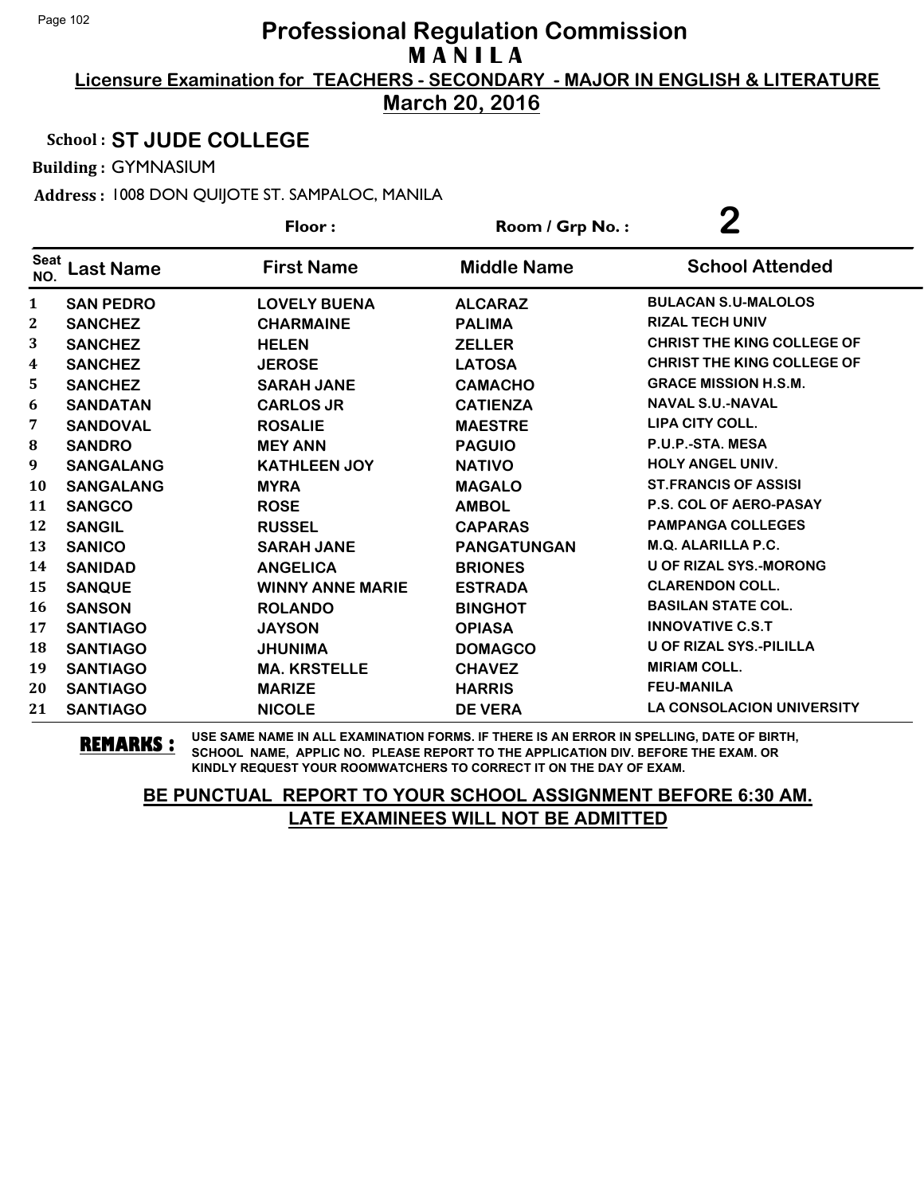# Professional Regulation Commission
## M A N I L A

**Licensure Examination for TEACHERS - SECONDARY - MAJOR IN ENGLISH & LITERATURE**

**March 20, 2016**

**School : ST JUDE COLLEGE**

**Building :** GYMNASIUM

**Address :** 1008 DON QUIJOTE ST. SAMPALOC, MANILA

**Floor :** 

**Room / Grp No. : 2**

| Seat NO. | Last Name | First Name | Middle Name | School Attended |
|---|---|---|---|---|
| 1 | SAN PEDRO | LOVELY BUENA | ALCARAZ | BULACAN S.U-MALOLOS |
| 2 | SANCHEZ | CHARMAINE | PALIMA | RIZAL TECH UNIV |
| 3 | SANCHEZ | HELEN | ZELLER | CHRIST THE KING COLLEGE OF |
| 4 | SANCHEZ | JEROSE | LATOSA | CHRIST THE KING COLLEGE OF |
| 5 | SANCHEZ | SARAH JANE | CAMACHO | GRACE MISSION H.S.M. |
| 6 | SANDATAN | CARLOS JR | CATIENZA | NAVAL S.U.-NAVAL |
| 7 | SANDOVAL | ROSALIE | MAESTRE | LIPA CITY COLL. |
| 8 | SANDRO | MEY ANN | PAGUIO | P.U.P.-STA. MESA |
| 9 | SANGALANG | KATHLEEN JOY | NATIVO | HOLY ANGEL UNIV. |
| 10 | SANGALANG | MYRA | MAGALO | ST.FRANCIS OF ASSISI |
| 11 | SANGCO | ROSE | AMBOL | P.S. COL OF AERO-PASAY |
| 12 | SANGIL | RUSSEL | CAPARAS | PAMPANGA COLLEGES |
| 13 | SANICO | SARAH JANE | PANGATUNGAN | M.Q. ALARILLA P.C. |
| 14 | SANIDAD | ANGELICA | BRIONES | U OF RIZAL SYS.-MORONG |
| 15 | SANQUE | WINNY ANNE MARIE | ESTRADA | CLARENDON COLL. |
| 16 | SANSON | ROLANDO | BINGHOT | BASILAN STATE COL. |
| 17 | SANTIAGO | JAYSON | OPIASA | INNOVATIVE C.S.T |
| 18 | SANTIAGO | JHUNIMA | DOMAGCO | U OF RIZAL SYS.-PILILLA |
| 19 | SANTIAGO | MA. KRSTELLE | CHAVEZ | MIRIAM COLL. |
| 20 | SANTIAGO | MARIZE | HARRIS | FEU-MANILA |
| 21 | SANTIAGO | NICOLE | DE VERA | LA CONSOLACION UNIVERSITY |

**REMARKS :** USE SAME NAME IN ALL EXAMINATION FORMS. IF THERE IS AN ERROR IN SPELLING, DATE OF BIRTH, SCHOOL NAME, APPLIC NO. PLEASE REPORT TO THE APPLICATION DIV. BEFORE THE EXAM. OR KINDLY REQUEST YOUR ROOMWATCHERS TO CORRECT IT ON THE DAY OF EXAM.

**BE PUNCTUAL REPORT TO YOUR SCHOOL ASSIGNMENT BEFORE 6:30 AM. LATE EXAMINEES WILL NOT BE ADMITTED**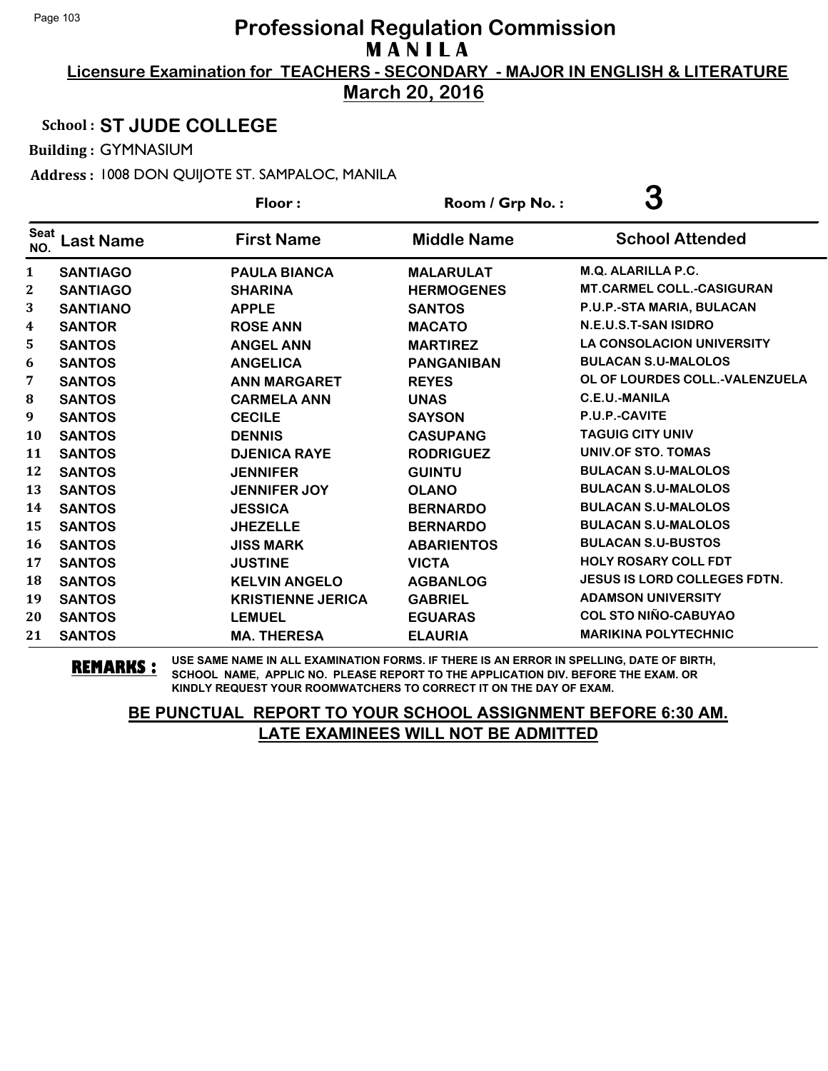# Professional Regulation Commission

## M A N I L A

**Licensure Examination for TEACHERS - SECONDARY - MAJOR IN ENGLISH & LITERATURE**

**March 20, 2016**

**School : ST JUDE COLLEGE**

**Building :** GYMNASIUM

**Address :** 1008 DON QUIJOTE ST. SAMPALOC, MANILA

**Floor :** **Room / Grp No. : 3**

| Seat NO. | Last Name | First Name | Middle Name | School Attended |
|---|---|---|---|---|
| 1 | SANTIAGO | PAULA BIANCA | MALARULAT | M.Q. ALARILLA P.C. |
| 2 | SANTIAGO | SHARINA | HERMOGENES | MT.CARMEL COLL.-CASIGURAN |
| 3 | SANTIANO | APPLE | SANTOS | P.U.P.-STA MARIA, BULACAN |
| 4 | SANTOR | ROSE ANN | MACATO | N.E.U.S.T-SAN ISIDRO |
| 5 | SANTOS | ANGEL ANN | MARTIREZ | LA CONSOLACION UNIVERSITY |
| 6 | SANTOS | ANGELICA | PANGANIBAN | BULACAN S.U-MALOLOS |
| 7 | SANTOS | ANN MARGARET | REYES | OL OF LOURDES COLL.-VALENZUELA |
| 8 | SANTOS | CARMELA ANN | UNAS | C.E.U.-MANILA |
| 9 | SANTOS | CECILE | SAYSON | P.U.P.-CAVITE |
| 10 | SANTOS | DENNIS | CASUPANG | TAGUIG CITY UNIV |
| 11 | SANTOS | DJENICA RAYE | RODRIGUEZ | UNIV.OF STO. TOMAS |
| 12 | SANTOS | JENNIFER | GUINTU | BULACAN S.U-MALOLOS |
| 13 | SANTOS | JENNIFER JOY | OLANO | BULACAN S.U-MALOLOS |
| 14 | SANTOS | JESSICA | BERNARDO | BULACAN S.U-MALOLOS |
| 15 | SANTOS | JHEZELLE | BERNARDO | BULACAN S.U-MALOLOS |
| 16 | SANTOS | JISS MARK | ABARIENTOS | BULACAN S.U-BUSTOS |
| 17 | SANTOS | JUSTINE | VICTA | HOLY ROSARY COLL FDT |
| 18 | SANTOS | KELVIN ANGELO | AGBANLOG | JESUS IS LORD COLLEGES FDTN. |
| 19 | SANTOS | KRISTIENNE JERICA | GABRIEL | ADAMSON UNIVERSITY |
| 20 | SANTOS | LEMUEL | EGUARAS | COL STO NIÑO-CABUYAO |
| 21 | SANTOS | MA. THERESA | ELAURIA | MARIKINA POLYTECHNIC |

**REMARKS :** USE SAME NAME IN ALL EXAMINATION FORMS. IF THERE IS AN ERROR IN SPELLING, DATE OF BIRTH, SCHOOL NAME, APPLIC NO. PLEASE REPORT TO THE APPLICATION DIV. BEFORE THE EXAM. OR KINDLY REQUEST YOUR ROOMWATCHERS TO CORRECT IT ON THE DAY OF EXAM.

**BE PUNCTUAL REPORT TO YOUR SCHOOL ASSIGNMENT BEFORE 6:30 AM. LATE EXAMINEES WILL NOT BE ADMITTED**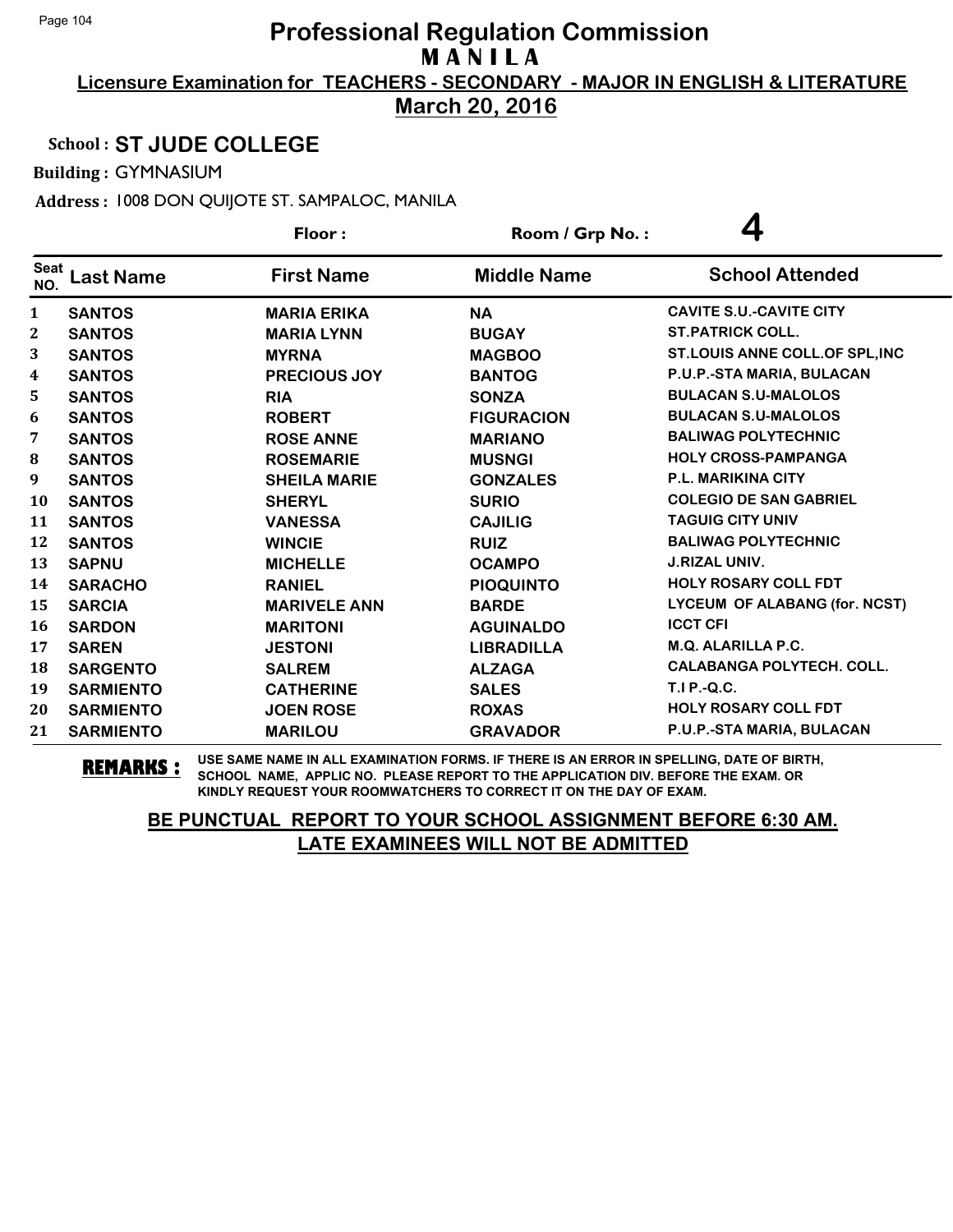# Professional Regulation Commission

## M A N I L A

**Licensure Examination for TEACHERS - SECONDARY - MAJOR IN ENGLISH & LITERATURE**

**March 20, 2016**

**School : ST JUDE COLLEGE**

**Building :** GYMNASIUM

**Address :** 1008 DON QUIJOTE ST. SAMPALOC, MANILA

**Floor :** &nbsp;&nbsp;&nbsp;&nbsp; **Room / Grp No. :** **4**

| Seat NO. | Last Name | First Name | Middle Name | School Attended |
|---|---|---|---|---|
| 1 | SANTOS | MARIA ERIKA | NA | CAVITE S.U.-CAVITE CITY |
| 2 | SANTOS | MARIA LYNN | BUGAY | ST.PATRICK COLL. |
| 3 | SANTOS | MYRNA | MAGBOO | ST.LOUIS ANNE COLL.OF SPL,INC |
| 4 | SANTOS | PRECIOUS JOY | BANTOG | P.U.P.-STA MARIA, BULACAN |
| 5 | SANTOS | RIA | SONZA | BULACAN S.U-MALOLOS |
| 6 | SANTOS | ROBERT | FIGURACION | BULACAN S.U-MALOLOS |
| 7 | SANTOS | ROSE ANNE | MARIANO | BALIWAG POLYTECHNIC |
| 8 | SANTOS | ROSEMARIE | MUSNGI | HOLY CROSS-PAMPANGA |
| 9 | SANTOS | SHEILA MARIE | GONZALES | P.L. MARIKINA CITY |
| 10 | SANTOS | SHERYL | SURIO | COLEGIO DE SAN GABRIEL |
| 11 | SANTOS | VANESSA | CAJILIG | TAGUIG CITY UNIV |
| 12 | SANTOS | WINCIE | RUIZ | BALIWAG POLYTECHNIC |
| 13 | SAPNU | MICHELLE | OCAMPO | J.RIZAL UNIV. |
| 14 | SARACHO | RANIEL | PIOQUINTO | HOLY ROSARY COLL FDT |
| 15 | SARCIA | MARIVELE ANN | BARDE | LYCEUM OF ALABANG (for. NCST) |
| 16 | SARDON | MARITONI | AGUINALDO | ICCT CFI |
| 17 | SAREN | JESTONI | LIBRADILLA | M.Q. ALARILLA P.C. |
| 18 | SARGENTO | SALREM | ALZAGA | CALABANGA POLYTECH. COLL. |
| 19 | SARMIENTO | CATHERINE | SALES | T.I P.-Q.C. |
| 20 | SARMIENTO | JOEN ROSE | ROXAS | HOLY ROSARY COLL FDT |
| 21 | SARMIENTO | MARILOU | GRAVADOR | P.U.P.-STA MARIA, BULACAN |

**REMARKS :** USE SAME NAME IN ALL EXAMINATION FORMS. IF THERE IS AN ERROR IN SPELLING, DATE OF BIRTH, SCHOOL NAME, APPLIC NO. PLEASE REPORT TO THE APPLICATION DIV. BEFORE THE EXAM. OR KINDLY REQUEST YOUR ROOMWATCHERS TO CORRECT IT ON THE DAY OF EXAM.

**BE PUNCTUAL REPORT TO YOUR SCHOOL ASSIGNMENT BEFORE 6:30 AM.**
**LATE EXAMINEES WILL NOT BE ADMITTED**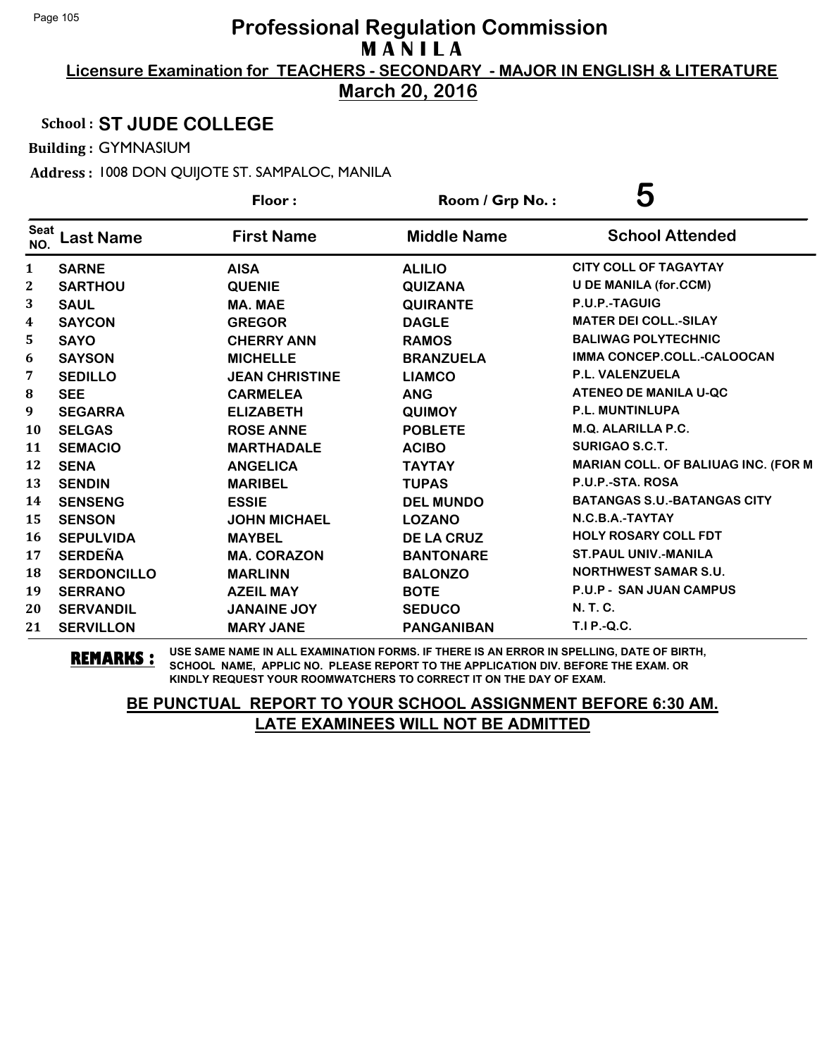# Professional Regulation Commission

## M A N I L A

**Licensure Examination for TEACHERS - SECONDARY - MAJOR IN ENGLISH & LITERATURE**

**March 20, 2016**

**School : ST JUDE COLLEGE**

**Building :** GYMNASIUM

**Address :** 1008 DON QUIJOTE ST. SAMPALOC, MANILA

**Floor :** &nbsp;&nbsp;&nbsp;&nbsp; **Room / Grp No. : 5**

| Seat NO. | Last Name | First Name | Middle Name | School Attended |
|---|---|---|---|---|
| 1 | SARNE | AISA | ALILIO | CITY COLL OF TAGAYTAY |
| 2 | SARTHOU | QUENIE | QUIZANA | U DE MANILA (for.CCM) |
| 3 | SAUL | MA. MAE | QUIRANTE | P.U.P.-TAGUIG |
| 4 | SAYCON | GREGOR | DAGLE | MATER DEI COLL.-SILAY |
| 5 | SAYO | CHERRY ANN | RAMOS | BALIWAG POLYTECHNIC |
| 6 | SAYSON | MICHELLE | BRANZUELA | IMMA CONCEP.COLL.-CALOOCAN |
| 7 | SEDILLO | JEAN CHRISTINE | LIAMCO | P.L. VALENZUELA |
| 8 | SEE | CARMELEA | ANG | ATENEO DE MANILA U-QC |
| 9 | SEGARRA | ELIZABETH | QUIMOY | P.L. MUNTINLUPA |
| 10 | SELGAS | ROSE ANNE | POBLETE | M.Q. ALARILLA P.C. |
| 11 | SEMACIO | MARTHADALE | ACIBO | SURIGAO S.C.T. |
| 12 | SENA | ANGELICA | TAYTAY | MARIAN COLL. OF BALIUAG INC. (FOR M |
| 13 | SENDIN | MARIBEL | TUPAS | P.U.P.-STA. ROSA |
| 14 | SENSENG | ESSIE | DEL MUNDO | BATANGAS S.U.-BATANGAS CITY |
| 15 | SENSON | JOHN MICHAEL | LOZANO | N.C.B.A.-TAYTAY |
| 16 | SEPULVIDA | MAYBEL | DE LA CRUZ | HOLY ROSARY COLL FDT |
| 17 | SERDEÑA | MA. CORAZON | BANTONARE | ST.PAUL UNIV.-MANILA |
| 18 | SERDONCILLO | MARLINN | BALONZO | NORTHWEST SAMAR S.U. |
| 19 | SERRANO | AZEIL MAY | BOTE | P.U.P - SAN JUAN CAMPUS |
| 20 | SERVANDIL | JANAINE JOY | SEDUCO | N. T. C. |
| 21 | SERVILLON | MARY JANE | PANGANIBAN | T.I P.-Q.C. |

**REMARKS :** USE SAME NAME IN ALL EXAMINATION FORMS. IF THERE IS AN ERROR IN SPELLING, DATE OF BIRTH, SCHOOL NAME, APPLIC NO. PLEASE REPORT TO THE APPLICATION DIV. BEFORE THE EXAM. OR KINDLY REQUEST YOUR ROOMWATCHERS TO CORRECT IT ON THE DAY OF EXAM.

**BE PUNCTUAL REPORT TO YOUR SCHOOL ASSIGNMENT BEFORE 6:30 AM.**
**LATE EXAMINEES WILL NOT BE ADMITTED**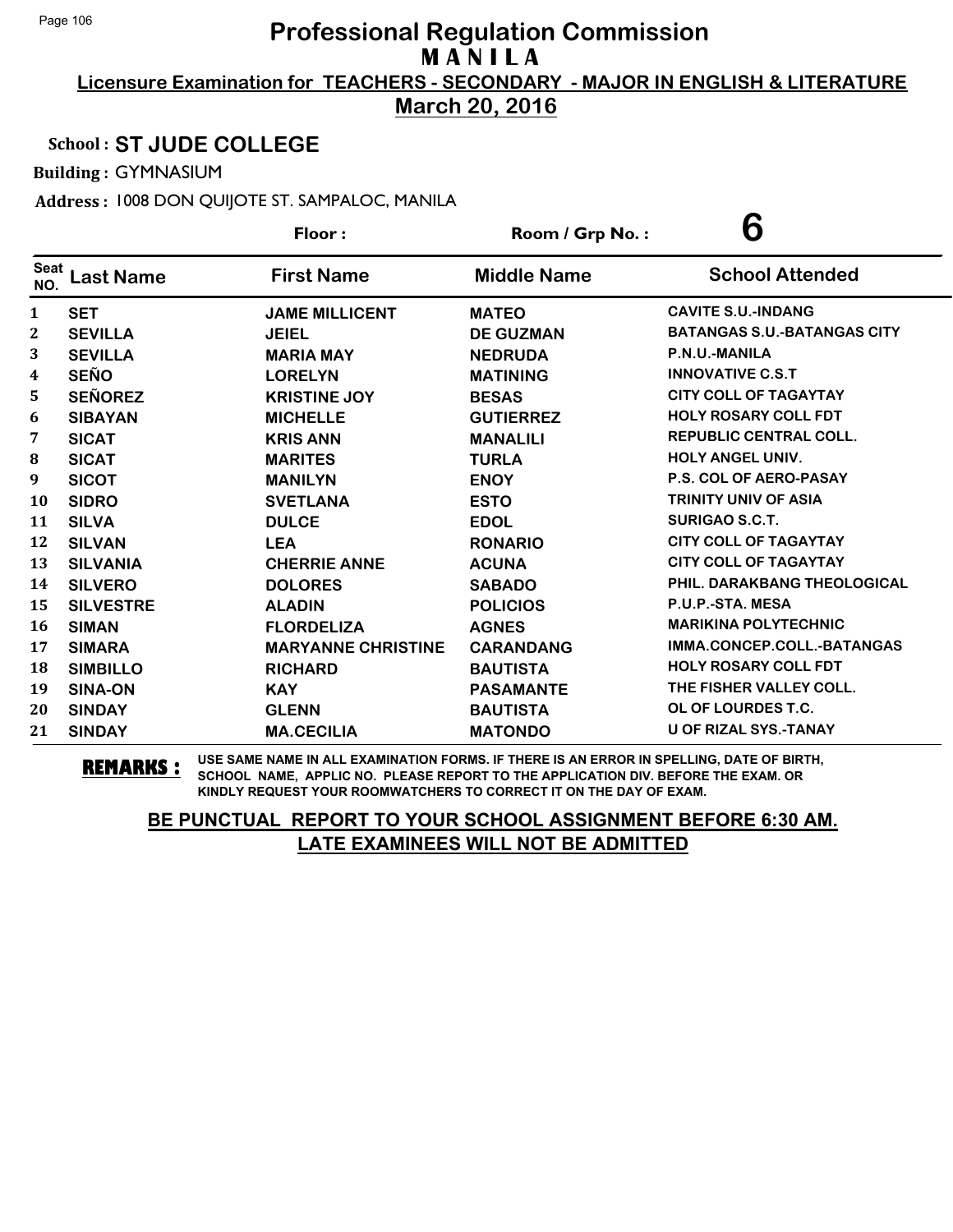# Professional Regulation Commission

## M A N I L A

**Licensure Examination for TEACHERS - SECONDARY - MAJOR IN ENGLISH & LITERATURE**

**March 20, 2016**

**School : ST JUDE COLLEGE**

**Building :** GYMNASIUM

**Address :** 1008 DON QUIJOTE ST. SAMPALOC, MANILA

**Floor :** 

**Room / Grp No. : 6**

| Seat NO. | Last Name | First Name | Middle Name | School Attended |
|---|---|---|---|---|
| 1 | SET | JAME MILLICENT | MATEO | CAVITE S.U.-INDANG |
| 2 | SEVILLA | JEIEL | DE GUZMAN | BATANGAS S.U.-BATANGAS CITY |
| 3 | SEVILLA | MARIA MAY | NEDRUDA | P.N.U.-MANILA |
| 4 | SEÑO | LORELYN | MATINING | INNOVATIVE C.S.T |
| 5 | SEÑOREZ | KRISTINE JOY | BESAS | CITY COLL OF TAGAYTAY |
| 6 | SIBAYAN | MICHELLE | GUTIERREZ | HOLY ROSARY COLL FDT |
| 7 | SICAT | KRIS ANN | MANALILI | REPUBLIC CENTRAL COLL. |
| 8 | SICAT | MARITES | TURLA | HOLY ANGEL UNIV. |
| 9 | SICOT | MANILYN | ENOY | P.S. COL OF AERO-PASAY |
| 10 | SIDRO | SVETLANA | ESTO | TRINITY UNIV OF ASIA |
| 11 | SILVA | DULCE | EDOL | SURIGAO S.C.T. |
| 12 | SILVAN | LEA | RONARIO | CITY COLL OF TAGAYTAY |
| 13 | SILVANIA | CHERRIE ANNE | ACUNA | CITY COLL OF TAGAYTAY |
| 14 | SILVERO | DOLORES | SABADO | PHIL. DARAKBANG THEOLOGICAL |
| 15 | SILVESTRE | ALADIN | POLICIOS | P.U.P.-STA. MESA |
| 16 | SIMAN | FLORDELIZA | AGNES | MARIKINA POLYTECHNIC |
| 17 | SIMARA | MARYANNE CHRISTINE | CARANDANG | IMMA.CONCEP.COLL.-BATANGAS |
| 18 | SIMBILLO | RICHARD | BAUTISTA | HOLY ROSARY COLL FDT |
| 19 | SINA-ON | KAY | PASAMANTE | THE FISHER VALLEY COLL. |
| 20 | SINDAY | GLENN | BAUTISTA | OL OF LOURDES T.C. |
| 21 | SINDAY | MA.CECILIA | MATONDO | U OF RIZAL SYS.-TANAY |

**REMARKS :** USE SAME NAME IN ALL EXAMINATION FORMS. IF THERE IS AN ERROR IN SPELLING, DATE OF BIRTH, SCHOOL NAME, APPLIC NO. PLEASE REPORT TO THE APPLICATION DIV. BEFORE THE EXAM. OR KINDLY REQUEST YOUR ROOMWATCHERS TO CORRECT IT ON THE DAY OF EXAM.

**BE PUNCTUAL REPORT TO YOUR SCHOOL ASSIGNMENT BEFORE 6:30 AM.**
**LATE EXAMINEES WILL NOT BE ADMITTED**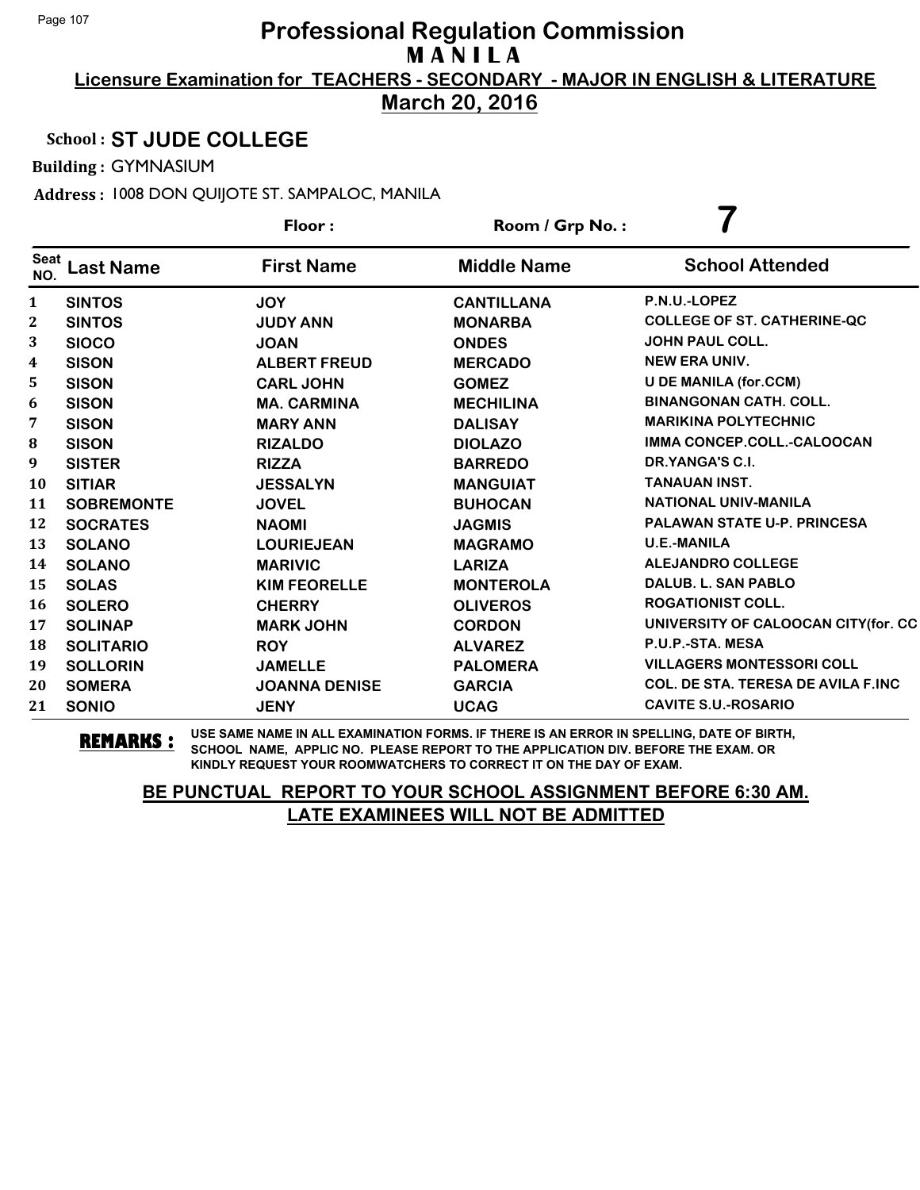# Professional Regulation Commission
## M A N I L A

**Licensure Examination for TEACHERS - SECONDARY - MAJOR IN ENGLISH & LITERATURE**

**March 20, 2016**

**School : ST JUDE COLLEGE**

**Building :** GYMNASIUM

**Address :** 1008 DON QUIJOTE ST. SAMPALOC, MANILA

**Floor :** 

**Room / Grp No. :** 7

| Seat NO. | Last Name | First Name | Middle Name | School Attended |
|---|---|---|---|---|
| 1 | SINTOS | JOY | CANTILLANA | P.N.U.-LOPEZ |
| 2 | SINTOS | JUDY ANN | MONARBA | COLLEGE OF ST. CATHERINE-QC |
| 3 | SIOCO | JOAN | ONDES | JOHN PAUL COLL. |
| 4 | SISON | ALBERT FREUD | MERCADO | NEW ERA UNIV. |
| 5 | SISON | CARL JOHN | GOMEZ | U DE MANILA (for.CCM) |
| 6 | SISON | MA. CARMINA | MECHILINA | BINANGONAN CATH. COLL. |
| 7 | SISON | MARY ANN | DALISAY | MARIKINA POLYTECHNIC |
| 8 | SISON | RIZALDO | DIOLAZO | IMMA CONCEP.COLL.-CALOOCAN |
| 9 | SISTER | RIZZA | BARREDO | DR.YANGA'S C.I. |
| 10 | SITIAR | JESSALYN | MANGUIAT | TANAUAN INST. |
| 11 | SOBREMONTE | JOVEL | BUHOCAN | NATIONAL UNIV-MANILA |
| 12 | SOCRATES | NAOMI | JAGMIS | PALAWAN STATE U-P. PRINCESA |
| 13 | SOLANO | LOURIEJEAN | MAGRAMO | U.E.-MANILA |
| 14 | SOLANO | MARIVIC | LARIZA | ALEJANDRO COLLEGE |
| 15 | SOLAS | KIM FEORELLE | MONTEROLA | DALUB. L. SAN PABLO |
| 16 | SOLERO | CHERRY | OLIVEROS | ROGATIONIST COLL. |
| 17 | SOLINAP | MARK JOHN | CORDON | UNIVERSITY OF CALOOCAN CITY(for. CC |
| 18 | SOLITARIO | ROY | ALVAREZ | P.U.P.-STA. MESA |
| 19 | SOLLORIN | JAMELLE | PALOMERA | VILLAGERS MONTESSORI COLL |
| 20 | SOMERA | JOANNA DENISE | GARCIA | COL. DE STA. TERESA DE AVILA F.INC |
| 21 | SONIO | JENY | UCAG | CAVITE S.U.-ROSARIO |

**REMARKS :** USE SAME NAME IN ALL EXAMINATION FORMS. IF THERE IS AN ERROR IN SPELLING, DATE OF BIRTH, SCHOOL NAME, APPLIC NO. PLEASE REPORT TO THE APPLICATION DIV. BEFORE THE EXAM. OR KINDLY REQUEST YOUR ROOMWATCHERS TO CORRECT IT ON THE DAY OF EXAM.

**BE PUNCTUAL REPORT TO YOUR SCHOOL ASSIGNMENT BEFORE 6:30 AM. LATE EXAMINEES WILL NOT BE ADMITTED**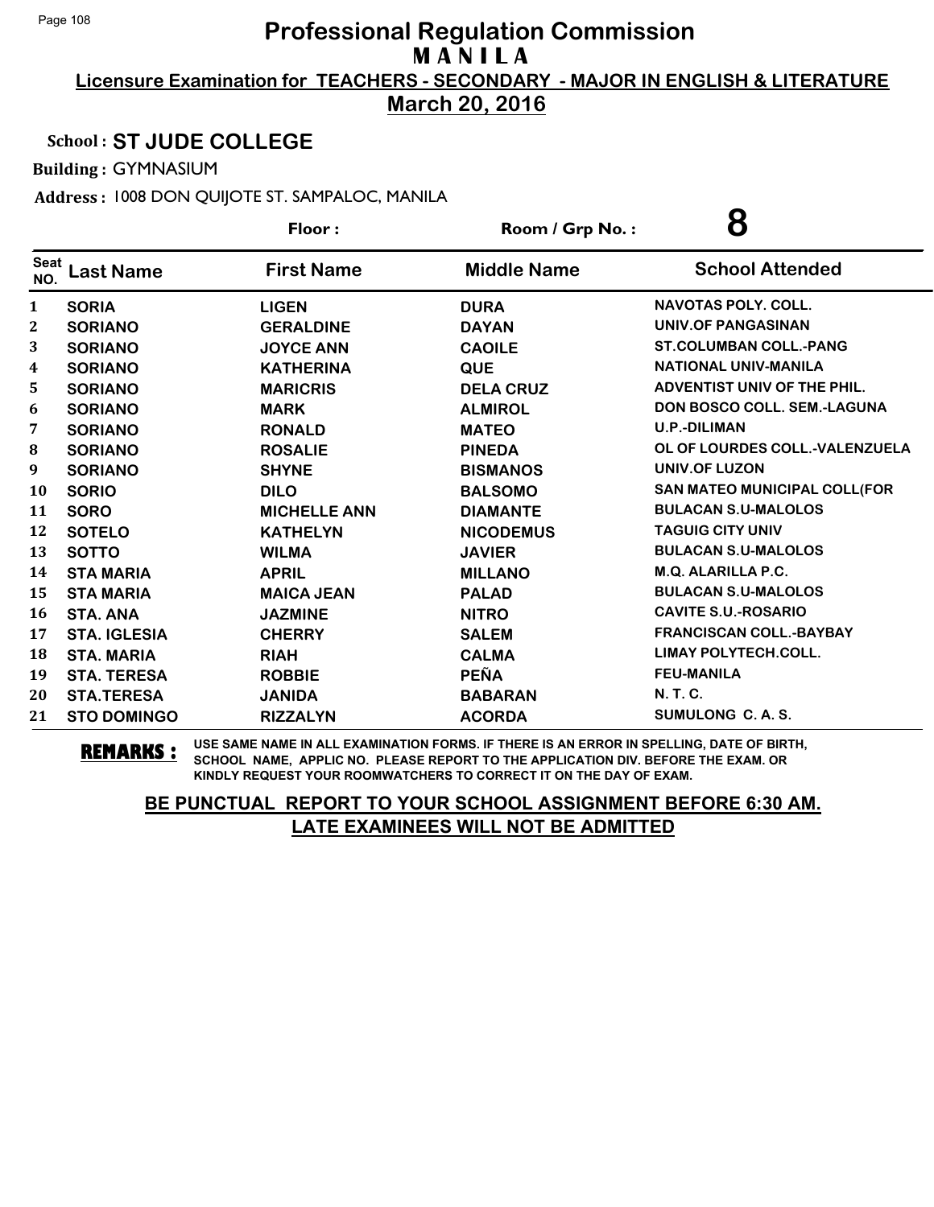# Professional Regulation Commission
## M A N I L A

**Licensure Examination for TEACHERS - SECONDARY - MAJOR IN ENGLISH & LITERATURE**

**March 20, 2016**

**School : ST JUDE COLLEGE**

**Building :** GYMNASIUM

**Address :** 1008 DON QUIJOTE ST. SAMPALOC, MANILA

**Floor :** 

**Room / Grp No. : 8**

| Seat NO. | Last Name | First Name | Middle Name | School Attended |
|---|---|---|---|---|
| 1 | SORIA | LIGEN | DURA | NAVOTAS POLY. COLL. |
| 2 | SORIANO | GERALDINE | DAYAN | UNIV.OF PANGASINAN |
| 3 | SORIANO | JOYCE ANN | CAOILE | ST.COLUMBAN COLL.-PANG |
| 4 | SORIANO | KATHERINA | QUE | NATIONAL UNIV-MANILA |
| 5 | SORIANO | MARICRIS | DELA CRUZ | ADVENTIST UNIV OF THE PHIL. |
| 6 | SORIANO | MARK | ALMIROL | DON BOSCO COLL. SEM.-LAGUNA |
| 7 | SORIANO | RONALD | MATEO | U.P.-DILIMAN |
| 8 | SORIANO | ROSALIE | PINEDA | OL OF LOURDES COLL.-VALENZUELA |
| 9 | SORIANO | SHYNE | BISMANOS | UNIV.OF LUZON |
| 10 | SORIO | DILO | BALSOMO | SAN MATEO MUNICIPAL COLL(FOR |
| 11 | SORO | MICHELLE ANN | DIAMANTE | BULACAN S.U-MALOLOS |
| 12 | SOTELO | KATHELYN | NICODEMUS | TAGUIG CITY UNIV |
| 13 | SOTTO | WILMA | JAVIER | BULACAN S.U-MALOLOS |
| 14 | STA MARIA | APRIL | MILLANO | M.Q. ALARILLA P.C. |
| 15 | STA MARIA | MAICA JEAN | PALAD | BULACAN S.U-MALOLOS |
| 16 | STA. ANA | JAZMINE | NITRO | CAVITE S.U.-ROSARIO |
| 17 | STA. IGLESIA | CHERRY | SALEM | FRANCISCAN COLL.-BAYBAY |
| 18 | STA. MARIA | RIAH | CALMA | LIMAY POLYTECH.COLL. |
| 19 | STA. TERESA | ROBBIE | PEÑA | FEU-MANILA |
| 20 | STA.TERESA | JANIDA | BABARAN | N. T. C. |
| 21 | STO DOMINGO | RIZZALYN | ACORDA | SUMULONG C. A. S. |

**REMARKS :** USE SAME NAME IN ALL EXAMINATION FORMS. IF THERE IS AN ERROR IN SPELLING, DATE OF BIRTH, SCHOOL NAME, APPLIC NO. PLEASE REPORT TO THE APPLICATION DIV. BEFORE THE EXAM. OR KINDLY REQUEST YOUR ROOMWATCHERS TO CORRECT IT ON THE DAY OF EXAM.

**BE PUNCTUAL REPORT TO YOUR SCHOOL ASSIGNMENT BEFORE 6:30 AM.**
**LATE EXAMINEES WILL NOT BE ADMITTED**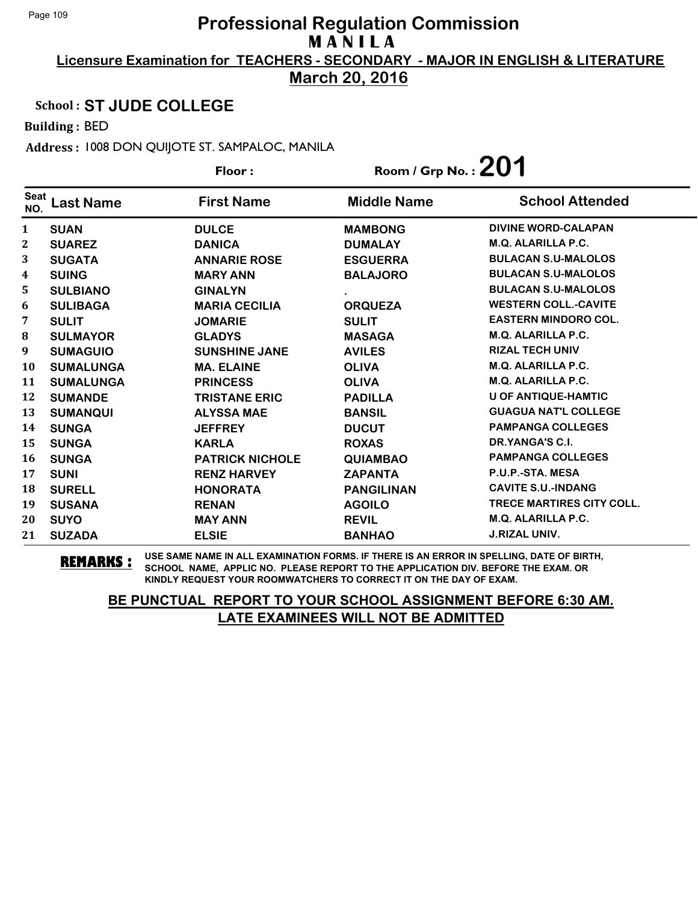# Professional Regulation Commission

## M A N I L A

**Licensure Examination for TEACHERS - SECONDARY - MAJOR IN ENGLISH & LITERATURE**

**March 20, 2016**

**School : ST JUDE COLLEGE**

**Building :** BED

**Address :** 1008 DON QUIJOTE ST. SAMPALOC, MANILA

**Floor :**

**Room / Grp No. : 201**

| Seat NO. | Last Name | First Name | Middle Name | School Attended |
|---|---|---|---|---|
| 1 | SUAN | DULCE | MAMBONG | DIVINE WORD-CALAPAN |
| 2 | SUAREZ | DANICA | DUMALAY | M.Q. ALARILLA P.C. |
| 3 | SUGATA | ANNARIE ROSE | ESGUERRA | BULACAN S.U-MALOLOS |
| 4 | SUING | MARY ANN | BALAJORO | BULACAN S.U-MALOLOS |
| 5 | SULBIANO | GINALYN | . | BULACAN S.U-MALOLOS |
| 6 | SULIBAGA | MARIA CECILIA | ORQUEZA | WESTERN COLL.-CAVITE |
| 7 | SULIT | JOMARIE | SULIT | EASTERN MINDORO COL. |
| 8 | SULMAYOR | GLADYS | MASAGA | M.Q. ALARILLA P.C. |
| 9 | SUMAGUIO | SUNSHINE JANE | AVILES | RIZAL TECH UNIV |
| 10 | SUMALUNGA | MA. ELAINE | OLIVA | M.Q. ALARILLA P.C. |
| 11 | SUMALUNGA | PRINCESS | OLIVA | M.Q. ALARILLA P.C. |
| 12 | SUMANDE | TRISTANE ERIC | PADILLA | U OF ANTIQUE-HAMTIC |
| 13 | SUMANQUI | ALYSSA MAE | BANSIL | GUAGUA NAT'L COLLEGE |
| 14 | SUNGA | JEFFREY | DUCUT | PAMPANGA COLLEGES |
| 15 | SUNGA | KARLA | ROXAS | DR.YANGA'S C.I. |
| 16 | SUNGA | PATRICK NICHOLE | QUIAMBAO | PAMPANGA COLLEGES |
| 17 | SUNI | RENZ HARVEY | ZAPANTA | P.U.P.-STA. MESA |
| 18 | SURELL | HONORATA | PANGILINAN | CAVITE S.U.-INDANG |
| 19 | SUSANA | RENAN | AGOILO | TRECE MARTIRES CITY COLL. |
| 20 | SUYO | MAY ANN | REVIL | M.Q. ALARILLA P.C. |
| 21 | SUZADA | ELSIE | BANHAO | J.RIZAL UNIV. |

**REMARKS :** USE SAME NAME IN ALL EXAMINATION FORMS. IF THERE IS AN ERROR IN SPELLING, DATE OF BIRTH, SCHOOL NAME, APPLIC NO. PLEASE REPORT TO THE APPLICATION DIV. BEFORE THE EXAM. OR KINDLY REQUEST YOUR ROOMWATCHERS TO CORRECT IT ON THE DAY OF EXAM.

**BE PUNCTUAL REPORT TO YOUR SCHOOL ASSIGNMENT BEFORE 6:30 AM. LATE EXAMINEES WILL NOT BE ADMITTED**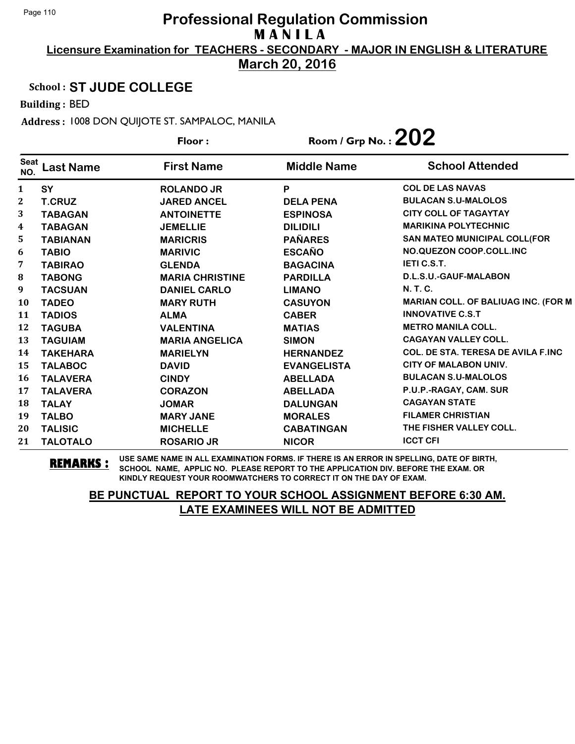# Professional Regulation Commission
## MANILA
**Licensure Examination for TEACHERS - SECONDARY - MAJOR IN ENGLISH & LITERATURE**
**March 20, 2016**

School : **ST JUDE COLLEGE**

Building : BED

Address : 1008 DON QUIJOTE ST. SAMPALOC, MANILA

Floor :

Room / Grp No. : **202**

| Seat NO. | Last Name | First Name | Middle Name | School Attended |
|---|---|---|---|---|
| 1 | SY | ROLANDO JR | P | COL DE LAS NAVAS |
| 2 | T.CRUZ | JARED ANCEL | DELA PENA | BULACAN S.U-MALOLOS |
| 3 | TABAGAN | ANTOINETTE | ESPINOSA | CITY COLL OF TAGAYTAY |
| 4 | TABAGAN | JEMELLIE | DILIDILI | MARIKINA POLYTECHNIC |
| 5 | TABIANAN | MARICRIS | PAÑARES | SAN MATEO MUNICIPAL COLL(FOR |
| 6 | TABIO | MARIVIC | ESCAÑO | NO.QUEZON COOP.COLL.INC |
| 7 | TABIRAO | GLENDA | BAGACINA | IETI C.S.T. |
| 8 | TABONG | MARIA CHRISTINE | PARDILLA | D.L.S.U.-GAUF-MALABON |
| 9 | TACSUAN | DANIEL CARLO | LIMANO | N. T. C. |
| 10 | TADEO | MARY RUTH | CASUYON | MARIAN COLL. OF BALIUAG INC. (FOR M |
| 11 | TADIOS | ALMA | CABER | INNOVATIVE C.S.T |
| 12 | TAGUBA | VALENTINA | MATIAS | METRO MANILA COLL. |
| 13 | TAGUIAM | MARIA ANGELICA | SIMON | CAGAYAN VALLEY COLL. |
| 14 | TAKEHARA | MARIELYN | HERNANDEZ | COL. DE STA. TERESA DE AVILA F.INC |
| 15 | TALABOC | DAVID | EVANGELISTA | CITY OF MALABON UNIV. |
| 16 | TALAVERA | CINDY | ABELLADA | BULACAN S.U-MALOLOS |
| 17 | TALAVERA | CORAZON | ABELLADA | P.U.P.-RAGAY, CAM. SUR |
| 18 | TALAY | JOMAR | DALUNGAN | CAGAYAN STATE |
| 19 | TALBO | MARY JANE | MORALES | FILAMER CHRISTIAN |
| 20 | TALISIC | MICHELLE | CABATINGAN | THE FISHER VALLEY COLL. |
| 21 | TALOTALO | ROSARIO JR | NICOR | ICCT CFI |

**REMARKS :** USE SAME NAME IN ALL EXAMINATION FORMS. IF THERE IS AN ERROR IN SPELLING, DATE OF BIRTH, SCHOOL NAME, APPLIC NO. PLEASE REPORT TO THE APPLICATION DIV. BEFORE THE EXAM. OR KINDLY REQUEST YOUR ROOMWATCHERS TO CORRECT IT ON THE DAY OF EXAM.

**BE PUNCTUAL REPORT TO YOUR SCHOOL ASSIGNMENT BEFORE 6:30 AM. LATE EXAMINEES WILL NOT BE ADMITTED**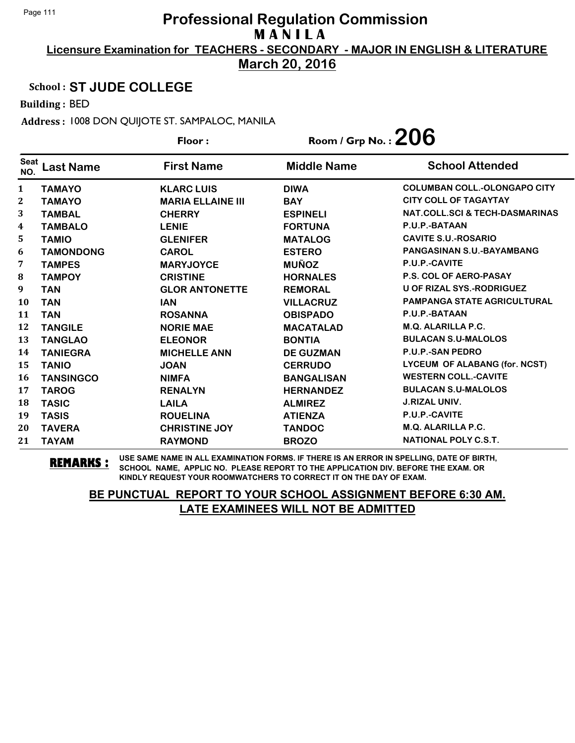# Professional Regulation Commission

## M A N I L A

**Licensure Examination for TEACHERS - SECONDARY - MAJOR IN ENGLISH & LITERATURE**

**March 20, 2016**

**School : ST JUDE COLLEGE**

**Building :** BED

**Address :** 1008 DON QUIJOTE ST. SAMPALOC, MANILA

**Floor :** 

**Room / Grp No. : 206**

| Seat NO. | Last Name | First Name | Middle Name | School Attended |
|---|---|---|---|---|
| 1 | TAMAYO | KLARC LUIS | DIWA | COLUMBAN COLL.-OLONGAPO CITY |
| 2 | TAMAYO | MARIA ELLAINE III | BAY | CITY COLL OF TAGAYTAY |
| 3 | TAMBAL | CHERRY | ESPINELI | NAT.COLL.SCI & TECH-DASMARINAS |
| 4 | TAMBALO | LENIE | FORTUNA | P.U.P.-BATAAN |
| 5 | TAMIO | GLENIFER | MATALOG | CAVITE S.U.-ROSARIO |
| 6 | TAMONDONG | CAROL | ESTERO | PANGASINAN S.U.-BAYAMBANG |
| 7 | TAMPES | MARYJOYCE | MUÑOZ | P.U.P.-CAVITE |
| 8 | TAMPOY | CRISTINE | HORNALES | P.S. COL OF AERO-PASAY |
| 9 | TAN | GLOR ANTONETTE | REMORAL | U OF RIZAL SYS.-RODRIGUEZ |
| 10 | TAN | IAN | VILLACRUZ | PAMPANGA STATE AGRICULTURAL |
| 11 | TAN | ROSANNA | OBISPADO | P.U.P.-BATAAN |
| 12 | TANGILE | NORIE MAE | MACATALAD | M.Q. ALARILLA P.C. |
| 13 | TANGLAO | ELEONOR | BONTIA | BULACAN S.U-MALOLOS |
| 14 | TANIEGRA | MICHELLE ANN | DE GUZMAN | P.U.P.-SAN PEDRO |
| 15 | TANIO | JOAN | CERRUDO | LYCEUM OF ALABANG (for. NCST) |
| 16 | TANSINGCO | NIMFA | BANGALISAN | WESTERN COLL.-CAVITE |
| 17 | TAROG | RENALYN | HERNANDEZ | BULACAN S.U-MALOLOS |
| 18 | TASIC | LAILA | ALMIREZ | J.RIZAL UNIV. |
| 19 | TASIS | ROUELINA | ATIENZA | P.U.P.-CAVITE |
| 20 | TAVERA | CHRISTINE JOY | TANDOC | M.Q. ALARILLA P.C. |
| 21 | TAYAM | RAYMOND | BROZO | NATIONAL POLY C.S.T. |

**REMARKS :** USE SAME NAME IN ALL EXAMINATION FORMS. IF THERE IS AN ERROR IN SPELLING, DATE OF BIRTH, SCHOOL NAME, APPLIC NO. PLEASE REPORT TO THE APPLICATION DIV. BEFORE THE EXAM. OR KINDLY REQUEST YOUR ROOMWATCHERS TO CORRECT IT ON THE DAY OF EXAM.

**BE PUNCTUAL REPORT TO YOUR SCHOOL ASSIGNMENT BEFORE 6:30 AM.**
**LATE EXAMINEES WILL NOT BE ADMITTED**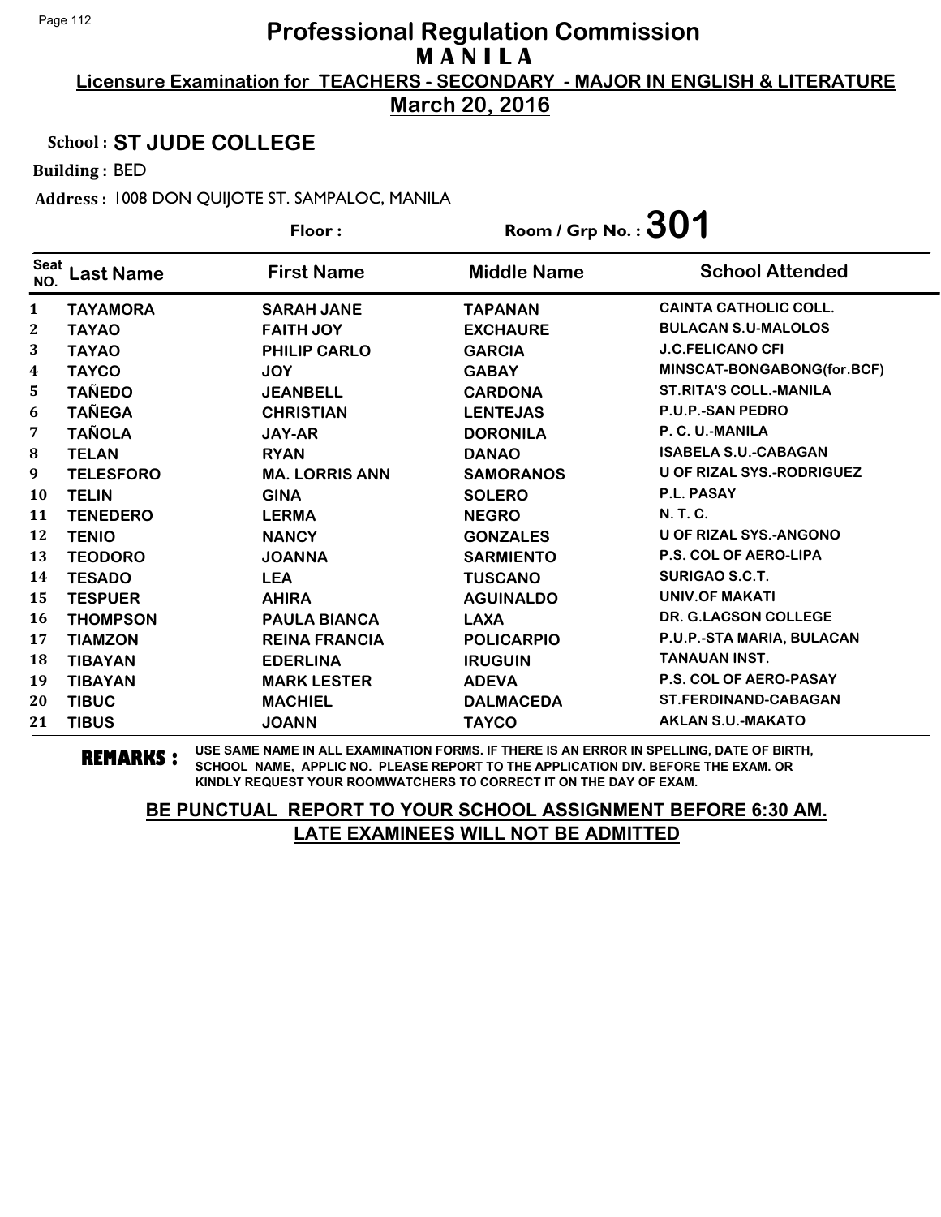# Professional Regulation Commission
## MANILA

**Licensure Examination for TEACHERS - SECONDARY - MAJOR IN ENGLISH & LITERATURE**

**March 20, 2016**

**School : ST JUDE COLLEGE**

**Building :** BED

**Address :** 1008 DON QUIJOTE ST. SAMPALOC, MANILA

**Floor :** 

**Room / Grp No. : 301**

| Seat NO. | Last Name | First Name | Middle Name | School Attended |
|---|---|---|---|---|
| 1 | TAYAMORA | SARAH JANE | TAPANAN | CAINTA CATHOLIC COLL. |
| 2 | TAYAO | FAITH JOY | EXCHAURE | BULACAN S.U-MALOLOS |
| 3 | TAYAO | PHILIP CARLO | GARCIA | J.C.FELICANO CFI |
| 4 | TAYCO | JOY | GABAY | MINSCAT-BONGABONG(for.BCF) |
| 5 | TAÑEDO | JEANBELL | CARDONA | ST.RITA'S COLL.-MANILA |
| 6 | TAÑEGA | CHRISTIAN | LENTEJAS | P.U.P.-SAN PEDRO |
| 7 | TAÑOLA | JAY-AR | DORONILA | P. C. U.-MANILA |
| 8 | TELAN | RYAN | DANAO | ISABELA S.U.-CABAGAN |
| 9 | TELESFORO | MA. LORRIS ANN | SAMORANOS | U OF RIZAL SYS.-RODRIGUEZ |
| 10 | TELIN | GINA | SOLERO | P.L. PASAY |
| 11 | TENEDERO | LERMA | NEGRO | N. T. C. |
| 12 | TENIO | NANCY | GONZALES | U OF RIZAL SYS.-ANGONO |
| 13 | TEODORO | JOANNA | SARMIENTO | P.S. COL OF AERO-LIPA |
| 14 | TESADO | LEA | TUSCANO | SURIGAO S.C.T. |
| 15 | TESPUER | AHIRA | AGUINALDO | UNIV.OF MAKATI |
| 16 | THOMPSON | PAULA BIANCA | LAXA | DR. G.LACSON COLLEGE |
| 17 | TIAMZON | REINA FRANCIA | POLICARPIO | P.U.P.-STA MARIA, BULACAN |
| 18 | TIBAYAN | EDERLINA | IRUGUIN | TANAUAN INST. |
| 19 | TIBAYAN | MARK LESTER | ADEVA | P.S. COL OF AERO-PASAY |
| 20 | TIBUC | MACHIEL | DALMACEDA | ST.FERDINAND-CABAGAN |
| 21 | TIBUS | JOANN | TAYCO | AKLAN S.U.-MAKATO |

**REMARKS :** USE SAME NAME IN ALL EXAMINATION FORMS. IF THERE IS AN ERROR IN SPELLING, DATE OF BIRTH, SCHOOL NAME, APPLIC NO. PLEASE REPORT TO THE APPLICATION DIV. BEFORE THE EXAM. OR KINDLY REQUEST YOUR ROOMWATCHERS TO CORRECT IT ON THE DAY OF EXAM.

**BE PUNCTUAL REPORT TO YOUR SCHOOL ASSIGNMENT BEFORE 6:30 AM. LATE EXAMINEES WILL NOT BE ADMITTED**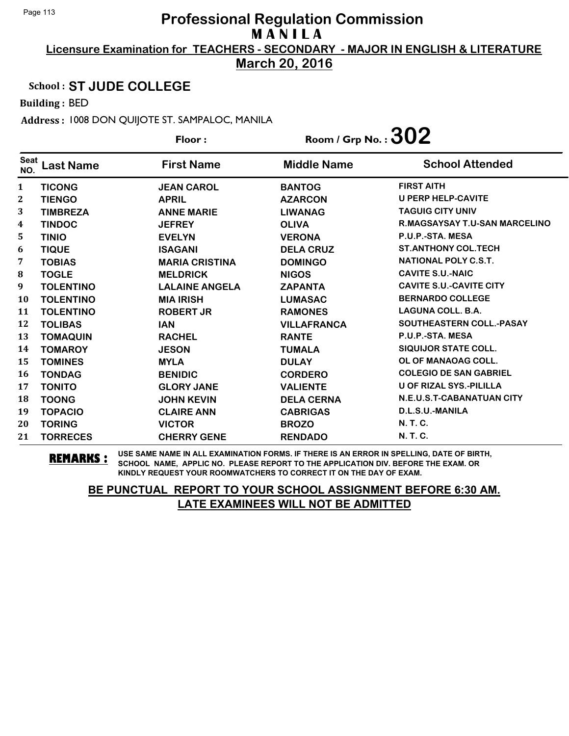# Professional Regulation Commission
## MANILA
**Licensure Examination for TEACHERS - SECONDARY - MAJOR IN ENGLISH & LITERATURE**
**March 20, 2016**

School : **ST JUDE COLLEGE**

Building : BED

Address : 1008 DON QUIJOTE ST. SAMPALOC, MANILA

Floor : Room / Grp No. : **302**

| Seat NO. | Last Name | First Name | Middle Name | School Attended |
|---|---|---|---|---|
| 1 | TICONG | JEAN CAROL | BANTOG | FIRST AITH |
| 2 | TIENGO | APRIL | AZARCON | U PERP HELP-CAVITE |
| 3 | TIMBREZA | ANNE MARIE | LIWANAG | TAGUIG CITY UNIV |
| 4 | TINDOC | JEFREY | OLIVA | R.MAGSAYSAY T.U-SAN MARCELINO |
| 5 | TINIO | EVELYN | VERONA | P.U.P.-STA. MESA |
| 6 | TIQUE | ISAGANI | DELA CRUZ | ST.ANTHONY COL.TECH |
| 7 | TOBIAS | MARIA CRISTINA | DOMINGO | NATIONAL POLY C.S.T. |
| 8 | TOGLE | MELDRICK | NIGOS | CAVITE S.U.-NAIC |
| 9 | TOLENTINO | LALAINE ANGELA | ZAPANTA | CAVITE S.U.-CAVITE CITY |
| 10 | TOLENTINO | MIA IRISH | LUMASAC | BERNARDO COLLEGE |
| 11 | TOLENTINO | ROBERT JR | RAMONES | LAGUNA COLL. B.A. |
| 12 | TOLIBAS | IAN | VILLAFRANCA | SOUTHEASTERN COLL.-PASAY |
| 13 | TOMAQUIN | RACHEL | RANTE | P.U.P.-STA. MESA |
| 14 | TOMAROY | JESON | TUMALA | SIQUIJOR STATE COLL. |
| 15 | TOMINES | MYLA | DULAY | OL OF MANAOAG COLL. |
| 16 | TONDAG | BENIDIC | CORDERO | COLEGIO DE SAN GABRIEL |
| 17 | TONITO | GLORY JANE | VALIENTE | U OF RIZAL SYS.-PILILLA |
| 18 | TOONG | JOHN KEVIN | DELA CERNA | N.E.U.S.T-CABANATUAN CITY |
| 19 | TOPACIO | CLAIRE ANN | CABRIGAS | D.L.S.U.-MANILA |
| 20 | TORING | VICTOR | BROZO | N. T. C. |
| 21 | TORRECES | CHERRY GENE | RENDADO | N. T. C. |

**REMARKS :** USE SAME NAME IN ALL EXAMINATION FORMS. IF THERE IS AN ERROR IN SPELLING, DATE OF BIRTH, SCHOOL NAME, APPLIC NO. PLEASE REPORT TO THE APPLICATION DIV. BEFORE THE EXAM. OR KINDLY REQUEST YOUR ROOMWATCHERS TO CORRECT IT ON THE DAY OF EXAM.

**BE PUNCTUAL REPORT TO YOUR SCHOOL ASSIGNMENT BEFORE 6:30 AM.**
**LATE EXAMINEES WILL NOT BE ADMITTED**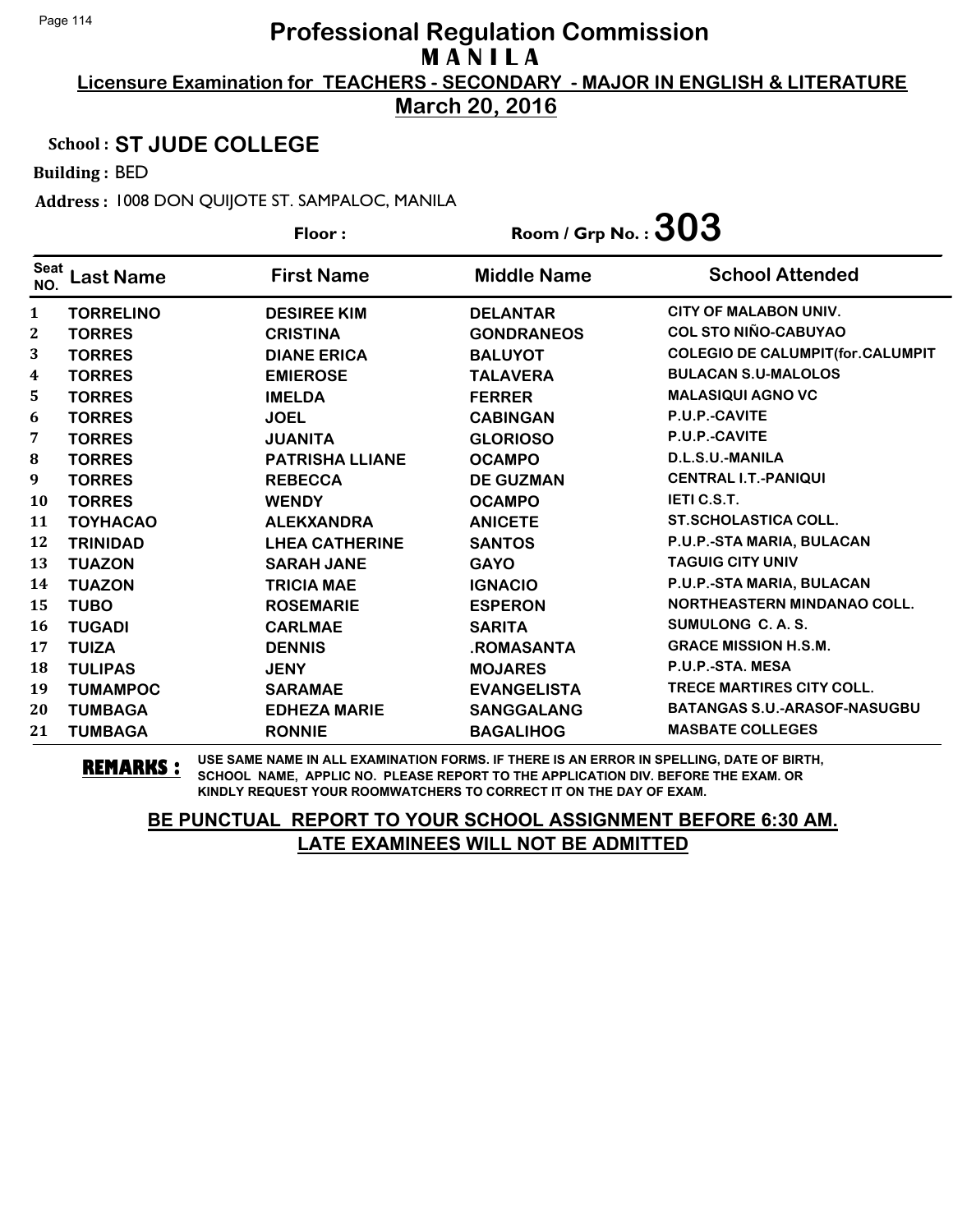# Professional Regulation Commission
## M A N I L A
### Licensure Examination for TEACHERS - SECONDARY - MAJOR IN ENGLISH & LITERATURE
### March 20, 2016

**School : ST JUDE COLLEGE**

**Building :** BED

**Address :** 1008 DON QUIJOTE ST. SAMPALOC, MANILA

**Floor :**  **Room / Grp No. : 303**

| Seat NO. | Last Name | First Name | Middle Name | School Attended |
|---|---|---|---|---|
| 1 | TORRELINO | DESIREE KIM | DELANTAR | CITY OF MALABON UNIV. |
| 2 | TORRES | CRISTINA | GONDRANEOS | COL STO NIÑO-CABUYAO |
| 3 | TORRES | DIANE ERICA | BALUYOT | COLEGIO DE CALUMPIT(for.CALUMPIT |
| 4 | TORRES | EMIEROSE | TALAVERA | BULACAN S.U-MALOLOS |
| 5 | TORRES | IMELDA | FERRER | MALASIQUI AGNO VC |
| 6 | TORRES | JOEL | CABINGAN | P.U.P.-CAVITE |
| 7 | TORRES | JUANITA | GLORIOSO | P.U.P.-CAVITE |
| 8 | TORRES | PATRISHA LLIANE | OCAMPO | D.L.S.U.-MANILA |
| 9 | TORRES | REBECCA | DE GUZMAN | CENTRAL I.T.-PANIQUI |
| 10 | TORRES | WENDY | OCAMPO | IETI C.S.T. |
| 11 | TOYHACAO | ALEKXANDRA | ANICETE | ST.SCHOLASTICA COLL. |
| 12 | TRINIDAD | LHEA CATHERINE | SANTOS | P.U.P.-STA MARIA, BULACAN |
| 13 | TUAZON | SARAH JANE | GAYO | TAGUIG CITY UNIV |
| 14 | TUAZON | TRICIA MAE | IGNACIO | P.U.P.-STA MARIA, BULACAN |
| 15 | TUBO | ROSEMARIE | ESPERON | NORTHEASTERN MINDANAO COLL. |
| 16 | TUGADI | CARLMAE | SARITA | SUMULONG C. A. S. |
| 17 | TUIZA | DENNIS | .ROMASANTA | GRACE MISSION H.S.M. |
| 18 | TULIPAS | JENY | MOJARES | P.U.P.-STA. MESA |
| 19 | TUMAMPOC | SARAMAE | EVANGELISTA | TRECE MARTIRES CITY COLL. |
| 20 | TUMBAGA | EDHEZA MARIE | SANGGALANG | BATANGAS S.U.-ARASOF-NASUGBU |
| 21 | TUMBAGA | RONNIE | BAGALIHOG | MASBATE COLLEGES |

**REMARKS :** USE SAME NAME IN ALL EXAMINATION FORMS. IF THERE IS AN ERROR IN SPELLING, DATE OF BIRTH, SCHOOL NAME, APPLIC NO. PLEASE REPORT TO THE APPLICATION DIV. BEFORE THE EXAM. OR KINDLY REQUEST YOUR ROOMWATCHERS TO CORRECT IT ON THE DAY OF EXAM.

**BE PUNCTUAL REPORT TO YOUR SCHOOL ASSIGNMENT BEFORE 6:30 AM.**
**LATE EXAMINEES WILL NOT BE ADMITTED**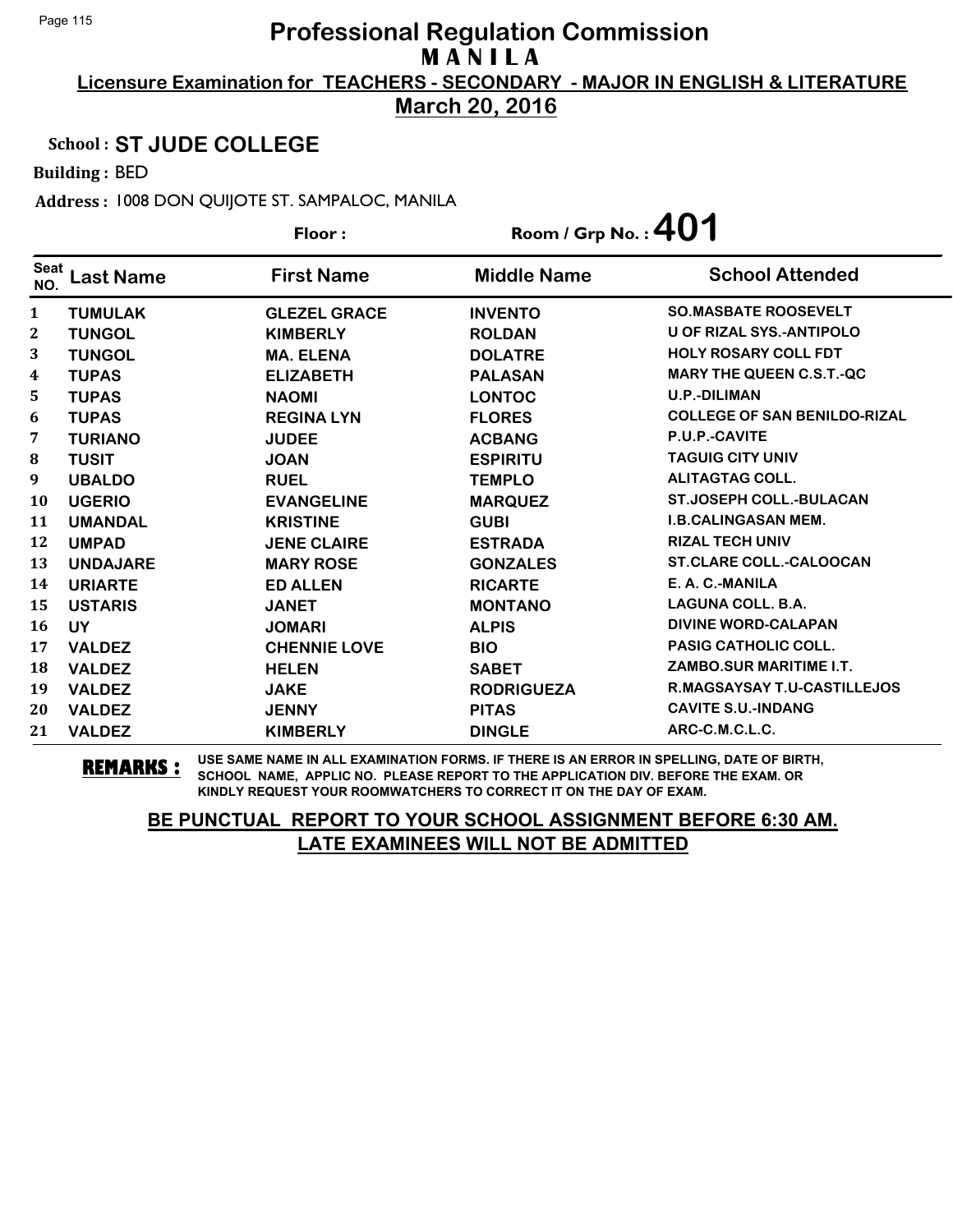# Professional Regulation Commission
## M A N I L A

**Licensure Examination for TEACHERS - SECONDARY - MAJOR IN ENGLISH & LITERATURE**

**March 20, 2016**

**School : ST JUDE COLLEGE**

**Building :** BED

**Address :** 1008 DON QUIJOTE ST. SAMPALOC, MANILA

**Floor :** 

**Room / Grp No. : 401**

| Seat NO. | Last Name | First Name | Middle Name | School Attended |
|---|---|---|---|---|
| 1 | TUMULAK | GLEZEL GRACE | INVENTO | SO.MASBATE ROOSEVELT |
| 2 | TUNGOL | KIMBERLY | ROLDAN | U OF RIZAL SYS.-ANTIPOLO |
| 3 | TUNGOL | MA. ELENA | DOLATRE | HOLY ROSARY COLL FDT |
| 4 | TUPAS | ELIZABETH | PALASAN | MARY THE QUEEN C.S.T.-QC |
| 5 | TUPAS | NAOMI | LONTOC | U.P.-DILIMAN |
| 6 | TUPAS | REGINA LYN | FLORES | COLLEGE OF SAN BENILDO-RIZAL |
| 7 | TURIANO | JUDEE | ACBANG | P.U.P.-CAVITE |
| 8 | TUSIT | JOAN | ESPIRITU | TAGUIG CITY UNIV |
| 9 | UBALDO | RUEL | TEMPLO | ALITAGTAG COLL. |
| 10 | UGERIO | EVANGELINE | MARQUEZ | ST.JOSEPH COLL.-BULACAN |
| 11 | UMANDAL | KRISTINE | GUBI | I.B.CALINGASAN MEM. |
| 12 | UMPAD | JENE CLAIRE | ESTRADA | RIZAL TECH UNIV |
| 13 | UNDAJARE | MARY ROSE | GONZALES | ST.CLARE COLL.-CALOOCAN |
| 14 | URIARTE | ED ALLEN | RICARTE | E. A. C.-MANILA |
| 15 | USTARIS | JANET | MONTANO | LAGUNA COLL. B.A. |
| 16 | UY | JOMARI | ALPIS | DIVINE WORD-CALAPAN |
| 17 | VALDEZ | CHENNIE LOVE | BIO | PASIG CATHOLIC COLL. |
| 18 | VALDEZ | HELEN | SABET | ZAMBO.SUR MARITIME I.T. |
| 19 | VALDEZ | JAKE | RODRIGUEZA | R.MAGSAYSAY T.U-CASTILLEJOS |
| 20 | VALDEZ | JENNY | PITAS | CAVITE S.U.-INDANG |
| 21 | VALDEZ | KIMBERLY | DINGLE | ARC-C.M.C.L.C. |

**REMARKS :** USE SAME NAME IN ALL EXAMINATION FORMS. IF THERE IS AN ERROR IN SPELLING, DATE OF BIRTH, SCHOOL NAME, APPLIC NO. PLEASE REPORT TO THE APPLICATION DIV. BEFORE THE EXAM. OR KINDLY REQUEST YOUR ROOMWATCHERS TO CORRECT IT ON THE DAY OF EXAM.

**BE PUNCTUAL REPORT TO YOUR SCHOOL ASSIGNMENT BEFORE 6:30 AM. LATE EXAMINEES WILL NOT BE ADMITTED**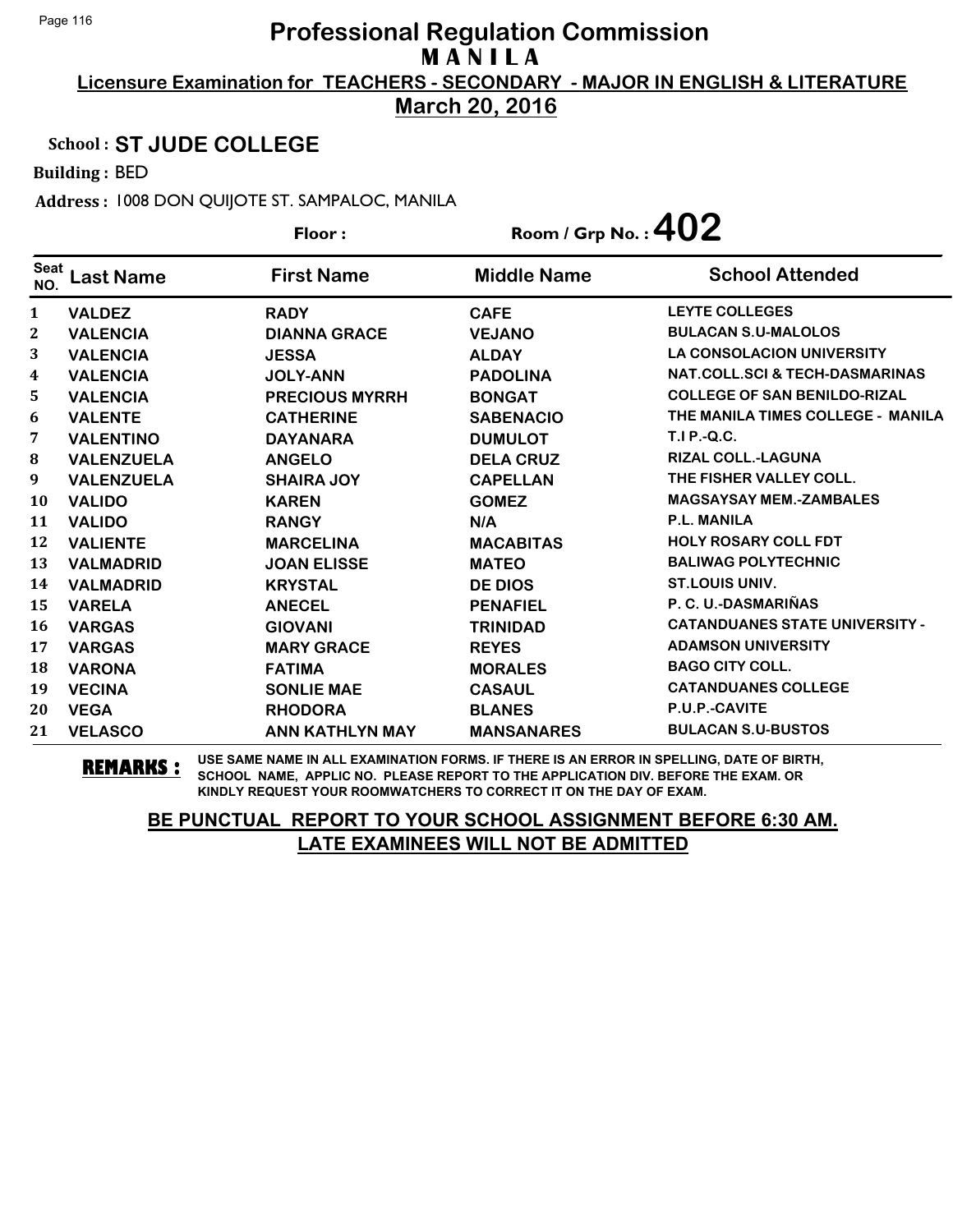# Professional Regulation Commission
## MANILA
### Licensure Examination for TEACHERS - SECONDARY - MAJOR IN ENGLISH & LITERATURE
### March 20, 2016

**School :** ST JUDE COLLEGE

**Building :** BED

**Address :** 1008 DON QUIJOTE ST. SAMPALOC, MANILA

**Floor :** 

**Room / Grp No. :** 402

| Seat NO. | Last Name | First Name | Middle Name | School Attended |
|---|---|---|---|---|
| 1 | VALDEZ | RADY | CAFE | LEYTE COLLEGES |
| 2 | VALENCIA | DIANNA GRACE | VEJANO | BULACAN S.U-MALOLOS |
| 3 | VALENCIA | JESSA | ALDAY | LA CONSOLACION UNIVERSITY |
| 4 | VALENCIA | JOLY-ANN | PADOLINA | NAT.COLL.SCI & TECH-DASMARINAS |
| 5 | VALENCIA | PRECIOUS MYRRH | BONGAT | COLLEGE OF SAN BENILDO-RIZAL |
| 6 | VALENTE | CATHERINE | SABENACIO | THE MANILA TIMES COLLEGE - MANILA |
| 7 | VALENTINO | DAYANARA | DUMULOT | T.I P.-Q.C. |
| 8 | VALENZUELA | ANGELO | DELA CRUZ | RIZAL COLL.-LAGUNA |
| 9 | VALENZUELA | SHAIRA JOY | CAPELLAN | THE FISHER VALLEY COLL. |
| 10 | VALIDO | KAREN | GOMEZ | MAGSAYSAY MEM.-ZAMBALES |
| 11 | VALIDO | RANGY | N/A | P.L. MANILA |
| 12 | VALIENTE | MARCELINA | MACABITAS | HOLY ROSARY COLL FDT |
| 13 | VALMADRID | JOAN ELISSE | MATEO | BALIWAG POLYTECHNIC |
| 14 | VALMADRID | KRYSTAL | DE DIOS | ST.LOUIS UNIV. |
| 15 | VARELA | ANECEL | PENAFIEL | P. C. U.-DASMARIÑAS |
| 16 | VARGAS | GIOVANI | TRINIDAD | CATANDUANES STATE UNIVERSITY - |
| 17 | VARGAS | MARY GRACE | REYES | ADAMSON UNIVERSITY |
| 18 | VARONA | FATIMA | MORALES | BAGO CITY COLL. |
| 19 | VECINA | SONLIE MAE | CASAUL | CATANDUANES COLLEGE |
| 20 | VEGA | RHODORA | BLANES | P.U.P.-CAVITE |
| 21 | VELASCO | ANN KATHLYN MAY | MANSANARES | BULACAN S.U-BUSTOS |

**REMARKS :** USE SAME NAME IN ALL EXAMINATION FORMS. IF THERE IS AN ERROR IN SPELLING, DATE OF BIRTH, SCHOOL NAME, APPLIC NO. PLEASE REPORT TO THE APPLICATION DIV. BEFORE THE EXAM. OR KINDLY REQUEST YOUR ROOMWATCHERS TO CORRECT IT ON THE DAY OF EXAM.

**BE PUNCTUAL REPORT TO YOUR SCHOOL ASSIGNMENT BEFORE 6:30 AM. LATE EXAMINEES WILL NOT BE ADMITTED**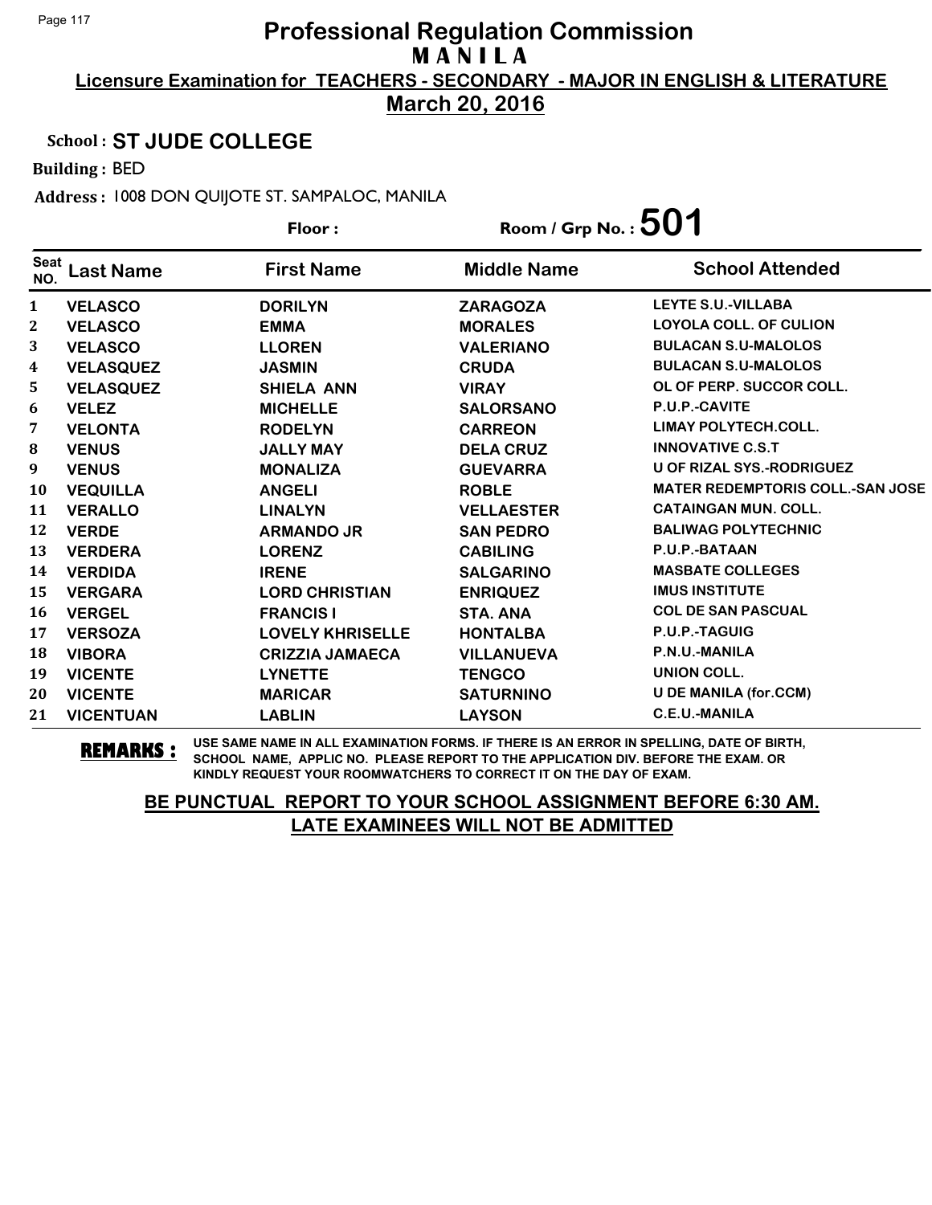# Professional Regulation Commission
## M A N I L A
### Licensure Examination for TEACHERS - SECONDARY - MAJOR IN ENGLISH & LITERATURE
### March 20, 2016

**School :** ST JUDE COLLEGE

**Building :** BED

**Address :** 1008 DON QUIJOTE ST. SAMPALOC, MANILA

**Floor :**　　**Room / Grp No. : 501**

| Seat NO. | Last Name | First Name | Middle Name | School Attended |
|---|---|---|---|---|
| 1 | VELASCO | DORILYN | ZARAGOZA | LEYTE S.U.-VILLABA |
| 2 | VELASCO | EMMA | MORALES | LOYOLA COLL. OF CULION |
| 3 | VELASCO | LLOREN | VALERIANO | BULACAN S.U-MALOLOS |
| 4 | VELASQUEZ | JASMIN | CRUDA | BULACAN S.U-MALOLOS |
| 5 | VELASQUEZ | SHIELA ANN | VIRAY | OL OF PERP. SUCCOR COLL. |
| 6 | VELEZ | MICHELLE | SALORSANO | P.U.P.-CAVITE |
| 7 | VELONTA | RODELYN | CARREON | LIMAY POLYTECH.COLL. |
| 8 | VENUS | JALLY MAY | DELA CRUZ | INNOVATIVE C.S.T |
| 9 | VENUS | MONALIZA | GUEVARRA | U OF RIZAL SYS.-RODRIGUEZ |
| 10 | VEQUILLA | ANGELI | ROBLE | MATER REDEMPTORIS COLL.-SAN JOSE |
| 11 | VERALLO | LINALYN | VELLAESTER | CATAINGAN MUN. COLL. |
| 12 | VERDE | ARMANDO JR | SAN PEDRO | BALIWAG POLYTECHNIC |
| 13 | VERDERA | LORENZ | CABILING | P.U.P.-BATAAN |
| 14 | VERDIDA | IRENE | SALGARINO | MASBATE COLLEGES |
| 15 | VERGARA | LORD CHRISTIAN | ENRIQUEZ | IMUS INSTITUTE |
| 16 | VERGEL | FRANCIS I | STA. ANA | COL DE SAN PASCUAL |
| 17 | VERSOZA | LOVELY KHRISELLE | HONTALBA | P.U.P.-TAGUIG |
| 18 | VIBORA | CRIZZIA JAMAECA | VILLANUEVA | P.N.U.-MANILA |
| 19 | VICENTE | LYNETTE | TENGCO | UNION COLL. |
| 20 | VICENTE | MARICAR | SATURNINO | U DE MANILA (for.CCM) |
| 21 | VICENTUAN | LABLIN | LAYSON | C.E.U.-MANILA |

**REMARKS :** USE SAME NAME IN ALL EXAMINATION FORMS. IF THERE IS AN ERROR IN SPELLING, DATE OF BIRTH, SCHOOL NAME, APPLIC NO. PLEASE REPORT TO THE APPLICATION DIV. BEFORE THE EXAM. OR KINDLY REQUEST YOUR ROOMWATCHERS TO CORRECT IT ON THE DAY OF EXAM.

**BE PUNCTUAL REPORT TO YOUR SCHOOL ASSIGNMENT BEFORE 6:30 AM. LATE EXAMINEES WILL NOT BE ADMITTED**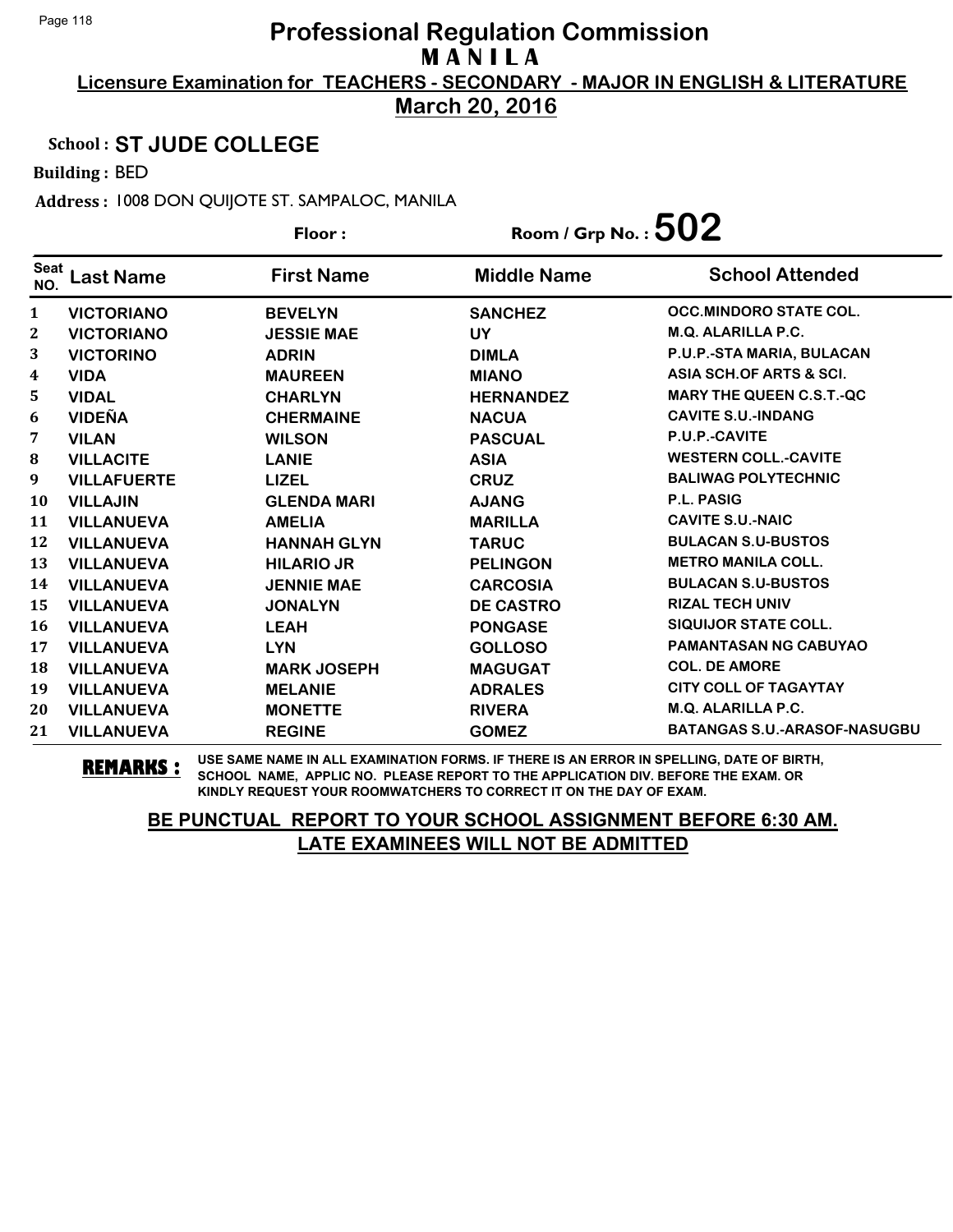# Professional Regulation Commission

## M A N I L A

**Licensure Examination for TEACHERS - SECONDARY - MAJOR IN ENGLISH & LITERATURE**

**March 20, 2016**

**School : ST JUDE COLLEGE**

**Building :** BED

**Address :** 1008 DON QUIJOTE ST. SAMPALOC, MANILA

**Floor :** **Room / Grp No. : 502**

| Seat NO. | Last Name | First Name | Middle Name | School Attended |
|---|---|---|---|---|
| 1 | VICTORIANO | BEVELYN | SANCHEZ | OCC.MINDORO STATE COL. |
| 2 | VICTORIANO | JESSIE MAE | UY | M.Q. ALARILLA P.C. |
| 3 | VICTORINO | ADRIN | DIMLA | P.U.P.-STA MARIA, BULACAN |
| 4 | VIDA | MAUREEN | MIANO | ASIA SCH.OF ARTS & SCI. |
| 5 | VIDAL | CHARLYN | HERNANDEZ | MARY THE QUEEN C.S.T.-QC |
| 6 | VIDEÑA | CHERMAINE | NACUA | CAVITE S.U.-INDANG |
| 7 | VILAN | WILSON | PASCUAL | P.U.P.-CAVITE |
| 8 | VILLACITE | LANIE | ASIA | WESTERN COLL.-CAVITE |
| 9 | VILLAFUERTE | LIZEL | CRUZ | BALIWAG POLYTECHNIC |
| 10 | VILLAJIN | GLENDA MARI | AJANG | P.L. PASIG |
| 11 | VILLANUEVA | AMELIA | MARILLA | CAVITE S.U.-NAIC |
| 12 | VILLANUEVA | HANNAH GLYN | TARUC | BULACAN S.U-BUSTOS |
| 13 | VILLANUEVA | HILARIO JR | PELINGON | METRO MANILA COLL. |
| 14 | VILLANUEVA | JENNIE MAE | CARCOSIA | BULACAN S.U-BUSTOS |
| 15 | VILLANUEVA | JONALYN | DE CASTRO | RIZAL TECH UNIV |
| 16 | VILLANUEVA | LEAH | PONGASE | SIQUIJOR STATE COLL. |
| 17 | VILLANUEVA | LYN | GOLLOSO | PAMANTASAN NG CABUYAO |
| 18 | VILLANUEVA | MARK JOSEPH | MAGUGAT | COL. DE AMORE |
| 19 | VILLANUEVA | MELANIE | ADRALES | CITY COLL OF TAGAYTAY |
| 20 | VILLANUEVA | MONETTE | RIVERA | M.Q. ALARILLA P.C. |
| 21 | VILLANUEVA | REGINE | GOMEZ | BATANGAS S.U.-ARASOF-NASUGBU |

**REMARKS :** USE SAME NAME IN ALL EXAMINATION FORMS. IF THERE IS AN ERROR IN SPELLING, DATE OF BIRTH, SCHOOL NAME, APPLIC NO. PLEASE REPORT TO THE APPLICATION DIV. BEFORE THE EXAM. OR KINDLY REQUEST YOUR ROOMWATCHERS TO CORRECT IT ON THE DAY OF EXAM.

**BE PUNCTUAL REPORT TO YOUR SCHOOL ASSIGNMENT BEFORE 6:30 AM. LATE EXAMINEES WILL NOT BE ADMITTED**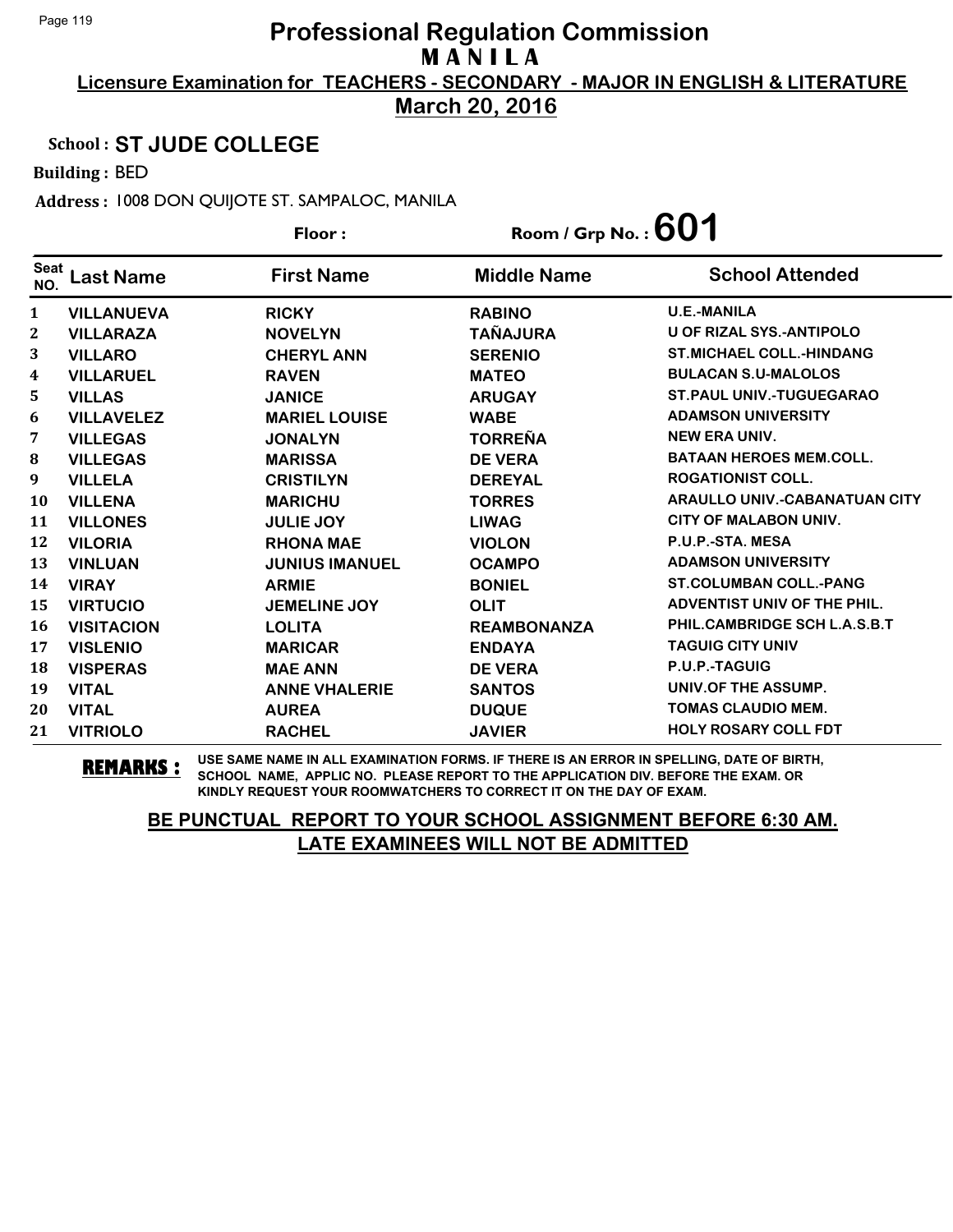# Professional Regulation Commission
## MANILA
### Licensure Examination for TEACHERS - SECONDARY - MAJOR IN ENGLISH & LITERATURE
### March 20, 2016

**School :** ST JUDE COLLEGE

**Building :** BED

**Address :** 1008 DON QUIJOTE ST. SAMPALOC, MANILA

**Floor :**

**Room / Grp No. :** 601

| Seat NO. | Last Name | First Name | Middle Name | School Attended |
|---|---|---|---|---|
| 1 | VILLANUEVA | RICKY | RABINO | U.E.-MANILA |
| 2 | VILLARAZA | NOVELYN | TAÑAJURA | U OF RIZAL SYS.-ANTIPOLO |
| 3 | VILLARO | CHERYL ANN | SERENIO | ST.MICHAEL COLL.-HINDANG |
| 4 | VILLARUEL | RAVEN | MATEO | BULACAN S.U-MALOLOS |
| 5 | VILLAS | JANICE | ARUGAY | ST.PAUL UNIV.-TUGUEGARAO |
| 6 | VILLAVELEZ | MARIEL LOUISE | WABE | ADAMSON UNIVERSITY |
| 7 | VILLEGAS | JONALYN | TORREÑA | NEW ERA UNIV. |
| 8 | VILLEGAS | MARISSA | DE VERA | BATAAN HEROES MEM.COLL. |
| 9 | VILLELA | CRISTILYN | DEREYAL | ROGATIONIST COLL. |
| 10 | VILLENA | MARICHU | TORRES | ARAULLO UNIV.-CABANATUAN CITY |
| 11 | VILLONES | JULIE JOY | LIWAG | CITY OF MALABON UNIV. |
| 12 | VILORIA | RHONA MAE | VIOLON | P.U.P.-STA. MESA |
| 13 | VINLUAN | JUNIUS IMANUEL | OCAMPO | ADAMSON UNIVERSITY |
| 14 | VIRAY | ARMIE | BONIEL | ST.COLUMBAN COLL.-PANG |
| 15 | VIRTUCIO | JEMELINE JOY | OLIT | ADVENTIST UNIV OF THE PHIL. |
| 16 | VISITACION | LOLITA | REAMBONANZA | PHIL.CAMBRIDGE SCH L.A.S.B.T |
| 17 | VISLENIO | MARICAR | ENDAYA | TAGUIG CITY UNIV |
| 18 | VISPERAS | MAE ANN | DE VERA | P.U.P.-TAGUIG |
| 19 | VITAL | ANNE VHALERIE | SANTOS | UNIV.OF THE ASSUMP. |
| 20 | VITAL | AUREA | DUQUE | TOMAS CLAUDIO MEM. |
| 21 | VITRIOLO | RACHEL | JAVIER | HOLY ROSARY COLL FDT |

**REMARKS :** USE SAME NAME IN ALL EXAMINATION FORMS. IF THERE IS AN ERROR IN SPELLING, DATE OF BIRTH, SCHOOL NAME, APPLIC NO. PLEASE REPORT TO THE APPLICATION DIV. BEFORE THE EXAM. OR KINDLY REQUEST YOUR ROOMWATCHERS TO CORRECT IT ON THE DAY OF EXAM.

**BE PUNCTUAL REPORT TO YOUR SCHOOL ASSIGNMENT BEFORE 6:30 AM.**
**LATE EXAMINEES WILL NOT BE ADMITTED**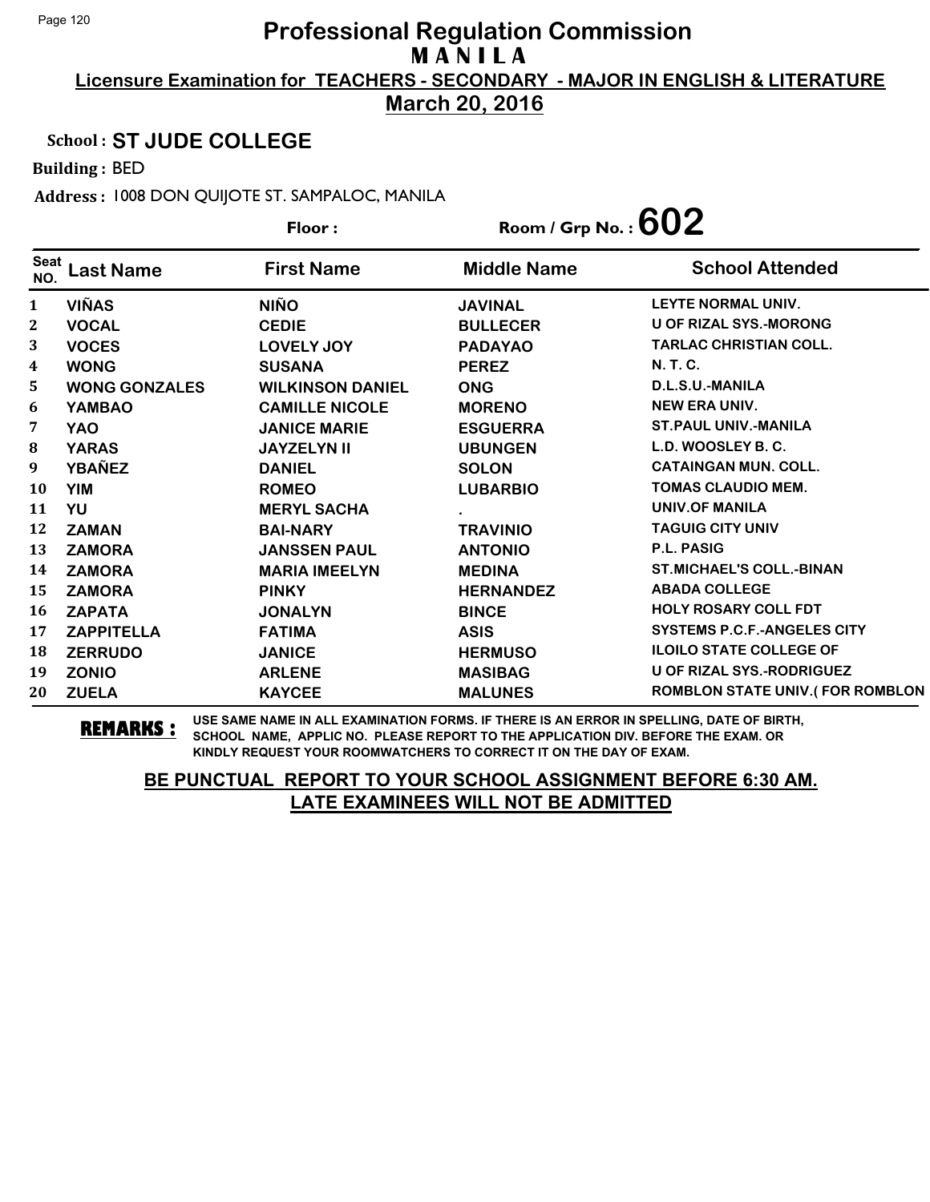# Professional Regulation Commission
## MANILA
### Licensure Examination for TEACHERS - SECONDARY - MAJOR IN ENGLISH & LITERATURE
### March 20, 2016

**School : ST JUDE COLLEGE**

**Building :** BED

**Address :** 1008 DON QUIJOTE ST. SAMPALOC, MANILA

**Floor :** 

**Room / Grp No. : 602**

| Seat NO. | Last Name | First Name | Middle Name | School Attended |
|---|---|---|---|---|
| 1 | VIÑAS | NIÑO | JAVINAL | LEYTE NORMAL UNIV. |
| 2 | VOCAL | CEDIE | BULLECER | U OF RIZAL SYS.-MORONG |
| 3 | VOCES | LOVELY JOY | PADAYAO | TARLAC CHRISTIAN COLL. |
| 4 | WONG | SUSANA | PEREZ | N. T. C. |
| 5 | WONG GONZALES | WILKINSON DANIEL | ONG | D.L.S.U.-MANILA |
| 6 | YAMBAO | CAMILLE NICOLE | MORENO | NEW ERA UNIV. |
| 7 | YAO | JANICE MARIE | ESGUERRA | ST.PAUL UNIV.-MANILA |
| 8 | YARAS | JAYZELYN II | UBUNGEN | L.D. WOOSLEY B. C. |
| 9 | YBAÑEZ | DANIEL | SOLON | CATAINGAN MUN. COLL. |
| 10 | YIM | ROMEO | LUBARBIO | TOMAS CLAUDIO MEM. |
| 11 | YU | MERYL SACHA | . | UNIV.OF MANILA |
| 12 | ZAMAN | BAI-NARY | TRAVINIO | TAGUIG CITY UNIV |
| 13 | ZAMORA | JANSSEN PAUL | ANTONIO | P.L. PASIG |
| 14 | ZAMORA | MARIA IMEELYN | MEDINA | ST.MICHAEL'S COLL.-BINAN |
| 15 | ZAMORA | PINKY | HERNANDEZ | ABADA COLLEGE |
| 16 | ZAPATA | JONALYN | BINCE | HOLY ROSARY COLL FDT |
| 17 | ZAPPITELLA | FATIMA | ASIS | SYSTEMS P.C.F.-ANGELES CITY |
| 18 | ZERRUDO | JANICE | HERMUSO | ILOILO STATE COLLEGE OF |
| 19 | ZONIO | ARLENE | MASIBAG | U OF RIZAL SYS.-RODRIGUEZ |
| 20 | ZUELA | KAYCEE | MALUNES | ROMBLON STATE UNIV.( FOR ROMBLON |

**REMARKS :** USE SAME NAME IN ALL EXAMINATION FORMS. IF THERE IS AN ERROR IN SPELLING, DATE OF BIRTH, SCHOOL NAME, APPLIC NO. PLEASE REPORT TO THE APPLICATION DIV. BEFORE THE EXAM. OR KINDLY REQUEST YOUR ROOMWATCHERS TO CORRECT IT ON THE DAY OF EXAM.

**BE PUNCTUAL REPORT TO YOUR SCHOOL ASSIGNMENT BEFORE 6:30 AM. LATE EXAMINEES WILL NOT BE ADMITTED**